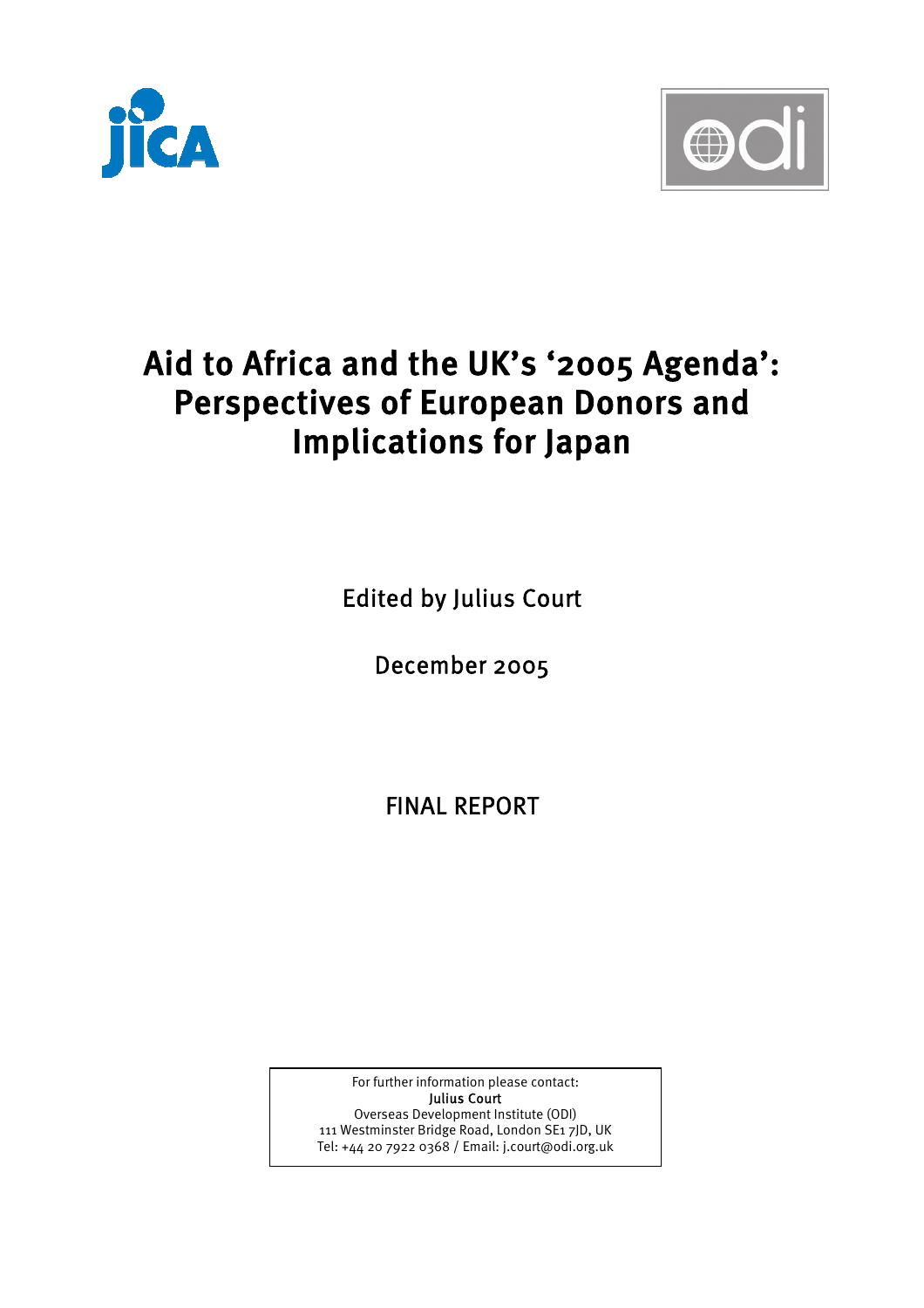# Aid to Africa and the UK's '2005 Agenda': Perspectives of European Donors and Implications for Japan

Edited by Julius Court

December 2005

FINAL REPORT

For further information please contact:
**Julius Court**
Overseas Development Institute (ODI)
111 Westminster Bridge Road, London SE1 7JD, UK
Tel: +44 20 7922 0368 / Email: j.court@odi.org.uk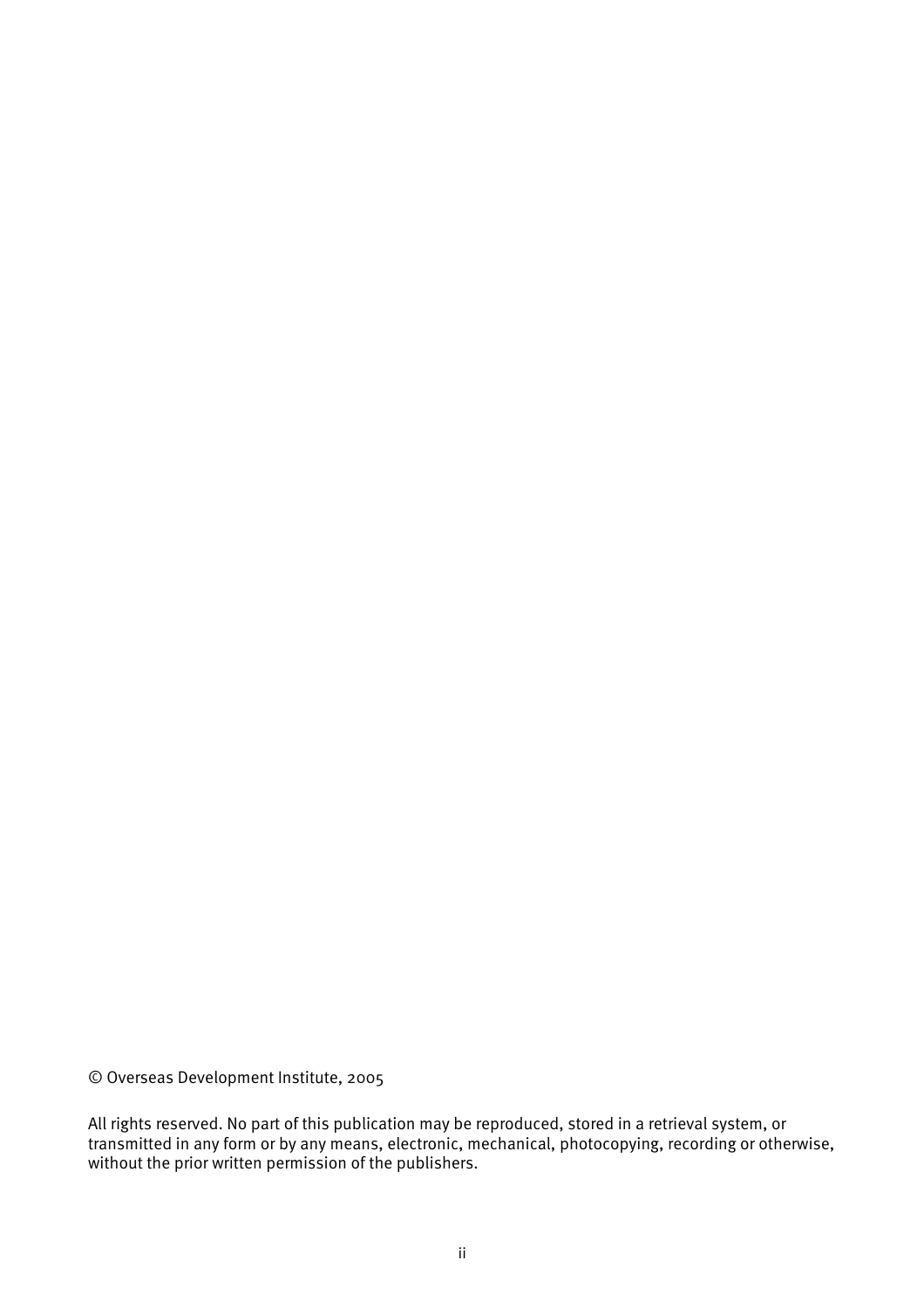© Overseas Development Institute, 2005

All rights reserved. No part of this publication may be reproduced, stored in a retrieval system, or transmitted in any form or by any means, electronic, mechanical, photocopying, recording or otherwise, without the prior written permission of the publishers.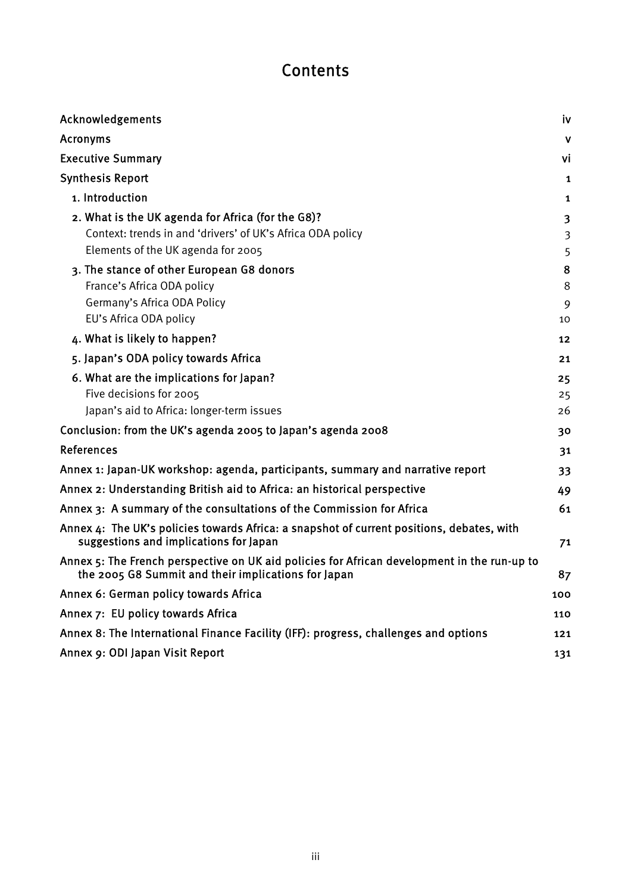# Contents

| | |
|---|---|
| Acknowledgements | iv |
| Acronyms | v |
| Executive Summary | vi |
| Synthesis Report | 1 |
| 1. Introduction | 1 |
| 2. What is the UK agenda for Africa (for the G8)? | 3 |
| Context: trends in and 'drivers' of UK's Africa ODA policy | 3 |
| Elements of the UK agenda for 2005 | 5 |
| 3. The stance of other European G8 donors | 8 |
| France's Africa ODA policy | 8 |
| Germany's Africa ODA Policy | 9 |
| EU's Africa ODA policy | 10 |
| 4. What is likely to happen? | 12 |
| 5. Japan's ODA policy towards Africa | 21 |
| 6. What are the implications for Japan? | 25 |
| Five decisions for 2005 | 25 |
| Japan's aid to Africa: longer-term issues | 26 |
| Conclusion: from the UK's agenda 2005 to Japan's agenda 2008 | 30 |
| References | 31 |
| Annex 1: Japan-UK workshop: agenda, participants, summary and narrative report | 33 |
| Annex 2: Understanding British aid to Africa: an historical perspective | 49 |
| Annex 3: A summary of the consultations of the Commission for Africa | 61 |
| Annex 4: The UK's policies towards Africa: a snapshot of current positions, debates, with suggestions and implications for Japan | 71 |
| Annex 5: The French perspective on UK aid policies for African development in the run-up to the 2005 G8 Summit and their implications for Japan | 87 |
| Annex 6: German policy towards Africa | 100 |
| Annex 7: EU policy towards Africa | 110 |
| Annex 8: The International Finance Facility (IFF): progress, challenges and options | 121 |
| Annex 9: ODI Japan Visit Report | 131 |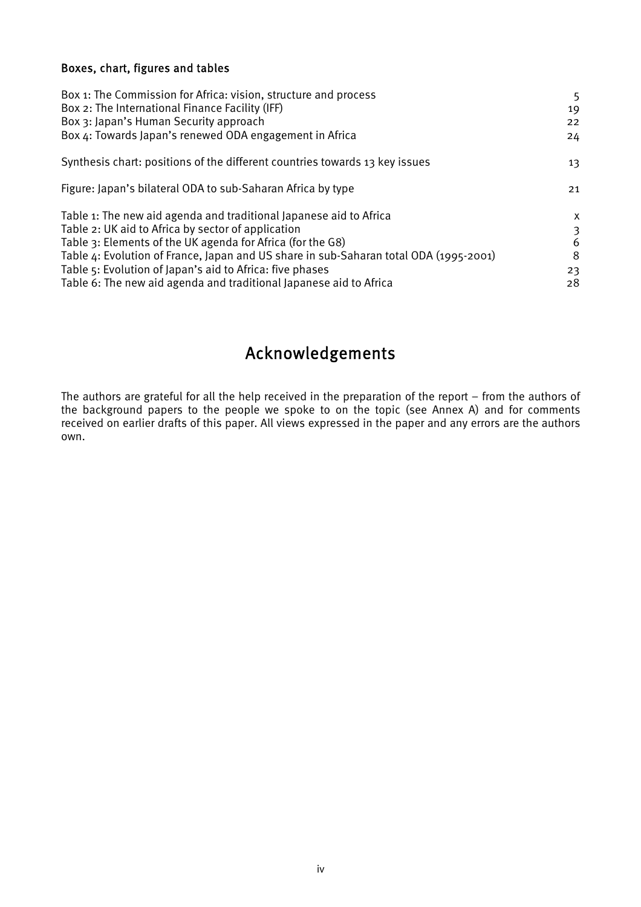### Boxes, chart, figures and tables

| | |
|---|---|
| Box 1: The Commission for Africa: vision, structure and process | 5 |
| Box 2: The International Finance Facility (IFF) | 19 |
| Box 3: Japan's Human Security approach | 22 |
| Box 4: Towards Japan's renewed ODA engagement in Africa | 24 |
| Synthesis chart: positions of the different countries towards 13 key issues | 13 |
| Figure: Japan's bilateral ODA to sub-Saharan Africa by type | 21 |
| Table 1: The new aid agenda and traditional Japanese aid to Africa | x |
| Table 2: UK aid to Africa by sector of application | 3 |
| Table 3: Elements of the UK agenda for Africa (for the G8) | 6 |
| Table 4: Evolution of France, Japan and US share in sub-Saharan total ODA (1995-2001) | 8 |
| Table 5: Evolution of Japan's aid to Africa: five phases | 23 |
| Table 6: The new aid agenda and traditional Japanese aid to Africa | 28 |

# Acknowledgements

The authors are grateful for all the help received in the preparation of the report – from the authors of the background papers to the people we spoke to on the topic (see Annex A) and for comments received on earlier drafts of this paper. All views expressed in the paper and any errors are the authors own.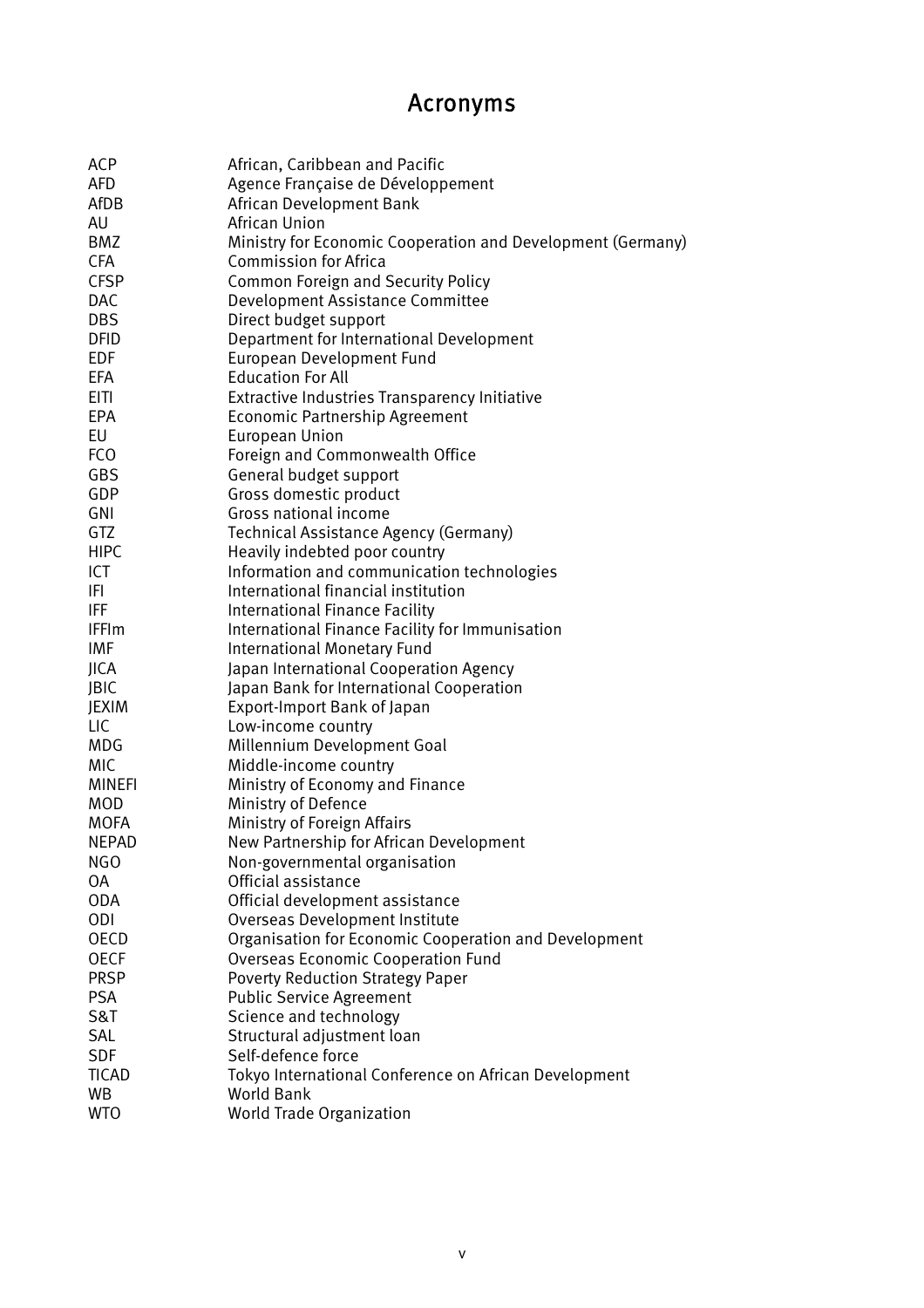# Acronyms

| | |
|---|---|
| ACP | African, Caribbean and Pacific |
| AFD | Agence Française de Développement |
| AfDB | African Development Bank |
| AU | African Union |
| BMZ | Ministry for Economic Cooperation and Development (Germany) |
| CFA | Commission for Africa |
| CFSP | Common Foreign and Security Policy |
| DAC | Development Assistance Committee |
| DBS | Direct budget support |
| DFID | Department for International Development |
| EDF | European Development Fund |
| EFA | Education For All |
| EITI | Extractive Industries Transparency Initiative |
| EPA | Economic Partnership Agreement |
| EU | European Union |
| FCO | Foreign and Commonwealth Office |
| GBS | General budget support |
| GDP | Gross domestic product |
| GNI | Gross national income |
| GTZ | Technical Assistance Agency (Germany) |
| HIPC | Heavily indebted poor country |
| ICT | Information and communication technologies |
| IFI | International financial institution |
| IFF | International Finance Facility |
| IFFIm | International Finance Facility for Immunisation |
| IMF | International Monetary Fund |
| JICA | Japan International Cooperation Agency |
| JBIC | Japan Bank for International Cooperation |
| JEXIM | Export-Import Bank of Japan |
| LIC | Low-income country |
| MDG | Millennium Development Goal |
| MIC | Middle-income country |
| MINEFI | Ministry of Economy and Finance |
| MOD | Ministry of Defence |
| MOFA | Ministry of Foreign Affairs |
| NEPAD | New Partnership for African Development |
| NGO | Non-governmental organisation |
| OA | Official assistance |
| ODA | Official development assistance |
| ODI | Overseas Development Institute |
| OECD | Organisation for Economic Cooperation and Development |
| OECF | Overseas Economic Cooperation Fund |
| PRSP | Poverty Reduction Strategy Paper |
| PSA | Public Service Agreement |
| S&T | Science and technology |
| SAL | Structural adjustment loan |
| SDF | Self-defence force |
| TICAD | Tokyo International Conference on African Development |
| WB | World Bank |
| WTO | World Trade Organization |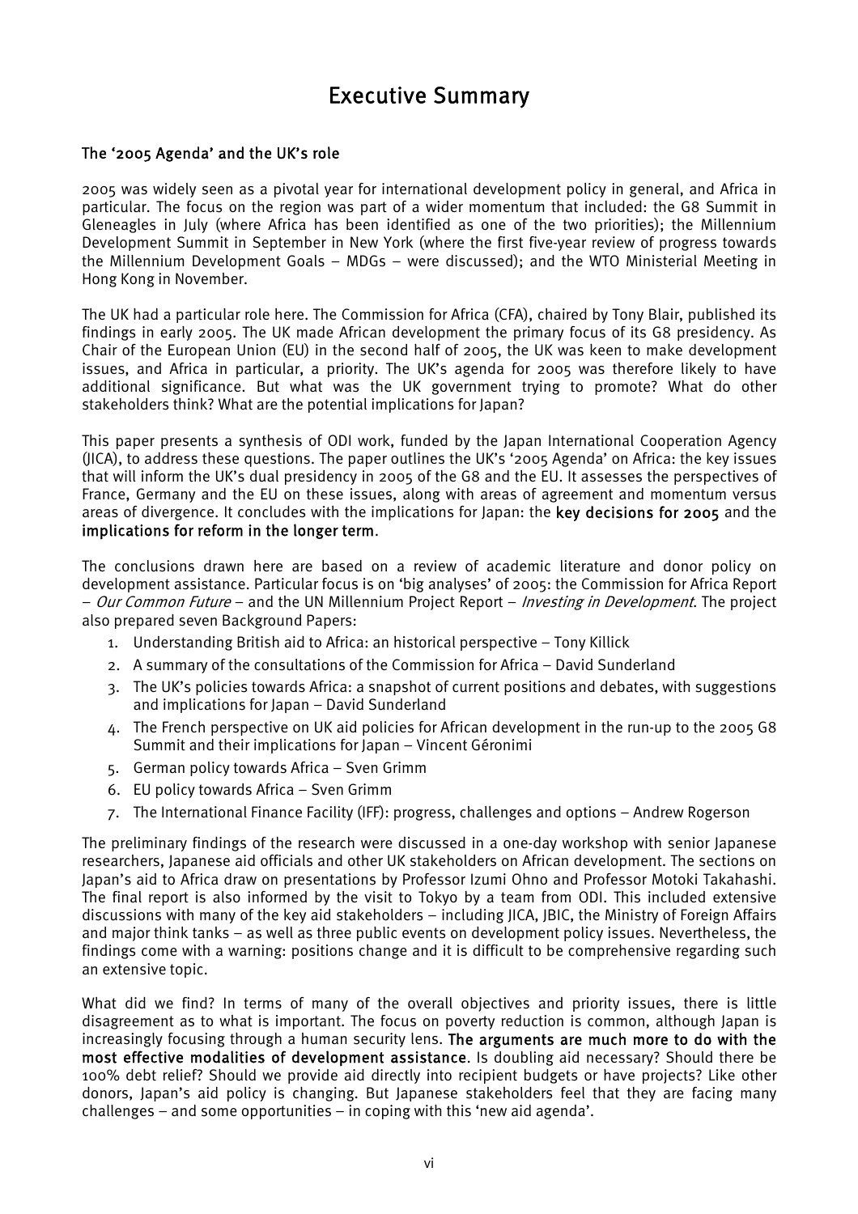# Executive Summary

## The '2005 Agenda' and the UK's role

2005 was widely seen as a pivotal year for international development policy in general, and Africa in particular. The focus on the region was part of a wider momentum that included: the G8 Summit in Gleneagles in July (where Africa has been identified as one of the two priorities); the Millennium Development Summit in September in New York (where the first five-year review of progress towards the Millennium Development Goals – MDGs – were discussed); and the WTO Ministerial Meeting in Hong Kong in November.

The UK had a particular role here. The Commission for Africa (CFA), chaired by Tony Blair, published its findings in early 2005. The UK made African development the primary focus of its G8 presidency. As Chair of the European Union (EU) in the second half of 2005, the UK was keen to make development issues, and Africa in particular, a priority. The UK's agenda for 2005 was therefore likely to have additional significance. But what was the UK government trying to promote? What do other stakeholders think? What are the potential implications for Japan?

This paper presents a synthesis of ODI work, funded by the Japan International Cooperation Agency (JICA), to address these questions. The paper outlines the UK's '2005 Agenda' on Africa: the key issues that will inform the UK's dual presidency in 2005 of the G8 and the EU. It assesses the perspectives of France, Germany and the EU on these issues, along with areas of agreement and momentum versus areas of divergence. It concludes with the implications for Japan: the **key decisions for 2005** and the **implications for reform in the longer term**.

The conclusions drawn here are based on a review of academic literature and donor policy on development assistance. Particular focus is on 'big analyses' of 2005: the Commission for Africa Report – *Our Common Future* – and the UN Millennium Project Report – *Investing in Development*. The project also prepared seven Background Papers:

1. Understanding British aid to Africa: an historical perspective – Tony Killick
2. A summary of the consultations of the Commission for Africa – David Sunderland
3. The UK's policies towards Africa: a snapshot of current positions and debates, with suggestions and implications for Japan – David Sunderland
4. The French perspective on UK aid policies for African development in the run-up to the 2005 G8 Summit and their implications for Japan – Vincent Géronimi
5. German policy towards Africa – Sven Grimm
6. EU policy towards Africa – Sven Grimm
7. The International Finance Facility (IFF): progress, challenges and options – Andrew Rogerson

The preliminary findings of the research were discussed in a one-day workshop with senior Japanese researchers, Japanese aid officials and other UK stakeholders on African development. The sections on Japan's aid to Africa draw on presentations by Professor Izumi Ohno and Professor Motoki Takahashi. The final report is also informed by the visit to Tokyo by a team from ODI. This included extensive discussions with many of the key aid stakeholders – including JICA, JBIC, the Ministry of Foreign Affairs and major think tanks – as well as three public events on development policy issues. Nevertheless, the findings come with a warning: positions change and it is difficult to be comprehensive regarding such an extensive topic.

What did we find? In terms of many of the overall objectives and priority issues, there is little disagreement as to what is important. The focus on poverty reduction is common, although Japan is increasingly focusing through a human security lens. **The arguments are much more to do with the most effective modalities of development assistance**. Is doubling aid necessary? Should there be 100% debt relief? Should we provide aid directly into recipient budgets or have projects? Like other donors, Japan's aid policy is changing. But Japanese stakeholders feel that they are facing many challenges – and some opportunities – in coping with this 'new aid agenda'.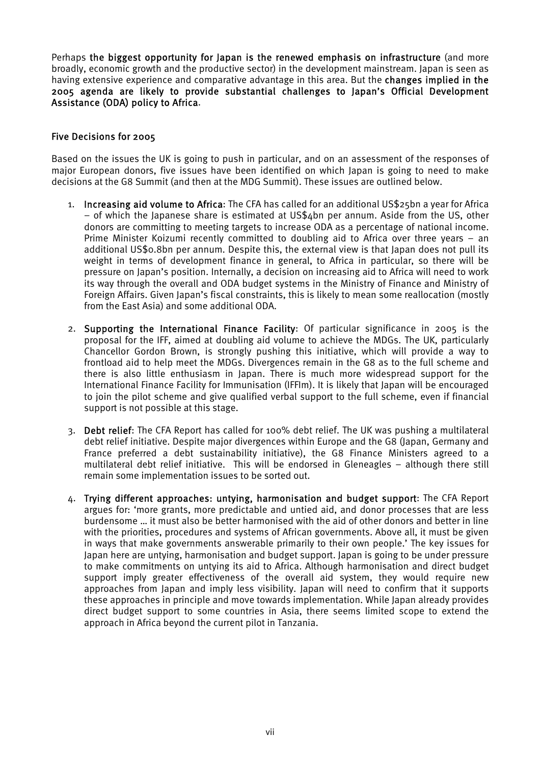Perhaps **the biggest opportunity for Japan is the renewed emphasis on infrastructure** (and more broadly, economic growth and the productive sector) in the development mainstream. Japan is seen as having extensive experience and comparative advantage in this area. But the **changes implied in the 2005 agenda are likely to provide substantial challenges to Japan's Official Development Assistance (ODA) policy to Africa**.

## Five Decisions for 2005

Based on the issues the UK is going to push in particular, and on an assessment of the responses of major European donors, five issues have been identified on which Japan is going to need to make decisions at the G8 Summit (and then at the MDG Summit). These issues are outlined below.

1. **Increasing aid volume to Africa**: The CFA has called for an additional US$25bn a year for Africa – of which the Japanese share is estimated at US$4bn per annum. Aside from the US, other donors are committing to meeting targets to increase ODA as a percentage of national income. Prime Minister Koizumi recently committed to doubling aid to Africa over three years – an additional US$0.8bn per annum. Despite this, the external view is that Japan does not pull its weight in terms of development finance in general, to Africa in particular, so there will be pressure on Japan's position. Internally, a decision on increasing aid to Africa will need to work its way through the overall and ODA budget systems in the Ministry of Finance and Ministry of Foreign Affairs. Given Japan's fiscal constraints, this is likely to mean some reallocation (mostly from the East Asia) and some additional ODA.

2. **Supporting the International Finance Facility**: Of particular significance in 2005 is the proposal for the IFF, aimed at doubling aid volume to achieve the MDGs. The UK, particularly Chancellor Gordon Brown, is strongly pushing this initiative, which will provide a way to frontload aid to help meet the MDGs. Divergences remain in the G8 as to the full scheme and there is also little enthusiasm in Japan. There is much more widespread support for the International Finance Facility for Immunisation (IFFIm). It is likely that Japan will be encouraged to join the pilot scheme and give qualified verbal support to the full scheme, even if financial support is not possible at this stage.

3. **Debt relief**: The CFA Report has called for 100% debt relief. The UK was pushing a multilateral debt relief initiative. Despite major divergences within Europe and the G8 (Japan, Germany and France preferred a debt sustainability initiative), the G8 Finance Ministers agreed to a multilateral debt relief initiative. This will be endorsed in Gleneagles – although there still remain some implementation issues to be sorted out.

4. **Trying different approaches: untying, harmonisation and budget support**: The CFA Report argues for: 'more grants, more predictable and untied aid, and donor processes that are less burdensome … it must also be better harmonised with the aid of other donors and better in line with the priorities, procedures and systems of African governments. Above all, it must be given in ways that make governments answerable primarily to their own people.' The key issues for Japan here are untying, harmonisation and budget support. Japan is going to be under pressure to make commitments on untying its aid to Africa. Although harmonisation and direct budget support imply greater effectiveness of the overall aid system, they would require new approaches from Japan and imply less visibility. Japan will need to confirm that it supports these approaches in principle and move towards implementation. While Japan already provides direct budget support to some countries in Asia, there seems limited scope to extend the approach in Africa beyond the current pilot in Tanzania.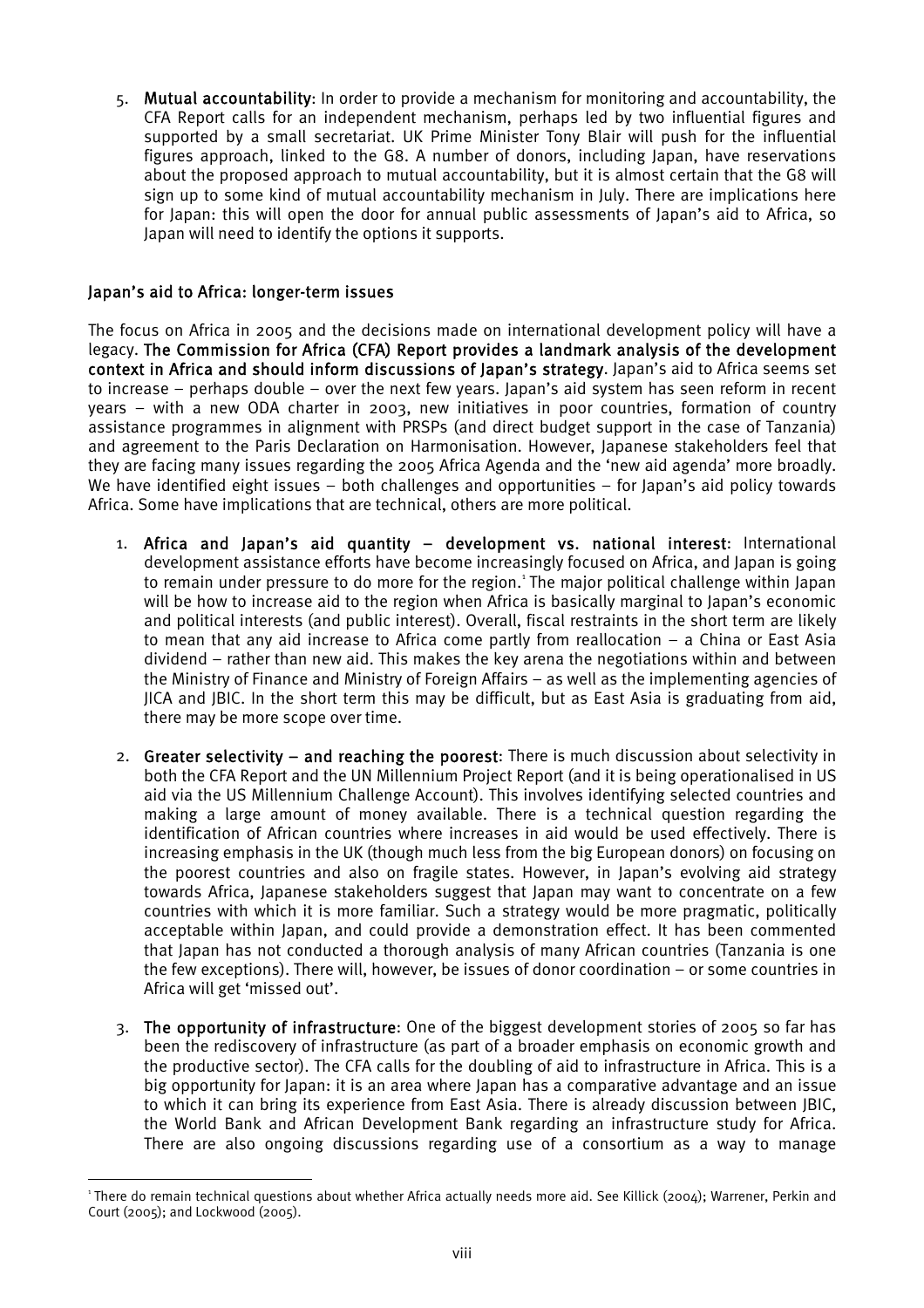5. **Mutual accountability**: In order to provide a mechanism for monitoring and accountability, the CFA Report calls for an independent mechanism, perhaps led by two influential figures and supported by a small secretariat. UK Prime Minister Tony Blair will push for the influential figures approach, linked to the G8. A number of donors, including Japan, have reservations about the proposed approach to mutual accountability, but it is almost certain that the G8 will sign up to some kind of mutual accountability mechanism in July. There are implications here for Japan: this will open the door for annual public assessments of Japan's aid to Africa, so Japan will need to identify the options it supports.

## Japan's aid to Africa: longer-term issues

The focus on Africa in 2005 and the decisions made on international development policy will have a legacy. **The Commission for Africa (CFA) Report provides a landmark analysis of the development context in Africa and should inform discussions of Japan's strategy**. Japan's aid to Africa seems set to increase – perhaps double – over the next few years. Japan's aid system has seen reform in recent years – with a new ODA charter in 2003, new initiatives in poor countries, formation of country assistance programmes in alignment with PRSPs (and direct budget support in the case of Tanzania) and agreement to the Paris Declaration on Harmonisation. However, Japanese stakeholders feel that they are facing many issues regarding the 2005 Africa Agenda and the 'new aid agenda' more broadly. We have identified eight issues – both challenges and opportunities – for Japan's aid policy towards Africa. Some have implications that are technical, others are more political.

1. **Africa and Japan's aid quantity – development vs. national interest**: International development assistance efforts have become increasingly focused on Africa, and Japan is going to remain under pressure to do more for the region.[1] The major political challenge within Japan will be how to increase aid to the region when Africa is basically marginal to Japan's economic and political interests (and public interest). Overall, fiscal restraints in the short term are likely to mean that any aid increase to Africa come partly from reallocation – a China or East Asia dividend – rather than new aid. This makes the key arena the negotiations within and between the Ministry of Finance and Ministry of Foreign Affairs – as well as the implementing agencies of JICA and JBIC. In the short term this may be difficult, but as East Asia is graduating from aid, there may be more scope over time.

2. **Greater selectivity – and reaching the poorest**: There is much discussion about selectivity in both the CFA Report and the UN Millennium Project Report (and it is being operationalised in US aid via the US Millennium Challenge Account). This involves identifying selected countries and making a large amount of money available. There is a technical question regarding the identification of African countries where increases in aid would be used effectively. There is increasing emphasis in the UK (though much less from the big European donors) on focusing on the poorest countries and also on fragile states. However, in Japan's evolving aid strategy towards Africa, Japanese stakeholders suggest that Japan may want to concentrate on a few countries with which it is more familiar. Such a strategy would be more pragmatic, politically acceptable within Japan, and could provide a demonstration effect. It has been commented that Japan has not conducted a thorough analysis of many African countries (Tanzania is one the few exceptions). There will, however, be issues of donor coordination – or some countries in Africa will get 'missed out'.

3. **The opportunity of infrastructure**: One of the biggest development stories of 2005 so far has been the rediscovery of infrastructure (as part of a broader emphasis on economic growth and the productive sector). The CFA calls for the doubling of aid to infrastructure in Africa. This is a big opportunity for Japan: it is an area where Japan has a comparative advantage and an issue to which it can bring its experience from East Asia. There is already discussion between JBIC, the World Bank and African Development Bank regarding an infrastructure study for Africa. There are also ongoing discussions regarding use of a consortium as a way to manage

---

[1] There do remain technical questions about whether Africa actually needs more aid. See Killick (2004); Warrener, Perkin and Court (2005); and Lockwood (2005).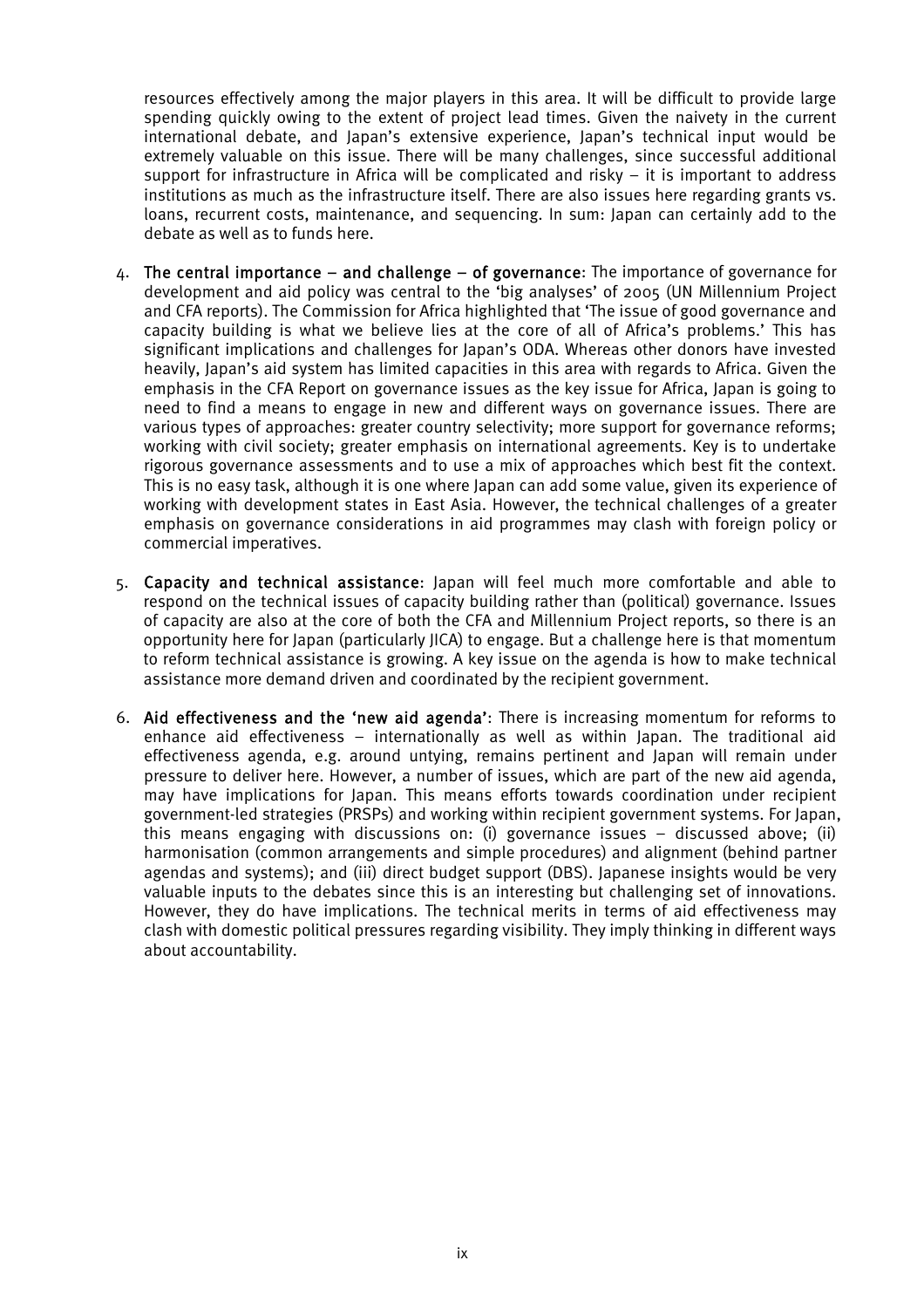resources effectively among the major players in this area. It will be difficult to provide large spending quickly owing to the extent of project lead times. Given the naivety in the current international debate, and Japan's extensive experience, Japan's technical input would be extremely valuable on this issue. There will be many challenges, since successful additional support for infrastructure in Africa will be complicated and risky – it is important to address institutions as much as the infrastructure itself. There are also issues here regarding grants vs. loans, recurrent costs, maintenance, and sequencing. In sum: Japan can certainly add to the debate as well as to funds here.

4. **The central importance – and challenge – of governance**: The importance of governance for development and aid policy was central to the 'big analyses' of 2005 (UN Millennium Project and CFA reports). The Commission for Africa highlighted that 'The issue of good governance and capacity building is what we believe lies at the core of all of Africa's problems.' This has significant implications and challenges for Japan's ODA. Whereas other donors have invested heavily, Japan's aid system has limited capacities in this area with regards to Africa. Given the emphasis in the CFA Report on governance issues as the key issue for Africa, Japan is going to need to find a means to engage in new and different ways on governance issues. There are various types of approaches: greater country selectivity; more support for governance reforms; working with civil society; greater emphasis on international agreements. Key is to undertake rigorous governance assessments and to use a mix of approaches which best fit the context. This is no easy task, although it is one where Japan can add some value, given its experience of working with development states in East Asia. However, the technical challenges of a greater emphasis on governance considerations in aid programmes may clash with foreign policy or commercial imperatives.

5. **Capacity and technical assistance**: Japan will feel much more comfortable and able to respond on the technical issues of capacity building rather than (political) governance. Issues of capacity are also at the core of both the CFA and Millennium Project reports, so there is an opportunity here for Japan (particularly JICA) to engage. But a challenge here is that momentum to reform technical assistance is growing. A key issue on the agenda is how to make technical assistance more demand driven and coordinated by the recipient government.

6. **Aid effectiveness and the 'new aid agenda'**: There is increasing momentum for reforms to enhance aid effectiveness – internationally as well as within Japan. The traditional aid effectiveness agenda, e.g. around untying, remains pertinent and Japan will remain under pressure to deliver here. However, a number of issues, which are part of the new aid agenda, may have implications for Japan. This means efforts towards coordination under recipient government-led strategies (PRSPs) and working within recipient government systems. For Japan, this means engaging with discussions on: (i) governance issues – discussed above; (ii) harmonisation (common arrangements and simple procedures) and alignment (behind partner agendas and systems); and (iii) direct budget support (DBS). Japanese insights would be very valuable inputs to the debates since this is an interesting but challenging set of innovations. However, they do have implications. The technical merits in terms of aid effectiveness may clash with domestic political pressures regarding visibility. They imply thinking in different ways about accountability.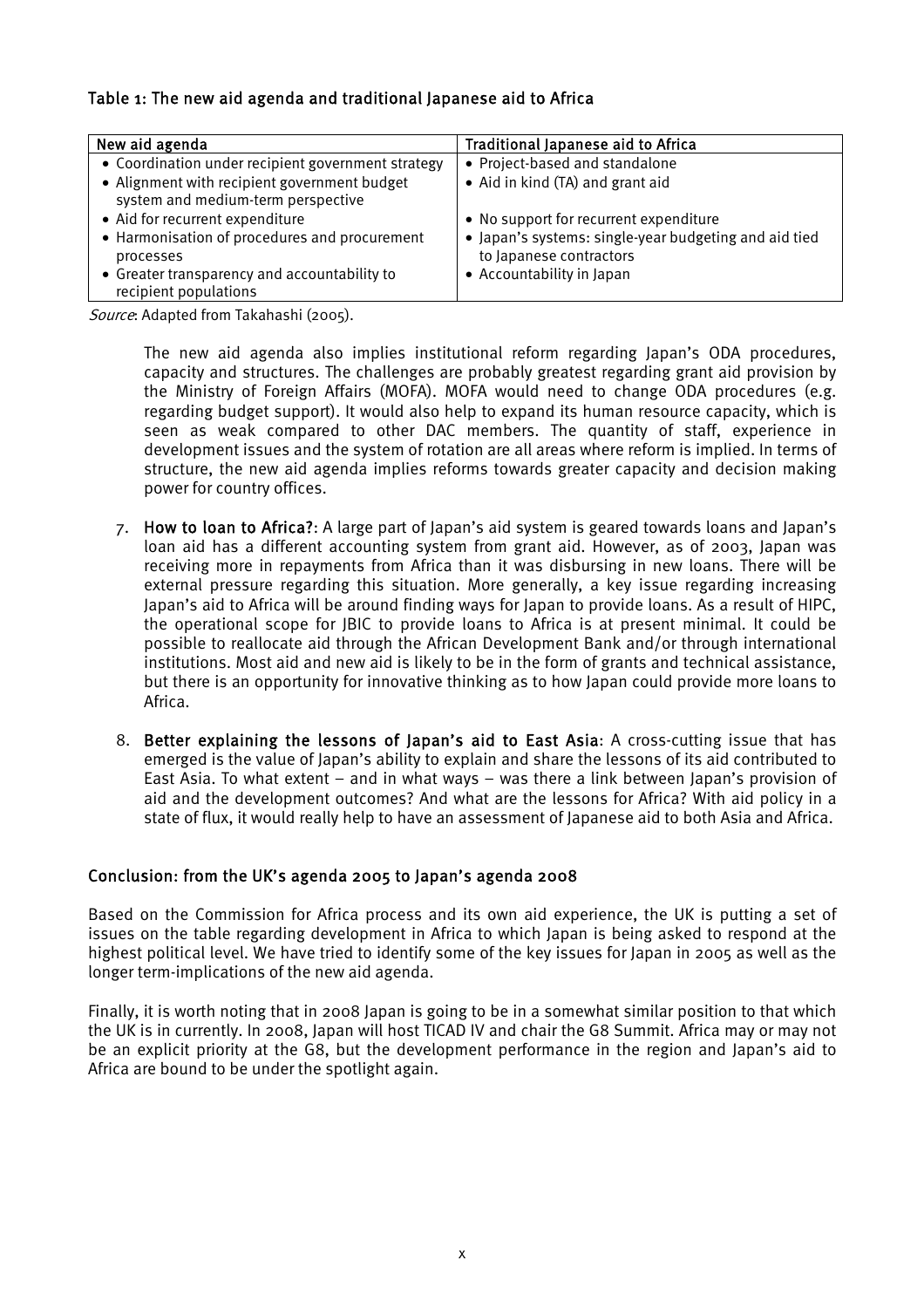### Table 1: The new aid agenda and traditional Japanese aid to Africa

| New aid agenda | Traditional Japanese aid to Africa |
| --- | --- |
| • Coordination under recipient government strategy | • Project-based and standalone |
| • Alignment with recipient government budget system and medium-term perspective | • Aid in kind (TA) and grant aid |
| • Aid for recurrent expenditure | • No support for recurrent expenditure |
| • Harmonisation of procedures and procurement processes | • Japan's systems: single-year budgeting and aid tied to Japanese contractors |
| • Greater transparency and accountability to recipient populations | • Accountability in Japan |

*Source*: Adapted from Takahashi (2005).

The new aid agenda also implies institutional reform regarding Japan's ODA procedures, capacity and structures. The challenges are probably greatest regarding grant aid provision by the Ministry of Foreign Affairs (MOFA). MOFA would need to change ODA procedures (e.g. regarding budget support). It would also help to expand its human resource capacity, which is seen as weak compared to other DAC members. The quantity of staff, experience in development issues and the system of rotation are all areas where reform is implied. In terms of structure, the new aid agenda implies reforms towards greater capacity and decision making power for country offices.

7. **How to loan to Africa?**: A large part of Japan's aid system is geared towards loans and Japan's loan aid has a different accounting system from grant aid. However, as of 2003, Japan was receiving more in repayments from Africa than it was disbursing in new loans. There will be external pressure regarding this situation. More generally, a key issue regarding increasing Japan's aid to Africa will be around finding ways for Japan to provide loans. As a result of HIPC, the operational scope for JBIC to provide loans to Africa is at present minimal. It could be possible to reallocate aid through the African Development Bank and/or through international institutions. Most aid and new aid is likely to be in the form of grants and technical assistance, but there is an opportunity for innovative thinking as to how Japan could provide more loans to Africa.

8. **Better explaining the lessons of Japan's aid to East Asia**: A cross-cutting issue that has emerged is the value of Japan's ability to explain and share the lessons of its aid contributed to East Asia. To what extent – and in what ways – was there a link between Japan's provision of aid and the development outcomes? And what are the lessons for Africa? With aid policy in a state of flux, it would really help to have an assessment of Japanese aid to both Asia and Africa.

## Conclusion: from the UK's agenda 2005 to Japan's agenda 2008

Based on the Commission for Africa process and its own aid experience, the UK is putting a set of issues on the table regarding development in Africa to which Japan is being asked to respond at the highest political level. We have tried to identify some of the key issues for Japan in 2005 as well as the longer term-implications of the new aid agenda.

Finally, it is worth noting that in 2008 Japan is going to be in a somewhat similar position to that which the UK is in currently. In 2008, Japan will host TICAD IV and chair the G8 Summit. Africa may or may not be an explicit priority at the G8, but the development performance in the region and Japan's aid to Africa are bound to be under the spotlight again.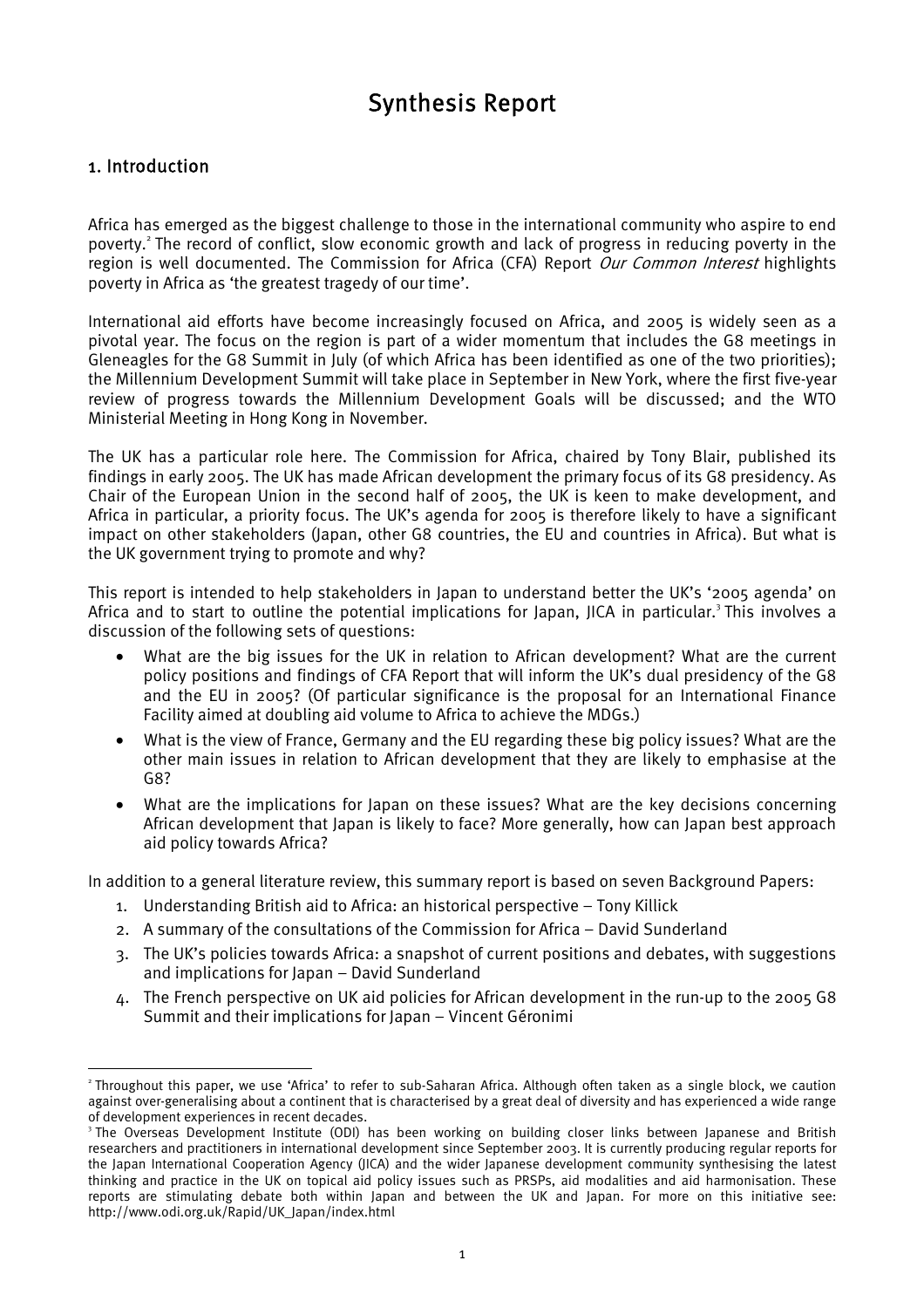# Synthesis Report

## 1. Introduction

Africa has emerged as the biggest challenge to those in the international community who aspire to end poverty.[2] The record of conflict, slow economic growth and lack of progress in reducing poverty in the region is well documented. The Commission for Africa (CFA) Report *Our Common Interest* highlights poverty in Africa as 'the greatest tragedy of our time'.

International aid efforts have become increasingly focused on Africa, and 2005 is widely seen as a pivotal year. The focus on the region is part of a wider momentum that includes the G8 meetings in Gleneagles for the G8 Summit in July (of which Africa has been identified as one of the two priorities); the Millennium Development Summit will take place in September in New York, where the first five-year review of progress towards the Millennium Development Goals will be discussed; and the WTO Ministerial Meeting in Hong Kong in November.

The UK has a particular role here. The Commission for Africa, chaired by Tony Blair, published its findings in early 2005. The UK has made African development the primary focus of its G8 presidency. As Chair of the European Union in the second half of 2005, the UK is keen to make development, and Africa in particular, a priority focus. The UK's agenda for 2005 is therefore likely to have a significant impact on other stakeholders (Japan, other G8 countries, the EU and countries in Africa). But what is the UK government trying to promote and why?

This report is intended to help stakeholders in Japan to understand better the UK's '2005 agenda' on Africa and to start to outline the potential implications for Japan, JICA in particular.[3] This involves a discussion of the following sets of questions:

- What are the big issues for the UK in relation to African development? What are the current policy positions and findings of CFA Report that will inform the UK's dual presidency of the G8 and the EU in 2005? (Of particular significance is the proposal for an International Finance Facility aimed at doubling aid volume to Africa to achieve the MDGs.)
- What is the view of France, Germany and the EU regarding these big policy issues? What are the other main issues in relation to African development that they are likely to emphasise at the G8?
- What are the implications for Japan on these issues? What are the key decisions concerning African development that Japan is likely to face? More generally, how can Japan best approach aid policy towards Africa?

In addition to a general literature review, this summary report is based on seven Background Papers:

1. Understanding British aid to Africa: an historical perspective – Tony Killick
2. A summary of the consultations of the Commission for Africa – David Sunderland
3. The UK's policies towards Africa: a snapshot of current positions and debates, with suggestions and implications for Japan – David Sunderland
4. The French perspective on UK aid policies for African development in the run-up to the 2005 G8 Summit and their implications for Japan – Vincent Géronimi

---

[2] Throughout this paper, we use 'Africa' to refer to sub-Saharan Africa. Although often taken as a single block, we caution against over-generalising about a continent that is characterised by a great deal of diversity and has experienced a wide range of development experiences in recent decades.

[3] The Overseas Development Institute (ODI) has been working on building closer links between Japanese and British researchers and practitioners in international development since September 2003. It is currently producing regular reports for the Japan International Cooperation Agency (JICA) and the wider Japanese development community synthesising the latest thinking and practice in the UK on topical aid policy issues such as PRSPs, aid modalities and aid harmonisation. These reports are stimulating debate both within Japan and between the UK and Japan. For more on this initiative see: http://www.odi.org.uk/Rapid/UK_Japan/index.html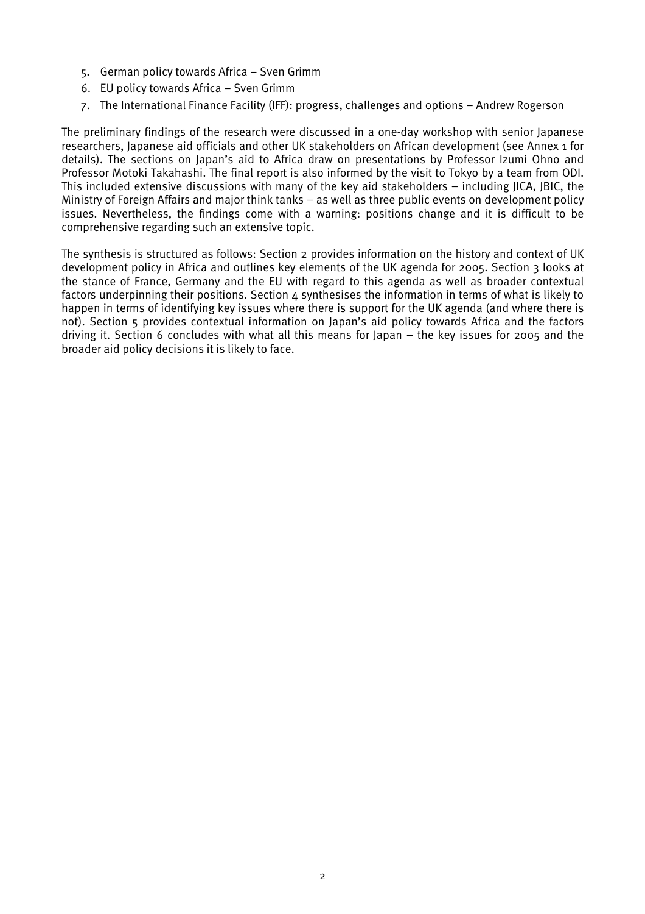5. German policy towards Africa – Sven Grimm
6. EU policy towards Africa – Sven Grimm
7. The International Finance Facility (IFF): progress, challenges and options – Andrew Rogerson

The preliminary findings of the research were discussed in a one-day workshop with senior Japanese researchers, Japanese aid officials and other UK stakeholders on African development (see Annex 1 for details). The sections on Japan's aid to Africa draw on presentations by Professor Izumi Ohno and Professor Motoki Takahashi. The final report is also informed by the visit to Tokyo by a team from ODI. This included extensive discussions with many of the key aid stakeholders – including JICA, JBIC, the Ministry of Foreign Affairs and major think tanks – as well as three public events on development policy issues. Nevertheless, the findings come with a warning: positions change and it is difficult to be comprehensive regarding such an extensive topic.

The synthesis is structured as follows: Section 2 provides information on the history and context of UK development policy in Africa and outlines key elements of the UK agenda for 2005. Section 3 looks at the stance of France, Germany and the EU with regard to this agenda as well as broader contextual factors underpinning their positions. Section 4 synthesises the information in terms of what is likely to happen in terms of identifying key issues where there is support for the UK agenda (and where there is not). Section 5 provides contextual information on Japan's aid policy towards Africa and the factors driving it. Section 6 concludes with what all this means for Japan – the key issues for 2005 and the broader aid policy decisions it is likely to face.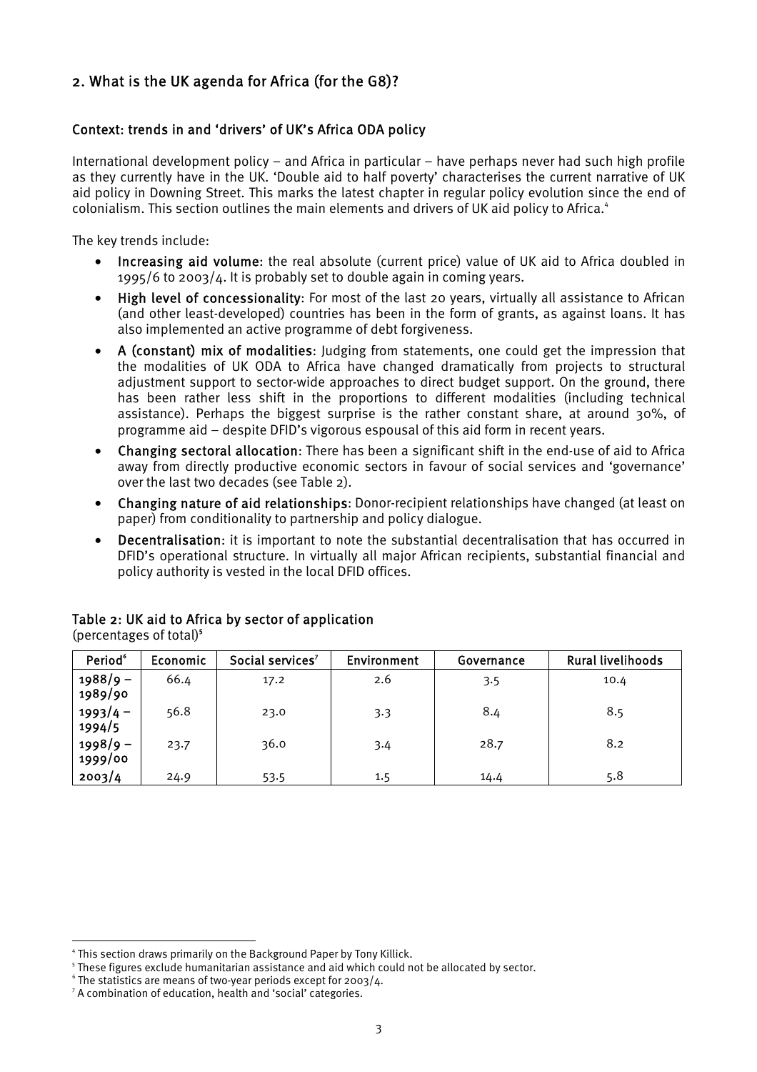## 2. What is the UK agenda for Africa (for the G8)?

### Context: trends in and 'drivers' of UK's Africa ODA policy

International development policy – and Africa in particular – have perhaps never had such high profile as they currently have in the UK. 'Double aid to half poverty' characterises the current narrative of UK aid policy in Downing Street. This marks the latest chapter in regular policy evolution since the end of colonialism. This section outlines the main elements and drivers of UK aid policy to Africa.[4]

The key trends include:

- **Increasing aid volume**: the real absolute (current price) value of UK aid to Africa doubled in 1995/6 to 2003/4. It is probably set to double again in coming years.
- **High level of concessionality**: For most of the last 20 years, virtually all assistance to African (and other least-developed) countries has been in the form of grants, as against loans. It has also implemented an active programme of debt forgiveness.
- **A (constant) mix of modalities**: Judging from statements, one could get the impression that the modalities of UK ODA to Africa have changed dramatically from projects to structural adjustment support to sector-wide approaches to direct budget support. On the ground, there has been rather less shift in the proportions to different modalities (including technical assistance). Perhaps the biggest surprise is the rather constant share, at around 30%, of programme aid – despite DFID's vigorous espousal of this aid form in recent years.
- **Changing sectoral allocation**: There has been a significant shift in the end-use of aid to Africa away from directly productive economic sectors in favour of social services and 'governance' over the last two decades (see Table 2).
- **Changing nature of aid relationships**: Donor-recipient relationships have changed (at least on paper) from conditionality to partnership and policy dialogue.
- **Decentralisation**: it is important to note the substantial decentralisation that has occurred in DFID's operational structure. In virtually all major African recipients, substantial financial and policy authority is vested in the local DFID offices.

**Table 2: UK aid to Africa by sector of application**
(percentages of total)[5]

| Period[6] | Economic | Social services[7] | Environment | Governance | Rural livelihoods |
|---|---|---|---|---|---|
| 1988/9 – 1989/90 | 66.4 | 17.2 | 2.6 | 3.5 | 10.4 |
| 1993/4 – 1994/5 | 56.8 | 23.0 | 3.3 | 8.4 | 8.5 |
| 1998/9 – 1999/00 | 23.7 | 36.0 | 3.4 | 28.7 | 8.2 |
| 2003/4 | 24.9 | 53.5 | 1.5 | 14.4 | 5.8 |

[4] This section draws primarily on the Background Paper by Tony Killick.
[5] These figures exclude humanitarian assistance and aid which could not be allocated by sector.
[6] The statistics are means of two-year periods except for 2003/4.
[7] A combination of education, health and 'social' categories.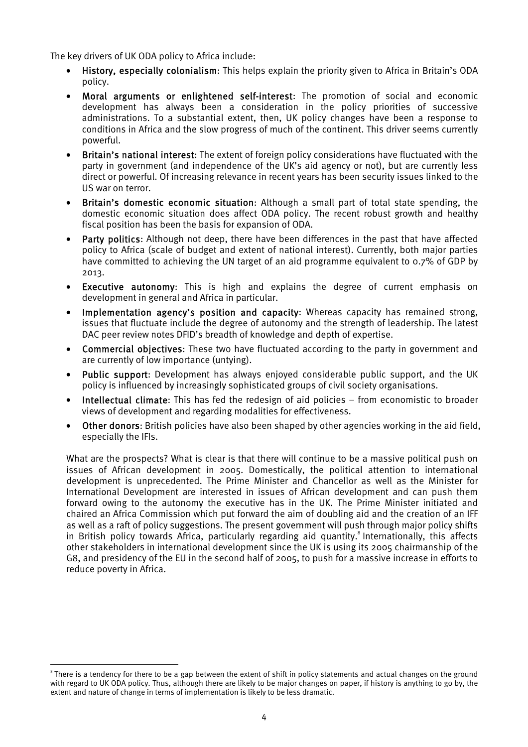The key drivers of UK ODA policy to Africa include:

- **History, especially colonialism**: This helps explain the priority given to Africa in Britain's ODA policy.
- **Moral arguments or enlightened self-interest**: The promotion of social and economic development has always been a consideration in the policy priorities of successive administrations. To a substantial extent, then, UK policy changes have been a response to conditions in Africa and the slow progress of much of the continent. This driver seems currently powerful.
- **Britain's national interest**: The extent of foreign policy considerations have fluctuated with the party in government (and independence of the UK's aid agency or not), but are currently less direct or powerful. Of increasing relevance in recent years has been security issues linked to the US war on terror.
- **Britain's domestic economic situation**: Although a small part of total state spending, the domestic economic situation does affect ODA policy. The recent robust growth and healthy fiscal position has been the basis for expansion of ODA.
- **Party politics**: Although not deep, there have been differences in the past that have affected policy to Africa (scale of budget and extent of national interest). Currently, both major parties have committed to achieving the UN target of an aid programme equivalent to 0.7% of GDP by 2013.
- **Executive autonomy**: This is high and explains the degree of current emphasis on development in general and Africa in particular.
- **Implementation agency's position and capacity**: Whereas capacity has remained strong, issues that fluctuate include the degree of autonomy and the strength of leadership. The latest DAC peer review notes DFID's breadth of knowledge and depth of expertise.
- **Commercial objectives**: These two have fluctuated according to the party in government and are currently of low importance (untying).
- **Public support**: Development has always enjoyed considerable public support, and the UK policy is influenced by increasingly sophisticated groups of civil society organisations.
- **Intellectual climate**: This has fed the redesign of aid policies – from economistic to broader views of development and regarding modalities for effectiveness.
- **Other donors**: British policies have also been shaped by other agencies working in the aid field, especially the IFIs.

What are the prospects? What is clear is that there will continue to be a massive political push on issues of African development in 2005. Domestically, the political attention to international development is unprecedented. The Prime Minister and Chancellor as well as the Minister for International Development are interested in issues of African development and can push them forward owing to the autonomy the executive has in the UK. The Prime Minister initiated and chaired an Africa Commission which put forward the aim of doubling aid and the creation of an IFF as well as a raft of policy suggestions. The present government will push through major policy shifts in British policy towards Africa, particularly regarding aid quantity.[8] Internationally, this affects other stakeholders in international development since the UK is using its 2005 chairmanship of the G8, and presidency of the EU in the second half of 2005, to push for a massive increase in efforts to reduce poverty in Africa.

---

[8] There is a tendency for there to be a gap between the extent of shift in policy statements and actual changes on the ground with regard to UK ODA policy. Thus, although there are likely to be major changes on paper, if history is anything to go by, the extent and nature of change in terms of implementation is likely to be less dramatic.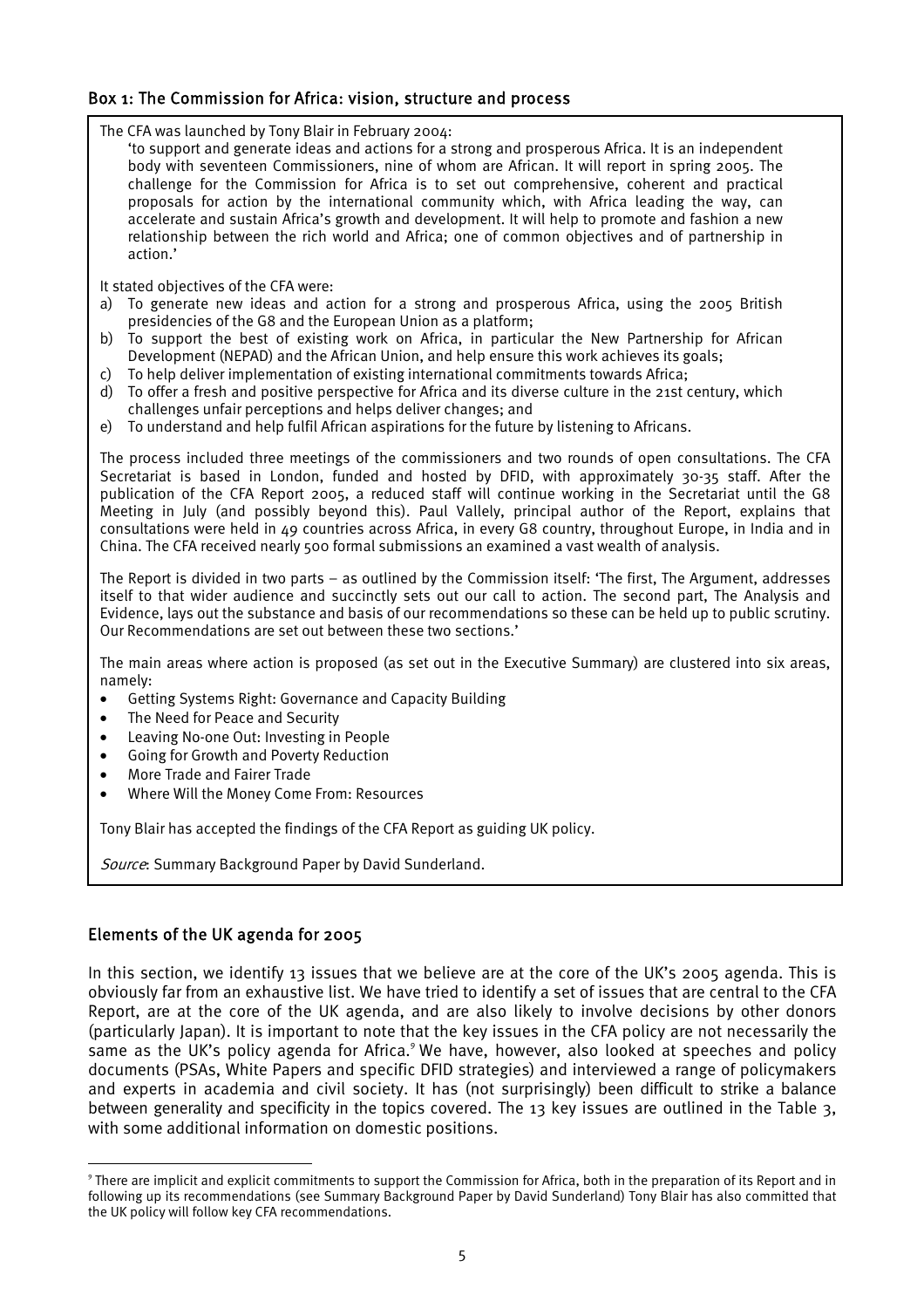### Box 1: The Commission for Africa: vision, structure and process

The CFA was launched by Tony Blair in February 2004:

> 'to support and generate ideas and actions for a strong and prosperous Africa. It is an independent body with seventeen Commissioners, nine of whom are African. It will report in spring 2005. The challenge for the Commission for Africa is to set out comprehensive, coherent and practical proposals for action by the international community which, with Africa leading the way, can accelerate and sustain Africa's growth and development. It will help to promote and fashion a new relationship between the rich world and Africa; one of common objectives and of partnership in action.'

It stated objectives of the CFA were:

a) To generate new ideas and action for a strong and prosperous Africa, using the 2005 British presidencies of the G8 and the European Union as a platform;
b) To support the best of existing work on Africa, in particular the New Partnership for African Development (NEPAD) and the African Union, and help ensure this work achieves its goals;
c) To help deliver implementation of existing international commitments towards Africa;
d) To offer a fresh and positive perspective for Africa and its diverse culture in the 21st century, which challenges unfair perceptions and helps deliver changes; and
e) To understand and help fulfil African aspirations for the future by listening to Africans.

The process included three meetings of the commissioners and two rounds of open consultations. The CFA Secretariat is based in London, funded and hosted by DFID, with approximately 30-35 staff. After the publication of the CFA Report 2005, a reduced staff will continue working in the Secretariat until the G8 Meeting in July (and possibly beyond this). Paul Vallely, principal author of the Report, explains that consultations were held in 49 countries across Africa, in every G8 country, throughout Europe, in India and in China. The CFA received nearly 500 formal submissions an examined a vast wealth of analysis.

The Report is divided in two parts – as outlined by the Commission itself: 'The first, The Argument, addresses itself to that wider audience and succinctly sets out our call to action. The second part, The Analysis and Evidence, lays out the substance and basis of our recommendations so these can be held up to public scrutiny. Our Recommendations are set out between these two sections.'

The main areas where action is proposed (as set out in the Executive Summary) are clustered into six areas, namely:

- Getting Systems Right: Governance and Capacity Building
- The Need for Peace and Security
- Leaving No-one Out: Investing in People
- Going for Growth and Poverty Reduction
- More Trade and Fairer Trade
- Where Will the Money Come From: Resources

Tony Blair has accepted the findings of the CFA Report as guiding UK policy.

*Source*: Summary Background Paper by David Sunderland.

## Elements of the UK agenda for 2005

In this section, we identify 13 issues that we believe are at the core of the UK's 2005 agenda. This is obviously far from an exhaustive list. We have tried to identify a set of issues that are central to the CFA Report, are at the core of the UK agenda, and are also likely to involve decisions by other donors (particularly Japan). It is important to note that the key issues in the CFA policy are not necessarily the same as the UK's policy agenda for Africa.[9] We have, however, also looked at speeches and policy documents (PSAs, White Papers and specific DFID strategies) and interviewed a range of policymakers and experts in academia and civil society. It has (not surprisingly) been difficult to strike a balance between generality and specificity in the topics covered. The 13 key issues are outlined in the Table 3, with some additional information on domestic positions.

---

[9] There are implicit and explicit commitments to support the Commission for Africa, both in the preparation of its Report and in following up its recommendations (see Summary Background Paper by David Sunderland) Tony Blair has also committed that the UK policy will follow key CFA recommendations.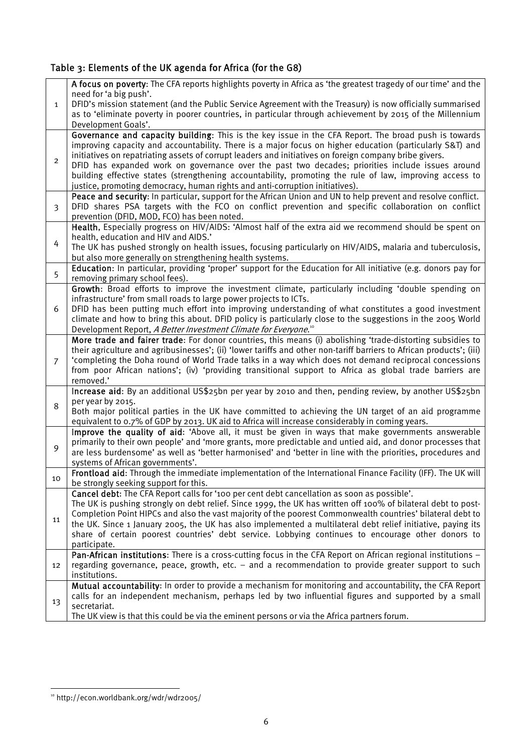### Table 3: Elements of the UK agenda for Africa (for the G8)

| | |
|---|---|
| 1 | **A focus on poverty**: The CFA reports highlights poverty in Africa as 'the greatest tragedy of our time' and the need for 'a big push'.<br>DFID's mission statement (and the Public Service Agreement with the Treasury) is now officially summarised as to 'eliminate poverty in poorer countries, in particular through achievement by 2015 of the Millennium Development Goals'. |
| 2 | **Governance and capacity building**: This is the key issue in the CFA Report. The broad push is towards improving capacity and accountability. There is a major focus on higher education (particularly S&T) and initiatives on repatriating assets of corrupt leaders and initiatives on foreign company bribe givers.<br>DFID has expanded work on governance over the past two decades; priorities include issues around building effective states (strengthening accountability, promoting the rule of law, improving access to justice, promoting democracy, human rights and anti-corruption initiatives). |
| 3 | **Peace and security**: In particular, support for the African Union and UN to help prevent and resolve conflict. DFID shares PSA targets with the FCO on conflict prevention and specific collaboration on conflict prevention (DFID, MOD, FCO) has been noted. |
| 4 | **Health**, Especially progress on HIV/AIDS: 'Almost half of the extra aid we recommend should be spent on health, education and HIV and AIDS.'<br>The UK has pushed strongly on health issues, focusing particularly on HIV/AIDS, malaria and tuberculosis, but also more generally on strengthening health systems. |
| 5 | **Education**: In particular, providing 'proper' support for the Education for All initiative (e.g. donors pay for removing primary school fees). |
| 6 | **Growth**: Broad efforts to improve the investment climate, particularly including 'double spending on infrastructure' from small roads to large power projects to ICTs.<br>DFID has been putting much effort into improving understanding of what constitutes a good investment climate and how to bring this about. DFID policy is particularly close to the suggestions in the 2005 World Development Report, *A Better Investment Climate for Everyone*.[10] |
| 7 | **More trade and fairer trade**: For donor countries, this means (i) abolishing 'trade-distorting subsidies to their agriculture and agribusinesses'; (ii) 'lower tariffs and other non-tariff barriers to African products'; (iii) 'completing the Doha round of World Trade talks in a way which does not demand reciprocal concessions from poor African nations'; (iv) 'providing transitional support to Africa as global trade barriers are removed.' |
| 8 | **Increase aid**: By an additional US$25bn per year by 2010 and then, pending review, by another US$25bn per year by 2015.<br>Both major political parties in the UK have committed to achieving the UN target of an aid programme equivalent to 0.7% of GDP by 2013. UK aid to Africa will increase considerably in coming years. |
| 9 | **Improve the quality of aid**: 'Above all, it must be given in ways that make governments answerable primarily to their own people' and 'more grants, more predictable and untied aid, and donor processes that are less burdensome' as well as 'better harmonised' and 'better in line with the priorities, procedures and systems of African governments'. |
| 10 | **Frontload aid**: Through the immediate implementation of the International Finance Facility (IFF). The UK will be strongly seeking support for this. |
| 11 | **Cancel debt**: The CFA Report calls for '100 per cent debt cancellation as soon as possible'.<br>The UK is pushing strongly on debt relief. Since 1999, the UK has written off 100% of bilateral debt to post-Completion Point HIPCs and also the vast majority of the poorest Commonwealth countries' bilateral debt to the UK. Since 1 January 2005, the UK has also implemented a multilateral debt relief initiative, paying its share of certain poorest countries' debt service. Lobbying continues to encourage other donors to participate. |
| 12 | **Pan-African institutions**: There is a cross-cutting focus in the CFA Report on African regional institutions – regarding governance, peace, growth, etc. – and a recommendation to provide greater support to such institutions. |
| 13 | **Mutual accountability**: In order to provide a mechanism for monitoring and accountability, the CFA Report calls for an independent mechanism, perhaps led by two influential figures and supported by a small secretariat.<br>The UK view is that this could be via the eminent persons or via the Africa partners forum. |

[10] http://econ.worldbank.org/wdr/wdr2005/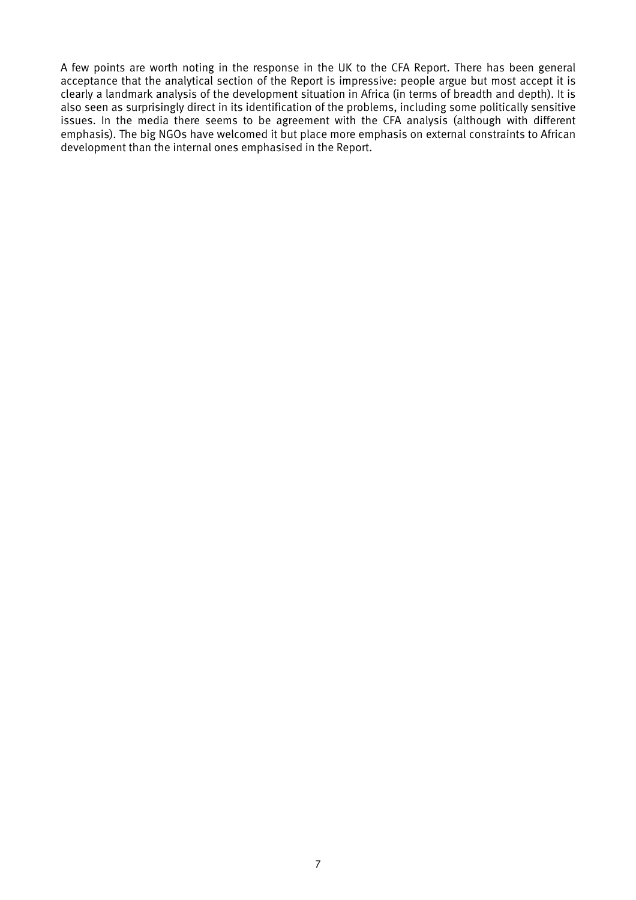A few points are worth noting in the response in the UK to the CFA Report. There has been general acceptance that the analytical section of the Report is impressive: people argue but most accept it is clearly a landmark analysis of the development situation in Africa (in terms of breadth and depth). It is also seen as surprisingly direct in its identification of the problems, including some politically sensitive issues. In the media there seems to be agreement with the CFA analysis (although with different emphasis). The big NGOs have welcomed it but place more emphasis on external constraints to African development than the internal ones emphasised in the Report.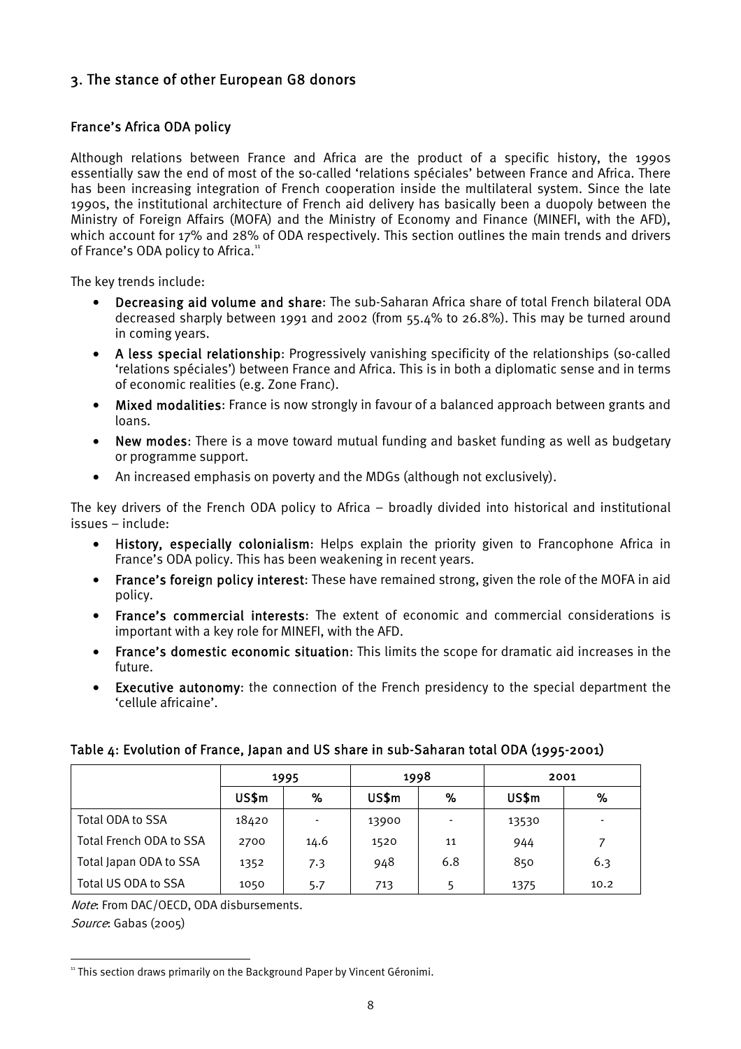## 3. The stance of other European G8 donors

### France's Africa ODA policy

Although relations between France and Africa are the product of a specific history, the 1990s essentially saw the end of most of the so-called 'relations spéciales' between France and Africa. There has been increasing integration of French cooperation inside the multilateral system. Since the late 1990s, the institutional architecture of French aid delivery has basically been a duopoly between the Ministry of Foreign Affairs (MOFA) and the Ministry of Economy and Finance (MINEFI, with the AFD), which account for 17% and 28% of ODA respectively. This section outlines the main trends and drivers of France's ODA policy to Africa.[11]

The key trends include:

- **Decreasing aid volume and share**: The sub-Saharan Africa share of total French bilateral ODA decreased sharply between 1991 and 2002 (from 55.4% to 26.8%). This may be turned around in coming years.
- **A less special relationship**: Progressively vanishing specificity of the relationships (so-called 'relations spéciales') between France and Africa. This is in both a diplomatic sense and in terms of economic realities (e.g. Zone Franc).
- **Mixed modalities**: France is now strongly in favour of a balanced approach between grants and loans.
- **New modes**: There is a move toward mutual funding and basket funding as well as budgetary or programme support.
- An increased emphasis on poverty and the MDGs (although not exclusively).

The key drivers of the French ODA policy to Africa – broadly divided into historical and institutional issues – include:

- **History, especially colonialism**: Helps explain the priority given to Francophone Africa in France's ODA policy. This has been weakening in recent years.
- **France's foreign policy interest**: These have remained strong, given the role of the MOFA in aid policy.
- **France's commercial interests**: The extent of economic and commercial considerations is important with a key role for MINEFI, with the AFD.
- **France's domestic economic situation**: This limits the scope for dramatic aid increases in the future.
- **Executive autonomy**: the connection of the French presidency to the special department the 'cellule africaine'.

**Table 4: Evolution of France, Japan and US share in sub-Saharan total ODA (1995-2001)**

| | 1995 | | 1998 | | 2001 | |
|---|---|---|---|---|---|---|
| | US$m | % | US$m | % | US$m | % |
| Total ODA to SSA | 18420 | - | 13900 | - | 13530 | - |
| Total French ODA to SSA | 2700 | 14.6 | 1520 | 11 | 944 | 7 |
| Total Japan ODA to SSA | 1352 | 7.3 | 948 | 6.8 | 850 | 6.3 |
| Total US ODA to SSA | 1050 | 5.7 | 713 | 5 | 1375 | 10.2 |

*Note*: From DAC/OECD, ODA disbursements.

*Source*: Gabas (2005)

[11] This section draws primarily on the Background Paper by Vincent Géronimi.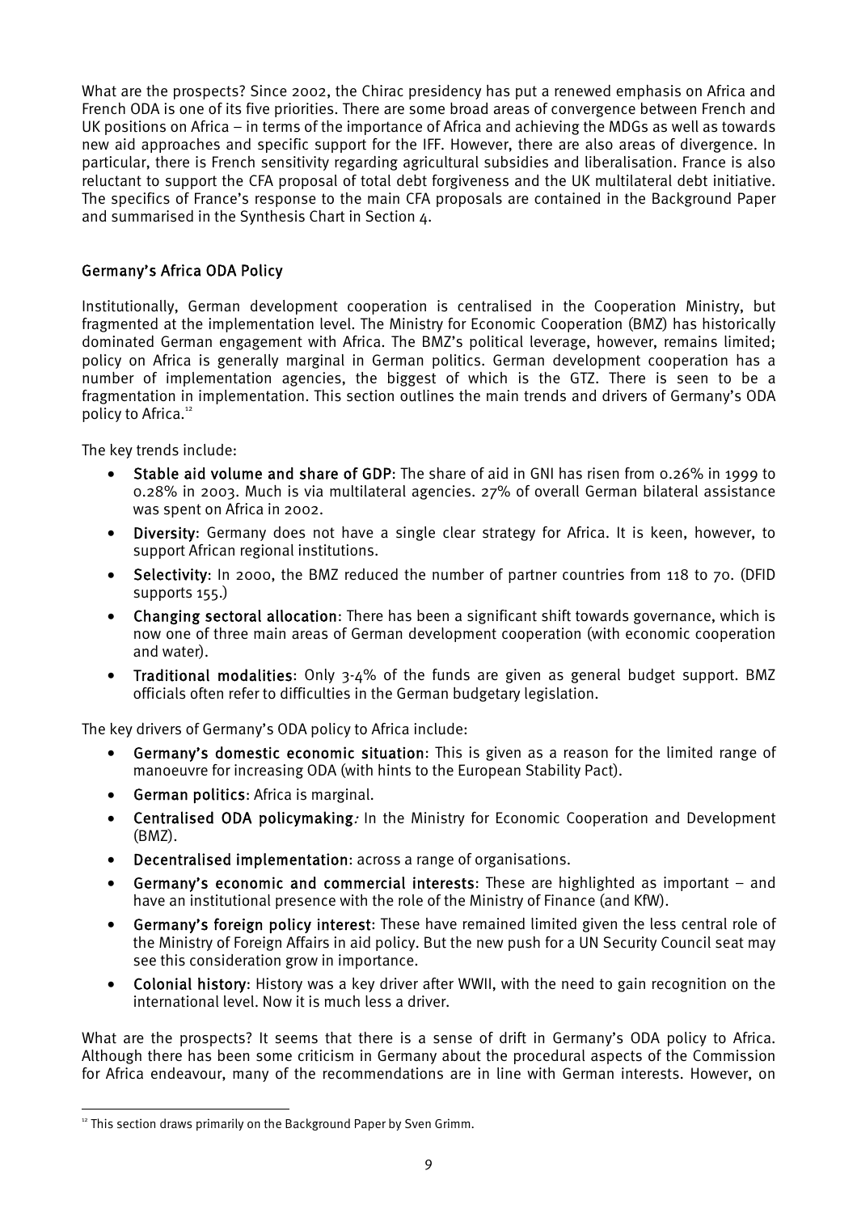What are the prospects? Since 2002, the Chirac presidency has put a renewed emphasis on Africa and French ODA is one of its five priorities. There are some broad areas of convergence between French and UK positions on Africa – in terms of the importance of Africa and achieving the MDGs as well as towards new aid approaches and specific support for the IFF. However, there are also areas of divergence. In particular, there is French sensitivity regarding agricultural subsidies and liberalisation. France is also reluctant to support the CFA proposal of total debt forgiveness and the UK multilateral debt initiative. The specifics of France's response to the main CFA proposals are contained in the Background Paper and summarised in the Synthesis Chart in Section 4.

## Germany's Africa ODA Policy

Institutionally, German development cooperation is centralised in the Cooperation Ministry, but fragmented at the implementation level. The Ministry for Economic Cooperation (BMZ) has historically dominated German engagement with Africa. The BMZ's political leverage, however, remains limited; policy on Africa is generally marginal in German politics. German development cooperation has a number of implementation agencies, the biggest of which is the GTZ. There is seen to be a fragmentation in implementation. This section outlines the main trends and drivers of Germany's ODA policy to Africa.[12]

The key trends include:

- **Stable aid volume and share of GDP**: The share of aid in GNI has risen from 0.26% in 1999 to 0.28% in 2003. Much is via multilateral agencies. 27% of overall German bilateral assistance was spent on Africa in 2002.
- **Diversity**: Germany does not have a single clear strategy for Africa. It is keen, however, to support African regional institutions.
- **Selectivity**: In 2000, the BMZ reduced the number of partner countries from 118 to 70. (DFID supports 155.)
- **Changing sectoral allocation**: There has been a significant shift towards governance, which is now one of three main areas of German development cooperation (with economic cooperation and water).
- **Traditional modalities**: Only 3-4% of the funds are given as general budget support. BMZ officials often refer to difficulties in the German budgetary legislation.

The key drivers of Germany's ODA policy to Africa include:

- **Germany's domestic economic situation**: This is given as a reason for the limited range of manoeuvre for increasing ODA (with hints to the European Stability Pact).
- **German politics**: Africa is marginal.
- **Centralised ODA policymaking**: In the Ministry for Economic Cooperation and Development (BMZ).
- **Decentralised implementation**: across a range of organisations.
- **Germany's economic and commercial interests**: These are highlighted as important – and have an institutional presence with the role of the Ministry of Finance (and KfW).
- **Germany's foreign policy interest**: These have remained limited given the less central role of the Ministry of Foreign Affairs in aid policy. But the new push for a UN Security Council seat may see this consideration grow in importance.
- **Colonial history**: History was a key driver after WWII, with the need to gain recognition on the international level. Now it is much less a driver.

What are the prospects? It seems that there is a sense of drift in Germany's ODA policy to Africa. Although there has been some criticism in Germany about the procedural aspects of the Commission for Africa endeavour, many of the recommendations are in line with German interests. However, on

[12] This section draws primarily on the Background Paper by Sven Grimm.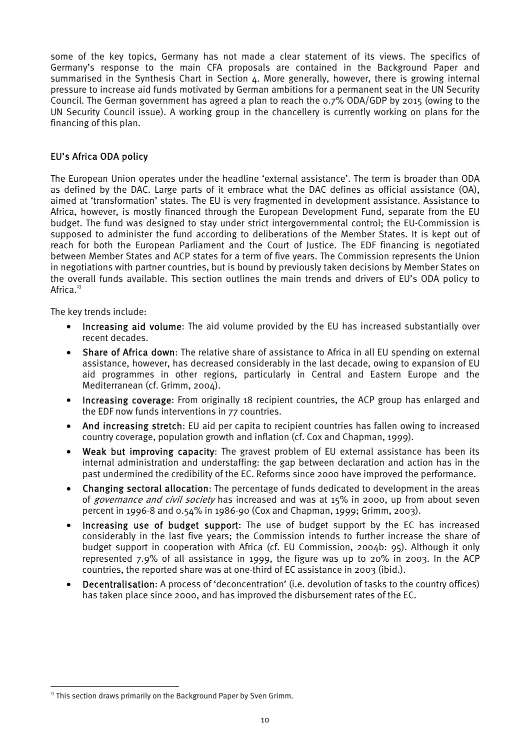some of the key topics, Germany has not made a clear statement of its views. The specifics of Germany's response to the main CFA proposals are contained in the Background Paper and summarised in the Synthesis Chart in Section 4. More generally, however, there is growing internal pressure to increase aid funds motivated by German ambitions for a permanent seat in the UN Security Council. The German government has agreed a plan to reach the 0.7% ODA/GDP by 2015 (owing to the UN Security Council issue). A working group in the chancellery is currently working on plans for the financing of this plan.

## EU's Africa ODA policy

The European Union operates under the headline 'external assistance'. The term is broader than ODA as defined by the DAC. Large parts of it embrace what the DAC defines as official assistance (OA), aimed at 'transformation' states. The EU is very fragmented in development assistance. Assistance to Africa, however, is mostly financed through the European Development Fund, separate from the EU budget. The fund was designed to stay under strict intergovernmental control; the EU-Commission is supposed to administer the fund according to deliberations of the Member States. It is kept out of reach for both the European Parliament and the Court of Justice. The EDF financing is negotiated between Member States and ACP states for a term of five years. The Commission represents the Union in negotiations with partner countries, but is bound by previously taken decisions by Member States on the overall funds available. This section outlines the main trends and drivers of EU's ODA policy to Africa.[13]

The key trends include:

- **Increasing aid volume**: The aid volume provided by the EU has increased substantially over recent decades.
- **Share of Africa down**: The relative share of assistance to Africa in all EU spending on external assistance, however, has decreased considerably in the last decade, owing to expansion of EU aid programmes in other regions, particularly in Central and Eastern Europe and the Mediterranean (cf. Grimm, 2004).
- **Increasing coverage**: From originally 18 recipient countries, the ACP group has enlarged and the EDF now funds interventions in 77 countries.
- **And increasing stretch**: EU aid per capita to recipient countries has fallen owing to increased country coverage, population growth and inflation (cf. Cox and Chapman, 1999).
- **Weak but improving capacity**: The gravest problem of EU external assistance has been its internal administration and understaffing: the gap between declaration and action has in the past undermined the credibility of the EC. Reforms since 2000 have improved the performance.
- **Changing sectoral allocation**: The percentage of funds dedicated to development in the areas of *governance and civil society* has increased and was at 15% in 2000, up from about seven percent in 1996-8 and 0.54% in 1986-90 (Cox and Chapman, 1999; Grimm, 2003).
- **Increasing use of budget support**: The use of budget support by the EC has increased considerably in the last five years; the Commission intends to further increase the share of budget support in cooperation with Africa (cf. EU Commission, 2004b: 95). Although it only represented 7.9% of all assistance in 1999, the figure was up to 20% in 2003. In the ACP countries, the reported share was at one-third of EC assistance in 2003 (ibid.).
- **Decentralisation**: A process of 'deconcentration' (i.e. devolution of tasks to the country offices) has taken place since 2000, and has improved the disbursement rates of the EC.

[13] This section draws primarily on the Background Paper by Sven Grimm.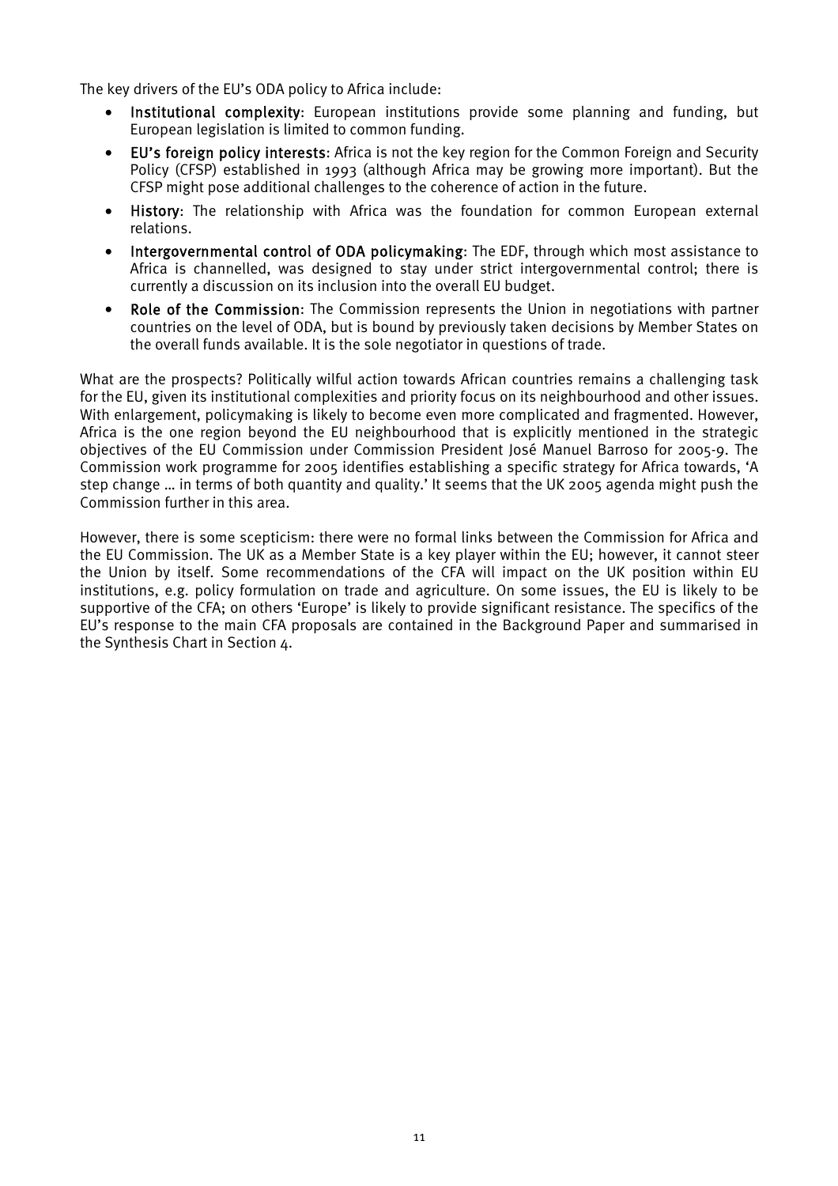The key drivers of the EU's ODA policy to Africa include:

- **Institutional complexity**: European institutions provide some planning and funding, but European legislation is limited to common funding.
- **EU's foreign policy interests**: Africa is not the key region for the Common Foreign and Security Policy (CFSP) established in 1993 (although Africa may be growing more important). But the CFSP might pose additional challenges to the coherence of action in the future.
- **History**: The relationship with Africa was the foundation for common European external relations.
- **Intergovernmental control of ODA policymaking**: The EDF, through which most assistance to Africa is channelled, was designed to stay under strict intergovernmental control; there is currently a discussion on its inclusion into the overall EU budget.
- **Role of the Commission**: The Commission represents the Union in negotiations with partner countries on the level of ODA, but is bound by previously taken decisions by Member States on the overall funds available. It is the sole negotiator in questions of trade.

What are the prospects? Politically wilful action towards African countries remains a challenging task for the EU, given its institutional complexities and priority focus on its neighbourhood and other issues. With enlargement, policymaking is likely to become even more complicated and fragmented. However, Africa is the one region beyond the EU neighbourhood that is explicitly mentioned in the strategic objectives of the EU Commission under Commission President José Manuel Barroso for 2005-9. The Commission work programme for 2005 identifies establishing a specific strategy for Africa towards, 'A step change … in terms of both quantity and quality.' It seems that the UK 2005 agenda might push the Commission further in this area.

However, there is some scepticism: there were no formal links between the Commission for Africa and the EU Commission. The UK as a Member State is a key player within the EU; however, it cannot steer the Union by itself. Some recommendations of the CFA will impact on the UK position within EU institutions, e.g. policy formulation on trade and agriculture. On some issues, the EU is likely to be supportive of the CFA; on others 'Europe' is likely to provide significant resistance. The specifics of the EU's response to the main CFA proposals are contained in the Background Paper and summarised in the Synthesis Chart in Section 4.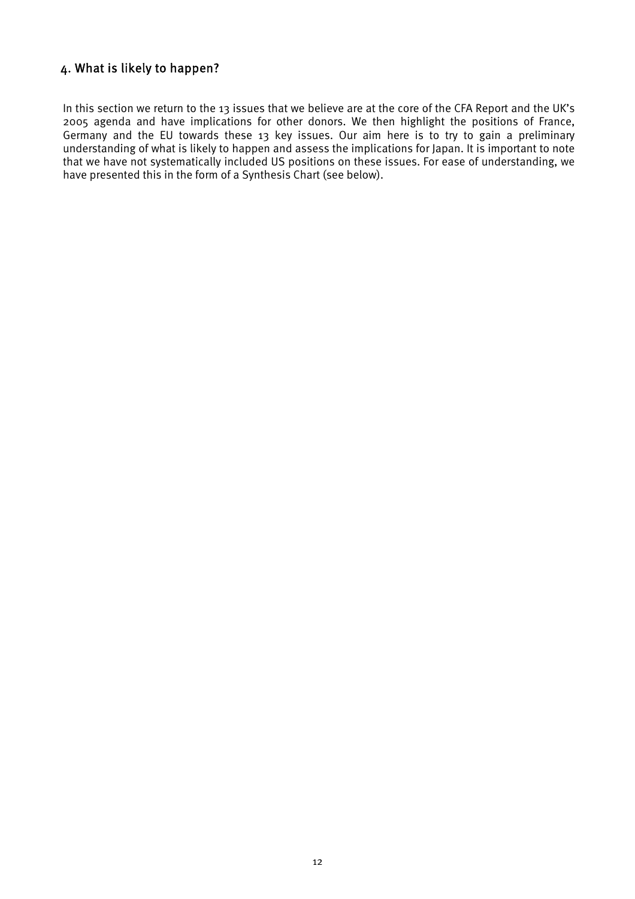## 4. What is likely to happen?

In this section we return to the 13 issues that we believe are at the core of the CFA Report and the UK's 2005 agenda and have implications for other donors. We then highlight the positions of France, Germany and the EU towards these 13 key issues. Our aim here is to try to gain a preliminary understanding of what is likely to happen and assess the implications for Japan. It is important to note that we have not systematically included US positions on these issues. For ease of understanding, we have presented this in the form of a Synthesis Chart (see below).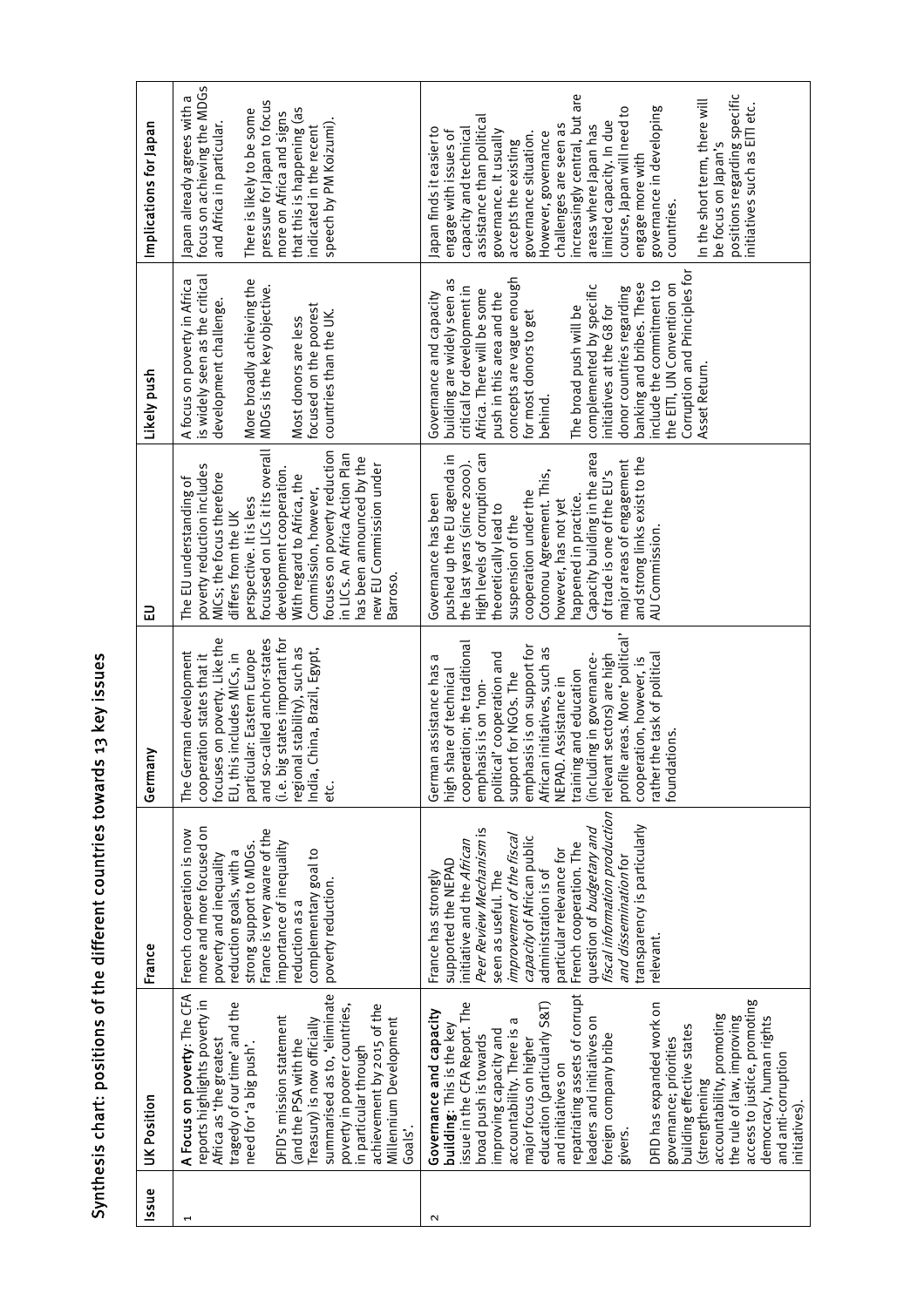## Synthesis chart: positions of the different countries towards 13 key issues

| Issue | UK Position | France | Germany | EU | Likely push | Implications for Japan |
|---|---|---|---|---|---|---|
| 1 | **A Focus on poverty**: The CFA reports highlights poverty in Africa as 'the greatest tragedy of our time' and the need for 'a big push'.<br><br>DFID's mission statement (and the PSA with the Treasury) is now officially summarised as to, 'eliminate poverty in poorer countries, in particular through achievement by 2015 of the Millennium Development Goals'. | French cooperation is now more and more focused on poverty and inequality reduction goals, with a strong support to MDGs. France is very aware of the importance of inequality reduction as a complementary goal to poverty reduction. | The German development cooperation states that it focuses on poverty. Like the EU, this includes MICs, in particular: Eastern Europe and so-called anchor-states (i.e. big states important for regional stability), such as India, China, Brazil, Egypt, etc. | The EU understanding of poverty reduction includes MICs; the focus therefore differs from the UK perspective. It is less focussed on LICs it its overall development cooperation. With regard to Africa, the Commission, however, focuses on poverty reduction in LICs. An Africa Action Plan has been announced by the new EU Commission under Barroso. | A focus on poverty in Africa is widely seen as the critical development challenge.<br><br>More broadly achieving the MDGs is the key objective.<br><br>Most donors are less focused on the poorest countries than the UK. | Japan already agrees with a focus on achieving the MDGs and Africa in particular.<br><br>There is likely to be some pressure for Japan to focus more on Africa and signs that this is happening (as indicated in the recent speech by PM Koizumi). |
| 2 | **Governance and capacity building**: This is the key issue in the CFA Report. The broad push is towards improving capacity and accountability. There is a major focus on higher education (particularly S&T) and initiatives on repatriating assets of corrupt leaders and initiatives on foreign company bribe givers.<br><br>DFID has expanded work on governance; priorities building effective states (strengthening accountability, promoting the rule of law, improving access to justice, promoting democracy, human rights and anti-corruption initiatives). | France has strongly supported the NEPAD initiative and the *African Peer Review Mechanism* is seen as useful. The *improvement of the fiscal capacity* of African public administration is of particular relevance for French cooperation. The question of *budgetary and fiscal information production and dissemination* for transparency is particularly relevant. | German assistance has a high share of technical cooperation; the traditional emphasis is on 'non-political' cooperation and support for NGOs. The emphasis is on support for African initiatives, such as NEPAD. Assistance in training and education (including in governance-relevant sectors) are high profile areas. More 'political' cooperation, however, is rather the task of political foundations. | Governance has been pushed up the EU agenda in the last years (since 2000). High levels of corruption can theoretically lead to suspension of the cooperation under the Cotonou Agreement. This, however, has not yet happened in practice. Capacity building in the area of trade is one of the EU's major areas of engagement and strong links exist to the AU Commission. | Governance and capacity building are widely seen as critical for development in Africa. There will be some push in this area and the concepts are vague enough for most donors to get behind.<br><br>The broad push will be complemented by specific initiatives at the G8 for donor countries regarding banking and bribes. These include the commitment to the EITI, UN Convention on Corruption and Principles for Asset Return. | Japan finds it easier to engage with issues of capacity and technical assistance than political governance. It usually accepts the existing governance situation. However, governance challenges are seen as increasingly central, but are areas where Japan has limited capacity. In due course, Japan will need to engage more with governance in developing countries.<br><br>In the short term, there will be focus on Japan's positions regarding specific initiatives such as EITI etc. |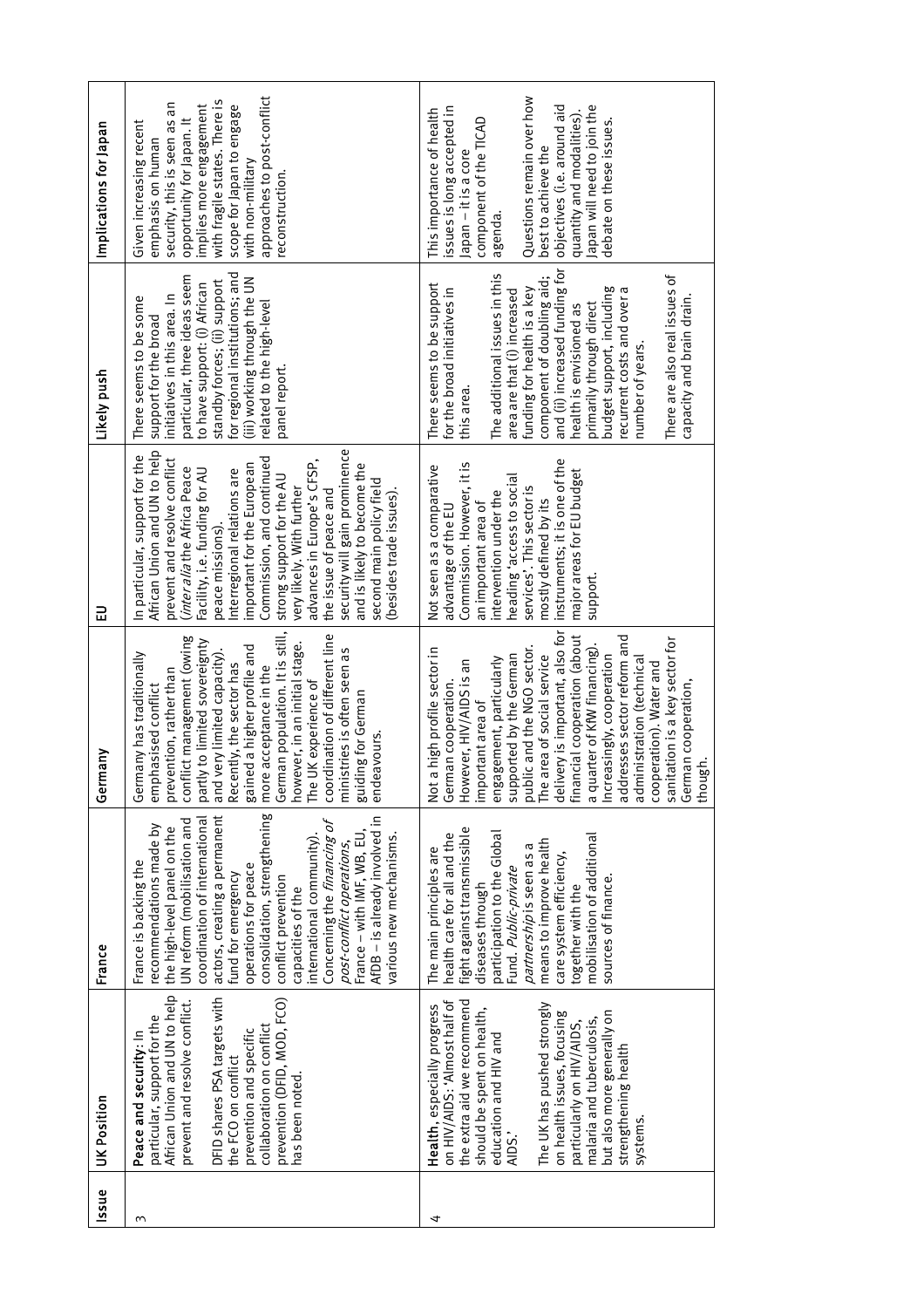| Issue | UK Position | France | Germany | EU | Likely push | Implications for Japan |
| --- | --- | --- | --- | --- | --- | --- |
| 3 | **Peace and security**: In particular, support for the African Union and UN to help prevent and resolve conflict.<br><br>DFID shares PSA targets with the FCO on conflict prevention and specific collaboration on conflict prevention (DFID, MOD, FCO) has been noted. | France is backing the recommendations made by the high-level panel on the UN reform (mobilisation and coordination of international actors, creating a permanent fund for emergency operations for peace consolidation, strengthening conflict prevention capacities of the international community). Concerning the *financing of post-conflict operations*, France – with IMF, WB, EU, AfDB – is already involved in various new mechanisms. | Germany has traditionally emphasised conflict prevention, rather than conflict management (owing partly to limited sovereignty and very limited capacity). Recently, the sector has gained a higher profile and more acceptance in the German population. It is still, however, in an initial stage. The UK experience of coordination of different line ministries is often seen as guiding for German endeavours. | In particular, support for the African Union and UN to help prevent and resolve conflict (*inter alia* the Africa Peace Facility, i.e. funding for AU peace missions). Interregional relations are important for the European Commission, and continued strong support for the AU very likely. With further advances in Europe's CFSP, the issue of peace and security will gain prominence and is likely to become the second main policy field (besides trade issues). | There seems to be some support for the broad initiatives in this area. In particular, three ideas seem to have support: (i) African standby forces; (ii) support for regional institutions; and (iii) working through the UN related to the high-level panel report. | Given increasing recent emphasis on human security, this is seen as an opportunity for Japan. It implies more engagement with fragile states. There is scope for Japan to engage with non-military approaches to post-conflict reconstruction. |
| 4 | **Health**, especially progress on HIV/AIDS: 'Almost half of the extra aid we recommend should be spent on health, education and HIV and AIDS.'<br><br>The UK has pushed strongly on health issues, focusing particularly on HIV/AIDS, malaria and tuberculosis, but also more generally on strengthening health systems. | The main principles are health care for all and the fight against transmissible diseases through participation to the Global Fund. *Public-private partnership* is seen as a means to improve health care system efficiency, together with the mobilisation of additional sources of finance. | Not a high profile sector in German cooperation. However, HIV/AIDS is an important area of engagement, particularly supported by the German public and the NGO sector. The area of social service delivery is important, also for financial cooperation (about a quarter of KfW financing). Increasingly, cooperation addresses sector reform and administration (technical cooperation). Water and sanitation is a key sector for German cooperation, though. | Not seen as a comparative advantage of the EU Commission. However, it is an important area of intervention under the heading 'access to social services'. This sector is mostly defined by its instruments; it is one of the major areas for EU budget support. | There seems to be support for the broad initiatives in this area.<br><br>The additional issues in this area are that (i) increased funding for health is a key component of doubling aid; and (ii) increased funding for health is envisioned as primarily through direct budget support, including recurrent costs and over a number of years.<br><br>There are also real issues of capacity and brain drain. | This importance of health issues is long accepted in Japan – it is a core component of the TICAD agenda.<br><br>Questions remain over how best to achieve the objectives (i.e. around aid quantity and modalities). Japan will need to join the debate on these issues. |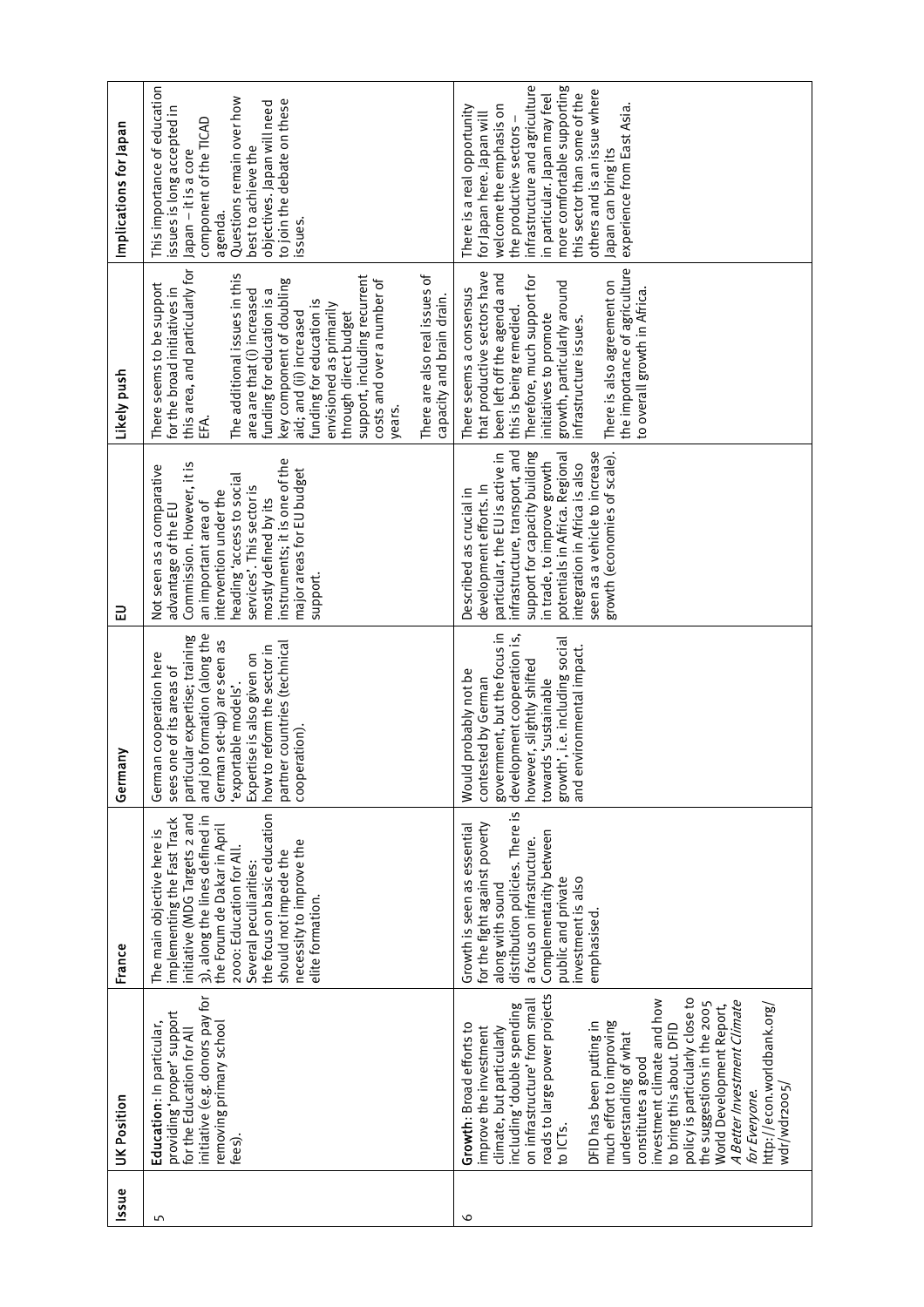| Issue | UK Position | France | Germany | EU | Likely push | Implications for Japan |
|---|---|---|---|---|---|---|
| 5 | **Education**: In particular, providing 'proper' support for the Education for All initiative (e.g. donors pay for removing primary school fees). | The main objective here is implementing the Fast Track initiative (MDG Targets 2 and 3), along the lines defined in the Forum de Dakar in April 2000: Education for All. Several peculiarities: the focus on basic education should not impede the necessity to improve the elite formation. | German cooperation here sees one of its areas of particular expertise; training and job formation (along the German set-up) are seen as 'exportable models'. Expertise is also given on how to reform the sector in partner countries (technical cooperation). | Not seen as a comparative advantage of the EU Commission. However, it is an important area of intervention under the heading 'access to social services'. This sector is mostly defined by its instruments; it is one of the major areas for EU budget support. | There seems to be support for the broad initiatives in this area, and particularly for EFA.<br><br>The additional issues in this area are that (i) increased funding for education is a key component of doubling aid; and (ii) increased funding for education is envisioned as primarily through direct budget support, including recurrent costs and over a number of years.<br><br>There are also real issues of capacity and brain drain. | This importance of education issues is long accepted in Japan – it is a core component of the TICAD agenda.<br><br>Questions remain over how best to achieve the objectives. Japan will need to join the debate on these issues. |
| 6 | **Growth**: Broad efforts to improve the investment climate, but particularly including 'double spending on infrastructure' from small roads to large power projects to ICTs.<br><br>DFID has been putting in much effort to improving understanding of what constitutes a good investment climate and how to bring this about. DFID policy is particularly close to the suggestions in the 2005 World Development Report, *A Better Investment Climate for Everyone*. http://econ.worldbank.org/wdr/wdr2005/ | Growth is seen as essential for the fight against poverty along with sound distribution policies. There is a focus on infrastructure. Complementarity between public and private investment is also emphasised. | Would probably not be contested by German government, but the focus in development cooperation is, however, slightly shifted towards 'sustainable growth', i.e. including social and environmental impact. | Described as crucial in development efforts. In particular, the EU is active in infrastructure, transport, and support for capacity building in trade, to improve growth potentials in Africa. Regional integration in Africa is also seen as a vehicle to increase growth (economies of scale). | There seems a consensus that productive sectors have been left off the agenda and this is being remedied. Therefore, much support for initiatives to promote growth, particularly around infrastructure issues.<br><br>There is also agreement on the importance of agriculture to overall growth in Africa. | There is a real opportunity for Japan here. Japan will welcome the emphasis on the productive sectors – infrastructure and agriculture in particular. Japan may feel more comfortable supporting this sector than some of the others and is an issue where Japan can bring its experience from East Asia. |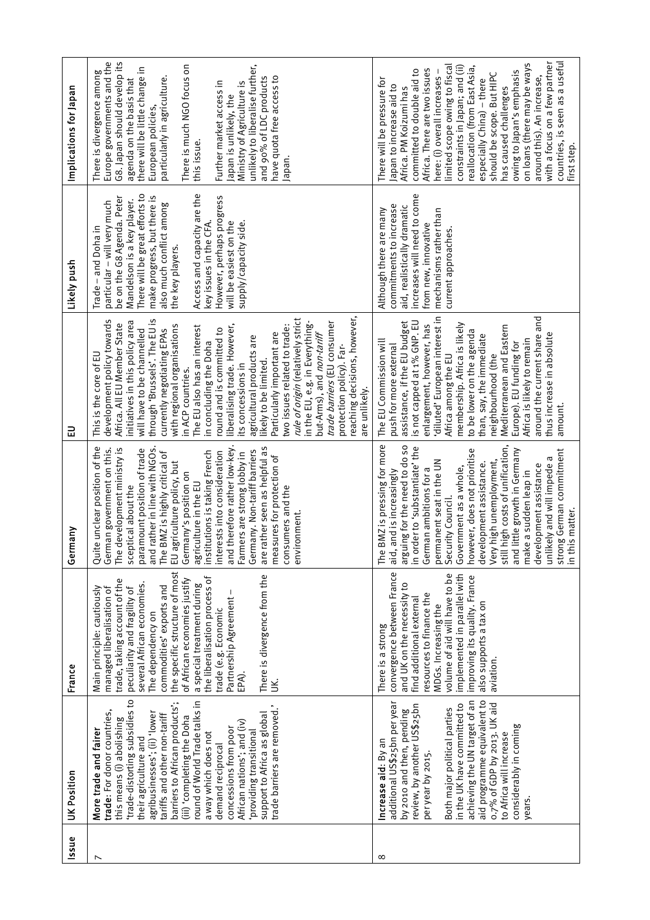| Issue | UK Position | France | Germany | EU | Likely push | Implications for Japan |
|---|---|---|---|---|---|---|
| 7 | **More trade and fairer trade**: For donor countries, this means (i) abolishing 'trade-distorting subsidies to their agriculture and agribusinesses'; (ii) 'lower tariffs and other non-tariff barriers to African products'; (iii) 'completing the Doha round of World Trade talks in a way which does not demand reciprocal concessions from poor African nations'; and (iv) 'providing transitional support to Africa as global trade barriers are removed.' | Main principle: cautiously managed liberalisation of trade, taking account of the peculiarity and fragility of several African economies. The dependency on commodities' exports and the specific structure of most of African economies justify a special treatment during the liberalisation process of trade (e.g. Economic Partnership Agreement – EPA).<br><br>There is divergence from the UK. | Quite unclear position of the German government on this. The development ministry is sceptical about the paramount position of trade and rather in line with NGOs. The BMZ is highly critical of EU agriculture policy, but Germany's position on agriculture in the EU institutions is taking French interests into consideration and therefore rather low-key. Farmers are strong lobby in Germany. Non-tariff barriers are rather seen as helpful as measures for protection of consumers and the environment. | This is the core of EU development policy towards Africa. All EU Member State initiatives in this policy area will have to be channelled through 'Brussels'. The EU is currently negotiating EPAs with regional organisations in ACP countries.<br><br>The EU also has an interest in concluding the Doha round and is committed to liberalising trade. However, its concessions in agricultural products are likely to be limited.<br><br>Particularly important are two issues related to trade: *rule of origin* (relatively strict in the EU, e.g. in Everything-but-Arms), and *non-tariff trade barriers* (EU consumer protection policy). Far-reaching decisions, however, are unlikely. | Trade – and Doha in particular – will very much be on the G8 Agenda. Peter Mandelson is a key player. There will be great efforts to make progress, but there is also much conflict among the key players.<br><br>Access and capacity are the key issues in the CFA. However, perhaps progress will be easiest on the supply/capacity side. | There is divergence among Europe governments and the G8. Japan should develop its agenda on the basis that there will be little change in European policies, particularly in agriculture.<br><br>There is much NGO focus on this issue.<br><br>Further market access in Japan is unlikely, the Ministry of Agriculture is unlikely to liberalise further, and 90% of LDC products have quota free access to Japan. |
| 8 | **Increase aid**: By an additional US$25bn per year by 2010 and then, pending review, by another US$25bn per year by 2015.<br><br>Both major political parties in the UK have committed to achieving the UN target of an aid programme equivalent to 0.7% of GDP by 2013. UK aid to Africa will increase considerably in coming years. | There is a strong convergence between France and UK on the necessity to find additional external resources to finance the MDGs. Increasing the volume of aid will have to be implemented in parallel with improving its quality. France also supports a tax on aviation. | The BMZ is pressing for more aid, and is increasingly arguing for the need to do so in order to 'substantiate' the German ambitions for a permanent seat in the UN Security Council. Government as a whole, however, does not prioritise development assistance. Very high unemployment, still high costs of unification, and little growth in Germany make a sudden leap in development assistance unlikely and will impede a strong German commitment in this matter. | The EU Commission will push for more external assistance, if the EU budget is not capped at 1% GNP. EU enlargement, however, has 'diluted' European interest in Africa among the EU membership. Africa is likely to be lower on the agenda than, say, the immediate neighbourhood (the Mediterranean and Eastern Europe). EU funding for Africa is likely to remain around the current share and thus increase in absolute amount. | Although there are many commitments to increase aid, realistically dramatic increases will need to come from new, innovative mechanisms rather than current approaches. | There will be pressure for Japan to increase aid to Africa. PM Koizumi has committed to double aid to Africa. There are two issues here: (i) overall increases – limited scope owing to fiscal constraints in Japan; and (ii) reallocation (from East Asia, especially China) – there should be scope. But HIPC has caused challenges owing to Japan's emphasis on loans (there may be ways around this). An increase, with a focus on a few partner countries, is seen as a useful first step. |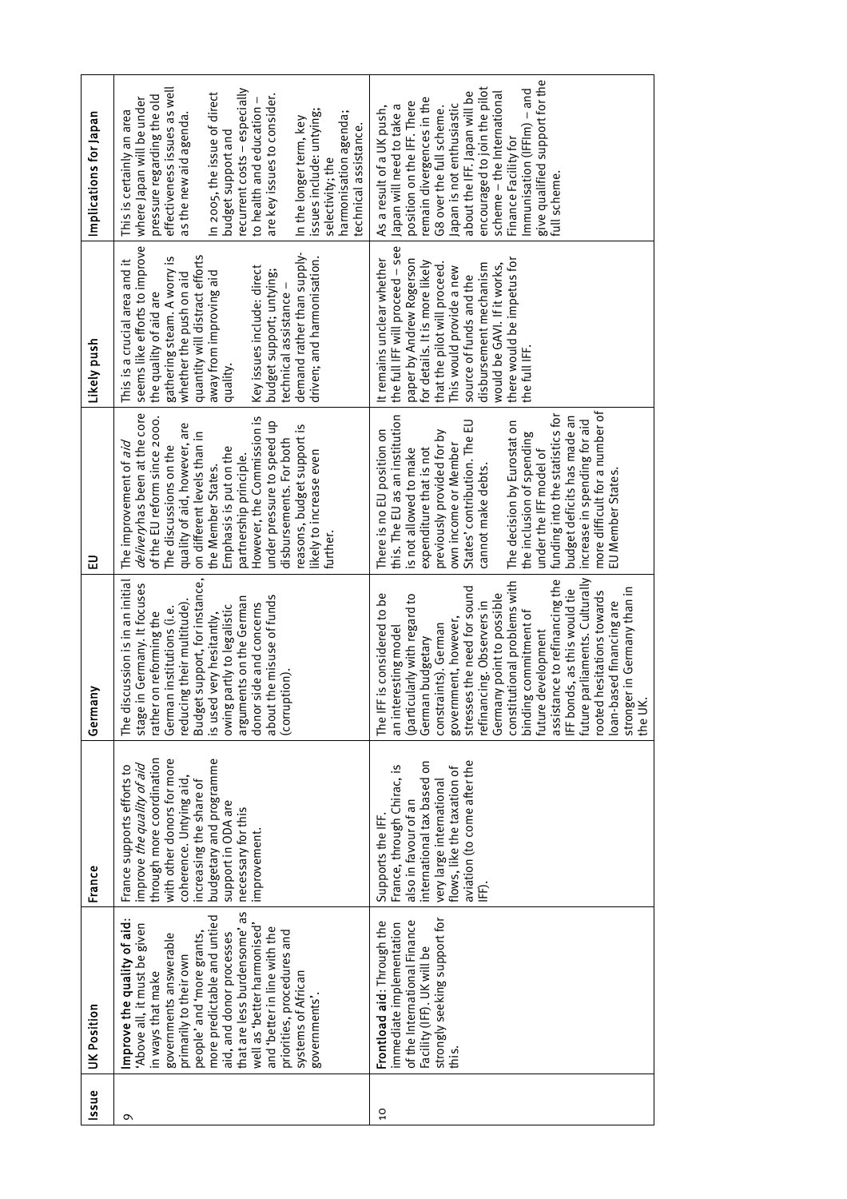| Issue | UK Position | France | Germany | EU | Likely push | Implications for Japan |
|---|---|---|---|---|---|---|
| 9 | **Improve the quality of aid**: 'Above all, it must be given in ways that make governments answerable primarily to their own people' and 'more grants, more predictable and untied aid, and donor processes that are less burdensome' as well as 'better harmonised' and 'better in line with the priorities, procedures and systems of African governments'. | France supports efforts to improve *the quality of aid* through more coordination with other donors for more coherence. Untying aid, increasing the share of budgetary and programme support in ODA are necessary for this improvement. | The discussion is in an initial stage in Germany. It focuses rather on reforming the German institutions (i.e. reducing their multitude). Budget support, for instance, is used very hesitantly, owing partly to legalistic arguments on the German donor side and concerns about the misuse of funds (corruption). | The improvement of *aid delivery* has been at the core of the EU reform since 2000. The discussions on the quality of aid, however, are on different levels than in the Member States. Emphasis is put on the partnership principle. However, the Commission is under pressure to speed up disbursements. For both reasons, budget support is likely to increase even further. | This is a crucial area and it seems like efforts to improve the quality of aid are gathering steam. A worry is whether the push on aid quantity will distract efforts away from improving aid quality.<br><br>Key issues include: direct budget support; untying; technical assistance – demand rather than supply-driven; and harmonisation. | This is certainly an area where Japan will be under pressure regarding the old effectiveness issues as well as the new aid agenda.<br><br>In 2005, the issue of direct budget support and recurrent costs – especially to health and education – are key issues to consider.<br><br>In the longer term, key issues include: untying; selectivity; the harmonisation agenda; technical assistance. |
| 10 | **Frontload aid**: Through the immediate implementation of the International Finance Facility (IFF), UK will be strongly seeking support for this. | Supports the IFF. France, through Chirac, is also in favour of an international tax based on very large international flows, like the taxation of aviation (to come after the IFF). | The IFF is considered to be an interesting model (particularly with regard to German budgetary constraints). German government, however, stresses the need for sound refinancing. Observers in Germany point to possible constitutional problems with binding commitment of future development assistance to refinancing the IFF bonds, as this would tie future parliaments. Culturally rooted hesitations towards loan-based financing are stronger in Germany than in the UK. | There is no EU position on this. The EU as an institution is not allowed to make expenditure that is not previously provided for by own income or Member States' contribution. The EU cannot make debts.<br><br>The decision by Eurostat on the inclusion of spending under the IFF model of funding into the statistics for budget deficits has made an increase in spending for aid more difficult for a number of EU Member States. | It remains unclear whether the full IFF will proceed – see paper by Andrew Rogerson for details. It is more likely that the pilot will proceed. This would provide a new source of funds and the disbursement mechanism would be GAVI. If it works, there would be impetus for the full IFF. | As a result of a UK push, Japan will need to take a position on the IFF. There remain divergences in the G8 over the full scheme. Japan is not enthusiastic about the IFF. Japan will be encouraged to join the pilot scheme – the International Finance Facility for Immunisation (IFFIm) – and give qualified support for the full scheme. |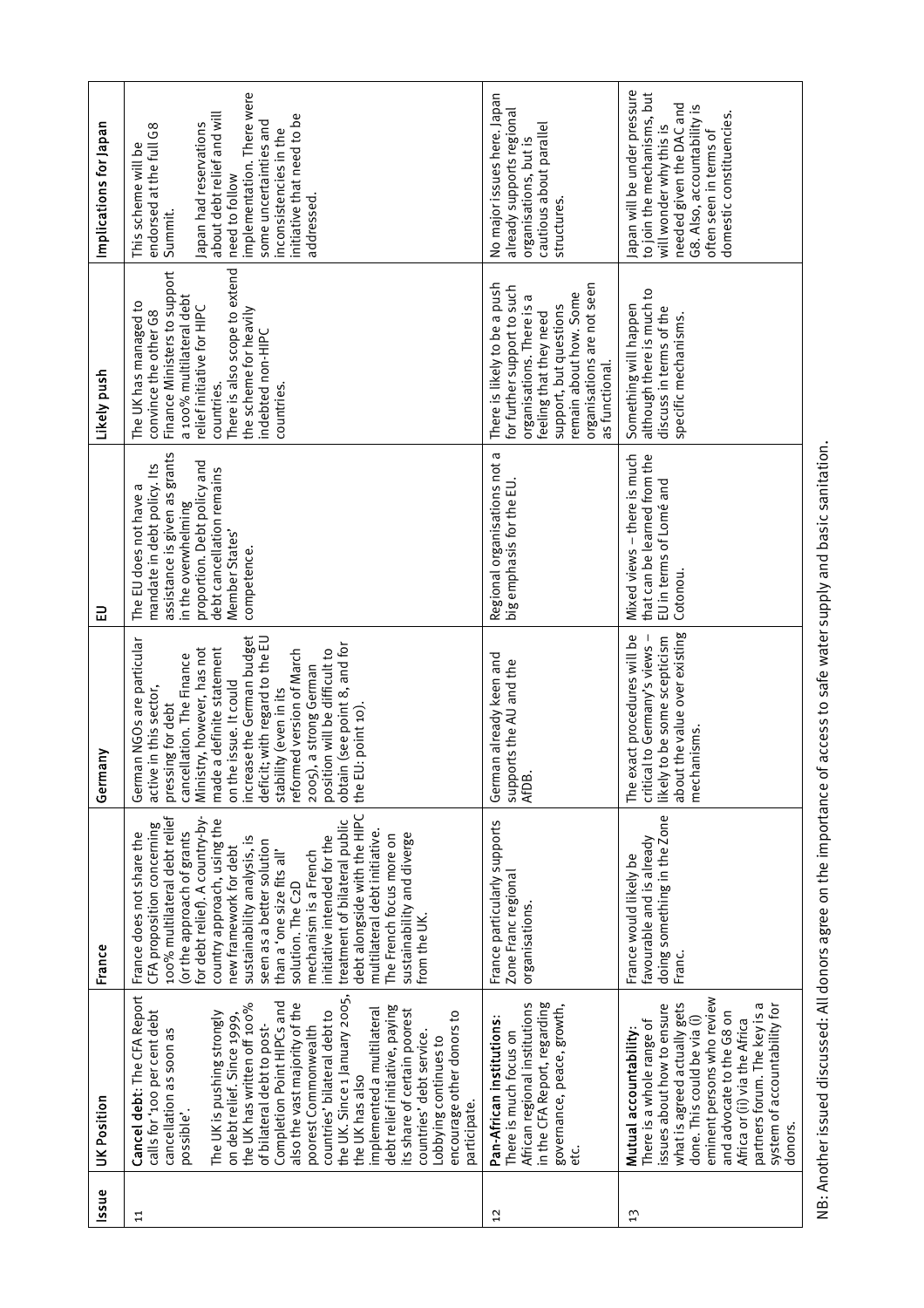| Issue | UK Position | France | Germany | EU | Likely push | Implications for Japan |
|---|---|---|---|---|---|---|
| 11 | **Cancel debt**: The CFA Report calls for '100 per cent debt cancellation as soon as possible'.<br><br>The UK is pushing strongly on debt relief. Since 1999, the UK has written off 100% of bilateral debt to post-Completion Point HIPCs and also the vast majority of the poorest Commonwealth countries' bilateral debt to the UK. Since 1 January 2005, the UK has also implemented a multilateral debt relief initiative, paying its share of certain poorest countries' debt service. Lobbying continues to encourage other donors to participate. | France does not share the CFA proposition concerning 100% multilateral debt relief (or the approach of grants for debt relief). A country-by-country approach, using the new framework for debt sustainability analysis, is seen as a better solution than a 'one size fits all' solution. The C2D mechanism is a French initiative intended for the treatment of bilateral public debt alongside with the HIPC multilateral debt initiative. The French focus more on sustainability and diverge from the UK. | German NGOs are particular active in this sector, pressing for debt cancellation. The Finance Ministry, however, has not made a definite statement on the issue. It could increase the German budget deficit; with regard to the EU stability (even in its reformed version of March 2005), a strong German position will be difficult to obtain (see point 8, and for the EU: point 10). | The EU does not have a mandate in debt policy. Its assistance is given as grants in the overwhelming proportion. Debt policy and debt cancellation remains Member States' competence. | The UK has managed to convince the other G8 Finance Ministers to support a 100% multilateral debt relief initiative for HIPC countries.<br>There is also scope to extend the scheme for heavily indebted non-HIPC countries. | This scheme will be endorsed at the full G8 Summit.<br><br>Japan had reservations about debt relief and will need to follow implementation. There were some uncertainties and inconsistencies in the initiative that need to be addressed. |
| 12 | **Pan-African institutions**: There is much focus on African regional institutions in the CFA Report, regarding governance, peace, growth, etc. | France particularly supports Zone Franc regional organisations. | German already keen and supports the AU and the AfDB. | Regional organisations not a big emphasis for the EU. | There is likely to be a push for further support to such organisations. There is a feeling that they need support, but questions remain about how. Some organisations are not seen as functional. | No major issues here. Japan already supports regional organisations, but is cautious about parallel structures. |
| 13 | **Mutual accountability**: There is a whole range of issues about how to ensure what is agreed actually gets done. This could be via (i) eminent persons who review and advocate to the G8 on Africa or (ii) via the Africa partners forum. The key is a system of accountability for donors. | France would likely be favourable and is already doing something in the Zone Franc. | The exact procedures will be critical to Germany's views – likely to be some scepticism about the value over existing mechanisms. | Mixed views – there is much that can be learned from the EU in terms of Lomé and Cotonou. | Something will happen although there is much to discuss in terms of the specific mechanisms. | Japan will be under pressure to join the mechanisms, but will wonder why this is needed given the DAC and G8. Also, accountability is often seen in terms of domestic constituencies. |

NB: Another issued discussed: All donors agree on the importance of access to safe water supply and basic sanitation.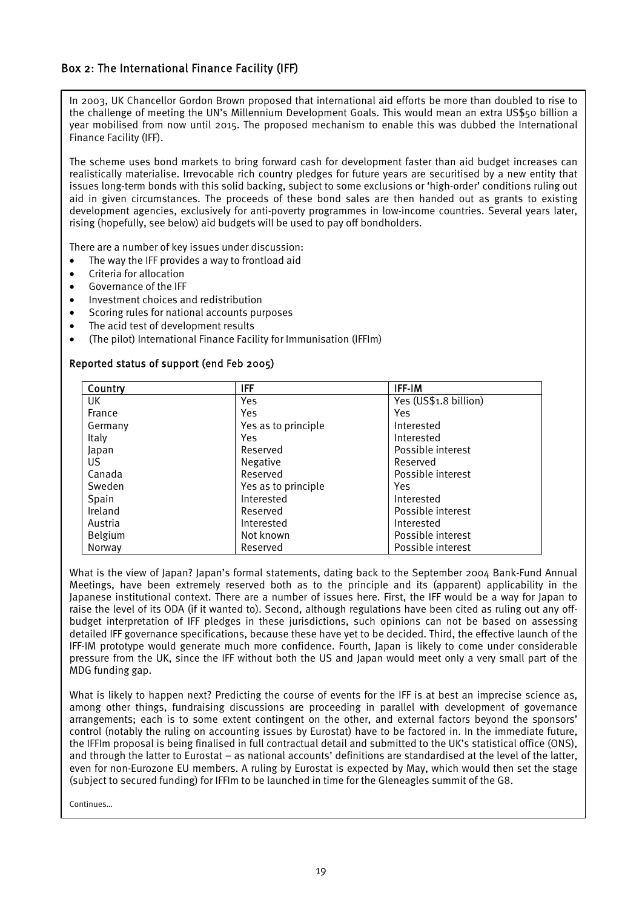## Box 2: The International Finance Facility (IFF)

In 2003, UK Chancellor Gordon Brown proposed that international aid efforts be more than doubled to rise to the challenge of meeting the UN's Millennium Development Goals. This would mean an extra US$50 billion a year mobilised from now until 2015. The proposed mechanism to enable this was dubbed the International Finance Facility (IFF).

The scheme uses bond markets to bring forward cash for development faster than aid budget increases can realistically materialise. Irrevocable rich country pledges for future years are securitised by a new entity that issues long-term bonds with this solid backing, subject to some exclusions or 'high-order' conditions ruling out aid in given circumstances. The proceeds of these bond sales are then handed out as grants to existing development agencies, exclusively for anti-poverty programmes in low-income countries. Several years later, rising (hopefully, see below) aid budgets will be used to pay off bondholders.

There are a number of key issues under discussion:

- The way the IFF provides a way to frontload aid
- Criteria for allocation
- Governance of the IFF
- Investment choices and redistribution
- Scoring rules for national accounts purposes
- The acid test of development results
- (The pilot) International Finance Facility for Immunisation (IFFIm)

### Reported status of support (end Feb 2005)

| Country | IFF | IFF-IM |
|---|---|---|
| UK | Yes | Yes (US$1.8 billion) |
| France | Yes | Yes |
| Germany | Yes as to principle | Interested |
| Italy | Yes | Interested |
| Japan | Reserved | Possible interest |
| US | Negative | Reserved |
| Canada | Reserved | Possible interest |
| Sweden | Yes as to principle | Yes |
| Spain | Interested | Interested |
| Ireland | Reserved | Possible interest |
| Austria | Interested | Interested |
| Belgium | Not known | Possible interest |
| Norway | Reserved | Possible interest |

What is the view of Japan? Japan's formal statements, dating back to the September 2004 Bank-Fund Annual Meetings, have been extremely reserved both as to the principle and its (apparent) applicability in the Japanese institutional context. There are a number of issues here. First, the IFF would be a way for Japan to raise the level of its ODA (if it wanted to). Second, although regulations have been cited as ruling out any off-budget interpretation of IFF pledges in these jurisdictions, such opinions can not be based on assessing detailed IFF governance specifications, because these have yet to be decided. Third, the effective launch of the IFF-IM prototype would generate much more confidence. Fourth, Japan is likely to come under considerable pressure from the UK, since the IFF without both the US and Japan would meet only a very small part of the MDG funding gap.

What is likely to happen next? Predicting the course of events for the IFF is at best an imprecise science as, among other things, fundraising discussions are proceeding in parallel with development of governance arrangements; each is to some extent contingent on the other, and external factors beyond the sponsors' control (notably the ruling on accounting issues by Eurostat) have to be factored in. In the immediate future, the IFFIm proposal is being finalised in full contractual detail and submitted to the UK's statistical office (ONS), and through the latter to Eurostat – as national accounts' definitions are standardised at the level of the latter, even for non-Eurozone EU members. A ruling by Eurostat is expected by May, which would then set the stage (subject to secured funding) for IFFIm to be launched in time for the Gleneagles summit of the G8.

Continues…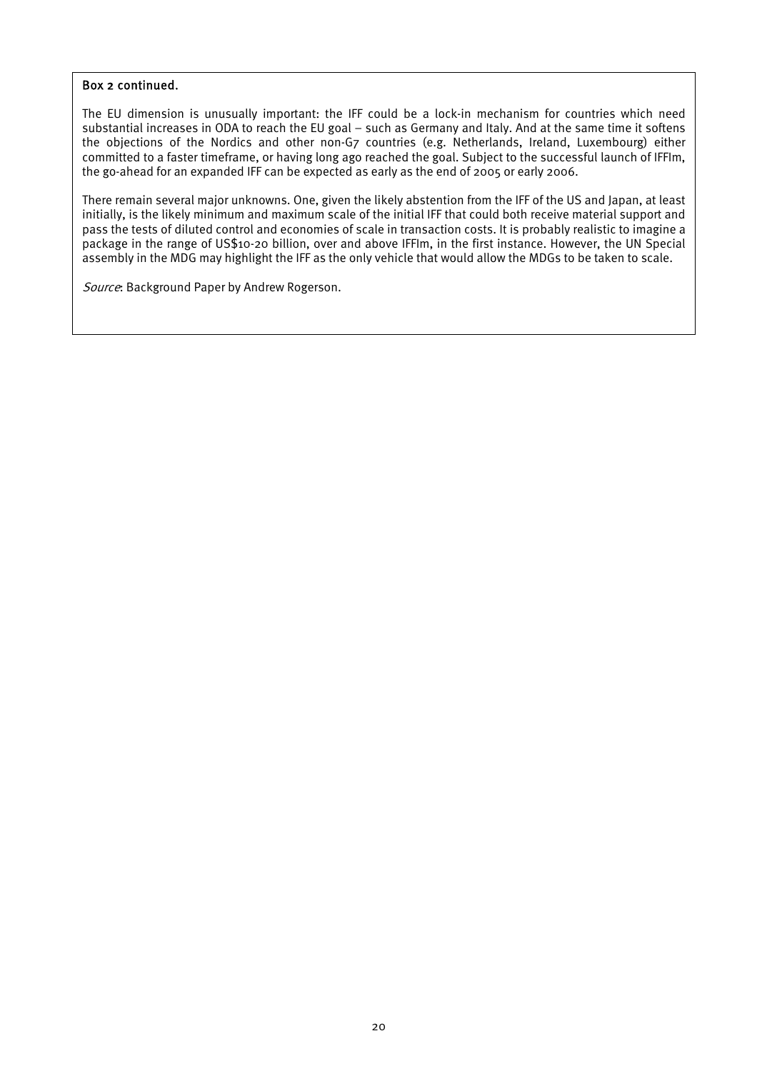**Box 2 continued.**

The EU dimension is unusually important: the IFF could be a lock-in mechanism for countries which need substantial increases in ODA to reach the EU goal – such as Germany and Italy. And at the same time it softens the objections of the Nordics and other non-G7 countries (e.g. Netherlands, Ireland, Luxembourg) either committed to a faster timeframe, or having long ago reached the goal. Subject to the successful launch of IFFIm, the go-ahead for an expanded IFF can be expected as early as the end of 2005 or early 2006.

There remain several major unknowns. One, given the likely abstention from the IFF of the US and Japan, at least initially, is the likely minimum and maximum scale of the initial IFF that could both receive material support and pass the tests of diluted control and economies of scale in transaction costs. It is probably realistic to imagine a package in the range of US$10-20 billion, over and above IFFIm, in the first instance. However, the UN Special assembly in the MDG may highlight the IFF as the only vehicle that would allow the MDGs to be taken to scale.

*Source*: Background Paper by Andrew Rogerson.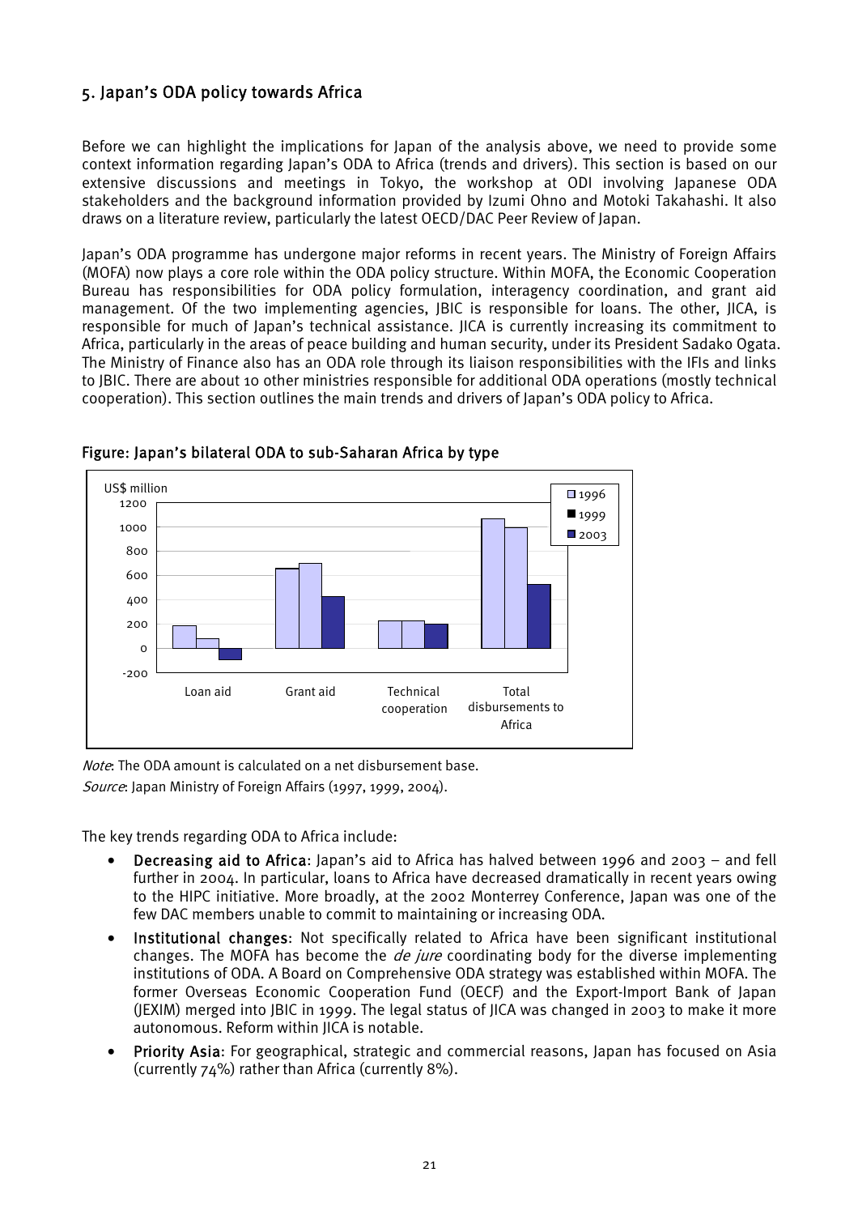## 5. Japan's ODA policy towards Africa

Before we can highlight the implications for Japan of the analysis above, we need to provide some context information regarding Japan's ODA to Africa (trends and drivers). This section is based on our extensive discussions and meetings in Tokyo, the workshop at ODI involving Japanese ODA stakeholders and the background information provided by Izumi Ohno and Motoki Takahashi. It also draws on a literature review, particularly the latest OECD/DAC Peer Review of Japan.

Japan's ODA programme has undergone major reforms in recent years. The Ministry of Foreign Affairs (MOFA) now plays a core role within the ODA policy structure. Within MOFA, the Economic Cooperation Bureau has responsibilities for ODA policy formulation, interagency coordination, and grant aid management. Of the two implementing agencies, JBIC is responsible for loans. The other, JICA, is responsible for much of Japan's technical assistance. JICA is currently increasing its commitment to Africa, particularly in the areas of peace building and human security, under its President Sadako Ogata. The Ministry of Finance also has an ODA role through its liaison responsibilities with the IFIs and links to JBIC. There are about 10 other ministries responsible for additional ODA operations (mostly technical cooperation). This section outlines the main trends and drivers of Japan's ODA policy to Africa.

**Figure: Japan's bilateral ODA to sub-Saharan Africa by type**

*Note*: The ODA amount is calculated on a net disbursement base.
*Source*: Japan Ministry of Foreign Affairs (1997, 1999, 2004).

The key trends regarding ODA to Africa include:

- **Decreasing aid to Africa**: Japan's aid to Africa has halved between 1996 and 2003 – and fell further in 2004. In particular, loans to Africa have decreased dramatically in recent years owing to the HIPC initiative. More broadly, at the 2002 Monterrey Conference, Japan was one of the few DAC members unable to commit to maintaining or increasing ODA.
- **Institutional changes**: Not specifically related to Africa have been significant institutional changes. The MOFA has become the *de jure* coordinating body for the diverse implementing institutions of ODA. A Board on Comprehensive ODA strategy was established within MOFA. The former Overseas Economic Cooperation Fund (OECF) and the Export-Import Bank of Japan (JEXIM) merged into JBIC in 1999. The legal status of JICA was changed in 2003 to make it more autonomous. Reform within JICA is notable.
- **Priority Asia**: For geographical, strategic and commercial reasons, Japan has focused on Asia (currently 74%) rather than Africa (currently 8%).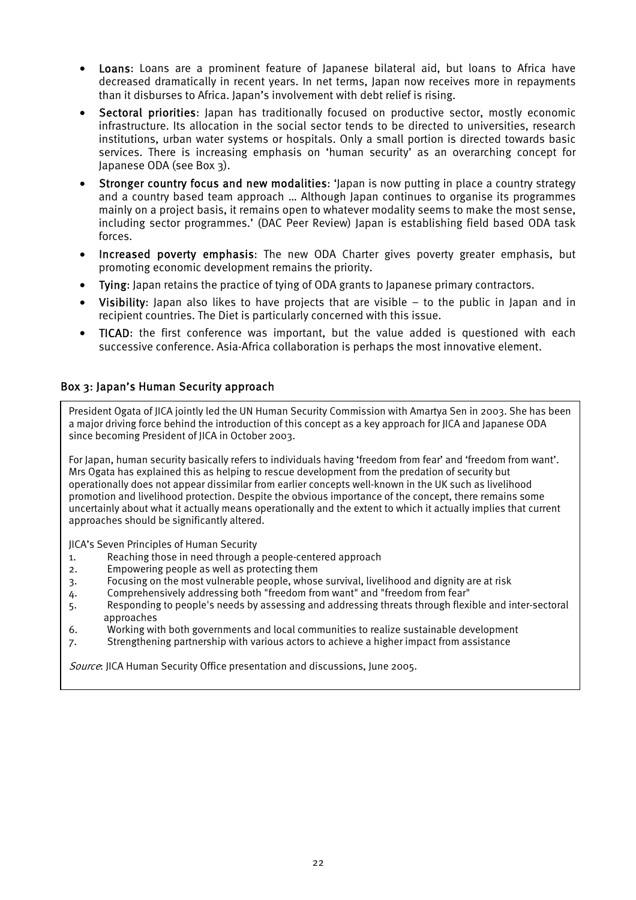- **Loans**: Loans are a prominent feature of Japanese bilateral aid, but loans to Africa have decreased dramatically in recent years. In net terms, Japan now receives more in repayments than it disburses to Africa. Japan's involvement with debt relief is rising.
- **Sectoral priorities**: Japan has traditionally focused on productive sector, mostly economic infrastructure. Its allocation in the social sector tends to be directed to universities, research institutions, urban water systems or hospitals. Only a small portion is directed towards basic services. There is increasing emphasis on 'human security' as an overarching concept for Japanese ODA (see Box 3).
- **Stronger country focus and new modalities**: 'Japan is now putting in place a country strategy and a country based team approach … Although Japan continues to organise its programmes mainly on a project basis, it remains open to whatever modality seems to make the most sense, including sector programmes.' (DAC Peer Review) Japan is establishing field based ODA task forces.
- **Increased poverty emphasis**: The new ODA Charter gives poverty greater emphasis, but promoting economic development remains the priority.
- **Tying**: Japan retains the practice of tying of ODA grants to Japanese primary contractors.
- **Visibility**: Japan also likes to have projects that are visible – to the public in Japan and in recipient countries. The Diet is particularly concerned with this issue.
- **TICAD**: the first conference was important, but the value added is questioned with each successive conference. Asia-Africa collaboration is perhaps the most innovative element.

### Box 3: Japan's Human Security approach

President Ogata of JICA jointly led the UN Human Security Commission with Amartya Sen in 2003. She has been a major driving force behind the introduction of this concept as a key approach for JICA and Japanese ODA since becoming President of JICA in October 2003.

For Japan, human security basically refers to individuals having 'freedom from fear' and 'freedom from want'. Mrs Ogata has explained this as helping to rescue development from the predation of security but operationally does not appear dissimilar from earlier concepts well-known in the UK such as livelihood promotion and livelihood protection. Despite the obvious importance of the concept, there remains some uncertainly about what it actually means operationally and the extent to which it actually implies that current approaches should be significantly altered.

JICA's Seven Principles of Human Security

1. Reaching those in need through a people-centered approach
2. Empowering people as well as protecting them
3. Focusing on the most vulnerable people, whose survival, livelihood and dignity are at risk
4. Comprehensively addressing both "freedom from want" and "freedom from fear"
5. Responding to people's needs by assessing and addressing threats through flexible and inter-sectoral approaches
6. Working with both governments and local communities to realize sustainable development
7. Strengthening partnership with various actors to achieve a higher impact from assistance

*Source*: JICA Human Security Office presentation and discussions, June 2005.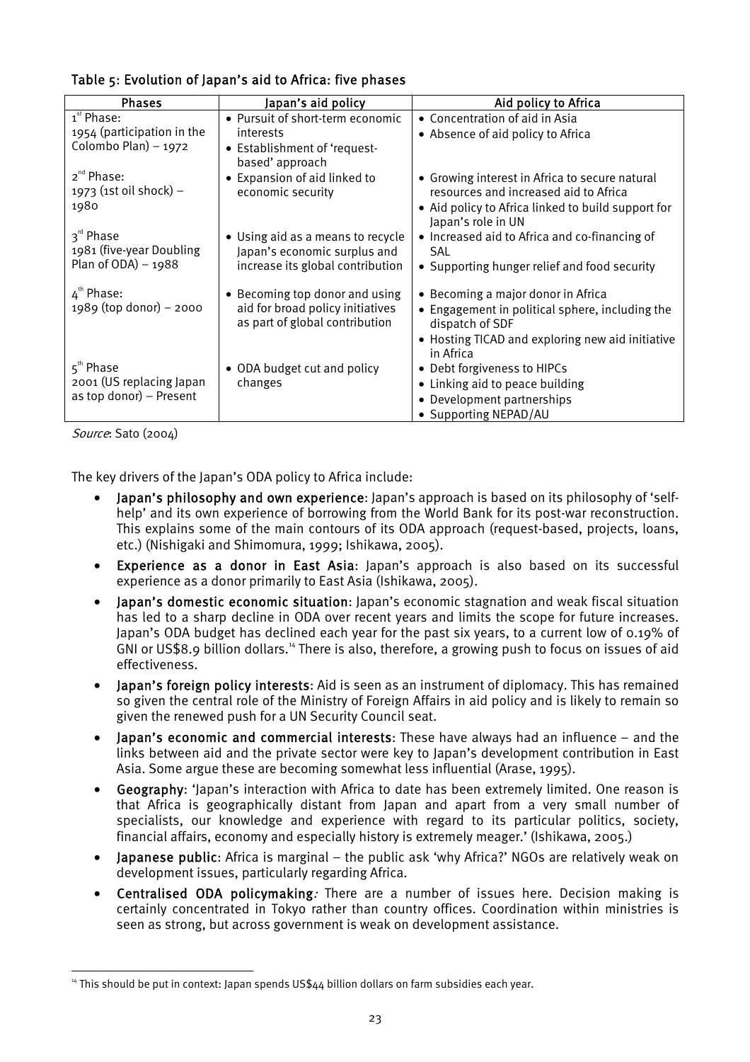Table 5: Evolution of Japan's aid to Africa: five phases

| Phases | Japan's aid policy | Aid policy to Africa |
|---|---|---|
| 1st Phase: 1954 (participation in the Colombo Plan) – 1972 | • Pursuit of short-term economic interests<br>• Establishment of 'request-based' approach | • Concentration of aid in Asia<br>• Absence of aid policy to Africa |
| 2nd Phase: 1973 (1st oil shock) – 1980 | • Expansion of aid linked to economic security | • Growing interest in Africa to secure natural resources and increased aid to Africa<br>• Aid policy to Africa linked to build support for Japan's role in UN |
| 3rd Phase 1981 (five-year Doubling Plan of ODA) – 1988 | • Using aid as a means to recycle Japan's economic surplus and increase its global contribution | • Increased aid to Africa and co-financing of SAL<br>• Supporting hunger relief and food security |
| 4th Phase: 1989 (top donor) – 2000 | • Becoming top donor and using aid for broad policy initiatives as part of global contribution | • Becoming a major donor in Africa<br>• Engagement in political sphere, including the dispatch of SDF<br>• Hosting TICAD and exploring new aid initiative in Africa |
| 5th Phase 2001 (US replacing Japan as top donor) – Present | • ODA budget cut and policy changes | • Debt forgiveness to HIPCs<br>• Linking aid to peace building<br>• Development partnerships<br>• Supporting NEPAD/AU |

*Source*: Sato (2004)

The key drivers of the Japan's ODA policy to Africa include:

- **Japan's philosophy and own experience**: Japan's approach is based on its philosophy of 'self-help' and its own experience of borrowing from the World Bank for its post-war reconstruction. This explains some of the main contours of its ODA approach (request-based, projects, loans, etc.) (Nishigaki and Shimomura, 1999; Ishikawa, 2005).
- **Experience as a donor in East Asia**: Japan's approach is also based on its successful experience as a donor primarily to East Asia (Ishikawa, 2005).
- **Japan's domestic economic situation**: Japan's economic stagnation and weak fiscal situation has led to a sharp decline in ODA over recent years and limits the scope for future increases. Japan's ODA budget has declined each year for the past six years, to a current low of 0.19% of GNI or US$8.9 billion dollars.[14] There is also, therefore, a growing push to focus on issues of aid effectiveness.
- **Japan's foreign policy interests**: Aid is seen as an instrument of diplomacy. This has remained so given the central role of the Ministry of Foreign Affairs in aid policy and is likely to remain so given the renewed push for a UN Security Council seat.
- **Japan's economic and commercial interests**: These have always had an influence – and the links between aid and the private sector were key to Japan's development contribution in East Asia. Some argue these are becoming somewhat less influential (Arase, 1995).
- **Geography**: 'Japan's interaction with Africa to date has been extremely limited. One reason is that Africa is geographically distant from Japan and apart from a very small number of specialists, our knowledge and experience with regard to its particular politics, society, financial affairs, economy and especially history is extremely meager.' (Ishikawa, 2005.)
- **Japanese public**: Africa is marginal – the public ask 'why Africa?' NGOs are relatively weak on development issues, particularly regarding Africa.
- **Centralised ODA policymaking**: There are a number of issues here. Decision making is certainly concentrated in Tokyo rather than country offices. Coordination within ministries is seen as strong, but across government is weak on development assistance.

[14] This should be put in context: Japan spends US$44 billion dollars on farm subsidies each year.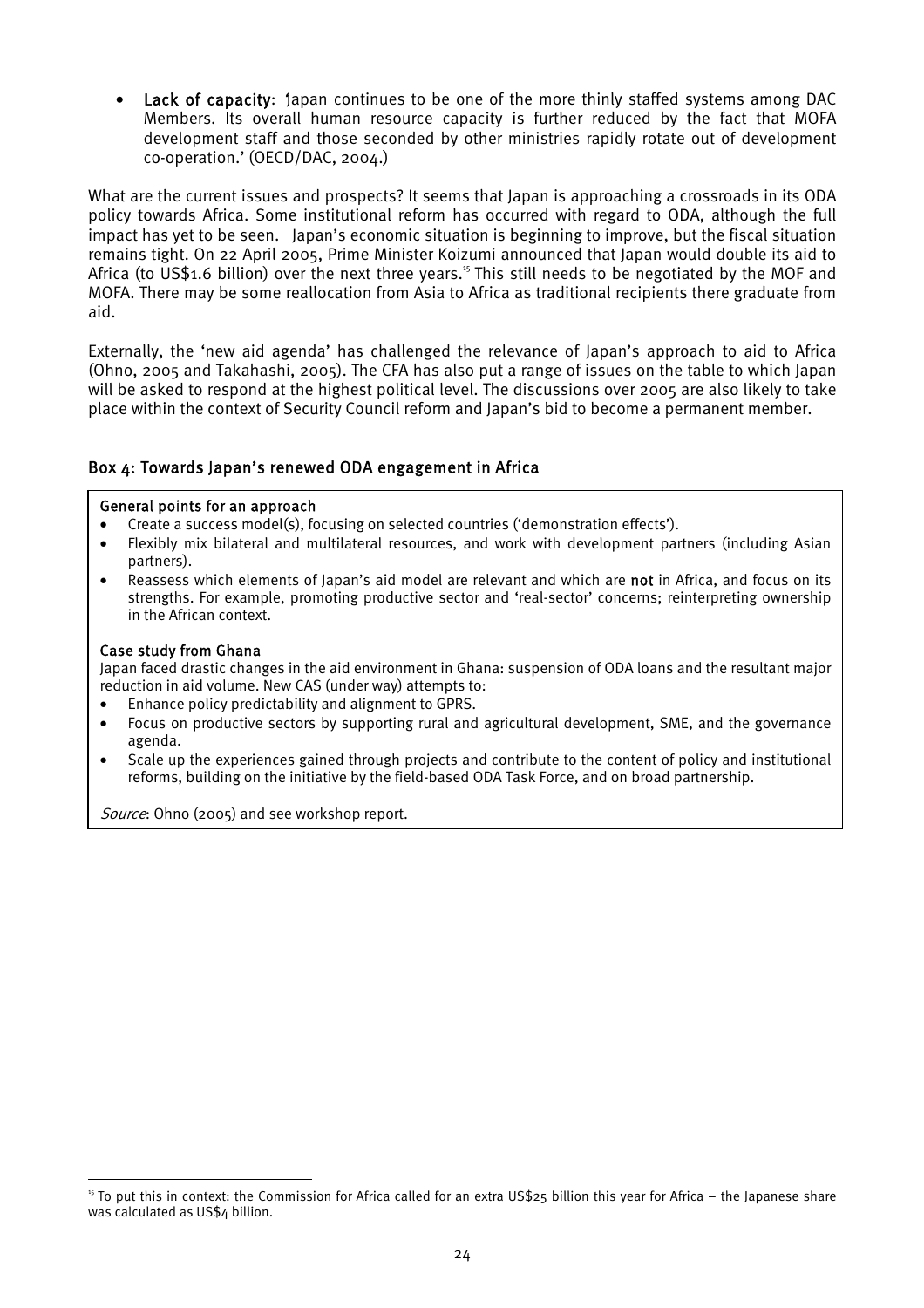- **Lack of capacity**: Japan continues to be one of the more thinly staffed systems among DAC Members. Its overall human resource capacity is further reduced by the fact that MOFA development staff and those seconded by other ministries rapidly rotate out of development co-operation.' (OECD/DAC, 2004.)

What are the current issues and prospects? It seems that Japan is approaching a crossroads in its ODA policy towards Africa. Some institutional reform has occurred with regard to ODA, although the full impact has yet to be seen. Japan's economic situation is beginning to improve, but the fiscal situation remains tight. On 22 April 2005, Prime Minister Koizumi announced that Japan would double its aid to Africa (to US$1.6 billion) over the next three years.[15] This still needs to be negotiated by the MOF and MOFA. There may be some reallocation from Asia to Africa as traditional recipients there graduate from aid.

Externally, the 'new aid agenda' has challenged the relevance of Japan's approach to aid to Africa (Ohno, 2005 and Takahashi, 2005). The CFA has also put a range of issues on the table to which Japan will be asked to respond at the highest political level. The discussions over 2005 are also likely to take place within the context of Security Council reform and Japan's bid to become a permanent member.

## Box 4: Towards Japan's renewed ODA engagement in Africa

**General points for an approach**

- Create a success model(s), focusing on selected countries ('demonstration effects').
- Flexibly mix bilateral and multilateral resources, and work with development partners (including Asian partners).
- Reassess which elements of Japan's aid model are relevant and which are **not** in Africa, and focus on its strengths. For example, promoting productive sector and 'real-sector' concerns; reinterpreting ownership in the African context.

**Case study from Ghana**

Japan faced drastic changes in the aid environment in Ghana: suspension of ODA loans and the resultant major reduction in aid volume. New CAS (under way) attempts to:

- Enhance policy predictability and alignment to GPRS.
- Focus on productive sectors by supporting rural and agricultural development, SME, and the governance agenda.
- Scale up the experiences gained through projects and contribute to the content of policy and institutional reforms, building on the initiative by the field-based ODA Task Force, and on broad partnership.

*Source*: Ohno (2005) and see workshop report.

[15] To put this in context: the Commission for Africa called for an extra US$25 billion this year for Africa – the Japanese share was calculated as US$4 billion.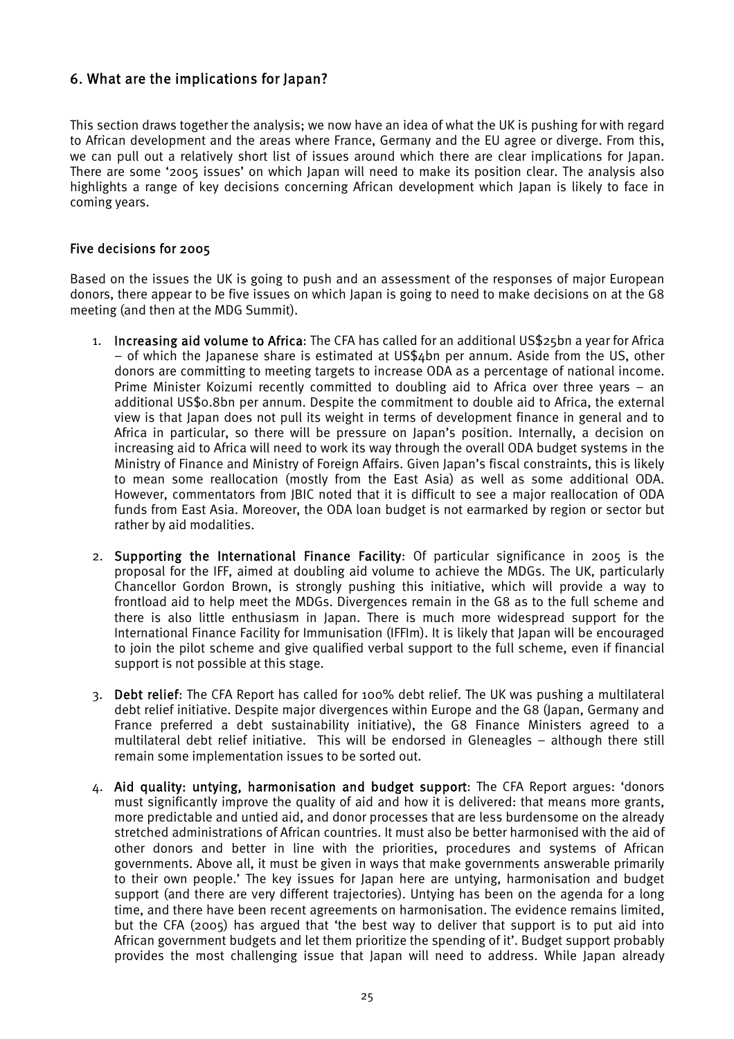## 6. What are the implications for Japan?

This section draws together the analysis; we now have an idea of what the UK is pushing for with regard to African development and the areas where France, Germany and the EU agree or diverge. From this, we can pull out a relatively short list of issues around which there are clear implications for Japan. There are some '2005 issues' on which Japan will need to make its position clear. The analysis also highlights a range of key decisions concerning African development which Japan is likely to face in coming years.

### Five decisions for 2005

Based on the issues the UK is going to push and an assessment of the responses of major European donors, there appear to be five issues on which Japan is going to need to make decisions on at the G8 meeting (and then at the MDG Summit).

1. **Increasing aid volume to Africa**: The CFA has called for an additional US$25bn a year for Africa – of which the Japanese share is estimated at US$4bn per annum. Aside from the US, other donors are committing to meeting targets to increase ODA as a percentage of national income. Prime Minister Koizumi recently committed to doubling aid to Africa over three years – an additional US$0.8bn per annum. Despite the commitment to double aid to Africa, the external view is that Japan does not pull its weight in terms of development finance in general and to Africa in particular, so there will be pressure on Japan's position. Internally, a decision on increasing aid to Africa will need to work its way through the overall ODA budget systems in the Ministry of Finance and Ministry of Foreign Affairs. Given Japan's fiscal constraints, this is likely to mean some reallocation (mostly from the East Asia) as well as some additional ODA. However, commentators from JBIC noted that it is difficult to see a major reallocation of ODA funds from East Asia. Moreover, the ODA loan budget is not earmarked by region or sector but rather by aid modalities.

2. **Supporting the International Finance Facility**: Of particular significance in 2005 is the proposal for the IFF, aimed at doubling aid volume to achieve the MDGs. The UK, particularly Chancellor Gordon Brown, is strongly pushing this initiative, which will provide a way to frontload aid to help meet the MDGs. Divergences remain in the G8 as to the full scheme and there is also little enthusiasm in Japan. There is much more widespread support for the International Finance Facility for Immunisation (IFFIm). It is likely that Japan will be encouraged to join the pilot scheme and give qualified verbal support to the full scheme, even if financial support is not possible at this stage.

3. **Debt relief**: The CFA Report has called for 100% debt relief. The UK was pushing a multilateral debt relief initiative. Despite major divergences within Europe and the G8 (Japan, Germany and France preferred a debt sustainability initiative), the G8 Finance Ministers agreed to a multilateral debt relief initiative. This will be endorsed in Gleneagles – although there still remain some implementation issues to be sorted out.

4. **Aid quality: untying, harmonisation and budget support**: The CFA Report argues: 'donors must significantly improve the quality of aid and how it is delivered: that means more grants, more predictable and untied aid, and donor processes that are less burdensome on the already stretched administrations of African countries. It must also be better harmonised with the aid of other donors and better in line with the priorities, procedures and systems of African governments. Above all, it must be given in ways that make governments answerable primarily to their own people.' The key issues for Japan here are untying, harmonisation and budget support (and there are very different trajectories). Untying has been on the agenda for a long time, and there have been recent agreements on harmonisation. The evidence remains limited, but the CFA (2005) has argued that 'the best way to deliver that support is to put aid into African government budgets and let them prioritize the spending of it'. Budget support probably provides the most challenging issue that Japan will need to address. While Japan already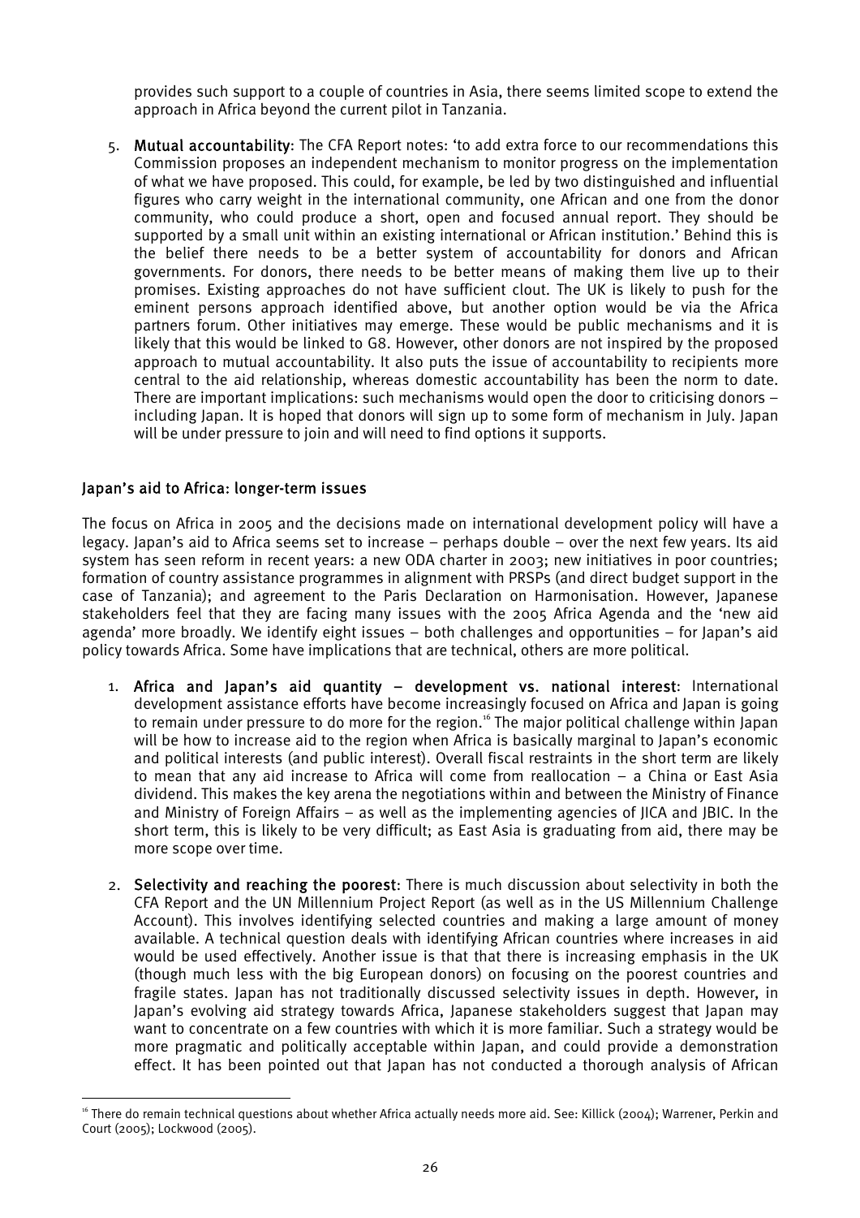provides such support to a couple of countries in Asia, there seems limited scope to extend the approach in Africa beyond the current pilot in Tanzania.

5. **Mutual accountability**: The CFA Report notes: 'to add extra force to our recommendations this Commission proposes an independent mechanism to monitor progress on the implementation of what we have proposed. This could, for example, be led by two distinguished and influential figures who carry weight in the international community, one African and one from the donor community, who could produce a short, open and focused annual report. They should be supported by a small unit within an existing international or African institution.' Behind this is the belief there needs to be a better system of accountability for donors and African governments. For donors, there needs to be better means of making them live up to their promises. Existing approaches do not have sufficient clout. The UK is likely to push for the eminent persons approach identified above, but another option would be via the Africa partners forum. Other initiatives may emerge. These would be public mechanisms and it is likely that this would be linked to G8. However, other donors are not inspired by the proposed approach to mutual accountability. It also puts the issue of accountability to recipients more central to the aid relationship, whereas domestic accountability has been the norm to date. There are important implications: such mechanisms would open the door to criticising donors – including Japan. It is hoped that donors will sign up to some form of mechanism in July. Japan will be under pressure to join and will need to find options it supports.

### Japan's aid to Africa: longer-term issues

The focus on Africa in 2005 and the decisions made on international development policy will have a legacy. Japan's aid to Africa seems set to increase – perhaps double – over the next few years. Its aid system has seen reform in recent years: a new ODA charter in 2003; new initiatives in poor countries; formation of country assistance programmes in alignment with PRSPs (and direct budget support in the case of Tanzania); and agreement to the Paris Declaration on Harmonisation. However, Japanese stakeholders feel that they are facing many issues with the 2005 Africa Agenda and the 'new aid agenda' more broadly. We identify eight issues – both challenges and opportunities – for Japan's aid policy towards Africa. Some have implications that are technical, others are more political.

1. **Africa and Japan's aid quantity – development vs. national interest**: International development assistance efforts have become increasingly focused on Africa and Japan is going to remain under pressure to do more for the region.[16] The major political challenge within Japan will be how to increase aid to the region when Africa is basically marginal to Japan's economic and political interests (and public interest). Overall fiscal restraints in the short term are likely to mean that any aid increase to Africa will come from reallocation – a China or East Asia dividend. This makes the key arena the negotiations within and between the Ministry of Finance and Ministry of Foreign Affairs – as well as the implementing agencies of JICA and JBIC. In the short term, this is likely to be very difficult; as East Asia is graduating from aid, there may be more scope over time.

2. **Selectivity and reaching the poorest**: There is much discussion about selectivity in both the CFA Report and the UN Millennium Project Report (as well as in the US Millennium Challenge Account). This involves identifying selected countries and making a large amount of money available. A technical question deals with identifying African countries where increases in aid would be used effectively. Another issue is that that there is increasing emphasis in the UK (though much less with the big European donors) on focusing on the poorest countries and fragile states. Japan has not traditionally discussed selectivity issues in depth. However, in Japan's evolving aid strategy towards Africa, Japanese stakeholders suggest that Japan may want to concentrate on a few countries with which it is more familiar. Such a strategy would be more pragmatic and politically acceptable within Japan, and could provide a demonstration effect. It has been pointed out that Japan has not conducted a thorough analysis of African

[16] There do remain technical questions about whether Africa actually needs more aid. See: Killick (2004); Warrener, Perkin and Court (2005); Lockwood (2005).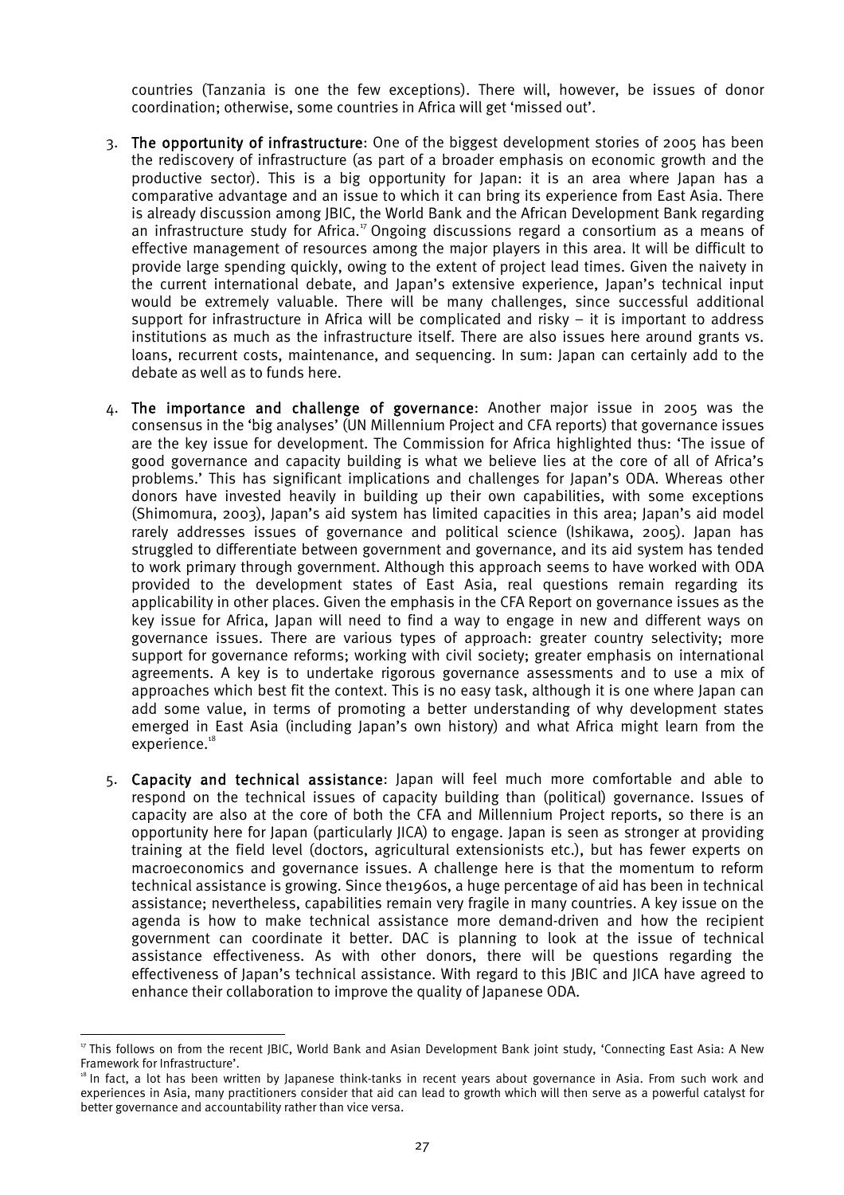countries (Tanzania is one the few exceptions). There will, however, be issues of donor coordination; otherwise, some countries in Africa will get 'missed out'.

3. **The opportunity of infrastructure**: One of the biggest development stories of 2005 has been the rediscovery of infrastructure (as part of a broader emphasis on economic growth and the productive sector). This is a big opportunity for Japan: it is an area where Japan has a comparative advantage and an issue to which it can bring its experience from East Asia. There is already discussion among JBIC, the World Bank and the African Development Bank regarding an infrastructure study for Africa.[17] Ongoing discussions regard a consortium as a means of effective management of resources among the major players in this area. It will be difficult to provide large spending quickly, owing to the extent of project lead times. Given the naivety in the current international debate, and Japan's extensive experience, Japan's technical input would be extremely valuable. There will be many challenges, since successful additional support for infrastructure in Africa will be complicated and risky – it is important to address institutions as much as the infrastructure itself. There are also issues here around grants vs. loans, recurrent costs, maintenance, and sequencing. In sum: Japan can certainly add to the debate as well as to funds here.

4. **The importance and challenge of governance**: Another major issue in 2005 was the consensus in the 'big analyses' (UN Millennium Project and CFA reports) that governance issues are the key issue for development. The Commission for Africa highlighted thus: 'The issue of good governance and capacity building is what we believe lies at the core of all of Africa's problems.' This has significant implications and challenges for Japan's ODA. Whereas other donors have invested heavily in building up their own capabilities, with some exceptions (Shimomura, 2003), Japan's aid system has limited capacities in this area; Japan's aid model rarely addresses issues of governance and political science (Ishikawa, 2005). Japan has struggled to differentiate between government and governance, and its aid system has tended to work primary through government. Although this approach seems to have worked with ODA provided to the development states of East Asia, real questions remain regarding its applicability in other places. Given the emphasis in the CFA Report on governance issues as the key issue for Africa, Japan will need to find a way to engage in new and different ways on governance issues. There are various types of approach: greater country selectivity; more support for governance reforms; working with civil society; greater emphasis on international agreements. A key is to undertake rigorous governance assessments and to use a mix of approaches which best fit the context. This is no easy task, although it is one where Japan can add some value, in terms of promoting a better understanding of why development states emerged in East Asia (including Japan's own history) and what Africa might learn from the experience.[18]

5. **Capacity and technical assistance**: Japan will feel much more comfortable and able to respond on the technical issues of capacity building than (political) governance. Issues of capacity are also at the core of both the CFA and Millennium Project reports, so there is an opportunity here for Japan (particularly JICA) to engage. Japan is seen as stronger at providing training at the field level (doctors, agricultural extensionists etc.), but has fewer experts on macroeconomics and governance issues. A challenge here is that the momentum to reform technical assistance is growing. Since the1960s, a huge percentage of aid has been in technical assistance; nevertheless, capabilities remain very fragile in many countries. A key issue on the agenda is how to make technical assistance more demand-driven and how the recipient government can coordinate it better. DAC is planning to look at the issue of technical assistance effectiveness. As with other donors, there will be questions regarding the effectiveness of Japan's technical assistance. With regard to this JBIC and JICA have agreed to enhance their collaboration to improve the quality of Japanese ODA.

---

[17] This follows on from the recent JBIC, World Bank and Asian Development Bank joint study, 'Connecting East Asia: A New Framework for Infrastructure'.

[18] In fact, a lot has been written by Japanese think-tanks in recent years about governance in Asia. From such work and experiences in Asia, many practitioners consider that aid can lead to growth which will then serve as a powerful catalyst for better governance and accountability rather than vice versa.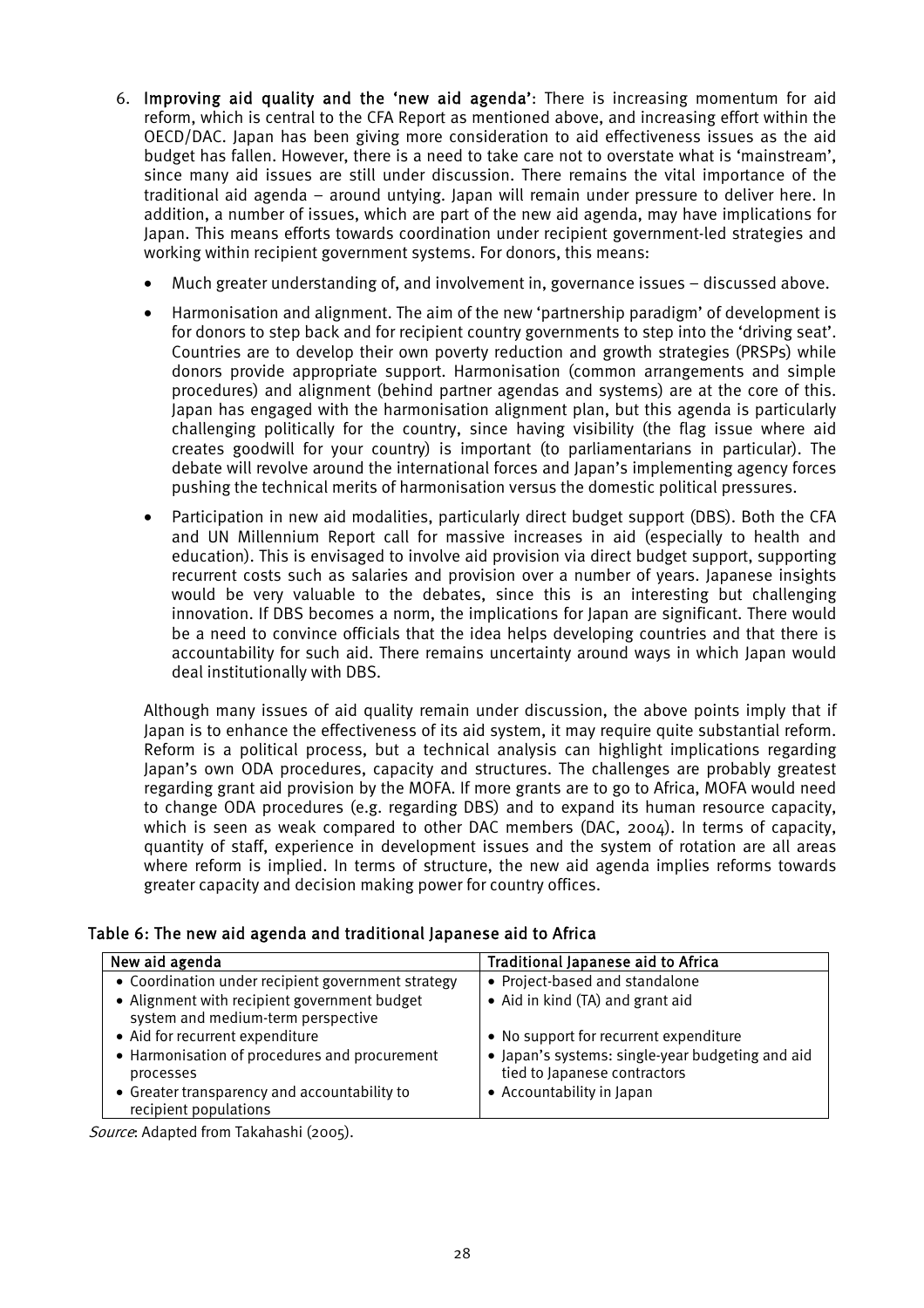6. **Improving aid quality and the 'new aid agenda'**: There is increasing momentum for aid reform, which is central to the CFA Report as mentioned above, and increasing effort within the OECD/DAC. Japan has been giving more consideration to aid effectiveness issues as the aid budget has fallen. However, there is a need to take care not to overstate what is 'mainstream', since many aid issues are still under discussion. There remains the vital importance of the traditional aid agenda – around untying. Japan will remain under pressure to deliver here. In addition, a number of issues, which are part of the new aid agenda, may have implications for Japan. This means efforts towards coordination under recipient government-led strategies and working within recipient government systems. For donors, this means:

   - Much greater understanding of, and involvement in, governance issues – discussed above.
   - Harmonisation and alignment. The aim of the new 'partnership paradigm' of development is for donors to step back and for recipient country governments to step into the 'driving seat'. Countries are to develop their own poverty reduction and growth strategies (PRSPs) while donors provide appropriate support. Harmonisation (common arrangements and simple procedures) and alignment (behind partner agendas and systems) are at the core of this. Japan has engaged with the harmonisation alignment plan, but this agenda is particularly challenging politically for the country, since having visibility (the flag issue where aid creates goodwill for your country) is important (to parliamentarians in particular). The debate will revolve around the international forces and Japan's implementing agency forces pushing the technical merits of harmonisation versus the domestic political pressures.
   - Participation in new aid modalities, particularly direct budget support (DBS). Both the CFA and UN Millennium Report call for massive increases in aid (especially to health and education). This is envisaged to involve aid provision via direct budget support, supporting recurrent costs such as salaries and provision over a number of years. Japanese insights would be very valuable to the debates, since this is an interesting but challenging innovation. If DBS becomes a norm, the implications for Japan are significant. There would be a need to convince officials that the idea helps developing countries and that there is accountability for such aid. There remains uncertainty around ways in which Japan would deal institutionally with DBS.

   Although many issues of aid quality remain under discussion, the above points imply that if Japan is to enhance the effectiveness of its aid system, it may require quite substantial reform. Reform is a political process, but a technical analysis can highlight implications regarding Japan's own ODA procedures, capacity and structures. The challenges are probably greatest regarding grant aid provision by the MOFA. If more grants are to go to Africa, MOFA would need to change ODA procedures (e.g. regarding DBS) and to expand its human resource capacity, which is seen as weak compared to other DAC members (DAC, 2004). In terms of capacity, quantity of staff, experience in development issues and the system of rotation are all areas where reform is implied. In terms of structure, the new aid agenda implies reforms towards greater capacity and decision making power for country offices.

**Table 6: The new aid agenda and traditional Japanese aid to Africa**

| New aid agenda | Traditional Japanese aid to Africa |
|---|---|
| • Coordination under recipient government strategy | • Project-based and standalone |
| • Alignment with recipient government budget system and medium-term perspective | • Aid in kind (TA) and grant aid |
| • Aid for recurrent expenditure | • No support for recurrent expenditure |
| • Harmonisation of procedures and procurement processes | • Japan's systems: single-year budgeting and aid tied to Japanese contractors |
| • Greater transparency and accountability to recipient populations | • Accountability in Japan |

*Source*: Adapted from Takahashi (2005).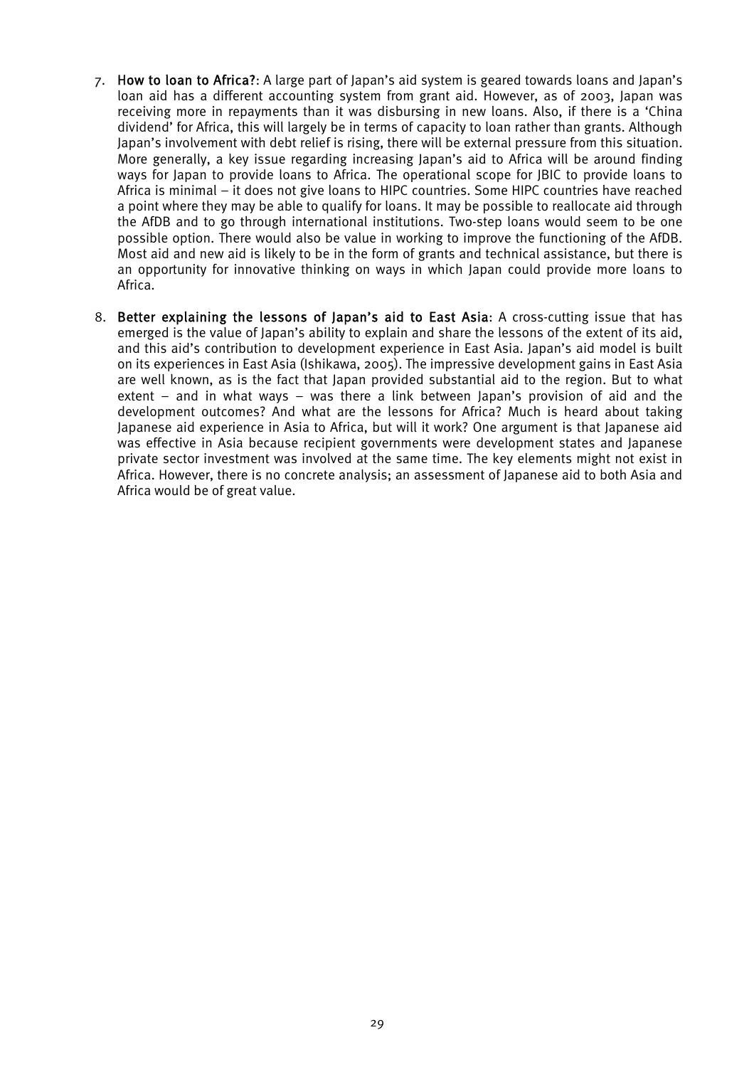7. **How to loan to Africa?**: A large part of Japan's aid system is geared towards loans and Japan's loan aid has a different accounting system from grant aid. However, as of 2003, Japan was receiving more in repayments than it was disbursing in new loans. Also, if there is a 'China dividend' for Africa, this will largely be in terms of capacity to loan rather than grants. Although Japan's involvement with debt relief is rising, there will be external pressure from this situation. More generally, a key issue regarding increasing Japan's aid to Africa will be around finding ways for Japan to provide loans to Africa. The operational scope for JBIC to provide loans to Africa is minimal – it does not give loans to HIPC countries. Some HIPC countries have reached a point where they may be able to qualify for loans. It may be possible to reallocate aid through the AfDB and to go through international institutions. Two-step loans would seem to be one possible option. There would also be value in working to improve the functioning of the AfDB. Most aid and new aid is likely to be in the form of grants and technical assistance, but there is an opportunity for innovative thinking on ways in which Japan could provide more loans to Africa.

8. **Better explaining the lessons of Japan's aid to East Asia**: A cross-cutting issue that has emerged is the value of Japan's ability to explain and share the lessons of the extent of its aid, and this aid's contribution to development experience in East Asia. Japan's aid model is built on its experiences in East Asia (Ishikawa, 2005). The impressive development gains in East Asia are well known, as is the fact that Japan provided substantial aid to the region. But to what extent – and in what ways – was there a link between Japan's provision of aid and the development outcomes? And what are the lessons for Africa? Much is heard about taking Japanese aid experience in Asia to Africa, but will it work? One argument is that Japanese aid was effective in Asia because recipient governments were development states and Japanese private sector investment was involved at the same time. The key elements might not exist in Africa. However, there is no concrete analysis; an assessment of Japanese aid to both Asia and Africa would be of great value.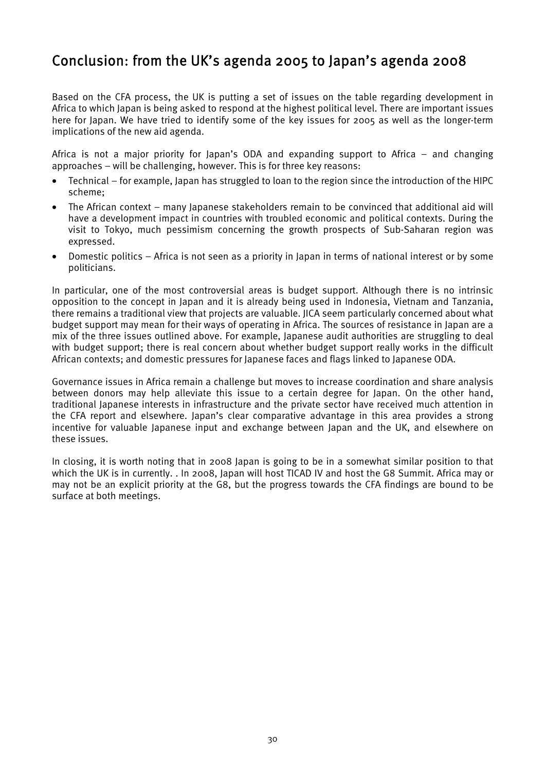## Conclusion: from the UK's agenda 2005 to Japan's agenda 2008

Based on the CFA process, the UK is putting a set of issues on the table regarding development in Africa to which Japan is being asked to respond at the highest political level. There are important issues here for Japan. We have tried to identify some of the key issues for 2005 as well as the longer-term implications of the new aid agenda.

Africa is not a major priority for Japan's ODA and expanding support to Africa – and changing approaches – will be challenging, however. This is for three key reasons:

- Technical – for example, Japan has struggled to loan to the region since the introduction of the HIPC scheme;
- The African context – many Japanese stakeholders remain to be convinced that additional aid will have a development impact in countries with troubled economic and political contexts. During the visit to Tokyo, much pessimism concerning the growth prospects of Sub-Saharan region was expressed.
- Domestic politics – Africa is not seen as a priority in Japan in terms of national interest or by some politicians.

In particular, one of the most controversial areas is budget support. Although there is no intrinsic opposition to the concept in Japan and it is already being used in Indonesia, Vietnam and Tanzania, there remains a traditional view that projects are valuable. JICA seem particularly concerned about what budget support may mean for their ways of operating in Africa. The sources of resistance in Japan are a mix of the three issues outlined above. For example, Japanese audit authorities are struggling to deal with budget support; there is real concern about whether budget support really works in the difficult African contexts; and domestic pressures for Japanese faces and flags linked to Japanese ODA.

Governance issues in Africa remain a challenge but moves to increase coordination and share analysis between donors may help alleviate this issue to a certain degree for Japan. On the other hand, traditional Japanese interests in infrastructure and the private sector have received much attention in the CFA report and elsewhere. Japan's clear comparative advantage in this area provides a strong incentive for valuable Japanese input and exchange between Japan and the UK, and elsewhere on these issues.

In closing, it is worth noting that in 2008 Japan is going to be in a somewhat similar position to that which the UK is in currently. . In 2008, Japan will host TICAD IV and host the G8 Summit. Africa may or may not be an explicit priority at the G8, but the progress towards the CFA findings are bound to be surface at both meetings.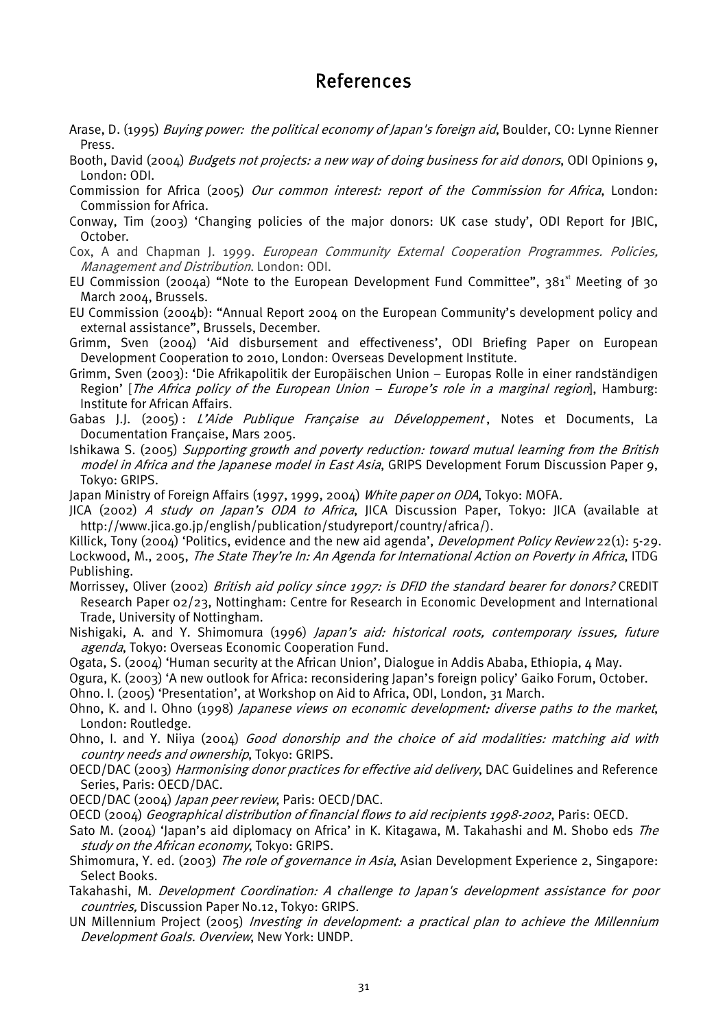# References

Arase, D. (1995) *Buying power: the political economy of Japan's foreign aid*, Boulder, CO: Lynne Rienner Press.

Booth, David (2004) *Budgets not projects: a new way of doing business for aid donors*, ODI Opinions 9, London: ODI.

Commission for Africa (2005) *Our common interest: report of the Commission for Africa*, London: Commission for Africa.

Conway, Tim (2003) 'Changing policies of the major donors: UK case study', ODI Report for JBIC, October.

Cox, A and Chapman J. 1999. *European Community External Cooperation Programmes. Policies, Management and Distribution*. London: ODI.

EU Commission (2004a) "Note to the European Development Fund Committee", 381st Meeting of 30 March 2004, Brussels.

EU Commission (2004b): "Annual Report 2004 on the European Community's development policy and external assistance", Brussels, December.

Grimm, Sven (2004) 'Aid disbursement and effectiveness', ODI Briefing Paper on European Development Cooperation to 2010, London: Overseas Development Institute.

Grimm, Sven (2003): 'Die Afrikapolitik der Europäischen Union – Europas Rolle in einer randständigen Region' [*The Africa policy of the European Union – Europe's role in a marginal region*], Hamburg: Institute for African Affairs.

Gabas J.J. (2005) : *L'Aide Publique Française au Développement*, Notes et Documents, La Documentation Française, Mars 2005.

Ishikawa S. (2005) *Supporting growth and poverty reduction: toward mutual learning from the British model in Africa and the Japanese model in East Asia*, GRIPS Development Forum Discussion Paper 9, Tokyo: GRIPS.

Japan Ministry of Foreign Affairs (1997, 1999, 2004) *White paper on ODA*, Tokyo: MOFA.

JICA (2002) *A study on Japan's ODA to Africa*, JICA Discussion Paper, Tokyo: JICA (available at http://www.jica.go.jp/english/publication/studyreport/country/africa/).

Killick, Tony (2004) 'Politics, evidence and the new aid agenda', *Development Policy Review* 22(1): 5-29.

Lockwood, M., 2005, *The State They're In: An Agenda for International Action on Poverty in Africa*, ITDG Publishing.

Morrissey, Oliver (2002) *British aid policy since 1997: is DFID the standard bearer for donors?* CREDIT Research Paper 02/23, Nottingham: Centre for Research in Economic Development and International Trade, University of Nottingham.

Nishigaki, A. and Y. Shimomura (1996) *Japan's aid: historical roots, contemporary issues, future agenda*, Tokyo: Overseas Economic Cooperation Fund.

Ogata, S. (2004) 'Human security at the African Union', Dialogue in Addis Ababa, Ethiopia, 4 May.

Ogura, K. (2003) 'A new outlook for Africa: reconsidering Japan's foreign policy' Gaiko Forum, October.

Ohno. I. (2005) 'Presentation', at Workshop on Aid to Africa, ODI, London, 31 March.

Ohno, K. and I. Ohno (1998) *Japanese views on economic development: diverse paths to the market*, London: Routledge.

Ohno, I. and Y. Niiya (2004) *Good donorship and the choice of aid modalities: matching aid with country needs and ownership*, Tokyo: GRIPS.

OECD/DAC (2003) *Harmonising donor practices for effective aid delivery*, DAC Guidelines and Reference Series, Paris: OECD/DAC.

OECD/DAC (2004) *Japan peer review*, Paris: OECD/DAC.

OECD (2004) *Geographical distribution of financial flows to aid recipients 1998-2002*, Paris: OECD.

Sato M. (2004) 'Japan's aid diplomacy on Africa' in K. Kitagawa, M. Takahashi and M. Shobo eds *The study on the African economy*, Tokyo: GRIPS.

Shimomura, Y. ed. (2003) *The role of governance in Asia*, Asian Development Experience 2, Singapore: Select Books.

Takahashi, M. *Development Coordination: A challenge to Japan's development assistance for poor countries,* Discussion Paper No.12, Tokyo: GRIPS.

UN Millennium Project (2005) *Investing in development: a practical plan to achieve the Millennium Development Goals. Overview*, New York: UNDP.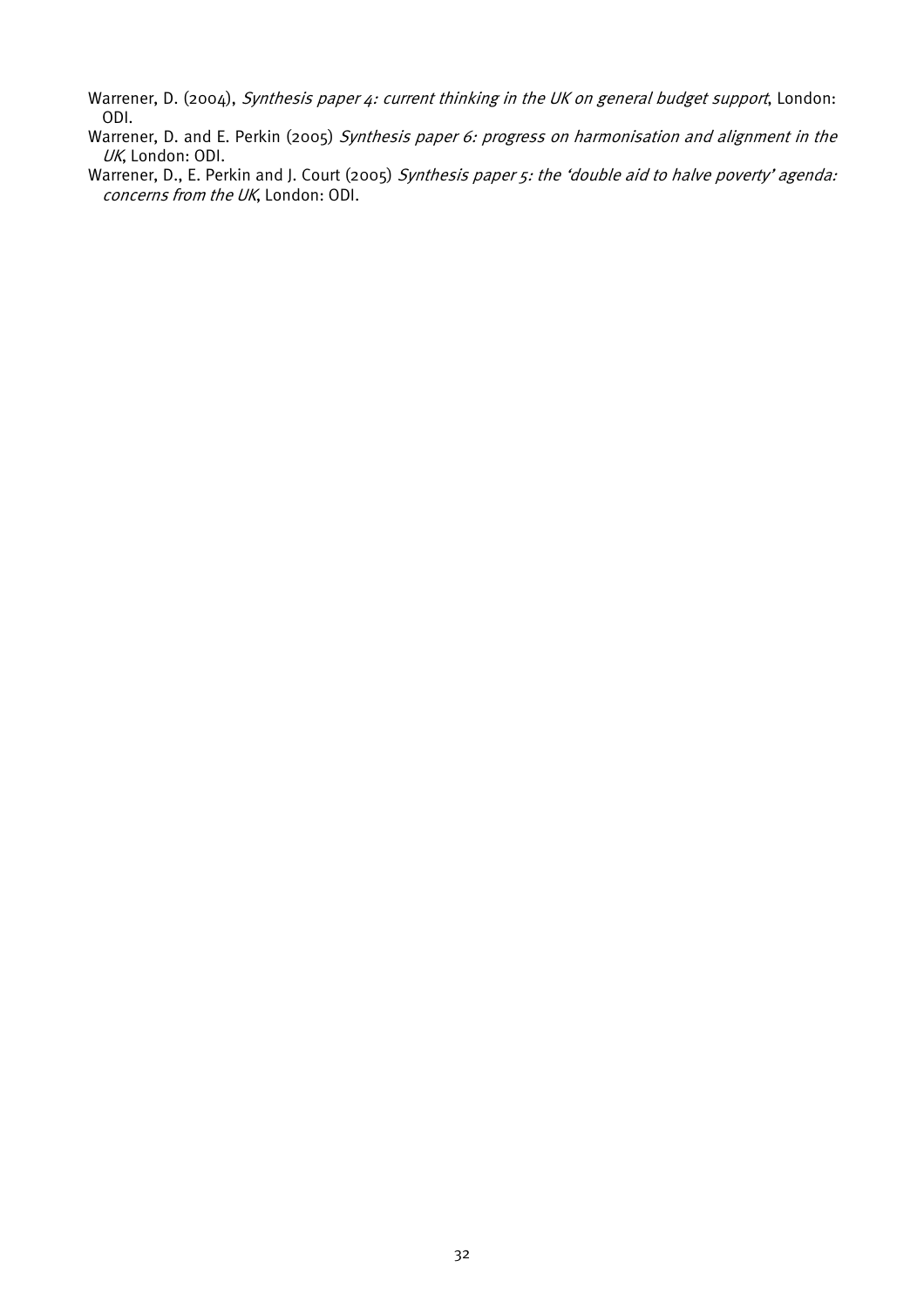Warrener, D. (2004), *Synthesis paper 4: current thinking in the UK on general budget support*, London: ODI.

Warrener, D. and E. Perkin (2005) *Synthesis paper 6: progress on harmonisation and alignment in the UK*, London: ODI.

Warrener, D., E. Perkin and J. Court (2005) *Synthesis paper 5: the 'double aid to halve poverty' agenda: concerns from the UK*, London: ODI.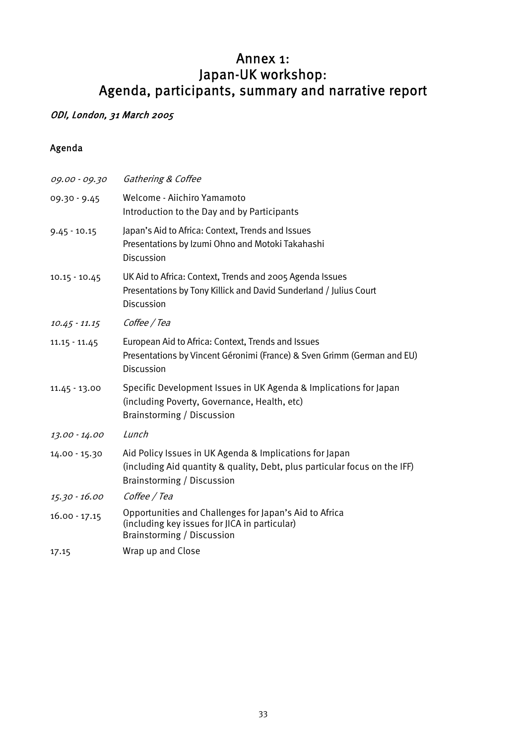# Annex 1: Japan-UK workshop: Agenda, participants, summary and narrative report

*ODI, London, 31 March 2005*

## Agenda

| | |
|---|---|
| *09.00 - 09.30* | *Gathering & Coffee* |
| 09.30 - 9.45 | Welcome - Aiichiro Yamamoto<br>Introduction to the Day and by Participants |
| 9.45 - 10.15 | Japan's Aid to Africa: Context, Trends and Issues<br>Presentations by Izumi Ohno and Motoki Takahashi<br>Discussion |
| 10.15 - 10.45 | UK Aid to Africa: Context, Trends and 2005 Agenda Issues<br>Presentations by Tony Killick and David Sunderland / Julius Court<br>Discussion |
| *10.45 - 11.15* | *Coffee / Tea* |
| 11.15 - 11.45 | European Aid to Africa: Context, Trends and Issues<br>Presentations by Vincent Géronimi (France) & Sven Grimm (German and EU)<br>Discussion |
| 11.45 - 13.00 | Specific Development Issues in UK Agenda & Implications for Japan<br>(including Poverty, Governance, Health, etc)<br>Brainstorming / Discussion |
| *13.00 - 14.00* | *Lunch* |
| 14.00 - 15.30 | Aid Policy Issues in UK Agenda & Implications for Japan<br>(including Aid quantity & quality, Debt, plus particular focus on the IFF)<br>Brainstorming / Discussion |
| *15.30 - 16.00* | *Coffee / Tea* |
| 16.00 - 17.15 | Opportunities and Challenges for Japan's Aid to Africa<br>(including key issues for JICA in particular)<br>Brainstorming / Discussion |
| 17.15 | Wrap up and Close |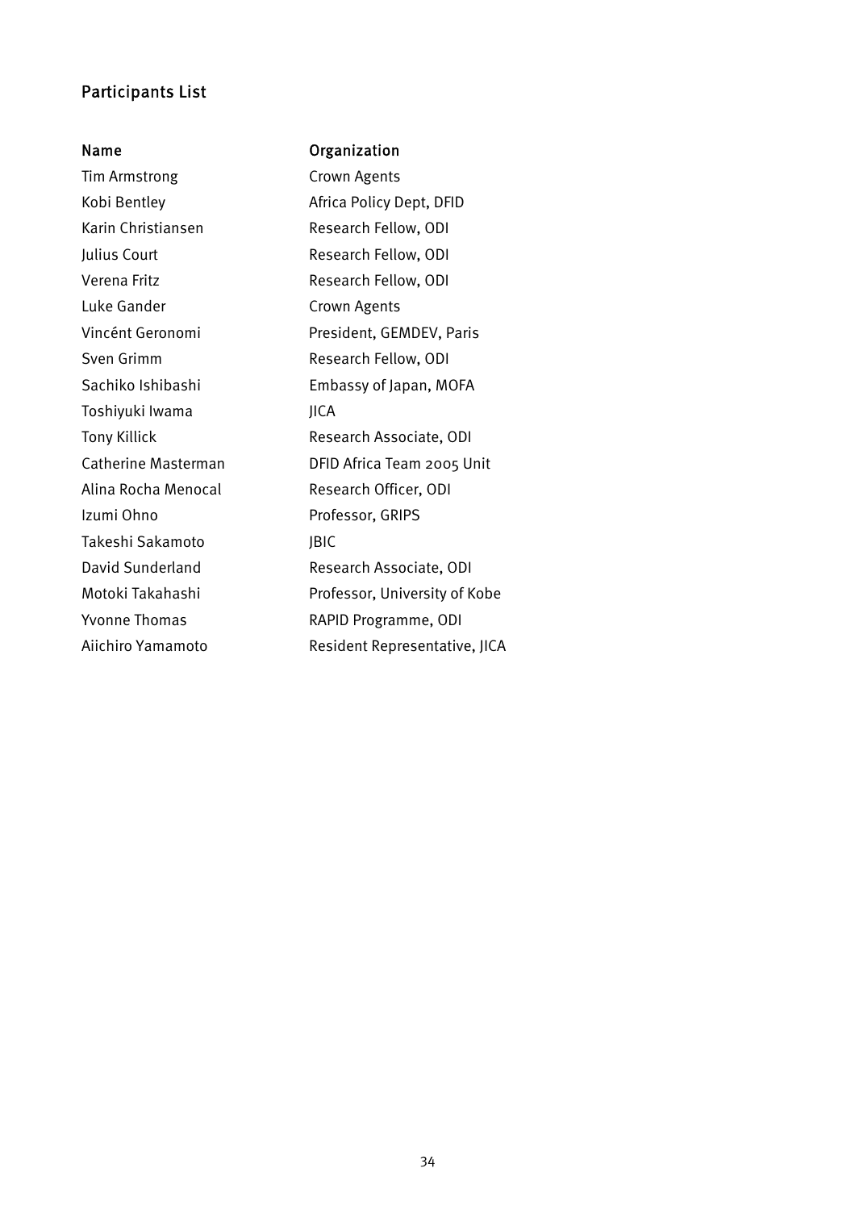## Participants List

| Name | Organization |
| --- | --- |
| Tim Armstrong | Crown Agents |
| Kobi Bentley | Africa Policy Dept, DFID |
| Karin Christiansen | Research Fellow, ODI |
| Julius Court | Research Fellow, ODI |
| Verena Fritz | Research Fellow, ODI |
| Luke Gander | Crown Agents |
| Vincént Geronomi | President, GEMDEV, Paris |
| Sven Grimm | Research Fellow, ODI |
| Sachiko Ishibashi | Embassy of Japan, MOFA |
| Toshiyuki Iwama | JICA |
| Tony Killick | Research Associate, ODI |
| Catherine Masterman | DFID Africa Team 2005 Unit |
| Alina Rocha Menocal | Research Officer, ODI |
| Izumi Ohno | Professor, GRIPS |
| Takeshi Sakamoto | JBIC |
| David Sunderland | Research Associate, ODI |
| Motoki Takahashi | Professor, University of Kobe |
| Yvonne Thomas | RAPID Programme, ODI |
| Aiichiro Yamamoto | Resident Representative, JICA |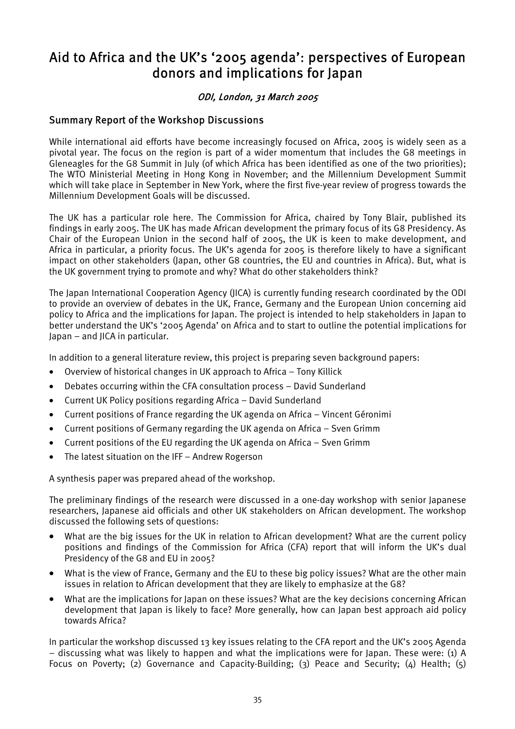# Aid to Africa and the UK's '2005 agenda': perspectives of European donors and implications for Japan

*ODI, London, 31 March 2005*

## Summary Report of the Workshop Discussions

While international aid efforts have become increasingly focused on Africa, 2005 is widely seen as a pivotal year. The focus on the region is part of a wider momentum that includes the G8 meetings in Gleneagles for the G8 Summit in July (of which Africa has been identified as one of the two priorities); The WTO Ministerial Meeting in Hong Kong in November; and the Millennium Development Summit which will take place in September in New York, where the first five-year review of progress towards the Millennium Development Goals will be discussed.

The UK has a particular role here. The Commission for Africa, chaired by Tony Blair, published its findings in early 2005. The UK has made African development the primary focus of its G8 Presidency. As Chair of the European Union in the second half of 2005, the UK is keen to make development, and Africa in particular, a priority focus. The UK's agenda for 2005 is therefore likely to have a significant impact on other stakeholders (Japan, other G8 countries, the EU and countries in Africa). But, what is the UK government trying to promote and why? What do other stakeholders think?

The Japan International Cooperation Agency (JICA) is currently funding research coordinated by the ODI to provide an overview of debates in the UK, France, Germany and the European Union concerning aid policy to Africa and the implications for Japan. The project is intended to help stakeholders in Japan to better understand the UK's '2005 Agenda' on Africa and to start to outline the potential implications for Japan – and JICA in particular.

In addition to a general literature review, this project is preparing seven background papers:

- Overview of historical changes in UK approach to Africa – Tony Killick
- Debates occurring within the CFA consultation process – David Sunderland
- Current UK Policy positions regarding Africa – David Sunderland
- Current positions of France regarding the UK agenda on Africa – Vincent Géronimi
- Current positions of Germany regarding the UK agenda on Africa – Sven Grimm
- Current positions of the EU regarding the UK agenda on Africa – Sven Grimm
- The latest situation on the IFF – Andrew Rogerson

A synthesis paper was prepared ahead of the workshop.

The preliminary findings of the research were discussed in a one-day workshop with senior Japanese researchers, Japanese aid officials and other UK stakeholders on African development. The workshop discussed the following sets of questions:

- What are the big issues for the UK in relation to African development? What are the current policy positions and findings of the Commission for Africa (CFA) report that will inform the UK's dual Presidency of the G8 and EU in 2005?
- What is the view of France, Germany and the EU to these big policy issues? What are the other main issues in relation to African development that they are likely to emphasize at the G8?
- What are the implications for Japan on these issues? What are the key decisions concerning African development that Japan is likely to face? More generally, how can Japan best approach aid policy towards Africa?

In particular the workshop discussed 13 key issues relating to the CFA report and the UK's 2005 Agenda – discussing what was likely to happen and what the implications were for Japan. These were: (1) A Focus on Poverty; (2) Governance and Capacity-Building; (3) Peace and Security; (4) Health; (5)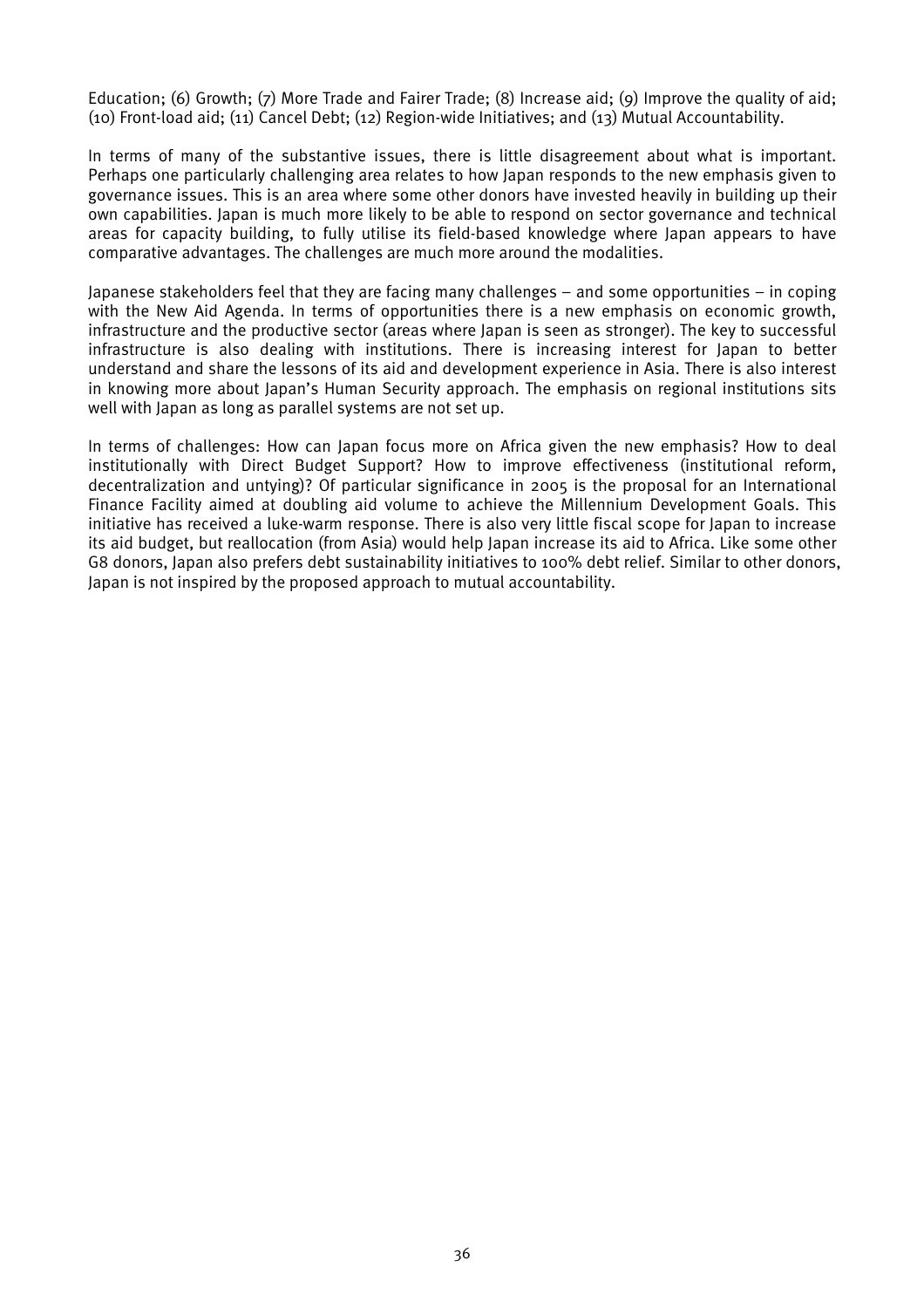Education; (6) Growth; (7) More Trade and Fairer Trade; (8) Increase aid; (9) Improve the quality of aid; (10) Front-load aid; (11) Cancel Debt; (12) Region-wide Initiatives; and (13) Mutual Accountability.

In terms of many of the substantive issues, there is little disagreement about what is important. Perhaps one particularly challenging area relates to how Japan responds to the new emphasis given to governance issues. This is an area where some other donors have invested heavily in building up their own capabilities. Japan is much more likely to be able to respond on sector governance and technical areas for capacity building, to fully utilise its field-based knowledge where Japan appears to have comparative advantages. The challenges are much more around the modalities.

Japanese stakeholders feel that they are facing many challenges – and some opportunities – in coping with the New Aid Agenda. In terms of opportunities there is a new emphasis on economic growth, infrastructure and the productive sector (areas where Japan is seen as stronger). The key to successful infrastructure is also dealing with institutions. There is increasing interest for Japan to better understand and share the lessons of its aid and development experience in Asia. There is also interest in knowing more about Japan's Human Security approach. The emphasis on regional institutions sits well with Japan as long as parallel systems are not set up.

In terms of challenges: How can Japan focus more on Africa given the new emphasis? How to deal institutionally with Direct Budget Support? How to improve effectiveness (institutional reform, decentralization and untying)? Of particular significance in 2005 is the proposal for an International Finance Facility aimed at doubling aid volume to achieve the Millennium Development Goals. This initiative has received a luke-warm response. There is also very little fiscal scope for Japan to increase its aid budget, but reallocation (from Asia) would help Japan increase its aid to Africa. Like some other G8 donors, Japan also prefers debt sustainability initiatives to 100% debt relief. Similar to other donors, Japan is not inspired by the proposed approach to mutual accountability.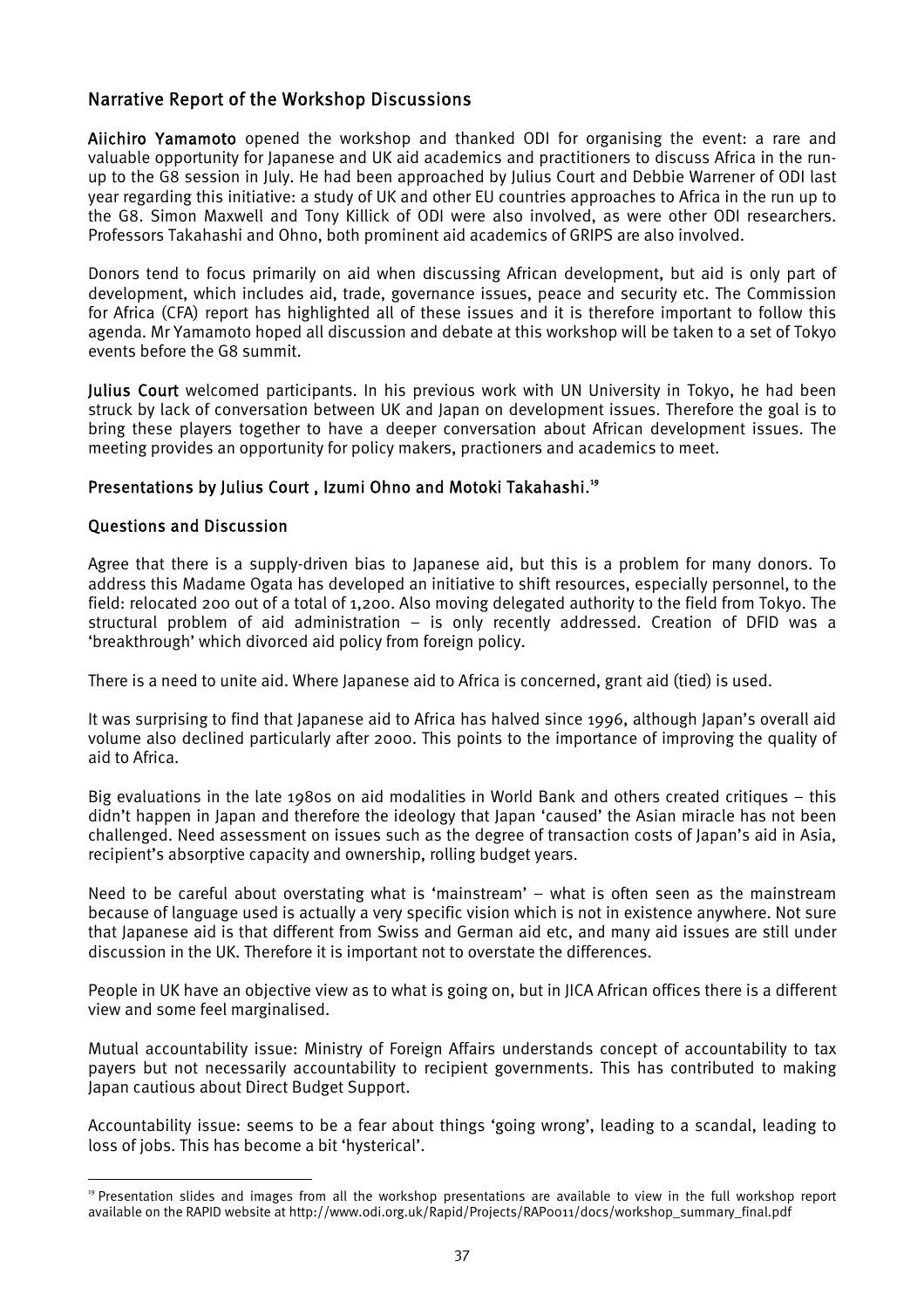## Narrative Report of the Workshop Discussions

**Aiichiro Yamamoto** opened the workshop and thanked ODI for organising the event: a rare and valuable opportunity for Japanese and UK aid academics and practitioners to discuss Africa in the run-up to the G8 session in July. He had been approached by Julius Court and Debbie Warrener of ODI last year regarding this initiative: a study of UK and other EU countries approaches to Africa in the run up to the G8. Simon Maxwell and Tony Killick of ODI were also involved, as were other ODI researchers. Professors Takahashi and Ohno, both prominent aid academics of GRIPS are also involved.

Donors tend to focus primarily on aid when discussing African development, but aid is only part of development, which includes aid, trade, governance issues, peace and security etc. The Commission for Africa (CFA) report has highlighted all of these issues and it is therefore important to follow this agenda. Mr Yamamoto hoped all discussion and debate at this workshop will be taken to a set of Tokyo events before the G8 summit.

**Julius Court** welcomed participants. In his previous work with UN University in Tokyo, he had been struck by lack of conversation between UK and Japan on development issues. Therefore the goal is to bring these players together to have a deeper conversation about African development issues. The meeting provides an opportunity for policy makers, practioners and academics to meet.

### Presentations by Julius Court , Izumi Ohno and Motoki Takahashi.[19]

### Questions and Discussion

Agree that there is a supply-driven bias to Japanese aid, but this is a problem for many donors. To address this Madame Ogata has developed an initiative to shift resources, especially personnel, to the field: relocated 200 out of a total of 1,200. Also moving delegated authority to the field from Tokyo. The structural problem of aid administration – is only recently addressed. Creation of DFID was a 'breakthrough' which divorced aid policy from foreign policy.

There is a need to unite aid. Where Japanese aid to Africa is concerned, grant aid (tied) is used.

It was surprising to find that Japanese aid to Africa has halved since 1996, although Japan's overall aid volume also declined particularly after 2000. This points to the importance of improving the quality of aid to Africa.

Big evaluations in the late 1980s on aid modalities in World Bank and others created critiques – this didn't happen in Japan and therefore the ideology that Japan 'caused' the Asian miracle has not been challenged. Need assessment on issues such as the degree of transaction costs of Japan's aid in Asia, recipient's absorptive capacity and ownership, rolling budget years.

Need to be careful about overstating what is 'mainstream' – what is often seen as the mainstream because of language used is actually a very specific vision which is not in existence anywhere. Not sure that Japanese aid is that different from Swiss and German aid etc, and many aid issues are still under discussion in the UK. Therefore it is important not to overstate the differences.

People in UK have an objective view as to what is going on, but in JICA African offices there is a different view and some feel marginalised.

Mutual accountability issue: Ministry of Foreign Affairs understands concept of accountability to tax payers but not necessarily accountability to recipient governments. This has contributed to making Japan cautious about Direct Budget Support.

Accountability issue: seems to be a fear about things 'going wrong', leading to a scandal, leading to loss of jobs. This has become a bit 'hysterical'.

---

[19] Presentation slides and images from all the workshop presentations are available to view in the full workshop report available on the RAPID website at http://www.odi.org.uk/Rapid/Projects/RAP0011/docs/workshop_summary_final.pdf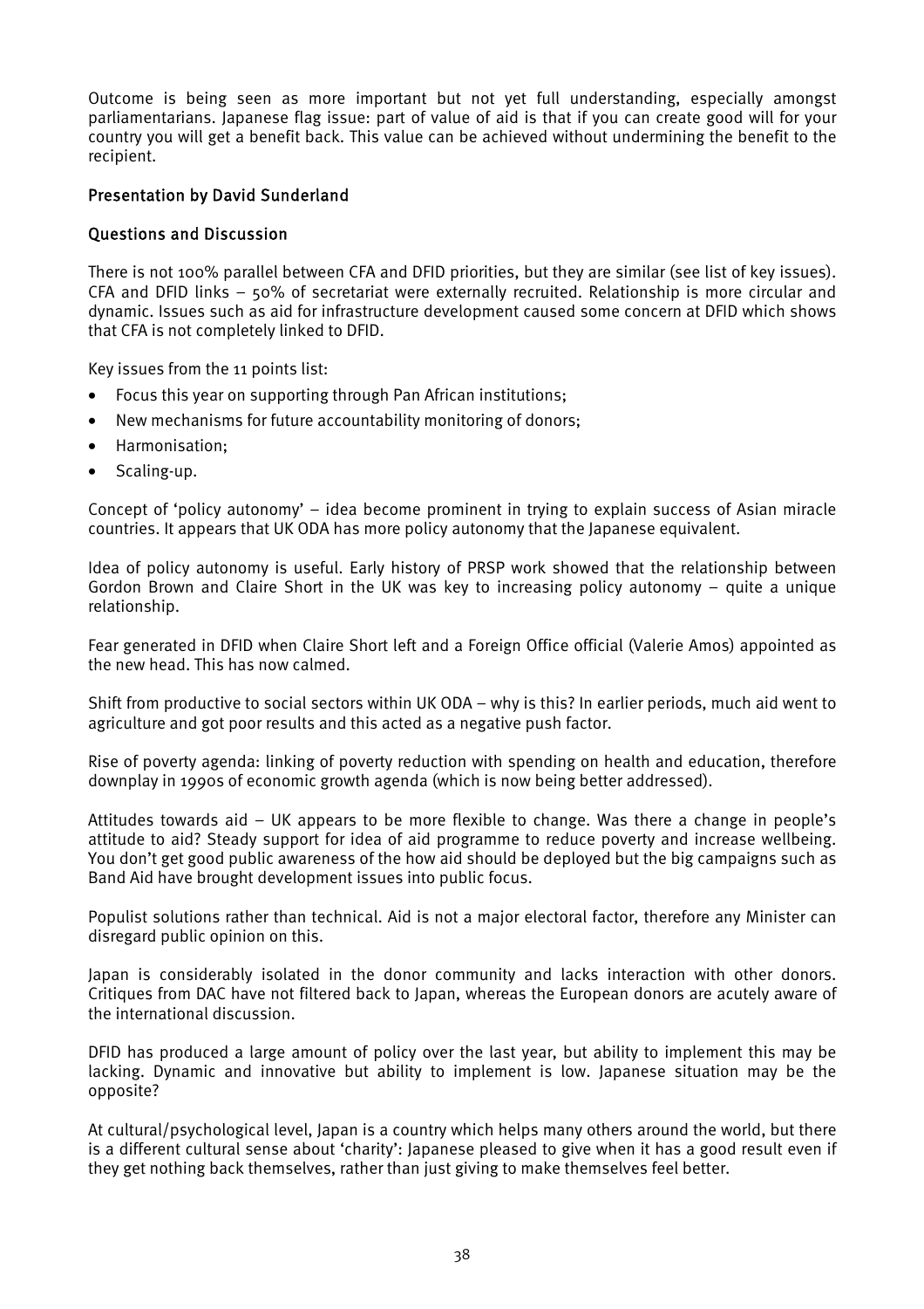Outcome is being seen as more important but not yet full understanding, especially amongst parliamentarians. Japanese flag issue: part of value of aid is that if you can create good will for your country you will get a benefit back. This value can be achieved without undermining the benefit to the recipient.

### Presentation by David Sunderland

### Questions and Discussion

There is not 100% parallel between CFA and DFID priorities, but they are similar (see list of key issues). CFA and DFID links – 50% of secretariat were externally recruited. Relationship is more circular and dynamic. Issues such as aid for infrastructure development caused some concern at DFID which shows that CFA is not completely linked to DFID.

Key issues from the 11 points list:

- Focus this year on supporting through Pan African institutions;
- New mechanisms for future accountability monitoring of donors;
- Harmonisation;
- Scaling-up.

Concept of 'policy autonomy' – idea become prominent in trying to explain success of Asian miracle countries. It appears that UK ODA has more policy autonomy that the Japanese equivalent.

Idea of policy autonomy is useful. Early history of PRSP work showed that the relationship between Gordon Brown and Claire Short in the UK was key to increasing policy autonomy – quite a unique relationship.

Fear generated in DFID when Claire Short left and a Foreign Office official (Valerie Amos) appointed as the new head. This has now calmed.

Shift from productive to social sectors within UK ODA – why is this? In earlier periods, much aid went to agriculture and got poor results and this acted as a negative push factor.

Rise of poverty agenda: linking of poverty reduction with spending on health and education, therefore downplay in 1990s of economic growth agenda (which is now being better addressed).

Attitudes towards aid – UK appears to be more flexible to change. Was there a change in people's attitude to aid? Steady support for idea of aid programme to reduce poverty and increase wellbeing. You don't get good public awareness of the how aid should be deployed but the big campaigns such as Band Aid have brought development issues into public focus.

Populist solutions rather than technical. Aid is not a major electoral factor, therefore any Minister can disregard public opinion on this.

Japan is considerably isolated in the donor community and lacks interaction with other donors. Critiques from DAC have not filtered back to Japan, whereas the European donors are acutely aware of the international discussion.

DFID has produced a large amount of policy over the last year, but ability to implement this may be lacking. Dynamic and innovative but ability to implement is low. Japanese situation may be the opposite?

At cultural/psychological level, Japan is a country which helps many others around the world, but there is a different cultural sense about 'charity': Japanese pleased to give when it has a good result even if they get nothing back themselves, rather than just giving to make themselves feel better.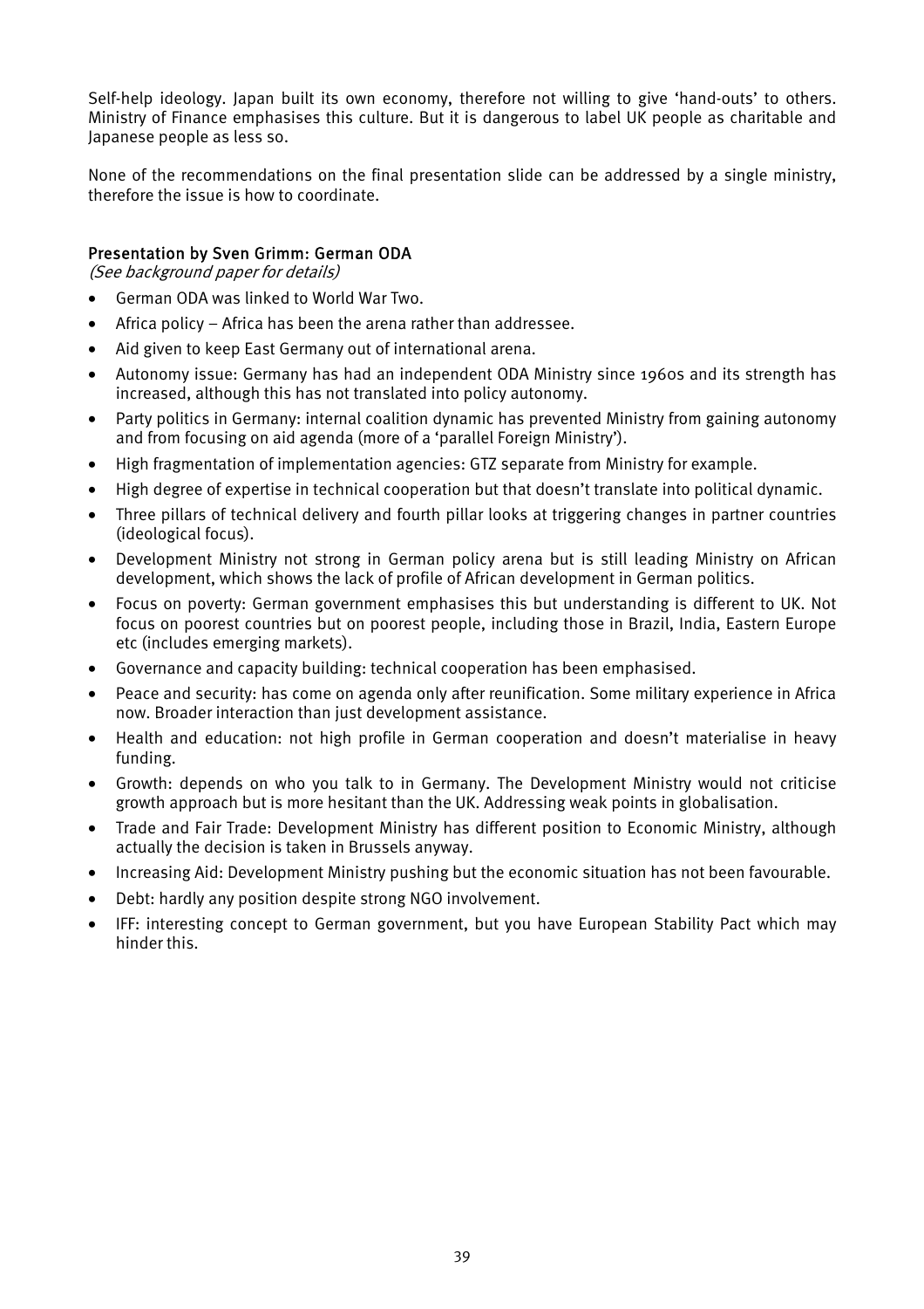Self-help ideology. Japan built its own economy, therefore not willing to give 'hand-outs' to others. Ministry of Finance emphasises this culture. But it is dangerous to label UK people as charitable and Japanese people as less so.

None of the recommendations on the final presentation slide can be addressed by a single ministry, therefore the issue is how to coordinate.

### Presentation by Sven Grimm: German ODA

*(See background paper for details)*

- German ODA was linked to World War Two.
- Africa policy – Africa has been the arena rather than addressee.
- Aid given to keep East Germany out of international arena.
- Autonomy issue: Germany has had an independent ODA Ministry since 1960s and its strength has increased, although this has not translated into policy autonomy.
- Party politics in Germany: internal coalition dynamic has prevented Ministry from gaining autonomy and from focusing on aid agenda (more of a 'parallel Foreign Ministry').
- High fragmentation of implementation agencies: GTZ separate from Ministry for example.
- High degree of expertise in technical cooperation but that doesn't translate into political dynamic.
- Three pillars of technical delivery and fourth pillar looks at triggering changes in partner countries (ideological focus).
- Development Ministry not strong in German policy arena but is still leading Ministry on African development, which shows the lack of profile of African development in German politics.
- Focus on poverty: German government emphasises this but understanding is different to UK. Not focus on poorest countries but on poorest people, including those in Brazil, India, Eastern Europe etc (includes emerging markets).
- Governance and capacity building: technical cooperation has been emphasised.
- Peace and security: has come on agenda only after reunification. Some military experience in Africa now. Broader interaction than just development assistance.
- Health and education: not high profile in German cooperation and doesn't materialise in heavy funding.
- Growth: depends on who you talk to in Germany. The Development Ministry would not criticise growth approach but is more hesitant than the UK. Addressing weak points in globalisation.
- Trade and Fair Trade: Development Ministry has different position to Economic Ministry, although actually the decision is taken in Brussels anyway.
- Increasing Aid: Development Ministry pushing but the economic situation has not been favourable.
- Debt: hardly any position despite strong NGO involvement.
- IFF: interesting concept to German government, but you have European Stability Pact which may hinder this.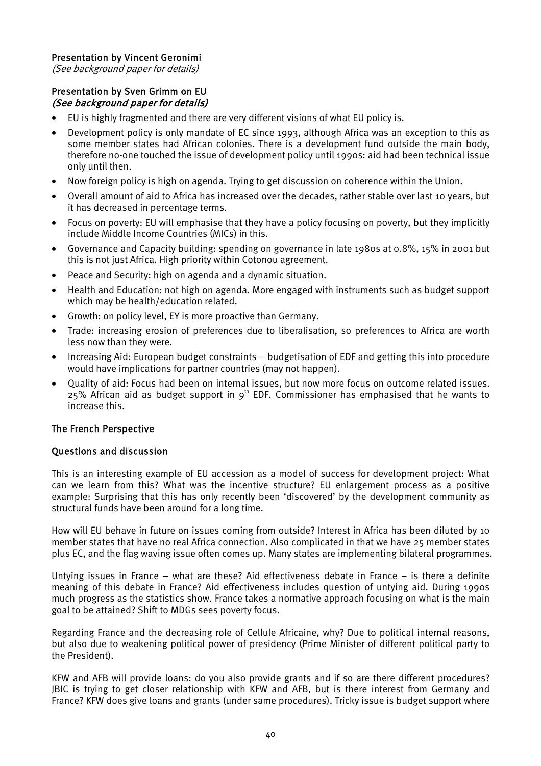#### Presentation by Vincent Geronimi

*(See background paper for details)*

#### Presentation by Sven Grimm on EU

***(See background paper for details)***

- EU is highly fragmented and there are very different visions of what EU policy is.
- Development policy is only mandate of EC since 1993, although Africa was an exception to this as some member states had African colonies. There is a development fund outside the main body, therefore no-one touched the issue of development policy until 1990s: aid had been technical issue only until then.
- Now foreign policy is high on agenda. Trying to get discussion on coherence within the Union.
- Overall amount of aid to Africa has increased over the decades, rather stable over last 10 years, but it has decreased in percentage terms.
- Focus on poverty: EU will emphasise that they have a policy focusing on poverty, but they implicitly include Middle Income Countries (MICs) in this.
- Governance and Capacity building: spending on governance in late 1980s at 0.8%, 15% in 2001 but this is not just Africa. High priority within Cotonou agreement.
- Peace and Security: high on agenda and a dynamic situation.
- Health and Education: not high on agenda. More engaged with instruments such as budget support which may be health/education related.
- Growth: on policy level, EY is more proactive than Germany.
- Trade: increasing erosion of preferences due to liberalisation, so preferences to Africa are worth less now than they were.
- Increasing Aid: European budget constraints – budgetisation of EDF and getting this into procedure would have implications for partner countries (may not happen).
- Quality of aid: Focus had been on internal issues, but now more focus on outcome related issues. 25% African aid as budget support in 9th EDF. Commissioner has emphasised that he wants to increase this.

#### The French Perspective

#### Questions and discussion

This is an interesting example of EU accession as a model of success for development project: What can we learn from this? What was the incentive structure? EU enlargement process as a positive example: Surprising that this has only recently been 'discovered' by the development community as structural funds have been around for a long time.

How will EU behave in future on issues coming from outside? Interest in Africa has been diluted by 10 member states that have no real Africa connection. Also complicated in that we have 25 member states plus EC, and the flag waving issue often comes up. Many states are implementing bilateral programmes.

Untying issues in France – what are these? Aid effectiveness debate in France – is there a definite meaning of this debate in France? Aid effectiveness includes question of untying aid. During 1990s much progress as the statistics show. France takes a normative approach focusing on what is the main goal to be attained? Shift to MDGs sees poverty focus.

Regarding France and the decreasing role of Cellule Africaine, why? Due to political internal reasons, but also due to weakening political power of presidency (Prime Minister of different political party to the President).

KFW and AFB will provide loans: do you also provide grants and if so are there different procedures? JBIC is trying to get closer relationship with KFW and AFB, but is there interest from Germany and France? KFW does give loans and grants (under same procedures). Tricky issue is budget support where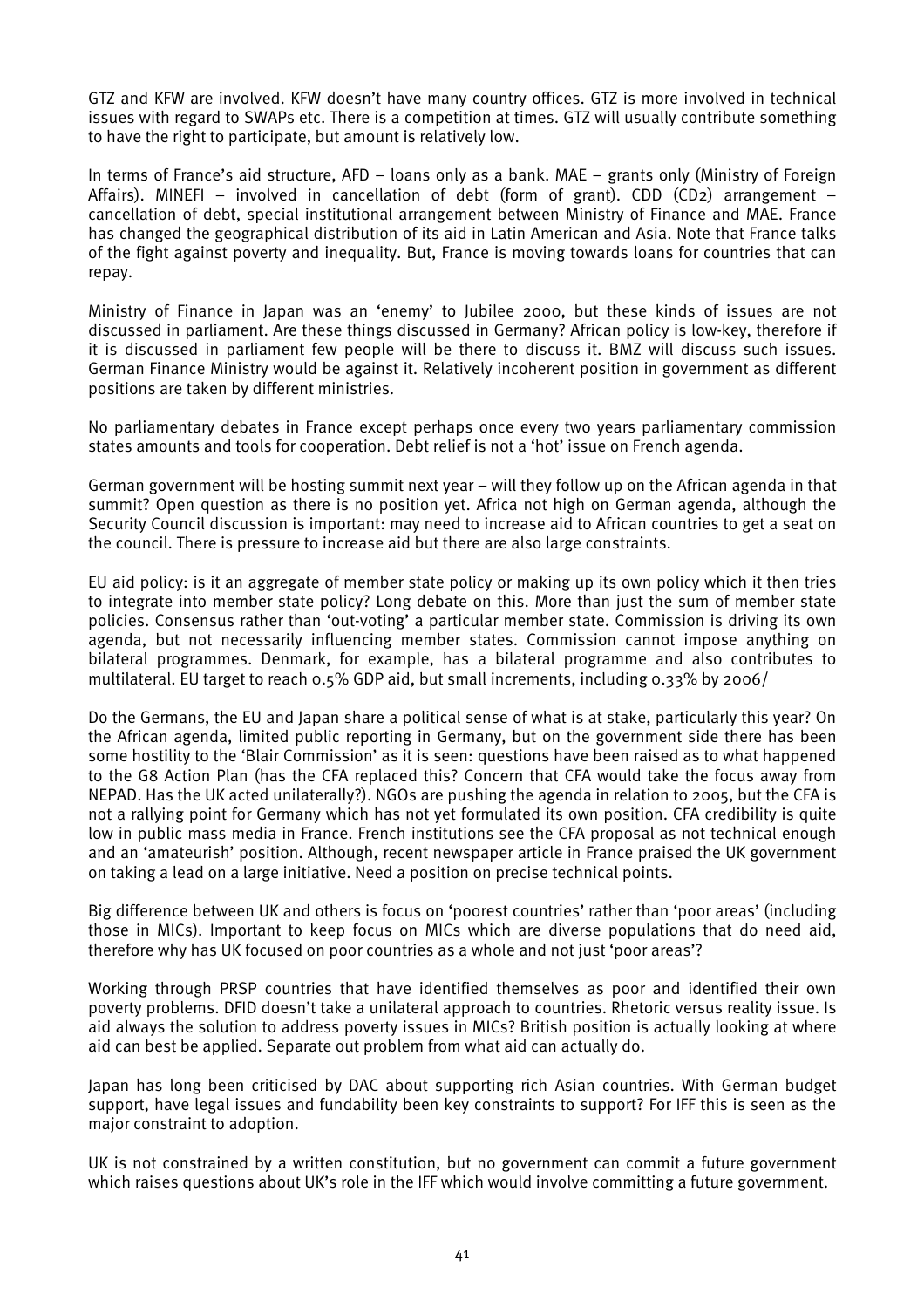GTZ and KFW are involved. KFW doesn't have many country offices. GTZ is more involved in technical issues with regard to SWAPs etc. There is a competition at times. GTZ will usually contribute something to have the right to participate, but amount is relatively low.

In terms of France's aid structure, AFD – loans only as a bank. MAE – grants only (Ministry of Foreign Affairs). MINEFI – involved in cancellation of debt (form of grant). CDD (CD2) arrangement – cancellation of debt, special institutional arrangement between Ministry of Finance and MAE. France has changed the geographical distribution of its aid in Latin American and Asia. Note that France talks of the fight against poverty and inequality. But, France is moving towards loans for countries that can repay.

Ministry of Finance in Japan was an 'enemy' to Jubilee 2000, but these kinds of issues are not discussed in parliament. Are these things discussed in Germany? African policy is low-key, therefore if it is discussed in parliament few people will be there to discuss it. BMZ will discuss such issues. German Finance Ministry would be against it. Relatively incoherent position in government as different positions are taken by different ministries.

No parliamentary debates in France except perhaps once every two years parliamentary commission states amounts and tools for cooperation. Debt relief is not a 'hot' issue on French agenda.

German government will be hosting summit next year – will they follow up on the African agenda in that summit? Open question as there is no position yet. Africa not high on German agenda, although the Security Council discussion is important: may need to increase aid to African countries to get a seat on the council. There is pressure to increase aid but there are also large constraints.

EU aid policy: is it an aggregate of member state policy or making up its own policy which it then tries to integrate into member state policy? Long debate on this. More than just the sum of member state policies. Consensus rather than 'out-voting' a particular member state. Commission is driving its own agenda, but not necessarily influencing member states. Commission cannot impose anything on bilateral programmes. Denmark, for example, has a bilateral programme and also contributes to multilateral. EU target to reach 0.5% GDP aid, but small increments, including 0.33% by 2006/

Do the Germans, the EU and Japan share a political sense of what is at stake, particularly this year? On the African agenda, limited public reporting in Germany, but on the government side there has been some hostility to the 'Blair Commission' as it is seen: questions have been raised as to what happened to the G8 Action Plan (has the CFA replaced this? Concern that CFA would take the focus away from NEPAD. Has the UK acted unilaterally?). NGOs are pushing the agenda in relation to 2005, but the CFA is not a rallying point for Germany which has not yet formulated its own position. CFA credibility is quite low in public mass media in France. French institutions see the CFA proposal as not technical enough and an 'amateurish' position. Although, recent newspaper article in France praised the UK government on taking a lead on a large initiative. Need a position on precise technical points.

Big difference between UK and others is focus on 'poorest countries' rather than 'poor areas' (including those in MICs). Important to keep focus on MICs which are diverse populations that do need aid, therefore why has UK focused on poor countries as a whole and not just 'poor areas'?

Working through PRSP countries that have identified themselves as poor and identified their own poverty problems. DFID doesn't take a unilateral approach to countries. Rhetoric versus reality issue. Is aid always the solution to address poverty issues in MICs? British position is actually looking at where aid can best be applied. Separate out problem from what aid can actually do.

Japan has long been criticised by DAC about supporting rich Asian countries. With German budget support, have legal issues and fundability been key constraints to support? For IFF this is seen as the major constraint to adoption.

UK is not constrained by a written constitution, but no government can commit a future government which raises questions about UK's role in the IFF which would involve committing a future government.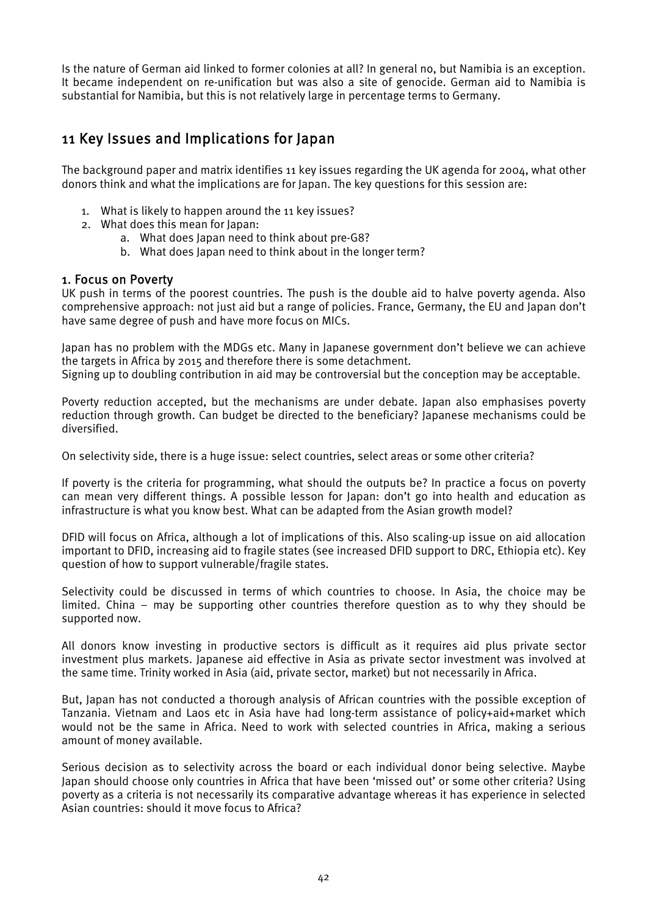Is the nature of German aid linked to former colonies at all? In general no, but Namibia is an exception. It became independent on re-unification but was also a site of genocide. German aid to Namibia is substantial for Namibia, but this is not relatively large in percentage terms to Germany.

## 11 Key Issues and Implications for Japan

The background paper and matrix identifies 11 key issues regarding the UK agenda for 2004, what other donors think and what the implications are for Japan. The key questions for this session are:

1. What is likely to happen around the 11 key issues?
2. What does this mean for Japan:
   a. What does Japan need to think about pre-G8?
   b. What does Japan need to think about in the longer term?

### 1. Focus on Poverty

UK push in terms of the poorest countries. The push is the double aid to halve poverty agenda. Also comprehensive approach: not just aid but a range of policies. France, Germany, the EU and Japan don't have same degree of push and have more focus on MICs.

Japan has no problem with the MDGs etc. Many in Japanese government don't believe we can achieve the targets in Africa by 2015 and therefore there is some detachment.
Signing up to doubling contribution in aid may be controversial but the conception may be acceptable.

Poverty reduction accepted, but the mechanisms are under debate. Japan also emphasises poverty reduction through growth. Can budget be directed to the beneficiary? Japanese mechanisms could be diversified.

On selectivity side, there is a huge issue: select countries, select areas or some other criteria?

If poverty is the criteria for programming, what should the outputs be? In practice a focus on poverty can mean very different things. A possible lesson for Japan: don't go into health and education as infrastructure is what you know best. What can be adapted from the Asian growth model?

DFID will focus on Africa, although a lot of implications of this. Also scaling-up issue on aid allocation important to DFID, increasing aid to fragile states (see increased DFID support to DRC, Ethiopia etc). Key question of how to support vulnerable/fragile states.

Selectivity could be discussed in terms of which countries to choose. In Asia, the choice may be limited. China – may be supporting other countries therefore question as to why they should be supported now.

All donors know investing in productive sectors is difficult as it requires aid plus private sector investment plus markets. Japanese aid effective in Asia as private sector investment was involved at the same time. Trinity worked in Asia (aid, private sector, market) but not necessarily in Africa.

But, Japan has not conducted a thorough analysis of African countries with the possible exception of Tanzania. Vietnam and Laos etc in Asia have had long-term assistance of policy+aid+market which would not be the same in Africa. Need to work with selected countries in Africa, making a serious amount of money available.

Serious decision as to selectivity across the board or each individual donor being selective. Maybe Japan should choose only countries in Africa that have been 'missed out' or some other criteria? Using poverty as a criteria is not necessarily its comparative advantage whereas it has experience in selected Asian countries: should it move focus to Africa?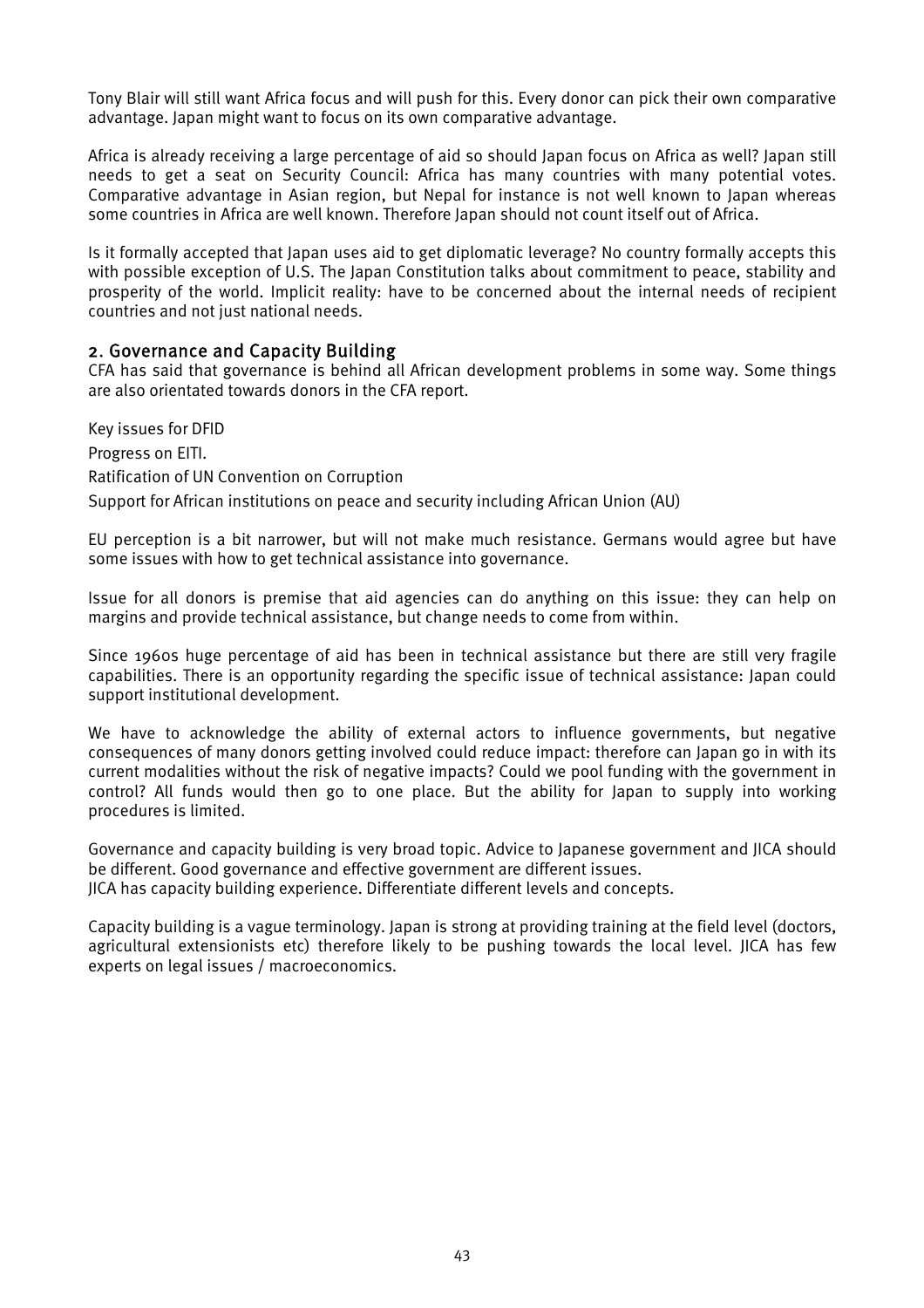Tony Blair will still want Africa focus and will push for this. Every donor can pick their own comparative advantage. Japan might want to focus on its own comparative advantage.

Africa is already receiving a large percentage of aid so should Japan focus on Africa as well? Japan still needs to get a seat on Security Council: Africa has many countries with many potential votes. Comparative advantage in Asian region, but Nepal for instance is not well known to Japan whereas some countries in Africa are well known. Therefore Japan should not count itself out of Africa.

Is it formally accepted that Japan uses aid to get diplomatic leverage? No country formally accepts this with possible exception of U.S. The Japan Constitution talks about commitment to peace, stability and prosperity of the world. Implicit reality: have to be concerned about the internal needs of recipient countries and not just national needs.

## 2. Governance and Capacity Building

CFA has said that governance is behind all African development problems in some way. Some things are also orientated towards donors in the CFA report.

Key issues for DFID

Progress on EITI.

Ratification of UN Convention on Corruption

Support for African institutions on peace and security including African Union (AU)

EU perception is a bit narrower, but will not make much resistance. Germans would agree but have some issues with how to get technical assistance into governance.

Issue for all donors is premise that aid agencies can do anything on this issue: they can help on margins and provide technical assistance, but change needs to come from within.

Since 1960s huge percentage of aid has been in technical assistance but there are still very fragile capabilities. There is an opportunity regarding the specific issue of technical assistance: Japan could support institutional development.

We have to acknowledge the ability of external actors to influence governments, but negative consequences of many donors getting involved could reduce impact: therefore can Japan go in with its current modalities without the risk of negative impacts? Could we pool funding with the government in control? All funds would then go to one place. But the ability for Japan to supply into working procedures is limited.

Governance and capacity building is very broad topic. Advice to Japanese government and JICA should be different. Good governance and effective government are different issues.
JICA has capacity building experience. Differentiate different levels and concepts.

Capacity building is a vague terminology. Japan is strong at providing training at the field level (doctors, agricultural extensionists etc) therefore likely to be pushing towards the local level. JICA has few experts on legal issues / macroeconomics.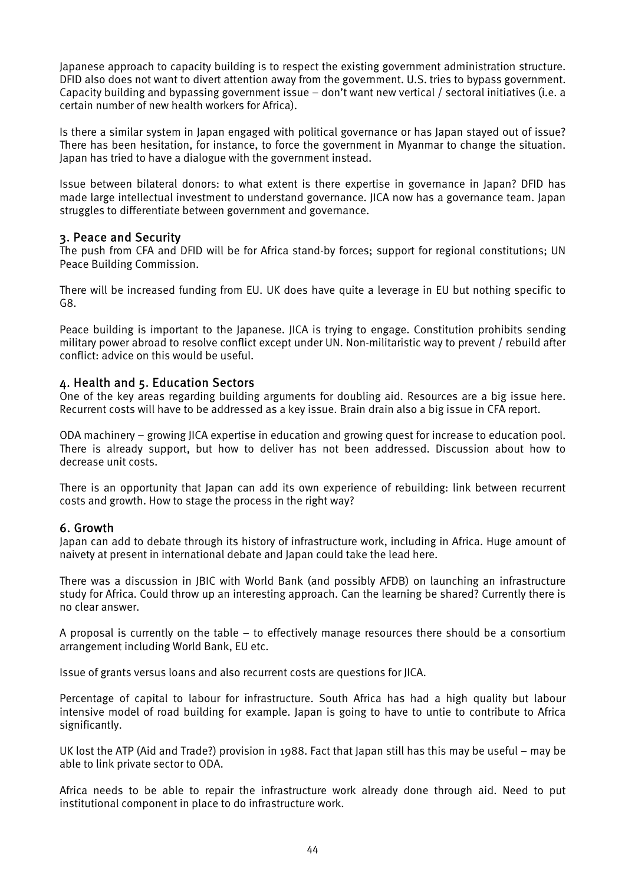Japanese approach to capacity building is to respect the existing government administration structure. DFID also does not want to divert attention away from the government. U.S. tries to bypass government. Capacity building and bypassing government issue – don't want new vertical / sectoral initiatives (i.e. a certain number of new health workers for Africa).

Is there a similar system in Japan engaged with political governance or has Japan stayed out of issue? There has been hesitation, for instance, to force the government in Myanmar to change the situation. Japan has tried to have a dialogue with the government instead.

Issue between bilateral donors: to what extent is there expertise in governance in Japan? DFID has made large intellectual investment to understand governance. JICA now has a governance team. Japan struggles to differentiate between government and governance.

## 3. Peace and Security

The push from CFA and DFID will be for Africa stand-by forces; support for regional constitutions; UN Peace Building Commission.

There will be increased funding from EU. UK does have quite a leverage in EU but nothing specific to G8.

Peace building is important to the Japanese. JICA is trying to engage. Constitution prohibits sending military power abroad to resolve conflict except under UN. Non-militaristic way to prevent / rebuild after conflict: advice on this would be useful.

## 4. Health and 5. Education Sectors

One of the key areas regarding building arguments for doubling aid. Resources are a big issue here. Recurrent costs will have to be addressed as a key issue. Brain drain also a big issue in CFA report.

ODA machinery – growing JICA expertise in education and growing quest for increase to education pool. There is already support, but how to deliver has not been addressed. Discussion about how to decrease unit costs.

There is an opportunity that Japan can add its own experience of rebuilding: link between recurrent costs and growth. How to stage the process in the right way?

## 6. Growth

Japan can add to debate through its history of infrastructure work, including in Africa. Huge amount of naivety at present in international debate and Japan could take the lead here.

There was a discussion in JBIC with World Bank (and possibly AFDB) on launching an infrastructure study for Africa. Could throw up an interesting approach. Can the learning be shared? Currently there is no clear answer.

A proposal is currently on the table – to effectively manage resources there should be a consortium arrangement including World Bank, EU etc.

Issue of grants versus loans and also recurrent costs are questions for JICA.

Percentage of capital to labour for infrastructure. South Africa has had a high quality but labour intensive model of road building for example. Japan is going to have to untie to contribute to Africa significantly.

UK lost the ATP (Aid and Trade?) provision in 1988. Fact that Japan still has this may be useful – may be able to link private sector to ODA.

Africa needs to be able to repair the infrastructure work already done through aid. Need to put institutional component in place to do infrastructure work.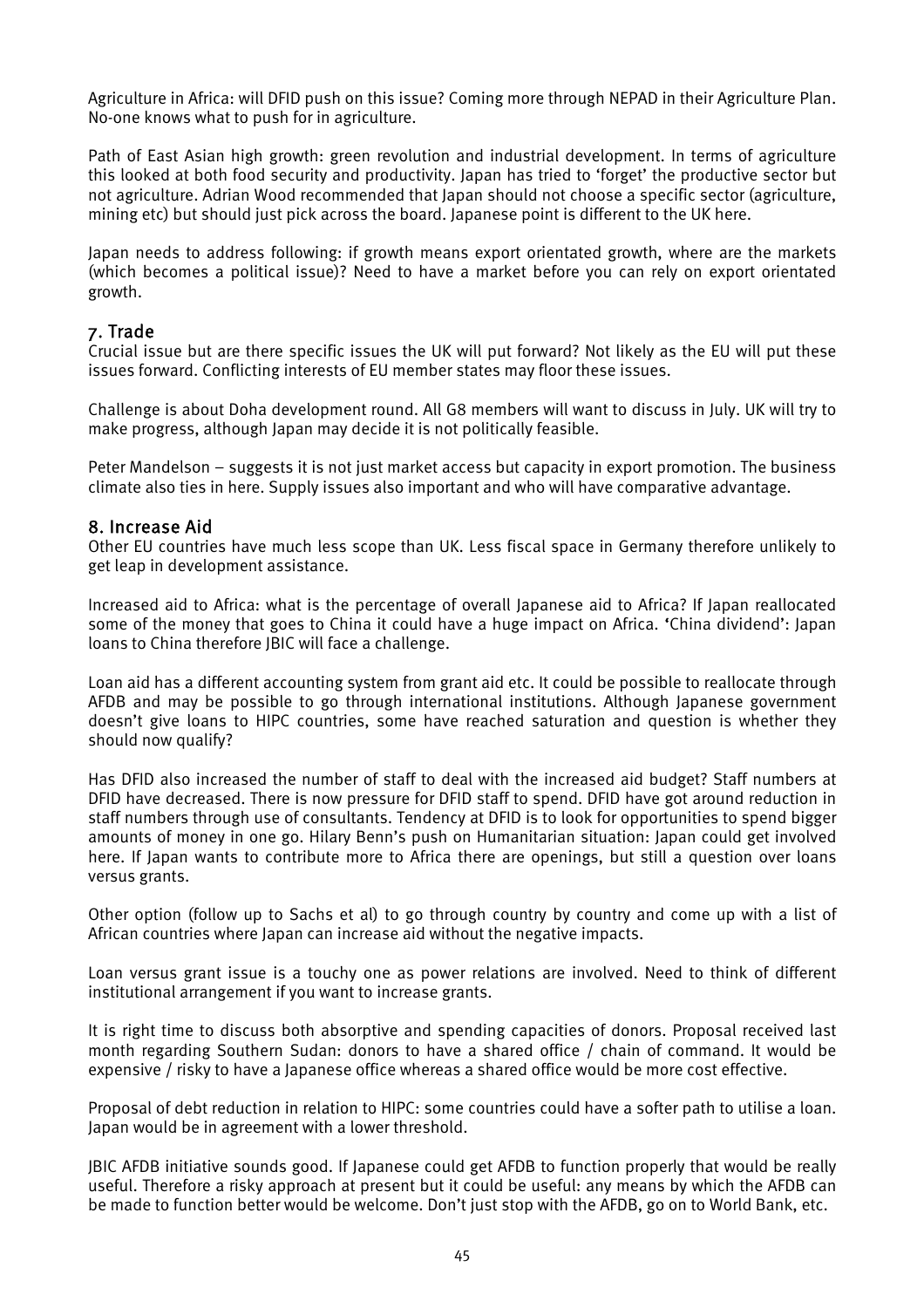Agriculture in Africa: will DFID push on this issue? Coming more through NEPAD in their Agriculture Plan. No-one knows what to push for in agriculture.

Path of East Asian high growth: green revolution and industrial development. In terms of agriculture this looked at both food security and productivity. Japan has tried to 'forget' the productive sector but not agriculture. Adrian Wood recommended that Japan should not choose a specific sector (agriculture, mining etc) but should just pick across the board. Japanese point is different to the UK here.

Japan needs to address following: if growth means export orientated growth, where are the markets (which becomes a political issue)? Need to have a market before you can rely on export orientated growth.

## 7. Trade

Crucial issue but are there specific issues the UK will put forward? Not likely as the EU will put these issues forward. Conflicting interests of EU member states may floor these issues.

Challenge is about Doha development round. All G8 members will want to discuss in July. UK will try to make progress, although Japan may decide it is not politically feasible.

Peter Mandelson – suggests it is not just market access but capacity in export promotion. The business climate also ties in here. Supply issues also important and who will have comparative advantage.

## 8. Increase Aid

Other EU countries have much less scope than UK. Less fiscal space in Germany therefore unlikely to get leap in development assistance.

Increased aid to Africa: what is the percentage of overall Japanese aid to Africa? If Japan reallocated some of the money that goes to China it could have a huge impact on Africa. 'China dividend': Japan loans to China therefore JBIC will face a challenge.

Loan aid has a different accounting system from grant aid etc. It could be possible to reallocate through AFDB and may be possible to go through international institutions. Although Japanese government doesn't give loans to HIPC countries, some have reached saturation and question is whether they should now qualify?

Has DFID also increased the number of staff to deal with the increased aid budget? Staff numbers at DFID have decreased. There is now pressure for DFID staff to spend. DFID have got around reduction in staff numbers through use of consultants. Tendency at DFID is to look for opportunities to spend bigger amounts of money in one go. Hilary Benn's push on Humanitarian situation: Japan could get involved here. If Japan wants to contribute more to Africa there are openings, but still a question over loans versus grants.

Other option (follow up to Sachs et al) to go through country by country and come up with a list of African countries where Japan can increase aid without the negative impacts.

Loan versus grant issue is a touchy one as power relations are involved. Need to think of different institutional arrangement if you want to increase grants.

It is right time to discuss both absorptive and spending capacities of donors. Proposal received last month regarding Southern Sudan: donors to have a shared office / chain of command. It would be expensive / risky to have a Japanese office whereas a shared office would be more cost effective.

Proposal of debt reduction in relation to HIPC: some countries could have a softer path to utilise a loan. Japan would be in agreement with a lower threshold.

JBIC AFDB initiative sounds good. If Japanese could get AFDB to function properly that would be really useful. Therefore a risky approach at present but it could be useful: any means by which the AFDB can be made to function better would be welcome. Don't just stop with the AFDB, go on to World Bank, etc.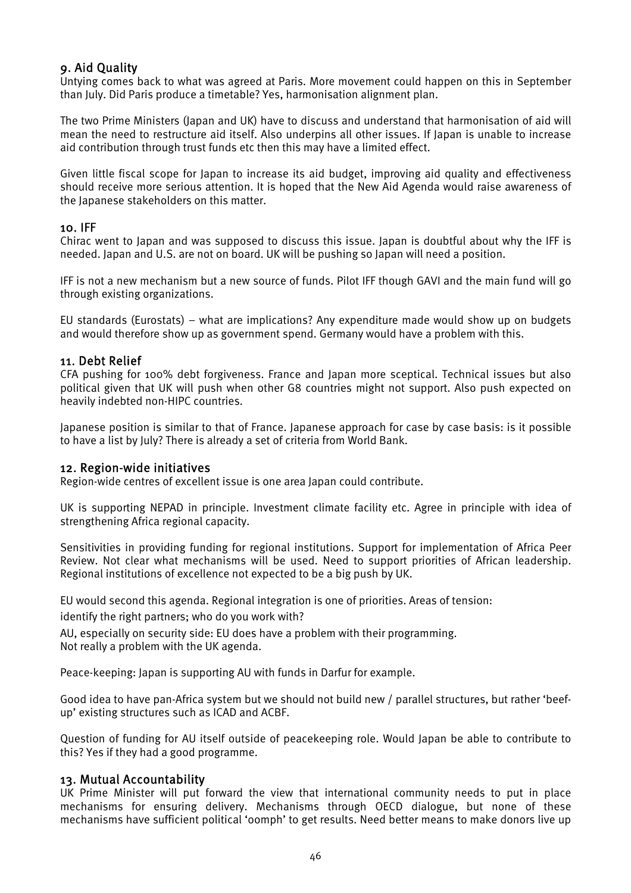## 9. Aid Quality

Untying comes back to what was agreed at Paris. More movement could happen on this in September than July. Did Paris produce a timetable? Yes, harmonisation alignment plan.

The two Prime Ministers (Japan and UK) have to discuss and understand that harmonisation of aid will mean the need to restructure aid itself. Also underpins all other issues. If Japan is unable to increase aid contribution through trust funds etc then this may have a limited effect.

Given little fiscal scope for Japan to increase its aid budget, improving aid quality and effectiveness should receive more serious attention. It is hoped that the New Aid Agenda would raise awareness of the Japanese stakeholders on this matter.

## 10. IFF

Chirac went to Japan and was supposed to discuss this issue. Japan is doubtful about why the IFF is needed. Japan and U.S. are not on board. UK will be pushing so Japan will need a position.

IFF is not a new mechanism but a new source of funds. Pilot IFF though GAVI and the main fund will go through existing organizations.

EU standards (Eurostats) – what are implications? Any expenditure made would show up on budgets and would therefore show up as government spend. Germany would have a problem with this.

## 11. Debt Relief

CFA pushing for 100% debt forgiveness. France and Japan more sceptical. Technical issues but also political given that UK will push when other G8 countries might not support. Also push expected on heavily indebted non-HIPC countries.

Japanese position is similar to that of France. Japanese approach for case by case basis: is it possible to have a list by July? There is already a set of criteria from World Bank.

## 12. Region-wide initiatives

Region-wide centres of excellent issue is one area Japan could contribute.

UK is supporting NEPAD in principle. Investment climate facility etc. Agree in principle with idea of strengthening Africa regional capacity.

Sensitivities in providing funding for regional institutions. Support for implementation of Africa Peer Review. Not clear what mechanisms will be used. Need to support priorities of African leadership. Regional institutions of excellence not expected to be a big push by UK.

EU would second this agenda. Regional integration is one of priorities. Areas of tension:

identify the right partners; who do you work with?

AU, especially on security side: EU does have a problem with their programming.
Not really a problem with the UK agenda.

Peace-keeping: Japan is supporting AU with funds in Darfur for example.

Good idea to have pan-Africa system but we should not build new / parallel structures, but rather 'beef-up' existing structures such as ICAD and ACBF.

Question of funding for AU itself outside of peacekeeping role. Would Japan be able to contribute to this? Yes if they had a good programme.

## 13. Mutual Accountability

UK Prime Minister will put forward the view that international community needs to put in place mechanisms for ensuring delivery. Mechanisms through OECD dialogue, but none of these mechanisms have sufficient political 'oomph' to get results. Need better means to make donors live up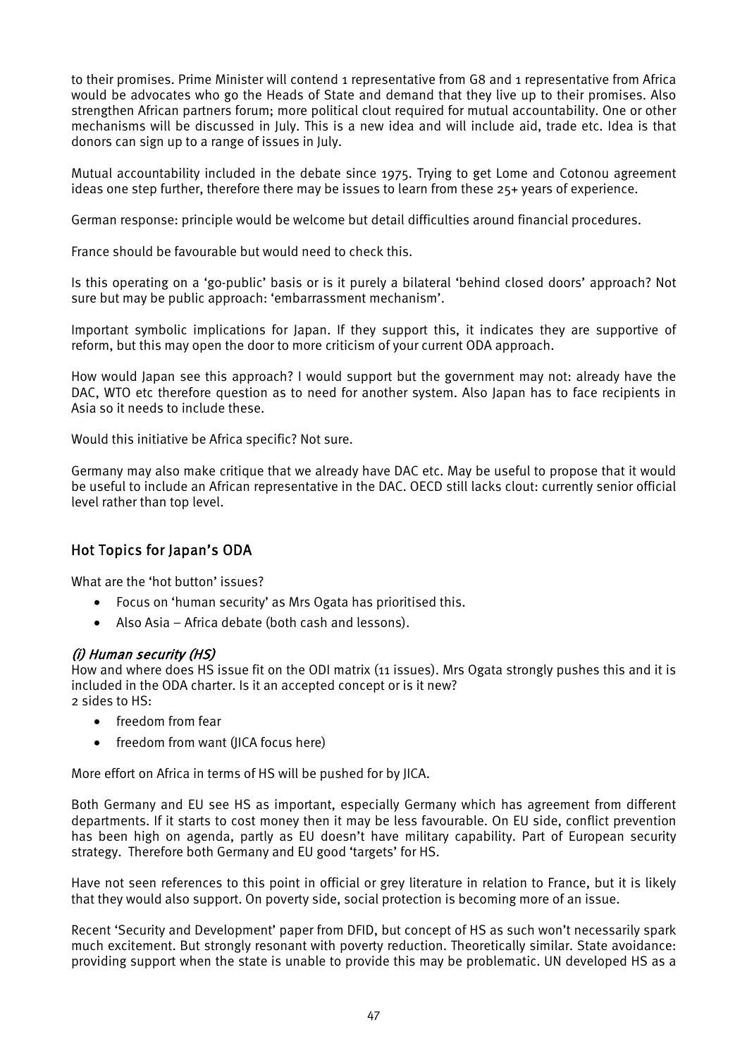to their promises. Prime Minister will contend 1 representative from G8 and 1 representative from Africa would be advocates who go the Heads of State and demand that they live up to their promises. Also strengthen African partners forum; more political clout required for mutual accountability. One or other mechanisms will be discussed in July. This is a new idea and will include aid, trade etc. Idea is that donors can sign up to a range of issues in July.

Mutual accountability included in the debate since 1975. Trying to get Lome and Cotonou agreement ideas one step further, therefore there may be issues to learn from these 25+ years of experience.

German response: principle would be welcome but detail difficulties around financial procedures.

France should be favourable but would need to check this.

Is this operating on a 'go-public' basis or is it purely a bilateral 'behind closed doors' approach? Not sure but may be public approach: 'embarrassment mechanism'.

Important symbolic implications for Japan. If they support this, it indicates they are supportive of reform, but this may open the door to more criticism of your current ODA approach.

How would Japan see this approach? I would support but the government may not: already have the DAC, WTO etc therefore question as to need for another system. Also Japan has to face recipients in Asia so it needs to include these.

Would this initiative be Africa specific? Not sure.

Germany may also make critique that we already have DAC etc. May be useful to propose that it would be useful to include an African representative in the DAC. OECD still lacks clout: currently senior official level rather than top level.

## Hot Topics for Japan's ODA

What are the 'hot button' issues?

- Focus on 'human security' as Mrs Ogata has prioritised this.
- Also Asia – Africa debate (both cash and lessons).

#### *(i) Human security (HS)*

How and where does HS issue fit on the ODI matrix (11 issues). Mrs Ogata strongly pushes this and it is included in the ODA charter. Is it an accepted concept or is it new?
2 sides to HS:

- freedom from fear
- freedom from want (JICA focus here)

More effort on Africa in terms of HS will be pushed for by JICA.

Both Germany and EU see HS as important, especially Germany which has agreement from different departments. If it starts to cost money then it may be less favourable. On EU side, conflict prevention has been high on agenda, partly as EU doesn't have military capability. Part of European security strategy. Therefore both Germany and EU good 'targets' for HS.

Have not seen references to this point in official or grey literature in relation to France, but it is likely that they would also support. On poverty side, social protection is becoming more of an issue.

Recent 'Security and Development' paper from DFID, but concept of HS as such won't necessarily spark much excitement. But strongly resonant with poverty reduction. Theoretically similar. State avoidance: providing support when the state is unable to provide this may be problematic. UN developed HS as a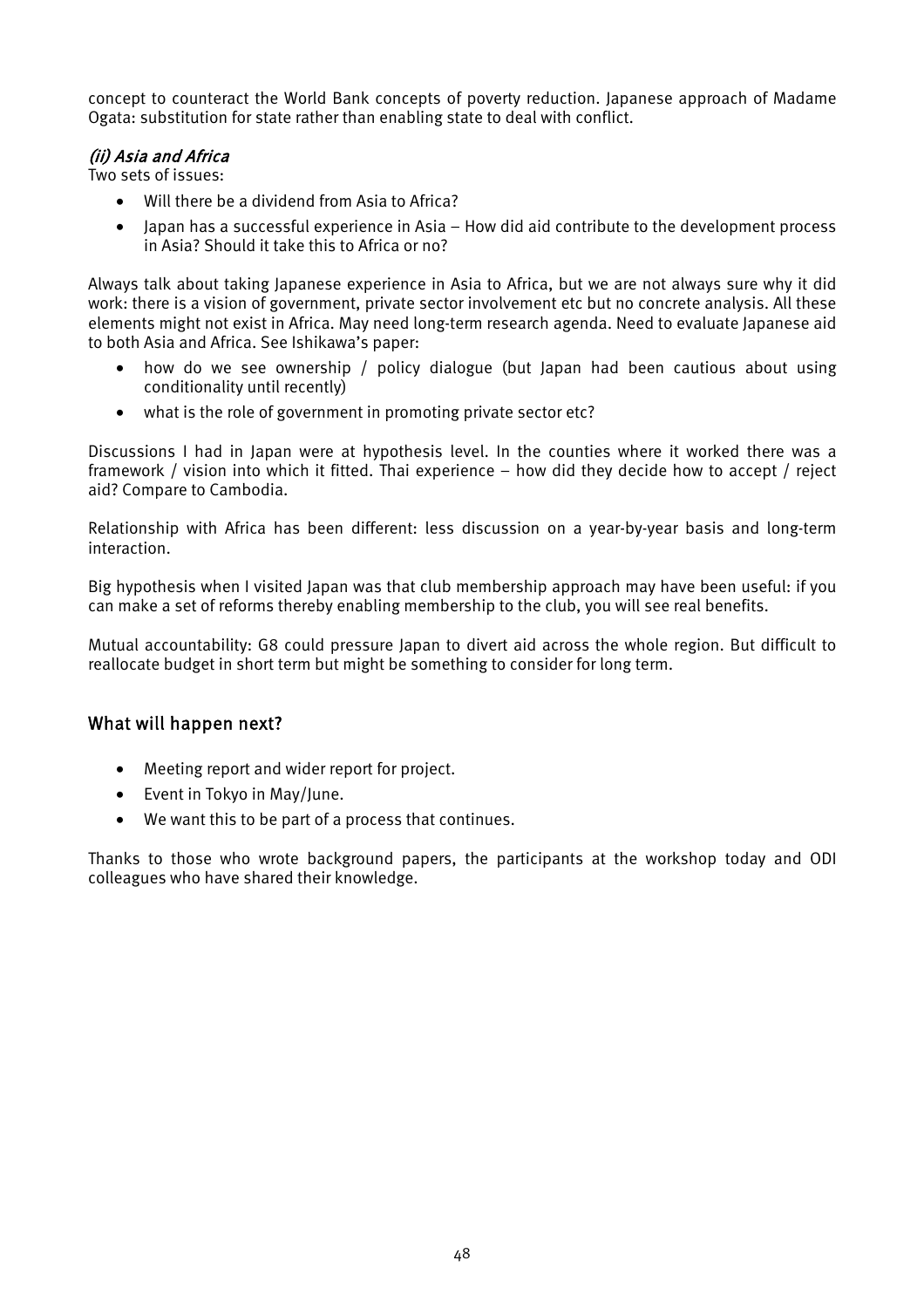concept to counteract the World Bank concepts of poverty reduction. Japanese approach of Madame Ogata: substitution for state rather than enabling state to deal with conflict.

### *(ii) Asia and Africa*

Two sets of issues:

- Will there be a dividend from Asia to Africa?
- Japan has a successful experience in Asia – How did aid contribute to the development process in Asia? Should it take this to Africa or no?

Always talk about taking Japanese experience in Asia to Africa, but we are not always sure why it did work: there is a vision of government, private sector involvement etc but no concrete analysis. All these elements might not exist in Africa. May need long-term research agenda. Need to evaluate Japanese aid to both Asia and Africa. See Ishikawa's paper:

- how do we see ownership / policy dialogue (but Japan had been cautious about using conditionality until recently)
- what is the role of government in promoting private sector etc?

Discussions I had in Japan were at hypothesis level. In the counties where it worked there was a framework / vision into which it fitted. Thai experience – how did they decide how to accept / reject aid? Compare to Cambodia.

Relationship with Africa has been different: less discussion on a year-by-year basis and long-term interaction.

Big hypothesis when I visited Japan was that club membership approach may have been useful: if you can make a set of reforms thereby enabling membership to the club, you will see real benefits.

Mutual accountability: G8 could pressure Japan to divert aid across the whole region. But difficult to reallocate budget in short term but might be something to consider for long term.

## What will happen next?

- Meeting report and wider report for project.
- Event in Tokyo in May/June.
- We want this to be part of a process that continues.

Thanks to those who wrote background papers, the participants at the workshop today and ODI colleagues who have shared their knowledge.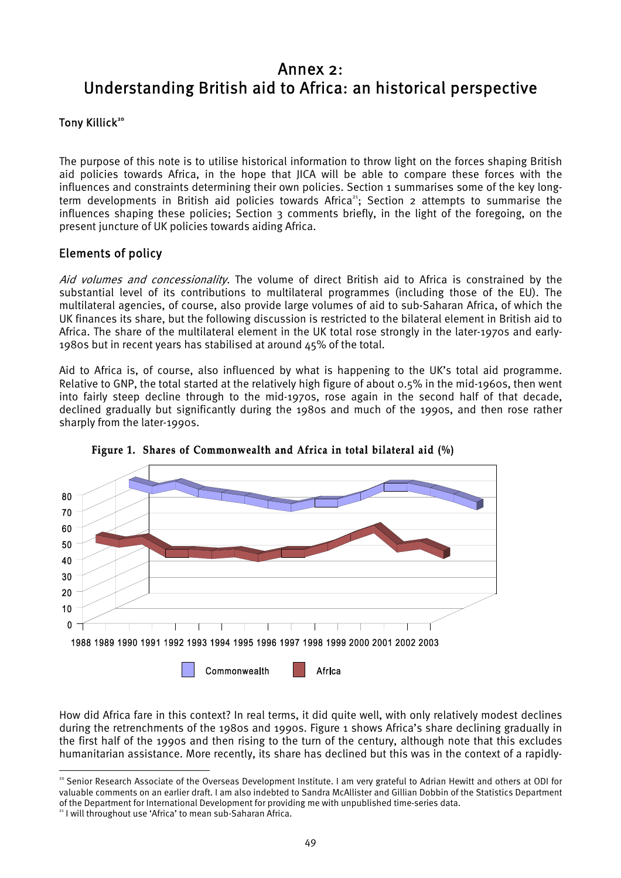# Annex 2: Understanding British aid to Africa: an historical perspective

## Tony Killick[20]

The purpose of this note is to utilise historical information to throw light on the forces shaping British aid policies towards Africa, in the hope that JICA will be able to compare these forces with the influences and constraints determining their own policies. Section 1 summarises some of the key long-term developments in British aid policies towards Africa[21]; Section 2 attempts to summarise the influences shaping these policies; Section 3 comments briefly, in the light of the foregoing, on the present juncture of UK policies towards aiding Africa.

## Elements of policy

*Aid volumes and concessionality.* The volume of direct British aid to Africa is constrained by the substantial level of its contributions to multilateral programmes (including those of the EU). The multilateral agencies, of course, also provide large volumes of aid to sub-Saharan Africa, of which the UK finances its share, but the following discussion is restricted to the bilateral element in British aid to Africa. The share of the multilateral element in the UK total rose strongly in the later-1970s and early-1980s but in recent years has stabilised at around 45% of the total.

Aid to Africa is, of course, also influenced by what is happening to the UK's total aid programme. Relative to GNP, the total started at the relatively high figure of about 0.5% in the mid-1960s, then went into fairly steep decline through to the mid-1970s, rose again in the second half of that decade, declined gradually but significantly during the 1980s and much of the 1990s, and then rose rather sharply from the later-1990s.

**Figure 1. Shares of Commonwealth and Africa in total bilateral aid (%)**

How did Africa fare in this context? In real terms, it did quite well, with only relatively modest declines during the retrenchments of the 1980s and 1990s. Figure 1 shows Africa's share declining gradually in the first half of the 1990s and then rising to the turn of the century, although note that this excludes humanitarian assistance. More recently, its share has declined but this was in the context of a rapidly-

---

[20] Senior Research Associate of the Overseas Development Institute. I am very grateful to Adrian Hewitt and others at ODI for valuable comments on an earlier draft. I am also indebted to Sandra McAllister and Gillian Dobbin of the Statistics Department of the Department for International Development for providing me with unpublished time-series data.

[21] I will throughout use 'Africa' to mean sub-Saharan Africa.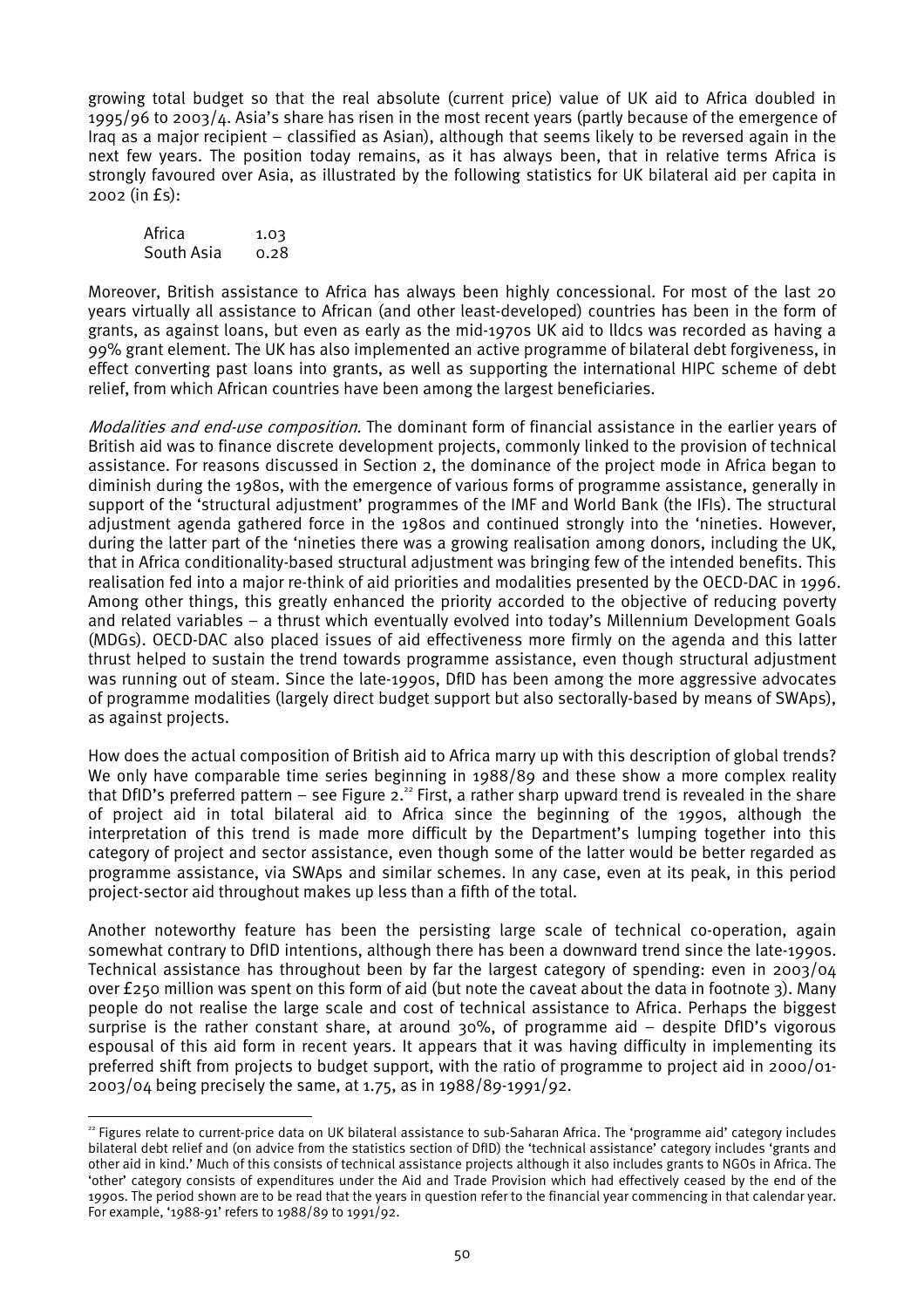growing total budget so that the real absolute (current price) value of UK aid to Africa doubled in 1995/96 to 2003/4. Asia's share has risen in the most recent years (partly because of the emergence of Iraq as a major recipient – classified as Asian), although that seems likely to be reversed again in the next few years. The position today remains, as it has always been, that in relative terms Africa is strongly favoured over Asia, as illustrated by the following statistics for UK bilateral aid per capita in 2002 (in £s):

| | |
|---|---|
| Africa | 1.03 |
| South Asia | 0.28 |

Moreover, British assistance to Africa has always been highly concessional. For most of the last 20 years virtually all assistance to African (and other least-developed) countries has been in the form of grants, as against loans, but even as early as the mid-1970s UK aid to lldcs was recorded as having a 99% grant element. The UK has also implemented an active programme of bilateral debt forgiveness, in effect converting past loans into grants, as well as supporting the international HIPC scheme of debt relief, from which African countries have been among the largest beneficiaries.

*Modalities and end-use composition.* The dominant form of financial assistance in the earlier years of British aid was to finance discrete development projects, commonly linked to the provision of technical assistance. For reasons discussed in Section 2, the dominance of the project mode in Africa began to diminish during the 1980s, with the emergence of various forms of programme assistance, generally in support of the 'structural adjustment' programmes of the IMF and World Bank (the IFIs). The structural adjustment agenda gathered force in the 1980s and continued strongly into the 'nineties. However, during the latter part of the 'nineties there was a growing realisation among donors, including the UK, that in Africa conditionality-based structural adjustment was bringing few of the intended benefits. This realisation fed into a major re-think of aid priorities and modalities presented by the OECD-DAC in 1996. Among other things, this greatly enhanced the priority accorded to the objective of reducing poverty and related variables – a thrust which eventually evolved into today's Millennium Development Goals (MDGs). OECD-DAC also placed issues of aid effectiveness more firmly on the agenda and this latter thrust helped to sustain the trend towards programme assistance, even though structural adjustment was running out of steam. Since the late-1990s, DfID has been among the more aggressive advocates of programme modalities (largely direct budget support but also sectorally-based by means of SWAps), as against projects.

How does the actual composition of British aid to Africa marry up with this description of global trends? We only have comparable time series beginning in 1988/89 and these show a more complex reality that DfID's preferred pattern – see Figure 2.[22] First, a rather sharp upward trend is revealed in the share of project aid in total bilateral aid to Africa since the beginning of the 1990s, although the interpretation of this trend is made more difficult by the Department's lumping together into this category of project and sector assistance, even though some of the latter would be better regarded as programme assistance, via SWAps and similar schemes. In any case, even at its peak, in this period project-sector aid throughout makes up less than a fifth of the total.

Another noteworthy feature has been the persisting large scale of technical co-operation, again somewhat contrary to DfID intentions, although there has been a downward trend since the late-1990s. Technical assistance has throughout been by far the largest category of spending: even in 2003/04 over £250 million was spent on this form of aid (but note the caveat about the data in footnote 3). Many people do not realise the large scale and cost of technical assistance to Africa. Perhaps the biggest surprise is the rather constant share, at around 30%, of programme aid – despite DfID's vigorous espousal of this aid form in recent years. It appears that it was having difficulty in implementing its preferred shift from projects to budget support, with the ratio of programme to project aid in 2000/01-2003/04 being precisely the same, at 1.75, as in 1988/89-1991/92.

[22] Figures relate to current-price data on UK bilateral assistance to sub-Saharan Africa. The 'programme aid' category includes bilateral debt relief and (on advice from the statistics section of DfID) the 'technical assistance' category includes 'grants and other aid in kind.' Much of this consists of technical assistance projects although it also includes grants to NGOs in Africa. The 'other' category consists of expenditures under the Aid and Trade Provision which had effectively ceased by the end of the 1990s. The period shown are to be read that the years in question refer to the financial year commencing in that calendar year. For example, '1988-91' refers to 1988/89 to 1991/92.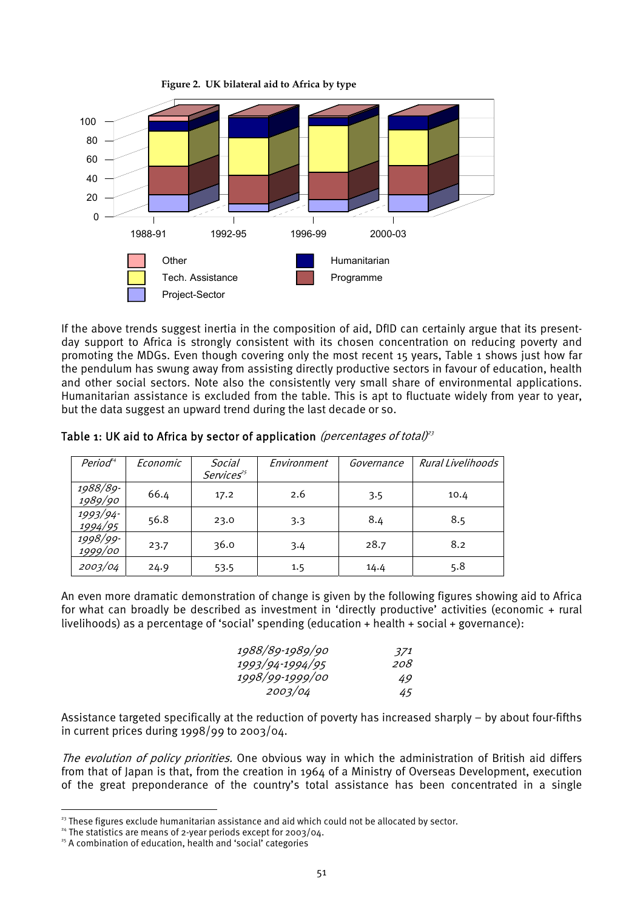**Figure 2. UK bilateral aid to Africa by type**

If the above trends suggest inertia in the composition of aid, DfID can certainly argue that its present-day support to Africa is strongly consistent with its chosen concentration on reducing poverty and promoting the MDGs. Even though covering only the most recent 15 years, Table 1 shows just how far the pendulum has swung away from assisting directly productive sectors in favour of education, health and other social sectors. Note also the consistently very small share of environmental applications. Humanitarian assistance is excluded from the table. This is apt to fluctuate widely from year to year, but the data suggest an upward trend during the last decade or so.

**Table 1: UK aid to Africa by sector of application** *(percentages of total)*[23]

| *Period*[24] | *Economic* | *Social Services*[25] | *Environment* | *Governance* | *Rural Livelihoods* |
|---|---|---|---|---|---|
| *1988/89-1989/90* | 66.4 | 17.2 | 2.6 | 3.5 | 10.4 |
| *1993/94-1994/95* | 56.8 | 23.0 | 3.3 | 8.4 | 8.5 |
| *1998/99-1999/00* | 23.7 | 36.0 | 3.4 | 28.7 | 8.2 |
| *2003/04* | 24.9 | 53.5 | 1.5 | 14.4 | 5.8 |

An even more dramatic demonstration of change is given by the following figures showing aid to Africa for what can broadly be described as investment in 'directly productive' activities (economic + rural livelihoods) as a percentage of 'social' spending (education + health + social + governance):

| | |
|---|---|
| *1988/89-1989/90* | *371* |
| *1993/94-1994/95* | *208* |
| *1998/99-1999/00* | *49* |
| *2003/04* | *45* |

Assistance targeted specifically at the reduction of poverty has increased sharply – by about four-fifths in current prices during 1998/99 to 2003/04.

*The evolution of policy priorities.* One obvious way in which the administration of British aid differs from that of Japan is that, from the creation in 1964 of a Ministry of Overseas Development, execution of the great preponderance of the country's total assistance has been concentrated in a single

[23] These figures exclude humanitarian assistance and aid which could not be allocated by sector.

[24] The statistics are means of 2-year periods except for 2003/04.

[25] A combination of education, health and 'social' categories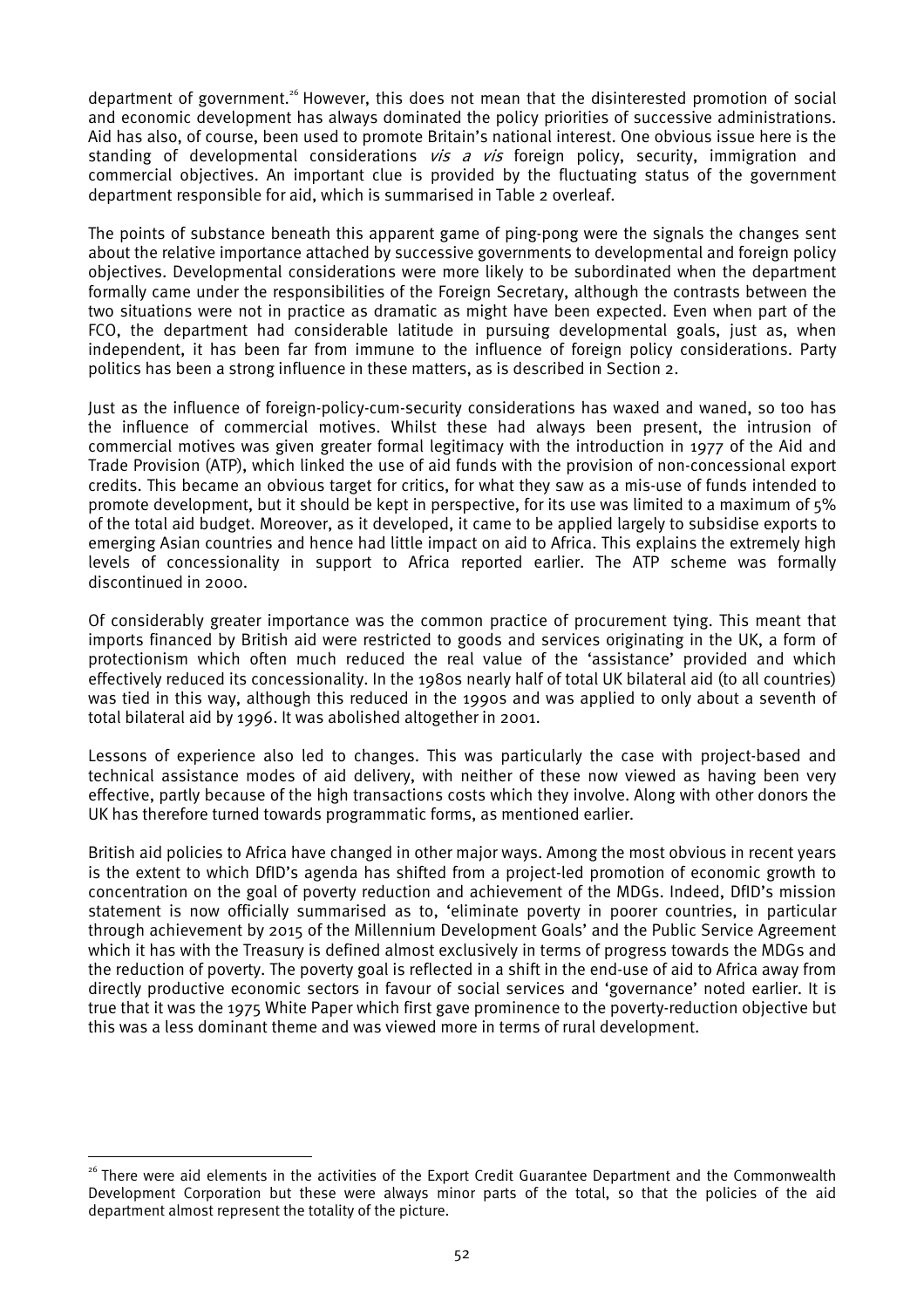department of government.[26] However, this does not mean that the disinterested promotion of social and economic development has always dominated the policy priorities of successive administrations. Aid has also, of course, been used to promote Britain's national interest. One obvious issue here is the standing of developmental considerations *vis a vis* foreign policy, security, immigration and commercial objectives. An important clue is provided by the fluctuating status of the government department responsible for aid, which is summarised in Table 2 overleaf.

The points of substance beneath this apparent game of ping-pong were the signals the changes sent about the relative importance attached by successive governments to developmental and foreign policy objectives. Developmental considerations were more likely to be subordinated when the department formally came under the responsibilities of the Foreign Secretary, although the contrasts between the two situations were not in practice as dramatic as might have been expected. Even when part of the FCO, the department had considerable latitude in pursuing developmental goals, just as, when independent, it has been far from immune to the influence of foreign policy considerations. Party politics has been a strong influence in these matters, as is described in Section 2.

Just as the influence of foreign-policy-cum-security considerations has waxed and waned, so too has the influence of commercial motives. Whilst these had always been present, the intrusion of commercial motives was given greater formal legitimacy with the introduction in 1977 of the Aid and Trade Provision (ATP), which linked the use of aid funds with the provision of non-concessional export credits. This became an obvious target for critics, for what they saw as a mis-use of funds intended to promote development, but it should be kept in perspective, for its use was limited to a maximum of 5% of the total aid budget. Moreover, as it developed, it came to be applied largely to subsidise exports to emerging Asian countries and hence had little impact on aid to Africa. This explains the extremely high levels of concessionality in support to Africa reported earlier. The ATP scheme was formally discontinued in 2000.

Of considerably greater importance was the common practice of procurement tying. This meant that imports financed by British aid were restricted to goods and services originating in the UK, a form of protectionism which often much reduced the real value of the 'assistance' provided and which effectively reduced its concessionality. In the 1980s nearly half of total UK bilateral aid (to all countries) was tied in this way, although this reduced in the 1990s and was applied to only about a seventh of total bilateral aid by 1996. It was abolished altogether in 2001.

Lessons of experience also led to changes. This was particularly the case with project-based and technical assistance modes of aid delivery, with neither of these now viewed as having been very effective, partly because of the high transactions costs which they involve. Along with other donors the UK has therefore turned towards programmatic forms, as mentioned earlier.

British aid policies to Africa have changed in other major ways. Among the most obvious in recent years is the extent to which DfID's agenda has shifted from a project-led promotion of economic growth to concentration on the goal of poverty reduction and achievement of the MDGs. Indeed, DfID's mission statement is now officially summarised as to, 'eliminate poverty in poorer countries, in particular through achievement by 2015 of the Millennium Development Goals' and the Public Service Agreement which it has with the Treasury is defined almost exclusively in terms of progress towards the MDGs and the reduction of poverty. The poverty goal is reflected in a shift in the end-use of aid to Africa away from directly productive economic sectors in favour of social services and 'governance' noted earlier. It is true that it was the 1975 White Paper which first gave prominence to the poverty-reduction objective but this was a less dominant theme and was viewed more in terms of rural development.

[26] There were aid elements in the activities of the Export Credit Guarantee Department and the Commonwealth Development Corporation but these were always minor parts of the total, so that the policies of the aid department almost represent the totality of the picture.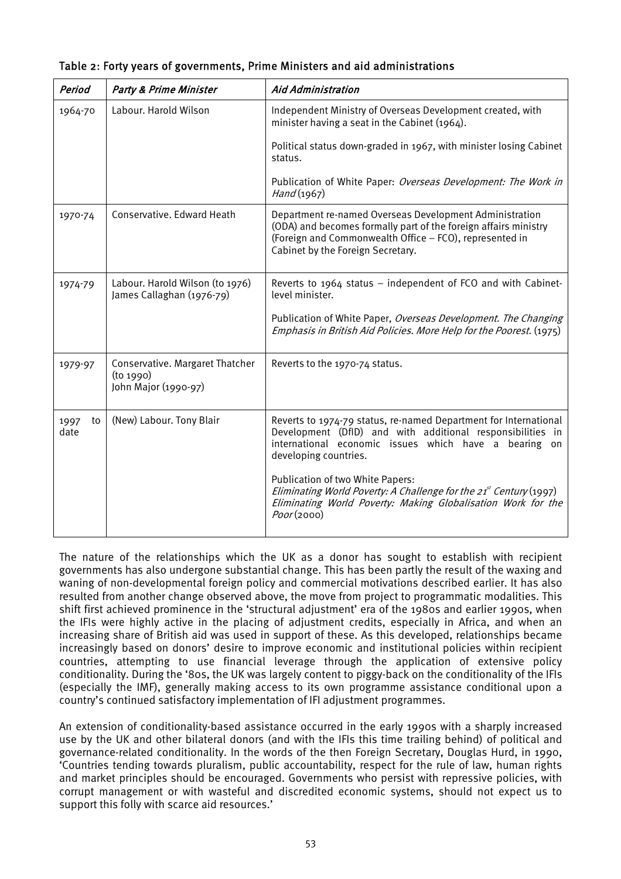Table 2: Forty years of governments, Prime Ministers and aid administrations

| *Period* | *Party & Prime Minister* | *Aid Administration* |
|---|---|---|
| 1964-70 | Labour. Harold Wilson | Independent Ministry of Overseas Development created, with minister having a seat in the Cabinet (1964).<br><br>Political status down-graded in 1967, with minister losing Cabinet status.<br><br>Publication of White Paper: *Overseas Development: The Work in Hand* (1967) |
| 1970-74 | Conservative. Edward Heath | Department re-named Overseas Development Administration (ODA) and becomes formally part of the foreign affairs ministry (Foreign and Commonwealth Office – FCO), represented in Cabinet by the Foreign Secretary. |
| 1974-79 | Labour. Harold Wilson (to 1976) James Callaghan (1976-79) | Reverts to 1964 status – independent of FCO and with Cabinet-level minister.<br><br>Publication of White Paper, *Overseas Development. The Changing Emphasis in British Aid Policies. More Help for the Poorest.* (1975) |
| 1979-97 | Conservative. Margaret Thatcher (to 1990) John Major (1990-97) | Reverts to the 1970-74 status. |
| 1997 to date | (New) Labour. Tony Blair | Reverts to 1974-79 status, re-named Department for International Development (DfID) and with additional responsibilities in international economic issues which have a bearing on developing countries.<br><br>Publication of two White Papers:<br>*Eliminating World Poverty: A Challenge for the 21st Century* (1997)<br>*Eliminating World Poverty: Making Globalisation Work for the Poor* (2000) |

The nature of the relationships which the UK as a donor has sought to establish with recipient governments has also undergone substantial change. This has been partly the result of the waxing and waning of non-developmental foreign policy and commercial motivations described earlier. It has also resulted from another change observed above, the move from project to programmatic modalities. This shift first achieved prominence in the 'structural adjustment' era of the 1980s and earlier 1990s, when the IFIs were highly active in the placing of adjustment credits, especially in Africa, and when an increasing share of British aid was used in support of these. As this developed, relationships became increasingly based on donors' desire to improve economic and institutional policies within recipient countries, attempting to use financial leverage through the application of extensive policy conditionality. During the '80s, the UK was largely content to piggy-back on the conditionality of the IFIs (especially the IMF), generally making access to its own programme assistance conditional upon a country's continued satisfactory implementation of IFI adjustment programmes.

An extension of conditionality-based assistance occurred in the early 1990s with a sharply increased use by the UK and other bilateral donors (and with the IFIs this time trailing behind) of political and governance-related conditionality. In the words of the then Foreign Secretary, Douglas Hurd, in 1990, 'Countries tending towards pluralism, public accountability, respect for the rule of law, human rights and market principles should be encouraged. Governments who persist with repressive policies, with corrupt management or with wasteful and discredited economic systems, should not expect us to support this folly with scarce aid resources.'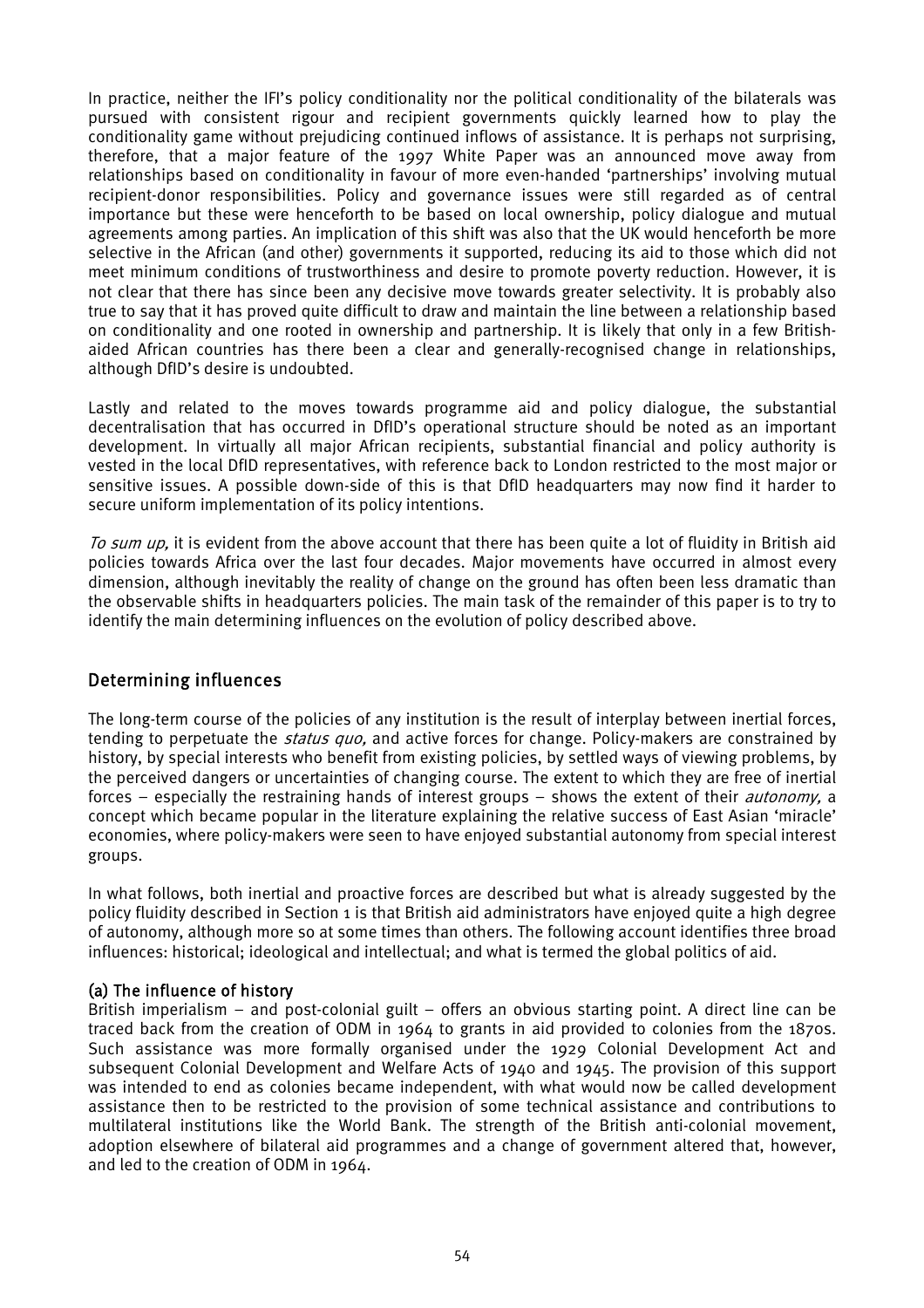In practice, neither the IFI's policy conditionality nor the political conditionality of the bilaterals was pursued with consistent rigour and recipient governments quickly learned how to play the conditionality game without prejudicing continued inflows of assistance. It is perhaps not surprising, therefore, that a major feature of the 1997 White Paper was an announced move away from relationships based on conditionality in favour of more even-handed 'partnerships' involving mutual recipient-donor responsibilities. Policy and governance issues were still regarded as of central importance but these were henceforth to be based on local ownership, policy dialogue and mutual agreements among parties. An implication of this shift was also that the UK would henceforth be more selective in the African (and other) governments it supported, reducing its aid to those which did not meet minimum conditions of trustworthiness and desire to promote poverty reduction. However, it is not clear that there has since been any decisive move towards greater selectivity. It is probably also true to say that it has proved quite difficult to draw and maintain the line between a relationship based on conditionality and one rooted in ownership and partnership. It is likely that only in a few British-aided African countries has there been a clear and generally-recognised change in relationships, although DfID's desire is undoubted.

Lastly and related to the moves towards programme aid and policy dialogue, the substantial decentralisation that has occurred in DfID's operational structure should be noted as an important development. In virtually all major African recipients, substantial financial and policy authority is vested in the local DfID representatives, with reference back to London restricted to the most major or sensitive issues. A possible down-side of this is that DfID headquarters may now find it harder to secure uniform implementation of its policy intentions.

*To sum up,* it is evident from the above account that there has been quite a lot of fluidity in British aid policies towards Africa over the last four decades. Major movements have occurred in almost every dimension, although inevitably the reality of change on the ground has often been less dramatic than the observable shifts in headquarters policies. The main task of the remainder of this paper is to try to identify the main determining influences on the evolution of policy described above.

## Determining influences

The long-term course of the policies of any institution is the result of interplay between inertial forces, tending to perpetuate the *status quo,* and active forces for change. Policy-makers are constrained by history, by special interests who benefit from existing policies, by settled ways of viewing problems, by the perceived dangers or uncertainties of changing course. The extent to which they are free of inertial forces – especially the restraining hands of interest groups – shows the extent of their *autonomy,* a concept which became popular in the literature explaining the relative success of East Asian 'miracle' economies, where policy-makers were seen to have enjoyed substantial autonomy from special interest groups.

In what follows, both inertial and proactive forces are described but what is already suggested by the policy fluidity described in Section 1 is that British aid administrators have enjoyed quite a high degree of autonomy, although more so at some times than others. The following account identifies three broad influences: historical; ideological and intellectual; and what is termed the global politics of aid.

### (a) The influence of history

British imperialism – and post-colonial guilt – offers an obvious starting point. A direct line can be traced back from the creation of ODM in 1964 to grants in aid provided to colonies from the 1870s. Such assistance was more formally organised under the 1929 Colonial Development Act and subsequent Colonial Development and Welfare Acts of 1940 and 1945. The provision of this support was intended to end as colonies became independent, with what would now be called development assistance then to be restricted to the provision of some technical assistance and contributions to multilateral institutions like the World Bank. The strength of the British anti-colonial movement, adoption elsewhere of bilateral aid programmes and a change of government altered that, however, and led to the creation of ODM in 1964.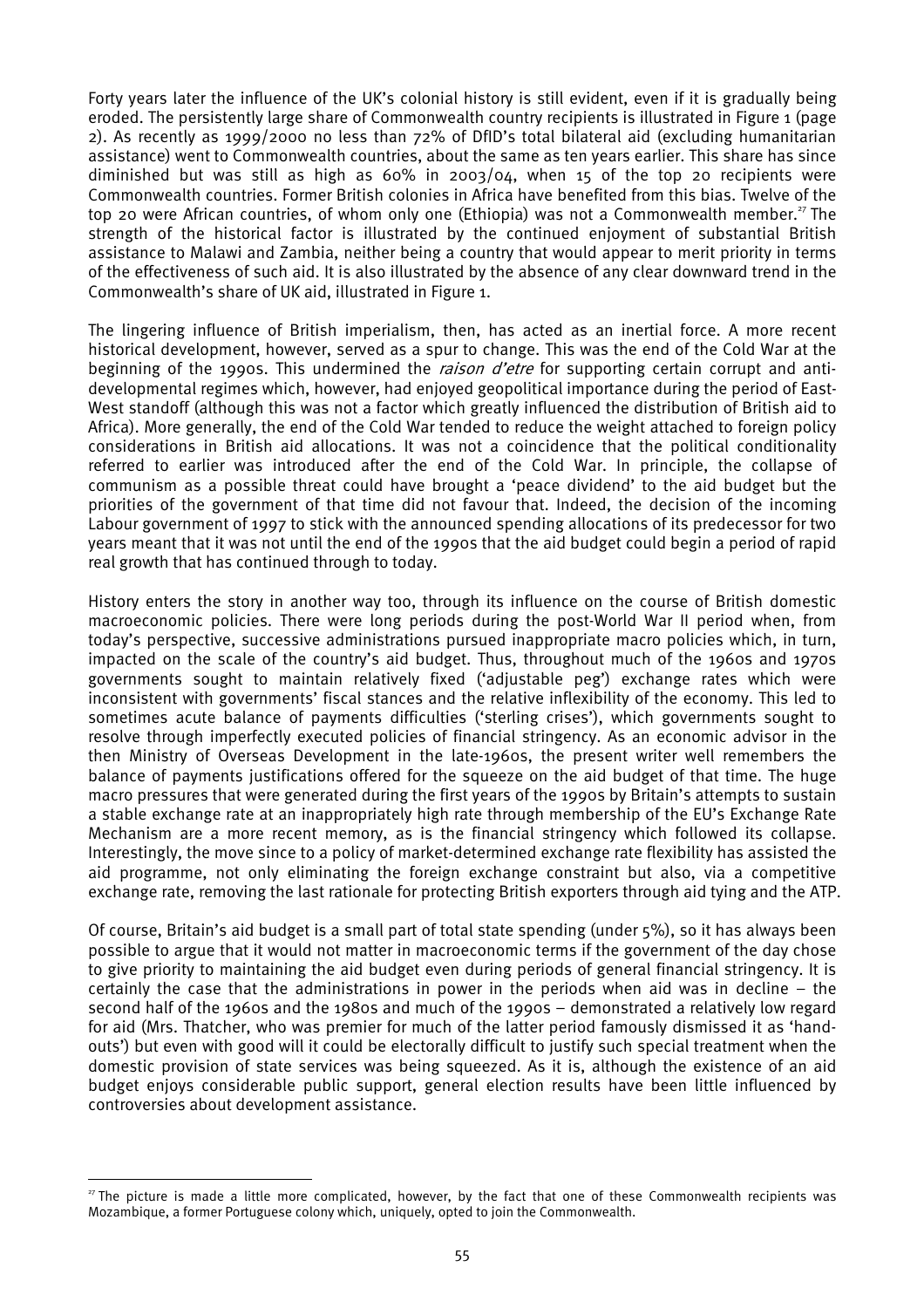Forty years later the influence of the UK's colonial history is still evident, even if it is gradually being eroded. The persistently large share of Commonwealth country recipients is illustrated in Figure 1 (page 2). As recently as 1999/2000 no less than 72% of DfID's total bilateral aid (excluding humanitarian assistance) went to Commonwealth countries, about the same as ten years earlier. This share has since diminished but was still as high as 60% in 2003/04, when 15 of the top 20 recipients were Commonwealth countries. Former British colonies in Africa have benefited from this bias. Twelve of the top 20 were African countries, of whom only one (Ethiopia) was not a Commonwealth member.[27] The strength of the historical factor is illustrated by the continued enjoyment of substantial British assistance to Malawi and Zambia, neither being a country that would appear to merit priority in terms of the effectiveness of such aid. It is also illustrated by the absence of any clear downward trend in the Commonwealth's share of UK aid, illustrated in Figure 1.

The lingering influence of British imperialism, then, has acted as an inertial force. A more recent historical development, however, served as a spur to change. This was the end of the Cold War at the beginning of the 1990s. This undermined the *raison d'etre* for supporting certain corrupt and anti-developmental regimes which, however, had enjoyed geopolitical importance during the period of East-West standoff (although this was not a factor which greatly influenced the distribution of British aid to Africa). More generally, the end of the Cold War tended to reduce the weight attached to foreign policy considerations in British aid allocations. It was not a coincidence that the political conditionality referred to earlier was introduced after the end of the Cold War. In principle, the collapse of communism as a possible threat could have brought a 'peace dividend' to the aid budget but the priorities of the government of that time did not favour that. Indeed, the decision of the incoming Labour government of 1997 to stick with the announced spending allocations of its predecessor for two years meant that it was not until the end of the 1990s that the aid budget could begin a period of rapid real growth that has continued through to today.

History enters the story in another way too, through its influence on the course of British domestic macroeconomic policies. There were long periods during the post-World War II period when, from today's perspective, successive administrations pursued inappropriate macro policies which, in turn, impacted on the scale of the country's aid budget. Thus, throughout much of the 1960s and 1970s governments sought to maintain relatively fixed ('adjustable peg') exchange rates which were inconsistent with governments' fiscal stances and the relative inflexibility of the economy. This led to sometimes acute balance of payments difficulties ('sterling crises'), which governments sought to resolve through imperfectly executed policies of financial stringency. As an economic advisor in the then Ministry of Overseas Development in the late-1960s, the present writer well remembers the balance of payments justifications offered for the squeeze on the aid budget of that time. The huge macro pressures that were generated during the first years of the 1990s by Britain's attempts to sustain a stable exchange rate at an inappropriately high rate through membership of the EU's Exchange Rate Mechanism are a more recent memory, as is the financial stringency which followed its collapse. Interestingly, the move since to a policy of market-determined exchange rate flexibility has assisted the aid programme, not only eliminating the foreign exchange constraint but also, via a competitive exchange rate, removing the last rationale for protecting British exporters through aid tying and the ATP.

Of course, Britain's aid budget is a small part of total state spending (under 5%), so it has always been possible to argue that it would not matter in macroeconomic terms if the government of the day chose to give priority to maintaining the aid budget even during periods of general financial stringency. It is certainly the case that the administrations in power in the periods when aid was in decline – the second half of the 1960s and the 1980s and much of the 1990s – demonstrated a relatively low regard for aid (Mrs. Thatcher, who was premier for much of the latter period famously dismissed it as 'hand-outs') but even with good will it could be electorally difficult to justify such special treatment when the domestic provision of state services was being squeezed. As it is, although the existence of an aid budget enjoys considerable public support, general election results have been little influenced by controversies about development assistance.

---

[27] The picture is made a little more complicated, however, by the fact that one of these Commonwealth recipients was Mozambique, a former Portuguese colony which, uniquely, opted to join the Commonwealth.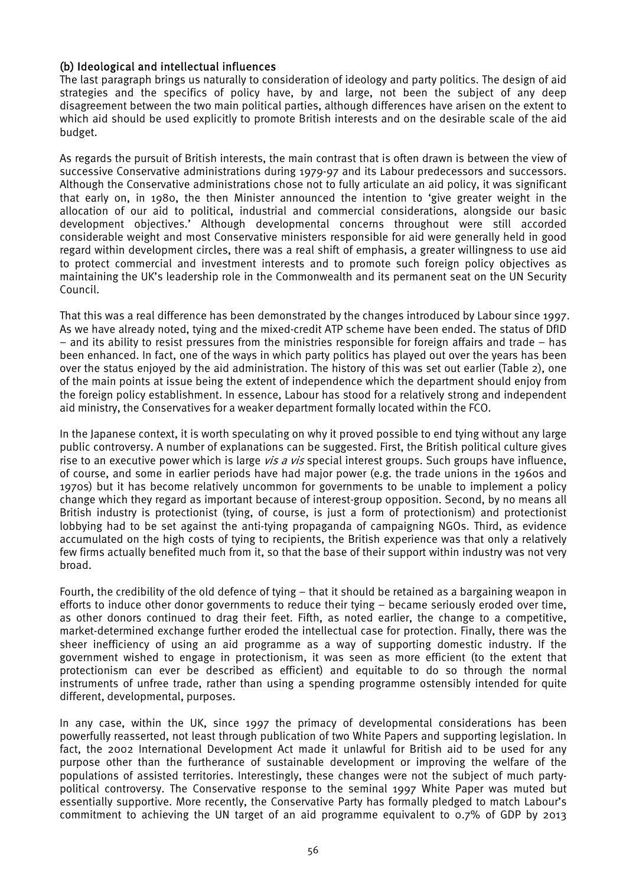### (b) Ideological and intellectual influences

The last paragraph brings us naturally to consideration of ideology and party politics. The design of aid strategies and the specifics of policy have, by and large, not been the subject of any deep disagreement between the two main political parties, although differences have arisen on the extent to which aid should be used explicitly to promote British interests and on the desirable scale of the aid budget.

As regards the pursuit of British interests, the main contrast that is often drawn is between the view of successive Conservative administrations during 1979-97 and its Labour predecessors and successors. Although the Conservative administrations chose not to fully articulate an aid policy, it was significant that early on, in 1980, the then Minister announced the intention to 'give greater weight in the allocation of our aid to political, industrial and commercial considerations, alongside our basic development objectives.' Although developmental concerns throughout were still accorded considerable weight and most Conservative ministers responsible for aid were generally held in good regard within development circles, there was a real shift of emphasis, a greater willingness to use aid to protect commercial and investment interests and to promote such foreign policy objectives as maintaining the UK's leadership role in the Commonwealth and its permanent seat on the UN Security Council.

That this was a real difference has been demonstrated by the changes introduced by Labour since 1997. As we have already noted, tying and the mixed-credit ATP scheme have been ended. The status of DfID – and its ability to resist pressures from the ministries responsible for foreign affairs and trade – has been enhanced. In fact, one of the ways in which party politics has played out over the years has been over the status enjoyed by the aid administration. The history of this was set out earlier (Table 2), one of the main points at issue being the extent of independence which the department should enjoy from the foreign policy establishment. In essence, Labour has stood for a relatively strong and independent aid ministry, the Conservatives for a weaker department formally located within the FCO.

In the Japanese context, it is worth speculating on why it proved possible to end tying without any large public controversy. A number of explanations can be suggested. First, the British political culture gives rise to an executive power which is large *vis a vis* special interest groups. Such groups have influence, of course, and some in earlier periods have had major power (e.g. the trade unions in the 1960s and 1970s) but it has become relatively uncommon for governments to be unable to implement a policy change which they regard as important because of interest-group opposition. Second, by no means all British industry is protectionist (tying, of course, is just a form of protectionism) and protectionist lobbying had to be set against the anti-tying propaganda of campaigning NGOs. Third, as evidence accumulated on the high costs of tying to recipients, the British experience was that only a relatively few firms actually benefited much from it, so that the base of their support within industry was not very broad.

Fourth, the credibility of the old defence of tying – that it should be retained as a bargaining weapon in efforts to induce other donor governments to reduce their tying – became seriously eroded over time, as other donors continued to drag their feet. Fifth, as noted earlier, the change to a competitive, market-determined exchange further eroded the intellectual case for protection. Finally, there was the sheer inefficiency of using an aid programme as a way of supporting domestic industry. If the government wished to engage in protectionism, it was seen as more efficient (to the extent that protectionism can ever be described as efficient) and equitable to do so through the normal instruments of unfree trade, rather than using a spending programme ostensibly intended for quite different, developmental, purposes.

In any case, within the UK, since 1997 the primacy of developmental considerations has been powerfully reasserted, not least through publication of two White Papers and supporting legislation. In fact, the 2002 International Development Act made it unlawful for British aid to be used for any purpose other than the furtherance of sustainable development or improving the welfare of the populations of assisted territories. Interestingly, these changes were not the subject of much party-political controversy. The Conservative response to the seminal 1997 White Paper was muted but essentially supportive. More recently, the Conservative Party has formally pledged to match Labour's commitment to achieving the UN target of an aid programme equivalent to 0.7% of GDP by 2013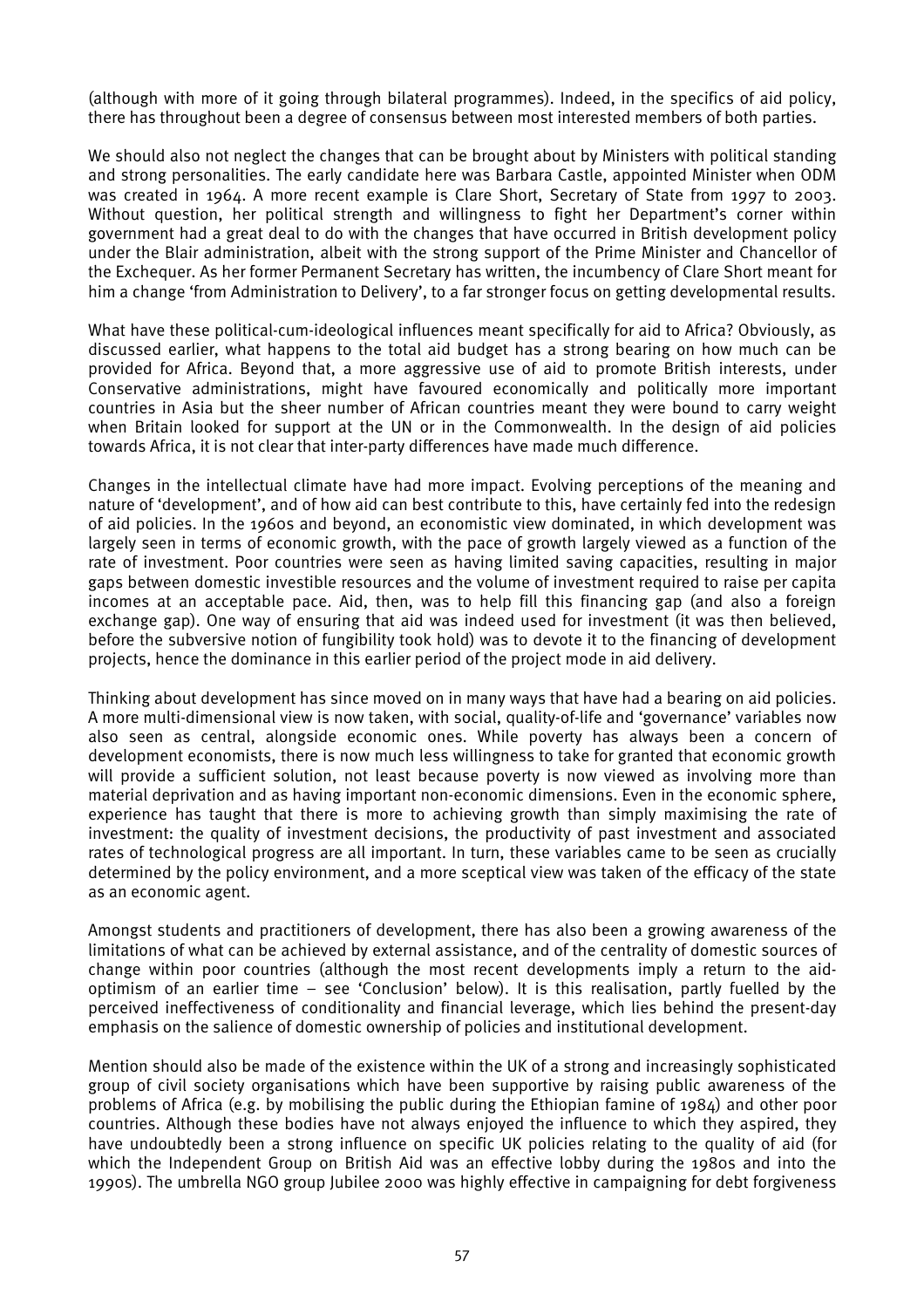(although with more of it going through bilateral programmes). Indeed, in the specifics of aid policy, there has throughout been a degree of consensus between most interested members of both parties.

We should also not neglect the changes that can be brought about by Ministers with political standing and strong personalities. The early candidate here was Barbara Castle, appointed Minister when ODM was created in 1964. A more recent example is Clare Short, Secretary of State from 1997 to 2003. Without question, her political strength and willingness to fight her Department's corner within government had a great deal to do with the changes that have occurred in British development policy under the Blair administration, albeit with the strong support of the Prime Minister and Chancellor of the Exchequer. As her former Permanent Secretary has written, the incumbency of Clare Short meant for him a change 'from Administration to Delivery', to a far stronger focus on getting developmental results.

What have these political-cum-ideological influences meant specifically for aid to Africa? Obviously, as discussed earlier, what happens to the total aid budget has a strong bearing on how much can be provided for Africa. Beyond that, a more aggressive use of aid to promote British interests, under Conservative administrations, might have favoured economically and politically more important countries in Asia but the sheer number of African countries meant they were bound to carry weight when Britain looked for support at the UN or in the Commonwealth. In the design of aid policies towards Africa, it is not clear that inter-party differences have made much difference.

Changes in the intellectual climate have had more impact. Evolving perceptions of the meaning and nature of 'development', and of how aid can best contribute to this, have certainly fed into the redesign of aid policies. In the 1960s and beyond, an economistic view dominated, in which development was largely seen in terms of economic growth, with the pace of growth largely viewed as a function of the rate of investment. Poor countries were seen as having limited saving capacities, resulting in major gaps between domestic investible resources and the volume of investment required to raise per capita incomes at an acceptable pace. Aid, then, was to help fill this financing gap (and also a foreign exchange gap). One way of ensuring that aid was indeed used for investment (it was then believed, before the subversive notion of fungibility took hold) was to devote it to the financing of development projects, hence the dominance in this earlier period of the project mode in aid delivery.

Thinking about development has since moved on in many ways that have had a bearing on aid policies. A more multi-dimensional view is now taken, with social, quality-of-life and 'governance' variables now also seen as central, alongside economic ones. While poverty has always been a concern of development economists, there is now much less willingness to take for granted that economic growth will provide a sufficient solution, not least because poverty is now viewed as involving more than material deprivation and as having important non-economic dimensions. Even in the economic sphere, experience has taught that there is more to achieving growth than simply maximising the rate of investment: the quality of investment decisions, the productivity of past investment and associated rates of technological progress are all important. In turn, these variables came to be seen as crucially determined by the policy environment, and a more sceptical view was taken of the efficacy of the state as an economic agent.

Amongst students and practitioners of development, there has also been a growing awareness of the limitations of what can be achieved by external assistance, and of the centrality of domestic sources of change within poor countries (although the most recent developments imply a return to the aid-optimism of an earlier time – see 'Conclusion' below). It is this realisation, partly fuelled by the perceived ineffectiveness of conditionality and financial leverage, which lies behind the present-day emphasis on the salience of domestic ownership of policies and institutional development.

Mention should also be made of the existence within the UK of a strong and increasingly sophisticated group of civil society organisations which have been supportive by raising public awareness of the problems of Africa (e.g. by mobilising the public during the Ethiopian famine of 1984) and other poor countries. Although these bodies have not always enjoyed the influence to which they aspired, they have undoubtedly been a strong influence on specific UK policies relating to the quality of aid (for which the Independent Group on British Aid was an effective lobby during the 1980s and into the 1990s). The umbrella NGO group Jubilee 2000 was highly effective in campaigning for debt forgiveness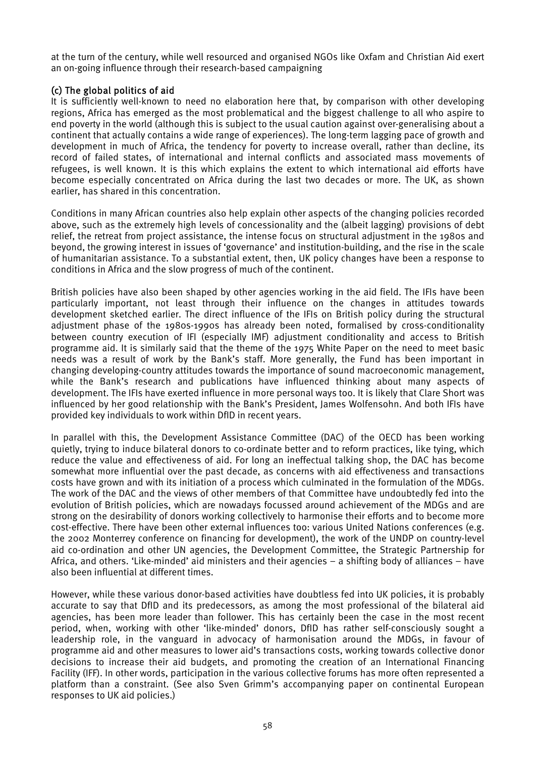at the turn of the century, while well resourced and organised NGOs like Oxfam and Christian Aid exert an on-going influence through their research-based campaigning

### (c) The global politics of aid

It is sufficiently well-known to need no elaboration here that, by comparison with other developing regions, Africa has emerged as the most problematical and the biggest challenge to all who aspire to end poverty in the world (although this is subject to the usual caution against over-generalising about a continent that actually contains a wide range of experiences). The long-term lagging pace of growth and development in much of Africa, the tendency for poverty to increase overall, rather than decline, its record of failed states, of international and internal conflicts and associated mass movements of refugees, is well known. It is this which explains the extent to which international aid efforts have become especially concentrated on Africa during the last two decades or more. The UK, as shown earlier, has shared in this concentration.

Conditions in many African countries also help explain other aspects of the changing policies recorded above, such as the extremely high levels of concessionality and the (albeit lagging) provisions of debt relief, the retreat from project assistance, the intense focus on structural adjustment in the 1980s and beyond, the growing interest in issues of 'governance' and institution-building, and the rise in the scale of humanitarian assistance. To a substantial extent, then, UK policy changes have been a response to conditions in Africa and the slow progress of much of the continent.

British policies have also been shaped by other agencies working in the aid field. The IFIs have been particularly important, not least through their influence on the changes in attitudes towards development sketched earlier. The direct influence of the IFIs on British policy during the structural adjustment phase of the 1980s-1990s has already been noted, formalised by cross-conditionality between country execution of IFI (especially IMF) adjustment conditionality and access to British programme aid. It is similarly said that the theme of the 1975 White Paper on the need to meet basic needs was a result of work by the Bank's staff. More generally, the Fund has been important in changing developing-country attitudes towards the importance of sound macroeconomic management, while the Bank's research and publications have influenced thinking about many aspects of development. The IFIs have exerted influence in more personal ways too. It is likely that Clare Short was influenced by her good relationship with the Bank's President, James Wolfensohn. And both IFIs have provided key individuals to work within DfID in recent years.

In parallel with this, the Development Assistance Committee (DAC) of the OECD has been working quietly, trying to induce bilateral donors to co-ordinate better and to reform practices, like tying, which reduce the value and effectiveness of aid. For long an ineffectual talking shop, the DAC has become somewhat more influential over the past decade, as concerns with aid effectiveness and transactions costs have grown and with its initiation of a process which culminated in the formulation of the MDGs. The work of the DAC and the views of other members of that Committee have undoubtedly fed into the evolution of British policies, which are nowadays focussed around achievement of the MDGs and are strong on the desirability of donors working collectively to harmonise their efforts and to become more cost-effective. There have been other external influences too: various United Nations conferences (e.g. the 2002 Monterrey conference on financing for development), the work of the UNDP on country-level aid co-ordination and other UN agencies, the Development Committee, the Strategic Partnership for Africa, and others. 'Like-minded' aid ministers and their agencies – a shifting body of alliances – have also been influential at different times.

However, while these various donor-based activities have doubtless fed into UK policies, it is probably accurate to say that DfID and its predecessors, as among the most professional of the bilateral aid agencies, has been more leader than follower. This has certainly been the case in the most recent period, when, working with other 'like-minded' donors, DfID has rather self-consciously sought a leadership role, in the vanguard in advocacy of harmonisation around the MDGs, in favour of programme aid and other measures to lower aid's transactions costs, working towards collective donor decisions to increase their aid budgets, and promoting the creation of an International Financing Facility (IFF). In other words, participation in the various collective forums has more often represented a platform than a constraint. (See also Sven Grimm's accompanying paper on continental European responses to UK aid policies.)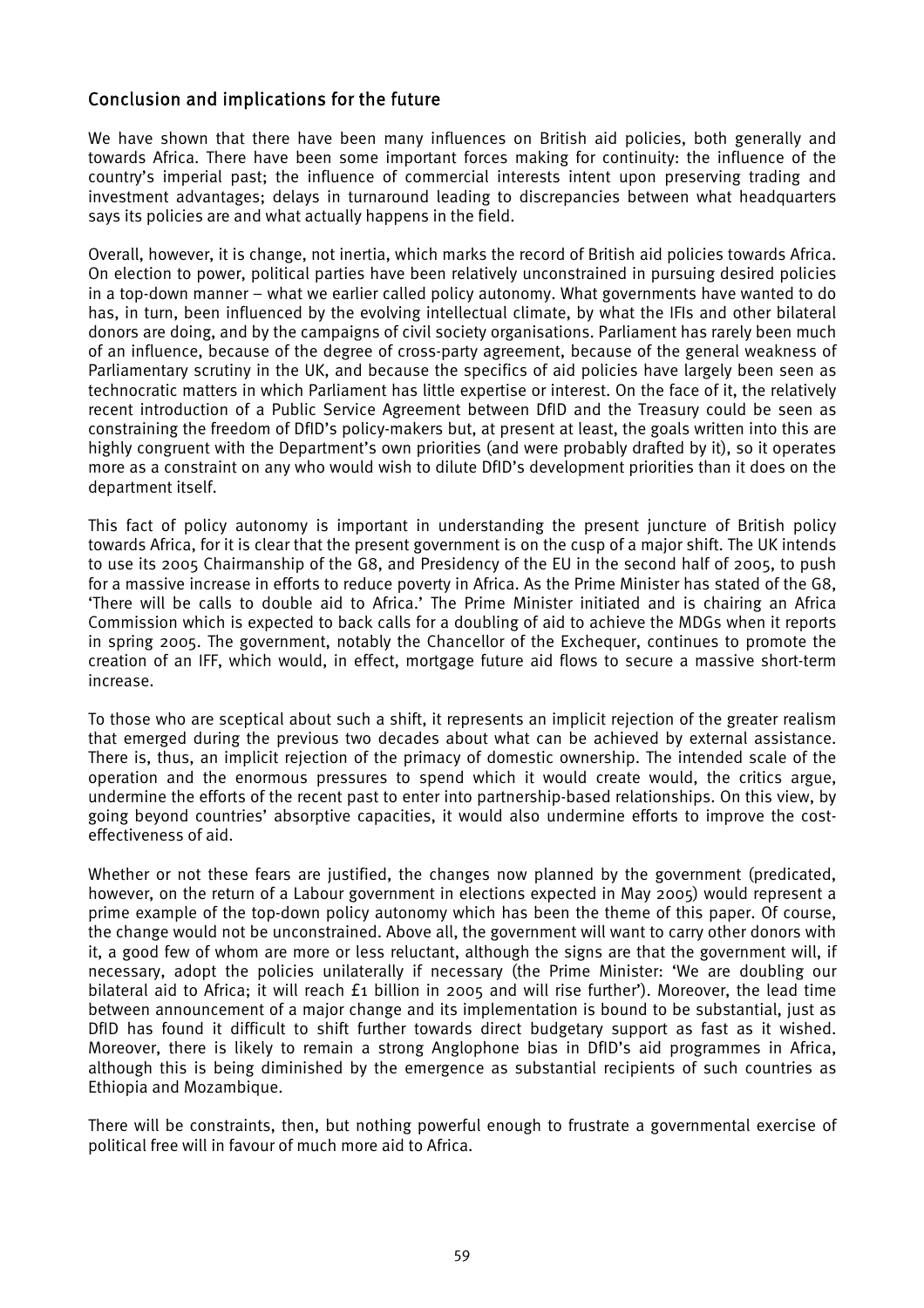## Conclusion and implications for the future

We have shown that there have been many influences on British aid policies, both generally and towards Africa. There have been some important forces making for continuity: the influence of the country's imperial past; the influence of commercial interests intent upon preserving trading and investment advantages; delays in turnaround leading to discrepancies between what headquarters says its policies are and what actually happens in the field.

Overall, however, it is change, not inertia, which marks the record of British aid policies towards Africa. On election to power, political parties have been relatively unconstrained in pursuing desired policies in a top-down manner – what we earlier called policy autonomy. What governments have wanted to do has, in turn, been influenced by the evolving intellectual climate, by what the IFIs and other bilateral donors are doing, and by the campaigns of civil society organisations. Parliament has rarely been much of an influence, because of the degree of cross-party agreement, because of the general weakness of Parliamentary scrutiny in the UK, and because the specifics of aid policies have largely been seen as technocratic matters in which Parliament has little expertise or interest. On the face of it, the relatively recent introduction of a Public Service Agreement between DfID and the Treasury could be seen as constraining the freedom of DfID's policy-makers but, at present at least, the goals written into this are highly congruent with the Department's own priorities (and were probably drafted by it), so it operates more as a constraint on any who would wish to dilute DfID's development priorities than it does on the department itself.

This fact of policy autonomy is important in understanding the present juncture of British policy towards Africa, for it is clear that the present government is on the cusp of a major shift. The UK intends to use its 2005 Chairmanship of the G8, and Presidency of the EU in the second half of 2005, to push for a massive increase in efforts to reduce poverty in Africa. As the Prime Minister has stated of the G8, 'There will be calls to double aid to Africa.' The Prime Minister initiated and is chairing an Africa Commission which is expected to back calls for a doubling of aid to achieve the MDGs when it reports in spring 2005. The government, notably the Chancellor of the Exchequer, continues to promote the creation of an IFF, which would, in effect, mortgage future aid flows to secure a massive short-term increase.

To those who are sceptical about such a shift, it represents an implicit rejection of the greater realism that emerged during the previous two decades about what can be achieved by external assistance. There is, thus, an implicit rejection of the primacy of domestic ownership. The intended scale of the operation and the enormous pressures to spend which it would create would, the critics argue, undermine the efforts of the recent past to enter into partnership-based relationships. On this view, by going beyond countries' absorptive capacities, it would also undermine efforts to improve the cost-effectiveness of aid.

Whether or not these fears are justified, the changes now planned by the government (predicated, however, on the return of a Labour government in elections expected in May 2005) would represent a prime example of the top-down policy autonomy which has been the theme of this paper. Of course, the change would not be unconstrained. Above all, the government will want to carry other donors with it, a good few of whom are more or less reluctant, although the signs are that the government will, if necessary, adopt the policies unilaterally if necessary (the Prime Minister: 'We are doubling our bilateral aid to Africa; it will reach £1 billion in 2005 and will rise further'). Moreover, the lead time between announcement of a major change and its implementation is bound to be substantial, just as DfID has found it difficult to shift further towards direct budgetary support as fast as it wished. Moreover, there is likely to remain a strong Anglophone bias in DfID's aid programmes in Africa, although this is being diminished by the emergence as substantial recipients of such countries as Ethiopia and Mozambique.

There will be constraints, then, but nothing powerful enough to frustrate a governmental exercise of political free will in favour of much more aid to Africa.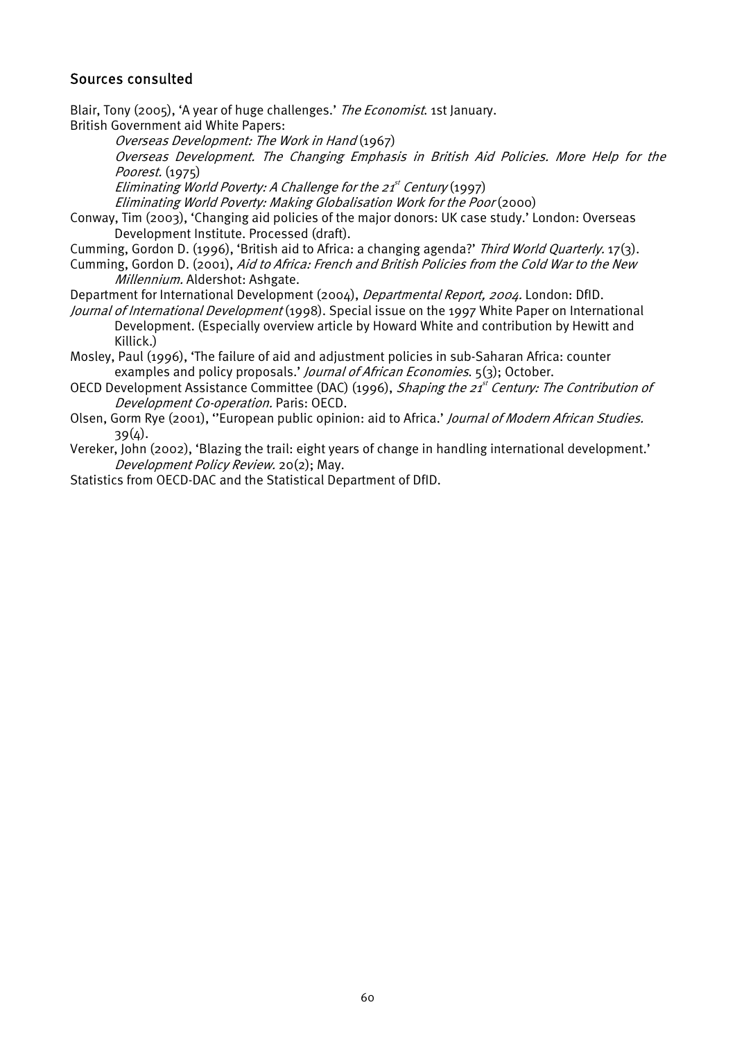## Sources consulted

Blair, Tony (2005), 'A year of huge challenges.' *The Economist*. 1st January.

British Government aid White Papers:

- *Overseas Development: The Work in Hand* (1967)
- *Overseas Development. The Changing Emphasis in British Aid Policies. More Help for the Poorest.* (1975)
- *Eliminating World Poverty: A Challenge for the 21st Century* (1997)
- *Eliminating World Poverty: Making Globalisation Work for the Poor* (2000)

Conway, Tim (2003), 'Changing aid policies of the major donors: UK case study.' London: Overseas Development Institute. Processed (draft).

Cumming, Gordon D. (1996), 'British aid to Africa: a changing agenda?' *Third World Quarterly*. 17(3).

Cumming, Gordon D. (2001), *Aid to Africa: French and British Policies from the Cold War to the New Millennium.* Aldershot: Ashgate.

Department for International Development (2004), *Departmental Report, 2004.* London: DfID.

*Journal of International Development* (1998). Special issue on the 1997 White Paper on International Development. (Especially overview article by Howard White and contribution by Hewitt and Killick.)

Mosley, Paul (1996), 'The failure of aid and adjustment policies in sub-Saharan Africa: counter examples and policy proposals.' *Journal of African Economies*. 5(3); October.

OECD Development Assistance Committee (DAC) (1996), *Shaping the 21st Century: The Contribution of Development Co-operation.* Paris: OECD.

Olsen, Gorm Rye (2001), ''European public opinion: aid to Africa.' *Journal of Modern African Studies.* 39(4).

Vereker, John (2002), 'Blazing the trail: eight years of change in handling international development.' *Development Policy Review.* 20(2); May.

Statistics from OECD-DAC and the Statistical Department of DfID.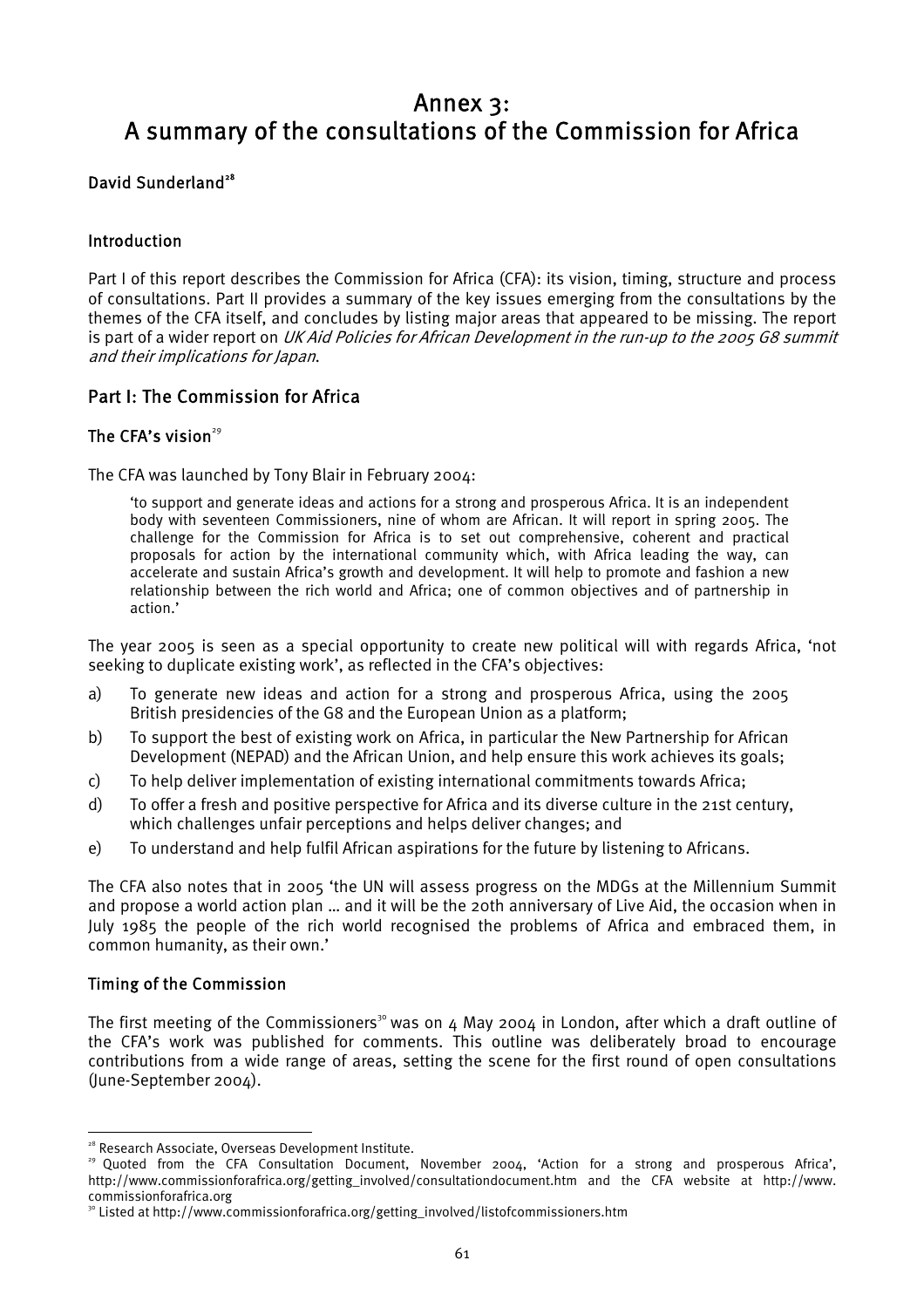# Annex 3: A summary of the consultations of the Commission for Africa

**David Sunderland**[28]

### Introduction

Part I of this report describes the Commission for Africa (CFA): its vision, timing, structure and process of consultations. Part II provides a summary of the key issues emerging from the consultations by the themes of the CFA itself, and concludes by listing major areas that appeared to be missing. The report is part of a wider report on *UK Aid Policies for African Development in the run-up to the 2005 G8 summit and their implications for Japan*.

## Part I: The Commission for Africa

### The CFA's vision[29]

The CFA was launched by Tony Blair in February 2004:

> 'to support and generate ideas and actions for a strong and prosperous Africa. It is an independent body with seventeen Commissioners, nine of whom are African. It will report in spring 2005. The challenge for the Commission for Africa is to set out comprehensive, coherent and practical proposals for action by the international community which, with Africa leading the way, can accelerate and sustain Africa's growth and development. It will help to promote and fashion a new relationship between the rich world and Africa; one of common objectives and of partnership in action.'

The year 2005 is seen as a special opportunity to create new political will with regards Africa, 'not seeking to duplicate existing work', as reflected in the CFA's objectives:

a) To generate new ideas and action for a strong and prosperous Africa, using the 2005 British presidencies of the G8 and the European Union as a platform;
b) To support the best of existing work on Africa, in particular the New Partnership for African Development (NEPAD) and the African Union, and help ensure this work achieves its goals;
c) To help deliver implementation of existing international commitments towards Africa;
d) To offer a fresh and positive perspective for Africa and its diverse culture in the 21st century, which challenges unfair perceptions and helps deliver changes; and
e) To understand and help fulfil African aspirations for the future by listening to Africans.

The CFA also notes that in 2005 'the UN will assess progress on the MDGs at the Millennium Summit and propose a world action plan … and it will be the 20th anniversary of Live Aid, the occasion when in July 1985 the people of the rich world recognised the problems of Africa and embraced them, in common humanity, as their own.'

### Timing of the Commission

The first meeting of the Commissioners[30] was on 4 May 2004 in London, after which a draft outline of the CFA's work was published for comments. This outline was deliberately broad to encourage contributions from a wide range of areas, setting the scene for the first round of open consultations (June-September 2004).

---

[28] Research Associate, Overseas Development Institute.

[29] Quoted from the CFA Consultation Document, November 2004, 'Action for a strong and prosperous Africa', http://www.commissionforafrica.org/getting_involved/consultationdocument.htm and the CFA website at http://www.commissionforafrica.org

[30] Listed at http://www.commissionforafrica.org/getting_involved/listofcommissioners.htm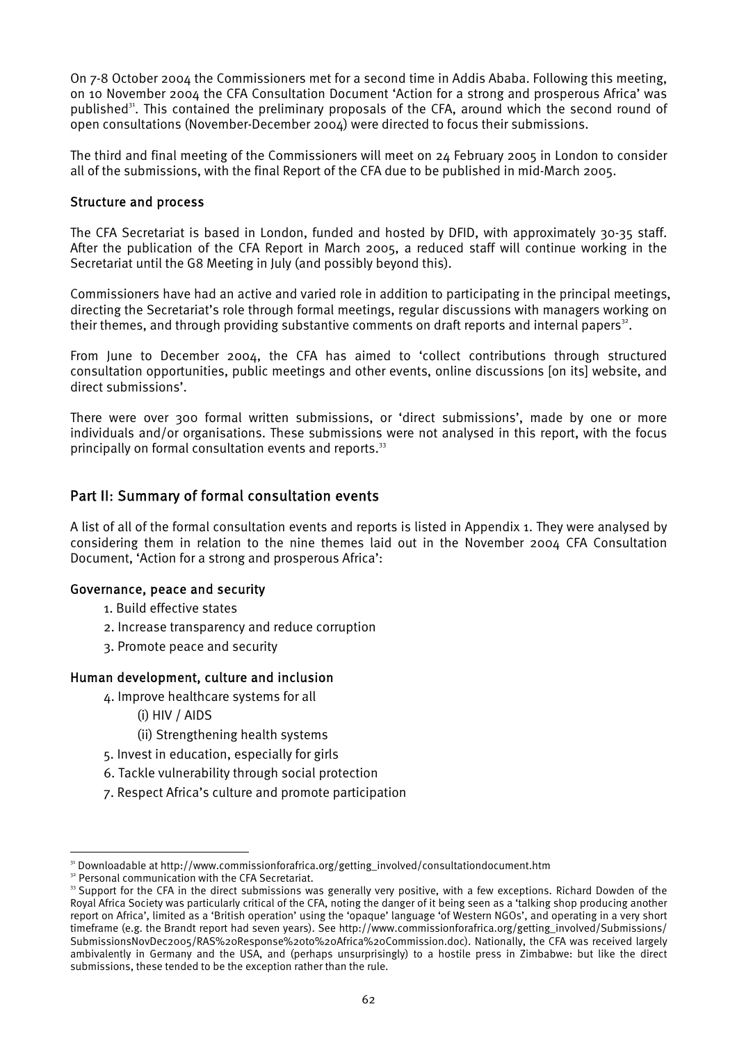On 7-8 October 2004 the Commissioners met for a second time in Addis Ababa. Following this meeting, on 10 November 2004 the CFA Consultation Document 'Action for a strong and prosperous Africa' was published[31]. This contained the preliminary proposals of the CFA, around which the second round of open consultations (November-December 2004) were directed to focus their submissions.

The third and final meeting of the Commissioners will meet on 24 February 2005 in London to consider all of the submissions, with the final Report of the CFA due to be published in mid-March 2005.

### Structure and process

The CFA Secretariat is based in London, funded and hosted by DFID, with approximately 30-35 staff. After the publication of the CFA Report in March 2005, a reduced staff will continue working in the Secretariat until the G8 Meeting in July (and possibly beyond this).

Commissioners have had an active and varied role in addition to participating in the principal meetings, directing the Secretariat's role through formal meetings, regular discussions with managers working on their themes, and through providing substantive comments on draft reports and internal papers[32].

From June to December 2004, the CFA has aimed to 'collect contributions through structured consultation opportunities, public meetings and other events, online discussions [on its] website, and direct submissions'.

There were over 300 formal written submissions, or 'direct submissions', made by one or more individuals and/or organisations. These submissions were not analysed in this report, with the focus principally on formal consultation events and reports.[33]

## Part II: Summary of formal consultation events

A list of all of the formal consultation events and reports is listed in Appendix 1. They were analysed by considering them in relation to the nine themes laid out in the November 2004 CFA Consultation Document, 'Action for a strong and prosperous Africa':

### Governance, peace and security

1. Build effective states
2. Increase transparency and reduce corruption
3. Promote peace and security

### Human development, culture and inclusion

4. Improve healthcare systems for all
   - (i) HIV / AIDS
   - (ii) Strengthening health systems
5. Invest in education, especially for girls
6. Tackle vulnerability through social protection
7. Respect Africa's culture and promote participation

---

[31] Downloadable at http://www.commissionforafrica.org/getting_involved/consultationdocument.htm

[32] Personal communication with the CFA Secretariat.

[33] Support for the CFA in the direct submissions was generally very positive, with a few exceptions. Richard Dowden of the Royal Africa Society was particularly critical of the CFA, noting the danger of it being seen as a 'talking shop producing another report on Africa', limited as a 'British operation' using the 'opaque' language 'of Western NGOs', and operating in a very short timeframe (e.g. the Brandt report had seven years). See http://www.commissionforafrica.org/getting_involved/Submissions/SubmissionsNovDec2005/RAS%20Response%20to%20Africa%20Commission.doc). Nationally, the CFA was received largely ambivalently in Germany and the USA, and (perhaps unsurprisingly) to a hostile press in Zimbabwe: but like the direct submissions, these tended to be the exception rather than the rule.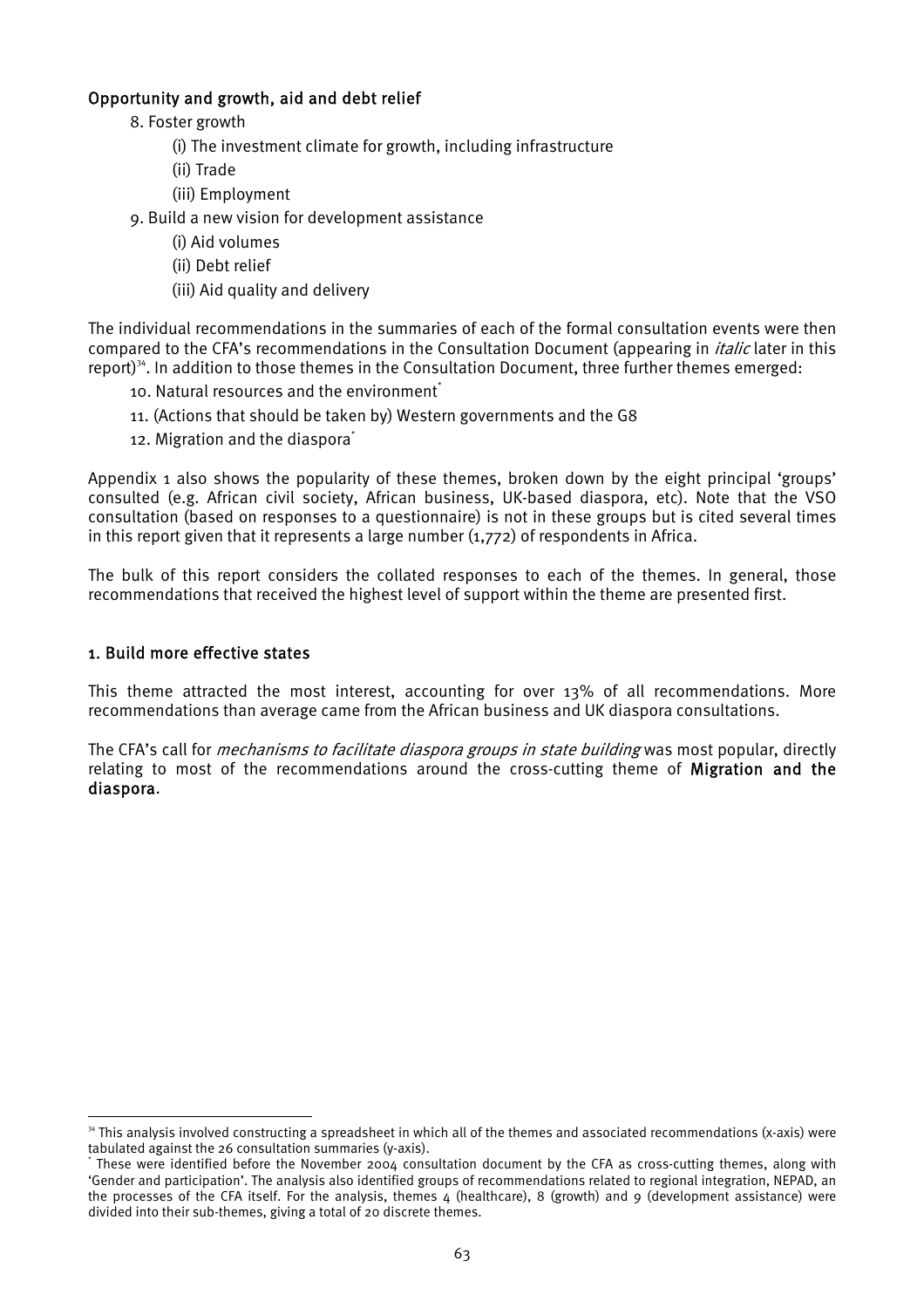**Opportunity and growth, aid and debt relief**

8. Foster growth
   (i) The investment climate for growth, including infrastructure
   (ii) Trade
   (iii) Employment
9. Build a new vision for development assistance
   (i) Aid volumes
   (ii) Debt relief
   (iii) Aid quality and delivery

The individual recommendations in the summaries of each of the formal consultation events were then compared to the CFA's recommendations in the Consultation Document (appearing in *italic* later in this report)[34]. In addition to those themes in the Consultation Document, three further themes emerged:

10. Natural resources and the environment*
11. (Actions that should be taken by) Western governments and the G8
12. Migration and the diaspora*

Appendix 1 also shows the popularity of these themes, broken down by the eight principal 'groups' consulted (e.g. African civil society, African business, UK-based diaspora, etc). Note that the VSO consultation (based on responses to a questionnaire) is not in these groups but is cited several times in this report given that it represents a large number (1,772) of respondents in Africa.

The bulk of this report considers the collated responses to each of the themes. In general, those recommendations that received the highest level of support within the theme are presented first.

## 1. Build more effective states

This theme attracted the most interest, accounting for over 13% of all recommendations. More recommendations than average came from the African business and UK diaspora consultations.

The CFA's call for *mechanisms to facilitate diaspora groups in state building* was most popular, directly relating to most of the recommendations around the cross-cutting theme of **Migration and the diaspora**.

---

[34] This analysis involved constructing a spreadsheet in which all of the themes and associated recommendations (x-axis) were tabulated against the 26 consultation summaries (y-axis).

* These were identified before the November 2004 consultation document by the CFA as cross-cutting themes, along with 'Gender and participation'. The analysis also identified groups of recommendations related to regional integration, NEPAD, an the processes of the CFA itself. For the analysis, themes 4 (healthcare), 8 (growth) and 9 (development assistance) were divided into their sub-themes, giving a total of 20 discrete themes.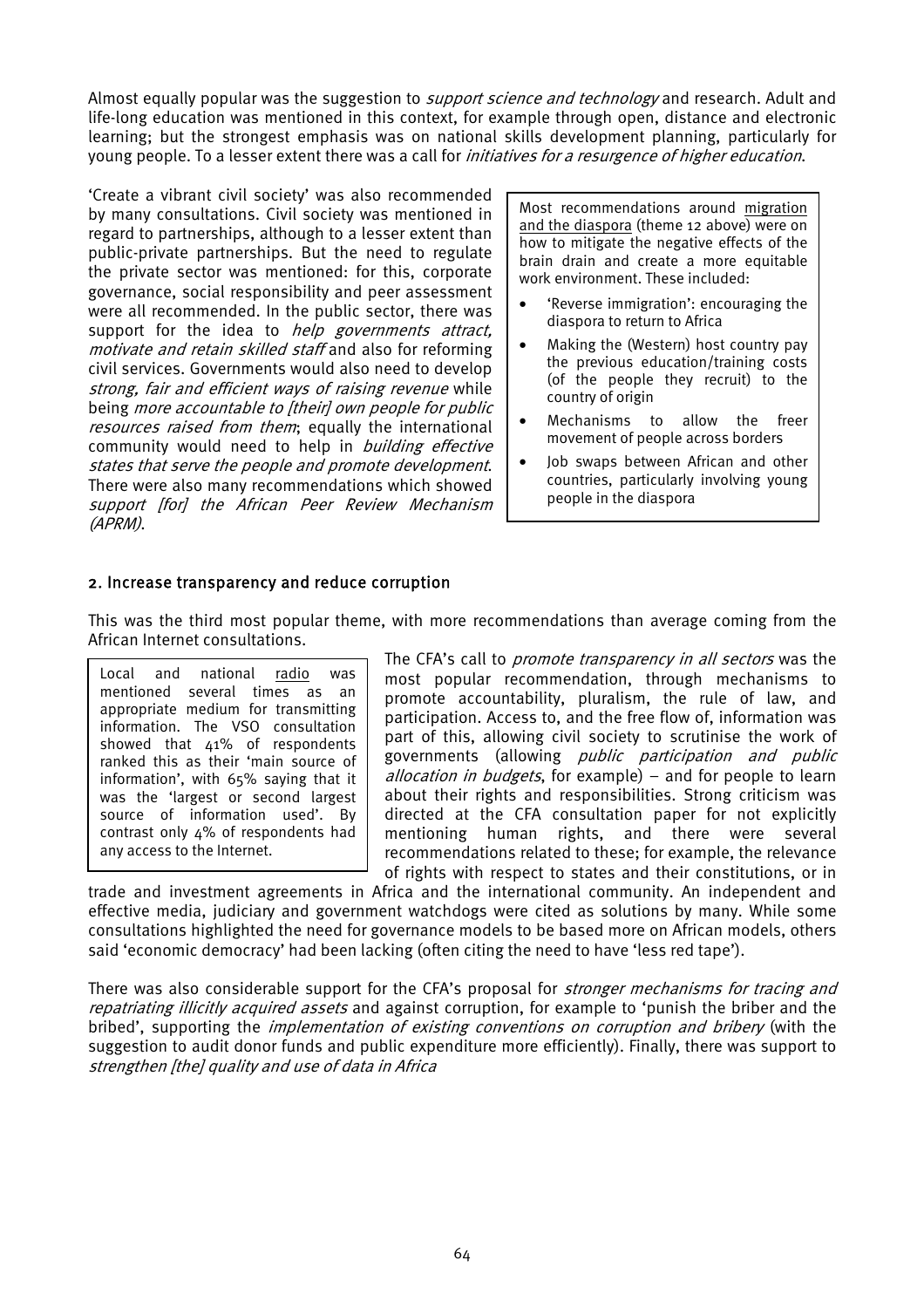Almost equally popular was the suggestion to *support science and technology* and research. Adult and life-long education was mentioned in this context, for example through open, distance and electronic learning; but the strongest emphasis was on national skills development planning, particularly for young people. To a lesser extent there was a call for *initiatives for a resurgence of higher education*.

'Create a vibrant civil society' was also recommended by many consultations. Civil society was mentioned in regard to partnerships, although to a lesser extent than public-private partnerships. But the need to regulate the private sector was mentioned: for this, corporate governance, social responsibility and peer assessment were all recommended. In the public sector, there was support for the idea to *help governments attract, motivate and retain skilled staff* and also for reforming civil services. Governments would also need to develop *strong, fair and efficient ways of raising revenue* while being *more accountable to [their] own people for public resources raised from them*; equally the international community would need to help in *building effective states that serve the people and promote development*. There were also many recommendations which showed *support [for] the African Peer Review Mechanism (APRM)*.

> Most recommendations around migration and the diaspora (theme 12 above) were on how to mitigate the negative effects of the brain drain and create a more equitable work environment. These included:
>
> - 'Reverse immigration': encouraging the diaspora to return to Africa
> - Making the (Western) host country pay the previous education/training costs (of the people they recruit) to the country of origin
> - Mechanisms to allow the freer movement of people across borders
> - Job swaps between African and other countries, particularly involving young people in the diaspora

## 2. Increase transparency and reduce corruption

This was the third most popular theme, with more recommendations than average coming from the African Internet consultations.

> Local and national radio was mentioned several times as an appropriate medium for transmitting information. The VSO consultation showed that 41% of respondents ranked this as their 'main source of information', with 65% saying that it was the 'largest or second largest source of information used'. By contrast only 4% of respondents had any access to the Internet.

The CFA's call to *promote transparency in all sectors* was the most popular recommendation, through mechanisms to promote accountability, pluralism, the rule of law, and participation. Access to, and the free flow of, information was part of this, allowing civil society to scrutinise the work of governments (allowing *public participation and public allocation in budgets*, for example) – and for people to learn about their rights and responsibilities. Strong criticism was directed at the CFA consultation paper for not explicitly mentioning human rights, and there were several recommendations related to these; for example, the relevance of rights with respect to states and their constitutions, or in trade and investment agreements in Africa and the international community. An independent and effective media, judiciary and government watchdogs were cited as solutions by many. While some consultations highlighted the need for governance models to be based more on African models, others said 'economic democracy' had been lacking (often citing the need to have 'less red tape').

There was also considerable support for the CFA's proposal for *stronger mechanisms for tracing and repatriating illicitly acquired assets* and against corruption, for example to 'punish the briber and the bribed', supporting the *implementation of existing conventions on corruption and bribery* (with the suggestion to audit donor funds and public expenditure more efficiently). Finally, there was support to *strengthen [the] quality and use of data in Africa*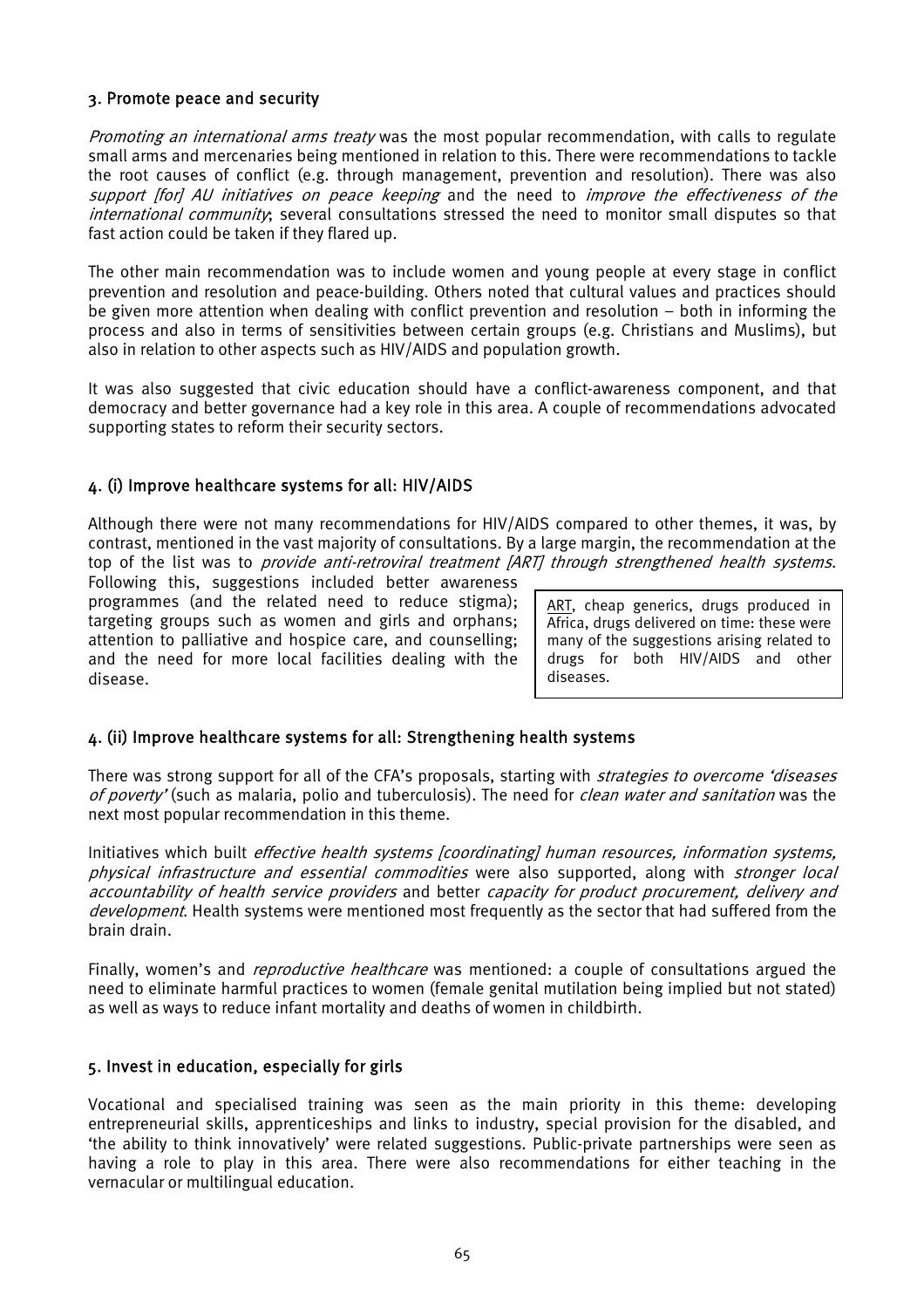### 3. Promote peace and security

*Promoting an international arms treaty* was the most popular recommendation, with calls to regulate small arms and mercenaries being mentioned in relation to this. There were recommendations to tackle the root causes of conflict (e.g. through management, prevention and resolution). There was also *support [for] AU initiatives on peace keeping* and the need to *improve the effectiveness of the international community*; several consultations stressed the need to monitor small disputes so that fast action could be taken if they flared up.

The other main recommendation was to include women and young people at every stage in conflict prevention and resolution and peace-building. Others noted that cultural values and practices should be given more attention when dealing with conflict prevention and resolution – both in informing the process and also in terms of sensitivities between certain groups (e.g. Christians and Muslims), but also in relation to other aspects such as HIV/AIDS and population growth.

It was also suggested that civic education should have a conflict-awareness component, and that democracy and better governance had a key role in this area. A couple of recommendations advocated supporting states to reform their security sectors.

### 4. (i) Improve healthcare systems for all: HIV/AIDS

Although there were not many recommendations for HIV/AIDS compared to other themes, it was, by contrast, mentioned in the vast majority of consultations. By a large margin, the recommendation at the top of the list was to *provide anti-retroviral treatment [ART] through strengthened health systems*. Following this, suggestions included better awareness programmes (and the related need to reduce stigma); targeting groups such as women and girls and orphans; attention to palliative and hospice care, and counselling; and the need for more local facilities dealing with the disease.

> <u>ART</u>, cheap generics, drugs produced in Africa, drugs delivered on time: these were many of the suggestions arising related to drugs for both HIV/AIDS and other diseases.

### 4. (ii) Improve healthcare systems for all: Strengthening health systems

There was strong support for all of the CFA's proposals, starting with *strategies to overcome 'diseases of poverty'* (such as malaria, polio and tuberculosis). The need for *clean water and sanitation* was the next most popular recommendation in this theme.

Initiatives which built *effective health systems [coordinating] human resources, information systems, physical infrastructure and essential commodities* were also supported, along with *stronger local accountability of health service providers* and better *capacity for product procurement, delivery and development*. Health systems were mentioned most frequently as the sector that had suffered from the brain drain.

Finally, women's and *reproductive healthcare* was mentioned: a couple of consultations argued the need to eliminate harmful practices to women (female genital mutilation being implied but not stated) as well as ways to reduce infant mortality and deaths of women in childbirth.

### 5. Invest in education, especially for girls

Vocational and specialised training was seen as the main priority in this theme: developing entrepreneurial skills, apprenticeships and links to industry, special provision for the disabled, and 'the ability to think innovatively' were related suggestions. Public-private partnerships were seen as having a role to play in this area. There were also recommendations for either teaching in the vernacular or multilingual education.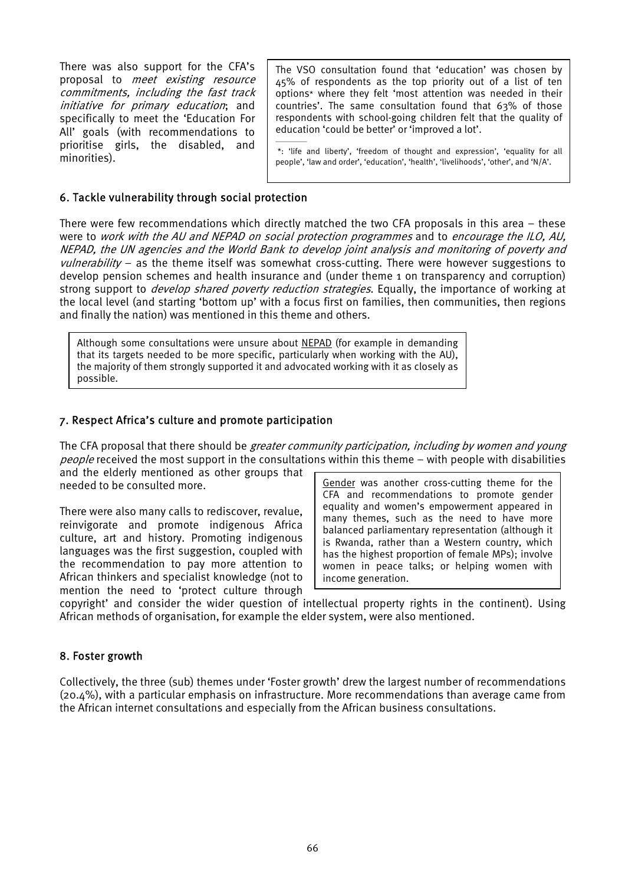There was also support for the CFA's proposal to *meet existing resource commitments, including the fast track initiative for primary education*; and specifically to meet the 'Education For All' goals (with recommendations to prioritise girls, the disabled, and minorities).

> The VSO consultation found that 'education' was chosen by 45% of respondents as the top priority out of a list of ten options* where they felt 'most attention was needed in their countries'. The same consultation found that 63% of those respondents with school-going children felt that the quality of education 'could be better' or 'improved a lot'.
>
> *: 'life and liberty', 'freedom of thought and expression', 'equality for all people', 'law and order', 'education', 'health', 'livelihoods', 'other', and 'N/A'.

### 6. Tackle vulnerability through social protection

There were few recommendations which directly matched the two CFA proposals in this area – these were to *work with the AU and NEPAD on social protection programmes* and to *encourage the ILO, AU, NEPAD, the UN agencies and the World Bank to develop joint analysis and monitoring of poverty and vulnerability* – as the theme itself was somewhat cross-cutting. There were however suggestions to develop pension schemes and health insurance and (under theme 1 on transparency and corruption) strong support to *develop shared poverty reduction strategies*. Equally, the importance of working at the local level (and starting 'bottom up' with a focus first on families, then communities, then regions and finally the nation) was mentioned in this theme and others.

> Although some consultations were unsure about NEPAD (for example in demanding that its targets needed to be more specific, particularly when working with the AU), the majority of them strongly supported it and advocated working with it as closely as possible.

### 7. Respect Africa's culture and promote participation

The CFA proposal that there should be *greater community participation, including by women and young people* received the most support in the consultations within this theme – with people with disabilities and the elderly mentioned as other groups that needed to be consulted more.

There were also many calls to rediscover, revalue, reinvigorate and promote indigenous Africa culture, art and history. Promoting indigenous languages was the first suggestion, coupled with the recommendation to pay more attention to African thinkers and specialist knowledge (not to mention the need to 'protect culture through copyright' and consider the wider question of intellectual property rights in the continent). Using African methods of organisation, for example the elder system, were also mentioned.

> Gender was another cross-cutting theme for the CFA and recommendations to promote gender equality and women's empowerment appeared in many themes, such as the need to have more balanced parliamentary representation (although it is Rwanda, rather than a Western country, which has the highest proportion of female MPs); involve women in peace talks; or helping women with income generation.

### 8. Foster growth

Collectively, the three (sub) themes under 'Foster growth' drew the largest number of recommendations (20.4%), with a particular emphasis on infrastructure. More recommendations than average came from the African internet consultations and especially from the African business consultations.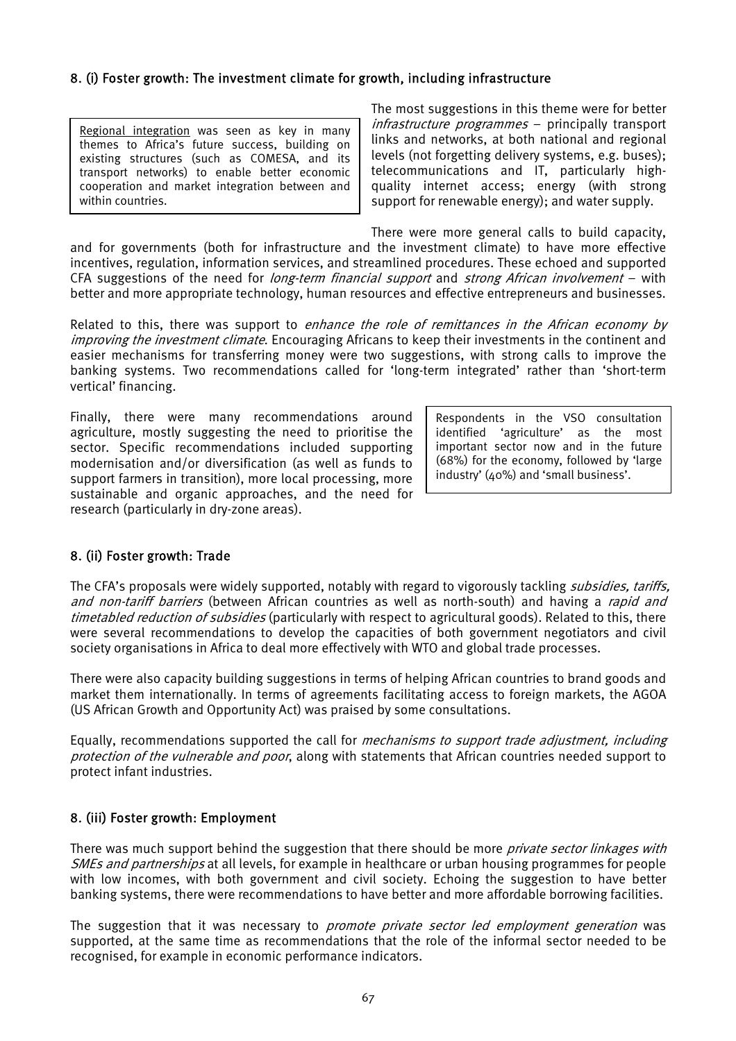## 8. (i) Foster growth: The investment climate for growth, including infrastructure

> Regional integration was seen as key in many themes to Africa's future success, building on existing structures (such as COMESA, and its transport networks) to enable better economic cooperation and market integration between and within countries.

The most suggestions in this theme were for better *infrastructure programmes* – principally transport links and networks, at both national and regional levels (not forgetting delivery systems, e.g. buses); telecommunications and IT, particularly high-quality internet access; energy (with strong support for renewable energy); and water supply.

There were more general calls to build capacity, and for governments (both for infrastructure and the investment climate) to have more effective incentives, regulation, information services, and streamlined procedures. These echoed and supported CFA suggestions of the need for *long-term financial support* and *strong African involvement* – with better and more appropriate technology, human resources and effective entrepreneurs and businesses.

Related to this, there was support to *enhance the role of remittances in the African economy by improving the investment climate*. Encouraging Africans to keep their investments in the continent and easier mechanisms for transferring money were two suggestions, with strong calls to improve the banking systems. Two recommendations called for 'long-term integrated' rather than 'short-term vertical' financing.

Finally, there were many recommendations around agriculture, mostly suggesting the need to prioritise the sector. Specific recommendations included supporting modernisation and/or diversification (as well as funds to support farmers in transition), more local processing, more sustainable and organic approaches, and the need for research (particularly in dry-zone areas).

> Respondents in the VSO consultation identified 'agriculture' as the most important sector now and in the future (68%) for the economy, followed by 'large industry' (40%) and 'small business'.

## 8. (ii) Foster growth: Trade

The CFA's proposals were widely supported, notably with regard to vigorously tackling *subsidies, tariffs, and non-tariff barriers* (between African countries as well as north-south) and having a *rapid and timetabled reduction of subsidies* (particularly with respect to agricultural goods). Related to this, there were several recommendations to develop the capacities of both government negotiators and civil society organisations in Africa to deal more effectively with WTO and global trade processes.

There were also capacity building suggestions in terms of helping African countries to brand goods and market them internationally. In terms of agreements facilitating access to foreign markets, the AGOA (US African Growth and Opportunity Act) was praised by some consultations.

Equally, recommendations supported the call for *mechanisms to support trade adjustment, including protection of the vulnerable and poor*, along with statements that African countries needed support to protect infant industries.

## 8. (iii) Foster growth: Employment

There was much support behind the suggestion that there should be more *private sector linkages with SMEs and partnerships* at all levels, for example in healthcare or urban housing programmes for people with low incomes, with both government and civil society. Echoing the suggestion to have better banking systems, there were recommendations to have better and more affordable borrowing facilities.

The suggestion that it was necessary to *promote private sector led employment generation* was supported, at the same time as recommendations that the role of the informal sector needed to be recognised, for example in economic performance indicators.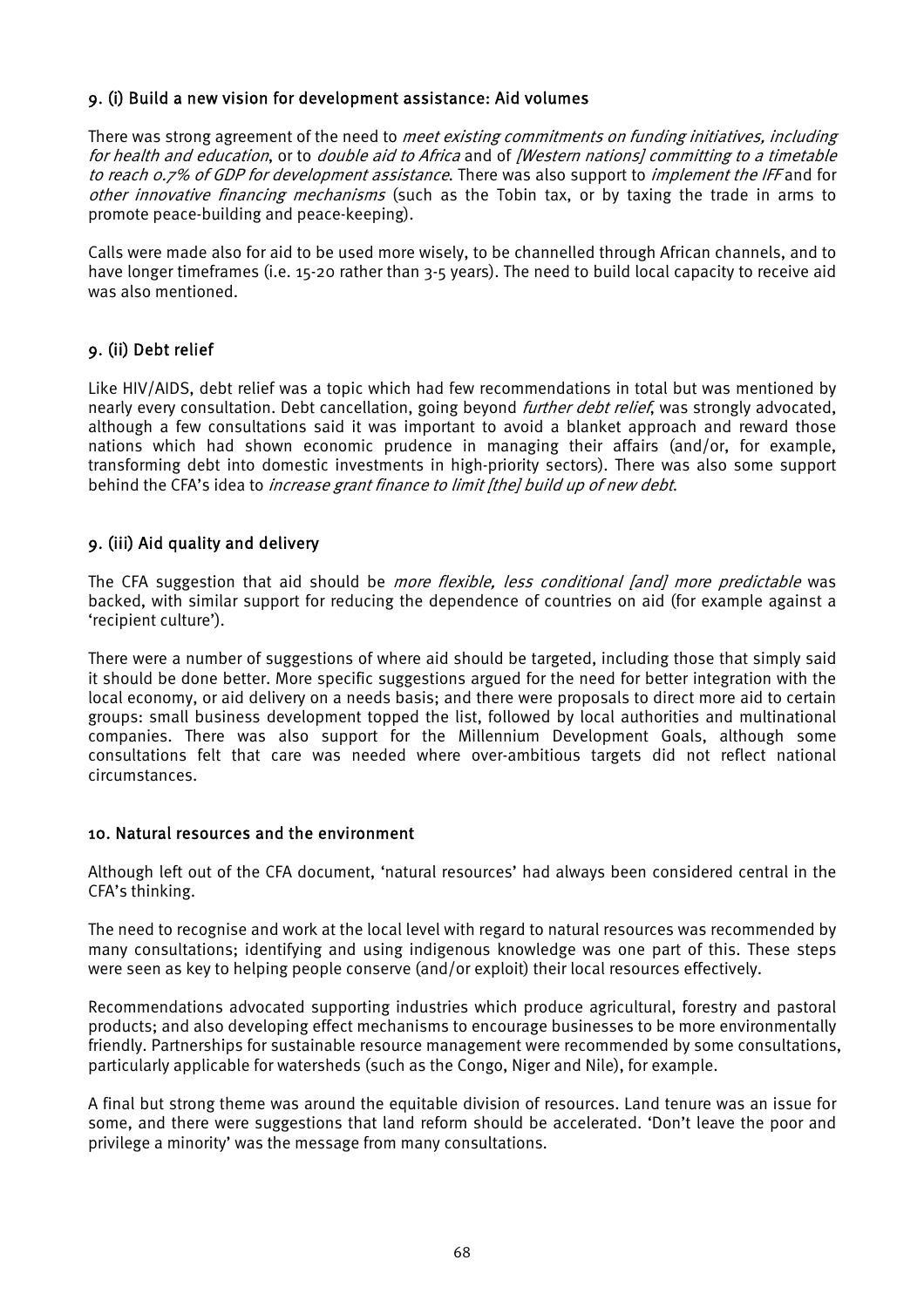### 9. (i) Build a new vision for development assistance: Aid volumes

There was strong agreement of the need to *meet existing commitments on funding initiatives, including for health and education*, or to *double aid to Africa* and of *[Western nations] committing to a timetable to reach 0.7% of GDP for development assistance*. There was also support to *implement the IFF* and for *other innovative financing mechanisms* (such as the Tobin tax, or by taxing the trade in arms to promote peace-building and peace-keeping).

Calls were made also for aid to be used more wisely, to be channelled through African channels, and to have longer timeframes (i.e. 15-20 rather than 3-5 years). The need to build local capacity to receive aid was also mentioned.

### 9. (ii) Debt relief

Like HIV/AIDS, debt relief was a topic which had few recommendations in total but was mentioned by nearly every consultation. Debt cancellation, going beyond *further debt relief*, was strongly advocated, although a few consultations said it was important to avoid a blanket approach and reward those nations which had shown economic prudence in managing their affairs (and/or, for example, transforming debt into domestic investments in high-priority sectors). There was also some support behind the CFA's idea to *increase grant finance to limit [the] build up of new debt*.

### 9. (iii) Aid quality and delivery

The CFA suggestion that aid should be *more flexible, less conditional [and] more predictable* was backed, with similar support for reducing the dependence of countries on aid (for example against a 'recipient culture').

There were a number of suggestions of where aid should be targeted, including those that simply said it should be done better. More specific suggestions argued for the need for better integration with the local economy, or aid delivery on a needs basis; and there were proposals to direct more aid to certain groups: small business development topped the list, followed by local authorities and multinational companies. There was also support for the Millennium Development Goals, although some consultations felt that care was needed where over-ambitious targets did not reflect national circumstances.

### 10. Natural resources and the environment

Although left out of the CFA document, 'natural resources' had always been considered central in the CFA's thinking.

The need to recognise and work at the local level with regard to natural resources was recommended by many consultations; identifying and using indigenous knowledge was one part of this. These steps were seen as key to helping people conserve (and/or exploit) their local resources effectively.

Recommendations advocated supporting industries which produce agricultural, forestry and pastoral products; and also developing effect mechanisms to encourage businesses to be more environmentally friendly. Partnerships for sustainable resource management were recommended by some consultations, particularly applicable for watersheds (such as the Congo, Niger and Nile), for example.

A final but strong theme was around the equitable division of resources. Land tenure was an issue for some, and there were suggestions that land reform should be accelerated. 'Don't leave the poor and privilege a minority' was the message from many consultations.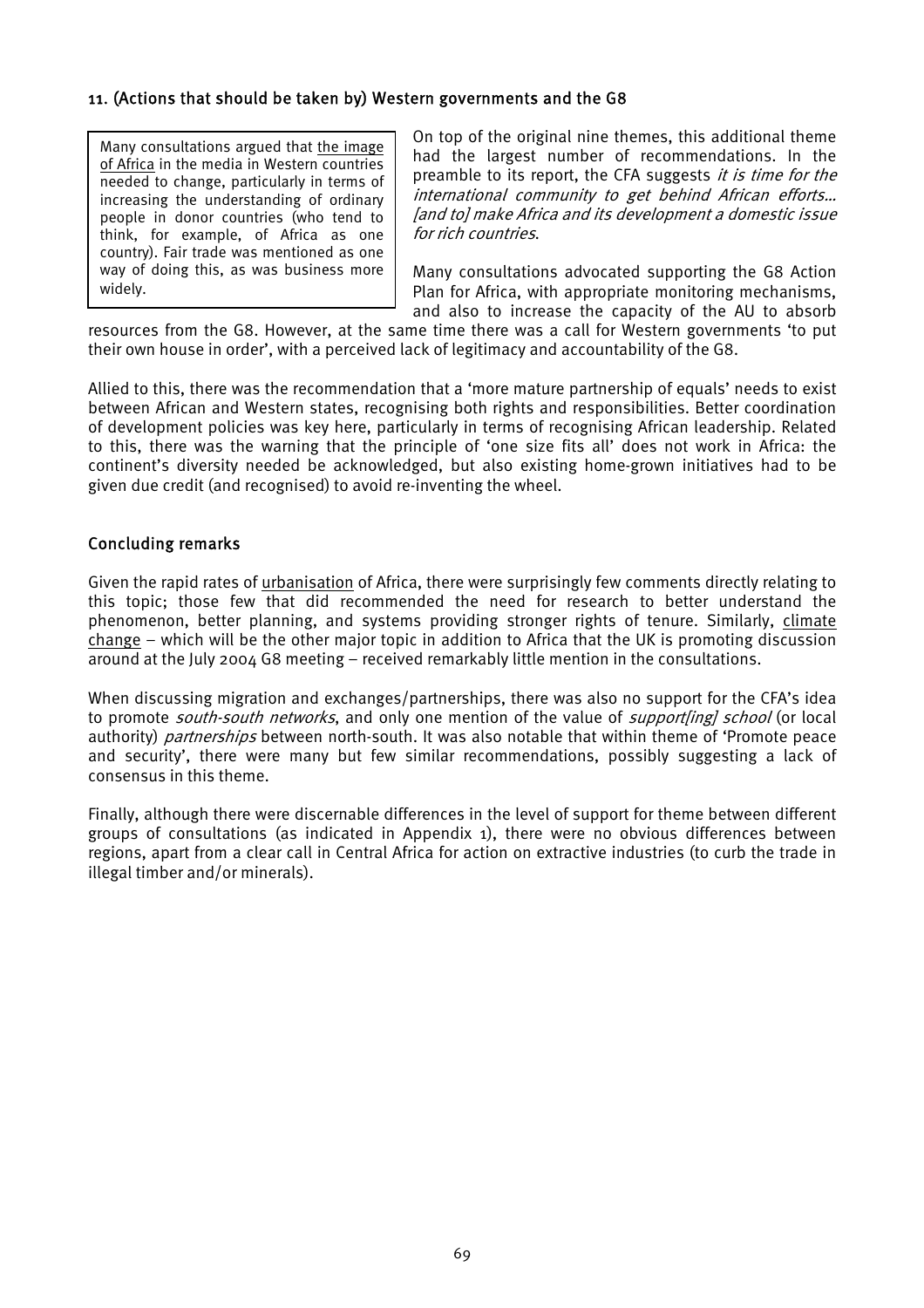### 11. (Actions that should be taken by) Western governments and the G8

> Many consultations argued that the image of Africa in the media in Western countries needed to change, particularly in terms of increasing the understanding of ordinary people in donor countries (who tend to think, for example, of Africa as one country). Fair trade was mentioned as one way of doing this, as was business more widely.

On top of the original nine themes, this additional theme had the largest number of recommendations. In the preamble to its report, the CFA suggests *it is time for the international community to get behind African efforts... [and to] make Africa and its development a domestic issue for rich countries*.

Many consultations advocated supporting the G8 Action Plan for Africa, with appropriate monitoring mechanisms, and also to increase the capacity of the AU to absorb resources from the G8. However, at the same time there was a call for Western governments 'to put their own house in order', with a perceived lack of legitimacy and accountability of the G8.

Allied to this, there was the recommendation that a 'more mature partnership of equals' needs to exist between African and Western states, recognising both rights and responsibilities. Better coordination of development policies was key here, particularly in terms of recognising African leadership. Related to this, there was the warning that the principle of 'one size fits all' does not work in Africa: the continent's diversity needed be acknowledged, but also existing home-grown initiatives had to be given due credit (and recognised) to avoid re-inventing the wheel.

### Concluding remarks

Given the rapid rates of urbanisation of Africa, there were surprisingly few comments directly relating to this topic; those few that did recommended the need for research to better understand the phenomenon, better planning, and systems providing stronger rights of tenure. Similarly, climate change – which will be the other major topic in addition to Africa that the UK is promoting discussion around at the July 2004 G8 meeting – received remarkably little mention in the consultations.

When discussing migration and exchanges/partnerships, there was also no support for the CFA's idea to promote *south-south networks*, and only one mention of the value of *support[ing] school* (or local authority) *partnerships* between north-south. It was also notable that within theme of 'Promote peace and security', there were many but few similar recommendations, possibly suggesting a lack of consensus in this theme.

Finally, although there were discernable differences in the level of support for theme between different groups of consultations (as indicated in Appendix 1), there were no obvious differences between regions, apart from a clear call in Central Africa for action on extractive industries (to curb the trade in illegal timber and/or minerals).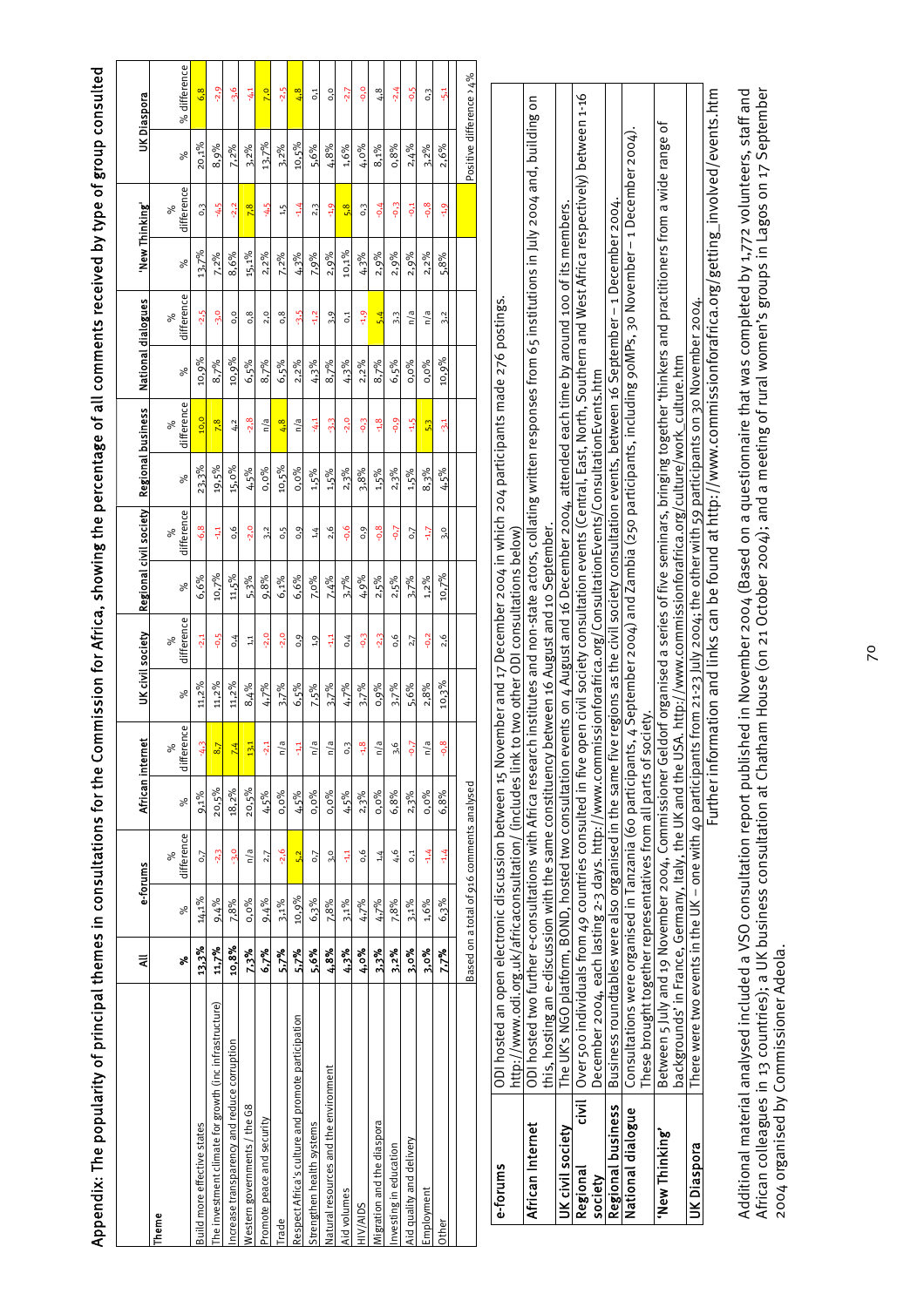# Appendix: The popularity of principal themes in consultations for the Commission for Africa, showing the percentage of all comments received by type of group consulted

| Theme | All | e-forums | | African internet | | UK civil society | | Regional civil society | | Regional business | | National dialogues | | 'New Thinking' | | UK Diaspora | |
|---|---|---|---|---|---|---|---|---|---|---|---|---|---|---|---|---|---|
| | % | % | % difference | % | % difference | % | % difference | % | % difference | % | % difference | % | % difference | % | % difference | % | % difference |
| Build more effective states | **13,3%** | 14,1% | 0,7 | 9,1% | -4,3 | 11,2% | -2,1 | 6,6% | -6,8 | 23,3% | 10,0 | 10,9% | -2,5 | 13,7% | 0,3 | 20,1% | 6,8 |
| The investment climate for growth (inc infrastructure) | **11,7%** | 9,4% | -2,3 | 20,5% | 8,7 | 11,2% | -0,5 | 10,7% | -1,1 | 19,5% | 7,8 | 8,7% | -3,0 | 7,2% | -4,5 | 8,9% | -2,9 |
| Increase transparency and reduce corruption | **10,8%** | 7,8% | -3,0 | 18,2% | 7,4 | 11,2% | 0,4 | 11,5% | 0,6 | 15,0% | 4,2 | 10,9% | 0,0 | 8,6% | -2,2 | 7,2% | -3,6 |
| Western governments / the G8 | **7,3%** | 0,0% | n/a | 20,5% | 13,1 | 8,4% | 1,1 | 5,3% | -2,0 | 4,5% | -2,8 | 6,5% | 0,8 | 15,1% | 7,8 | 3,2% | -4,1 |
| Promote peace and security | **6,7%** | 9,4% | 2,7 | 4,5% | -2,1 | 4,7% | -2,0 | 9,8% | 3,2 | 0,0% | n/a | 8,7% | 2,0 | 2,2% | -4,5 | 13,7% | 7,0 |
| Trade | **5,7%** | 3,1% | -2,6 | 0,0% | n/a | 3,7% | -2,0 | 6,1% | 0,5 | 10,5% | 4,8 | 6,5% | 0,8 | 7,2% | 1,5 | 3,2% | -2,5 |
| Respect Africa's culture and promote participation | **5,7%** | 10,9% | 5,2 | 4,5% | -1,1 | 6,5% | 0,9 | 6,6% | 0,9 | 0,0% | n/a | 2,2% | -3,5 | 4,3% | -1,4 | 10,5% | 4,8 |
| Strengthen health systems | **5,6%** | 6,3% | 0,7 | 0,0% | n/a | 7,5% | 1,9 | 7,0% | 1,4 | 1,5% | -4,1 | 4,3% | -1,2 | 7,9% | 2,3 | 5,6% | 0,1 |
| Natural resources and the environment | **4,8%** | 7,8% | 3,0 | 0,0% | n/a | 3,7% | -1,1 | 7,4% | 2,6 | 1,5% | -3,3 | 8,7% | 3,9 | 2,9% | -1,9 | 4,8% | 0,0 |
| Aid volumes | **4,3%** | 3,1% | -1,1 | 4,5% | 0,3 | 4,7% | 0,4 | 3,7% | -0,6 | 2,3% | -2,0 | 4,3% | 0,1 | 10,1% | 5,8 | 1,6% | -2,7 |
| HIV/AIDS | **4,0%** | 4,7% | 0,6 | 2,3% | -1,8 | 3,7% | -0,3 | 4,9% | 0,9 | 3,8% | -0,3 | 2,2% | -1,9 | 4,3% | 0,3 | 4,0% | -0,0 |
| Migration and the diaspora | **3,3%** | 4,7% | 1,4 | 0,0% | n/a | 0,9% | -2,3 | 2,5% | -0,8 | 1,5% | -1,8 | 8,7% | 5,4 | 2,9% | -0,4 | 8,1% | 4,8 |
| Investing in education | **3,2%** | 7,8% | 4,6 | 6,8% | 3,6 | 3,7% | 0,6 | 2,5% | -0,7 | 2,3% | -0,9 | 6,5% | 3,3 | 2,9% | -0,3 | 0,8% | -2,4 |
| Aid quality and delivery | **3,0%** | 3,1% | 0,1 | 2,3% | -0,7 | 5,6% | 2,7 | 3,7% | 0,7 | 1,5% | -1,5 | 0,0% | n/a | 2,9% | -0,1 | 2,4% | -0,5 |
| Employment | **3,0%** | 1,6% | -1,4 | 0,0% | n/a | 2,8% | -0,2 | 1,2% | -1,7 | 8,3% | 5,3 | 0,0% | n/a | 2,2% | -0,8 | 3,2% | 0,3 |
| Other | **7,7%** | 6,3% | -1,4 | 6,8% | -0,8 | 10,3% | 2,6 | 10,7% | 3,0 | 4,5% | -3,1 | 10,9% | 3,2 | 5,8% | -1,9 | 2,6% | -5,1 |

Based on a total of 916 comments analysed

Positive difference > 4%

| | |
|---|---|
| **e-forums** | ODI hosted an open electronic discussion between 15 November and 17 December 2004 in which 204 participants made 276 postings. http://www.odi.org.uk/africaconsultation/ (includes link to two other ODI consultations below) |
| **African Internet** | ODI hosted two further e-consultations with Africa research institutes and non-state actors, collating written responses from 65 institutions in July 2004 and, building on this, hosting an e-discussion with the same constituency between 16 August and 10 September. |
| **UK civil society** | The UK's NGO platform, BOND, hosted two consultation events on 4 August and 16 December 2004, attended each time by around 100 of its members. |
| **Regional civil society** | Over 500 individuals from 49 countries consulted in five open civil society consultation events (Central, East, North, Southern and West Africa respectively) between 1-16 December 2004, each lasting 2-3 days. http://www.commissionforafrica.org/ConsultationEvents/ConsultationEvents.htm |
| **Regional business** | Business roundtables were also organised in the same five regions as the civil society consultation events, between 16 September – 1 December 2004. |
| **National dialogue** | Consultations were organised in Tanzania (60 participants, 4 September 2004) and Zambia (250 participants, including 90MPs, 30 November – 1 December 2004). These brought together representatives from all parts of society. |
| **'New Thinking'** | Between 5 July and 19 November 2004, Commissioner Geldorf organised a series of five seminars, bringing together 'thinkers and practitioners from a wide range of backgrounds' in France, Germany, Italy, the UK and the USA. http://www.commissionforafrica.org/culture/work_culture.htm |
| **UK Diaspora** | There were two events in the UK – one with 40 participants from 21-23 July 2004; the other with 59 participants on 30 November 2004. |

Further information and links can be found at http://www.commissionforafrica.org/getting_involved/events.htm

Additional material analysed included a VSO consultation report published in November 2004 (Based on a questionnaire that was completed by 1,772 volunteers, staff and African colleagues in 13 countries); a UK business consultation at Chatham House (on 21 October 2004); and a meeting of rural women's groups in Lagos on 17 September 2004 organised by Commissioner Adeola.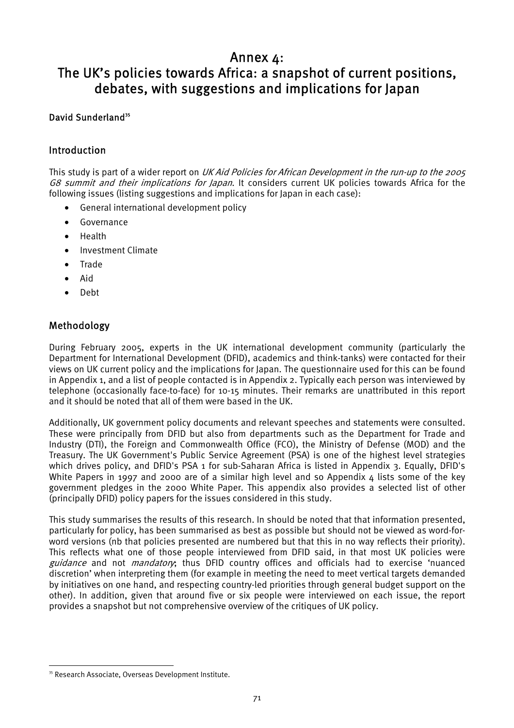# Annex 4: The UK's policies towards Africa: a snapshot of current positions, debates, with suggestions and implications for Japan

**David Sunderland**[35]

## Introduction

This study is part of a wider report on *UK Aid Policies for African Development in the run-up to the 2005 G8 summit and their implications for Japan*. It considers current UK policies towards Africa for the following issues (listing suggestions and implications for Japan in each case):

- General international development policy
- Governance
- Health
- Investment Climate
- Trade
- Aid
- Debt

## Methodology

During February 2005, experts in the UK international development community (particularly the Department for International Development (DFID), academics and think-tanks) were contacted for their views on UK current policy and the implications for Japan. The questionnaire used for this can be found in Appendix 1, and a list of people contacted is in Appendix 2. Typically each person was interviewed by telephone (occasionally face-to-face) for 10-15 minutes. Their remarks are unattributed in this report and it should be noted that all of them were based in the UK.

Additionally, UK government policy documents and relevant speeches and statements were consulted. These were principally from DFID but also from departments such as the Department for Trade and Industry (DTI), the Foreign and Commonwealth Office (FCO), the Ministry of Defense (MOD) and the Treasury. The UK Government's Public Service Agreement (PSA) is one of the highest level strategies which drives policy, and DFID's PSA 1 for sub-Saharan Africa is listed in Appendix 3. Equally, DFID's White Papers in 1997 and 2000 are of a similar high level and so Appendix 4 lists some of the key government pledges in the 2000 White Paper. This appendix also provides a selected list of other (principally DFID) policy papers for the issues considered in this study.

This study summarises the results of this research. In should be noted that that information presented, particularly for policy, has been summarised as best as possible but should not be viewed as word-for-word versions (nb that policies presented are numbered but that this in no way reflects their priority). This reflects what one of those people interviewed from DFID said, in that most UK policies were *guidance* and not *mandatory*; thus DFID country offices and officials had to exercise 'nuanced discretion' when interpreting them (for example in meeting the need to meet vertical targets demanded by initiatives on one hand, and respecting country-led priorities through general budget support on the other). In addition, given that around five or six people were interviewed on each issue, the report provides a snapshot but not comprehensive overview of the critiques of UK policy.

[35] Research Associate, Overseas Development Institute.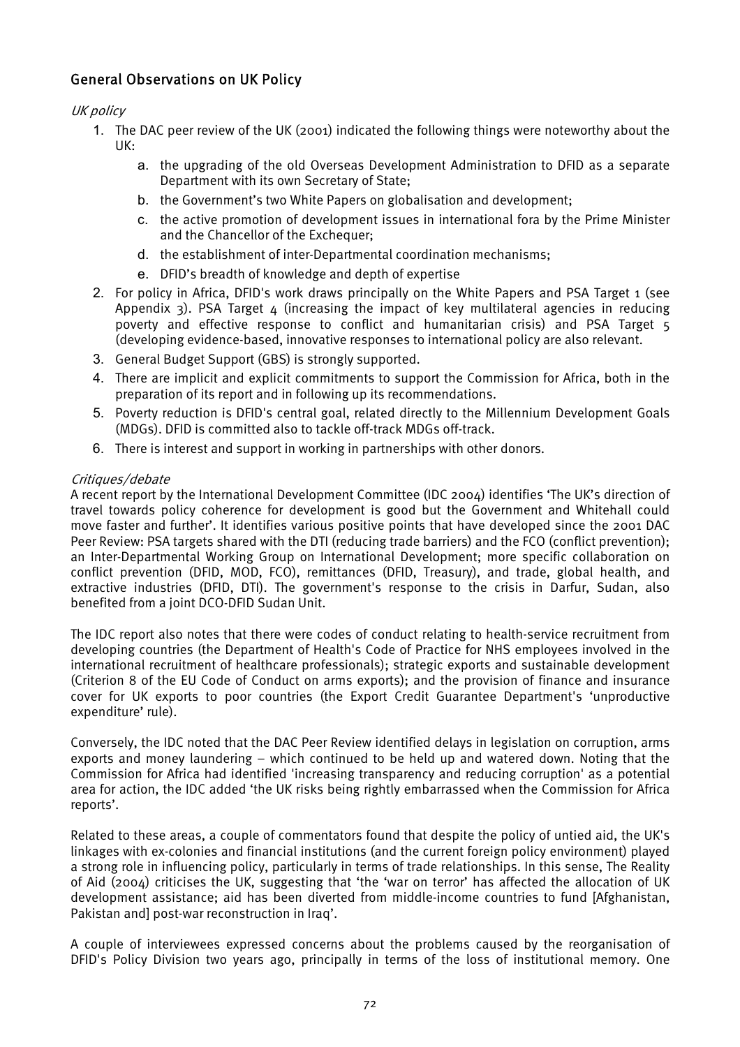## General Observations on UK Policy

*UK policy*

1. The DAC peer review of the UK (2001) indicated the following things were noteworthy about the UK:
   a. the upgrading of the old Overseas Development Administration to DFID as a separate Department with its own Secretary of State;
   b. the Government's two White Papers on globalisation and development;
   c. the active promotion of development issues in international fora by the Prime Minister and the Chancellor of the Exchequer;
   d. the establishment of inter-Departmental coordination mechanisms;
   e. DFID's breadth of knowledge and depth of expertise
2. For policy in Africa, DFID's work draws principally on the White Papers and PSA Target 1 (see Appendix 3). PSA Target 4 (increasing the impact of key multilateral agencies in reducing poverty and effective response to conflict and humanitarian crisis) and PSA Target 5 (developing evidence-based, innovative responses to international policy are also relevant.
3. General Budget Support (GBS) is strongly supported.
4. There are implicit and explicit commitments to support the Commission for Africa, both in the preparation of its report and in following up its recommendations.
5. Poverty reduction is DFID's central goal, related directly to the Millennium Development Goals (MDGs). DFID is committed also to tackle off-track MDGs off-track.
6. There is interest and support in working in partnerships with other donors.

*Critiques/debate*

A recent report by the International Development Committee (IDC 2004) identifies 'The UK's direction of travel towards policy coherence for development is good but the Government and Whitehall could move faster and further'. It identifies various positive points that have developed since the 2001 DAC Peer Review: PSA targets shared with the DTI (reducing trade barriers) and the FCO (conflict prevention); an Inter-Departmental Working Group on International Development; more specific collaboration on conflict prevention (DFID, MOD, FCO), remittances (DFID, Treasury), and trade, global health, and extractive industries (DFID, DTI). The government's response to the crisis in Darfur, Sudan, also benefited from a joint DCO-DFID Sudan Unit.

The IDC report also notes that there were codes of conduct relating to health-service recruitment from developing countries (the Department of Health's Code of Practice for NHS employees involved in the international recruitment of healthcare professionals); strategic exports and sustainable development (Criterion 8 of the EU Code of Conduct on arms exports); and the provision of finance and insurance cover for UK exports to poor countries (the Export Credit Guarantee Department's 'unproductive expenditure' rule).

Conversely, the IDC noted that the DAC Peer Review identified delays in legislation on corruption, arms exports and money laundering – which continued to be held up and watered down. Noting that the Commission for Africa had identified 'increasing transparency and reducing corruption' as a potential area for action, the IDC added 'the UK risks being rightly embarrassed when the Commission for Africa reports'.

Related to these areas, a couple of commentators found that despite the policy of untied aid, the UK's linkages with ex-colonies and financial institutions (and the current foreign policy environment) played a strong role in influencing policy, particularly in terms of trade relationships. In this sense, The Reality of Aid (2004) criticises the UK, suggesting that 'the 'war on terror' has affected the allocation of UK development assistance; aid has been diverted from middle-income countries to fund [Afghanistan, Pakistan and] post-war reconstruction in Iraq'.

A couple of interviewees expressed concerns about the problems caused by the reorganisation of DFID's Policy Division two years ago, principally in terms of the loss of institutional memory. One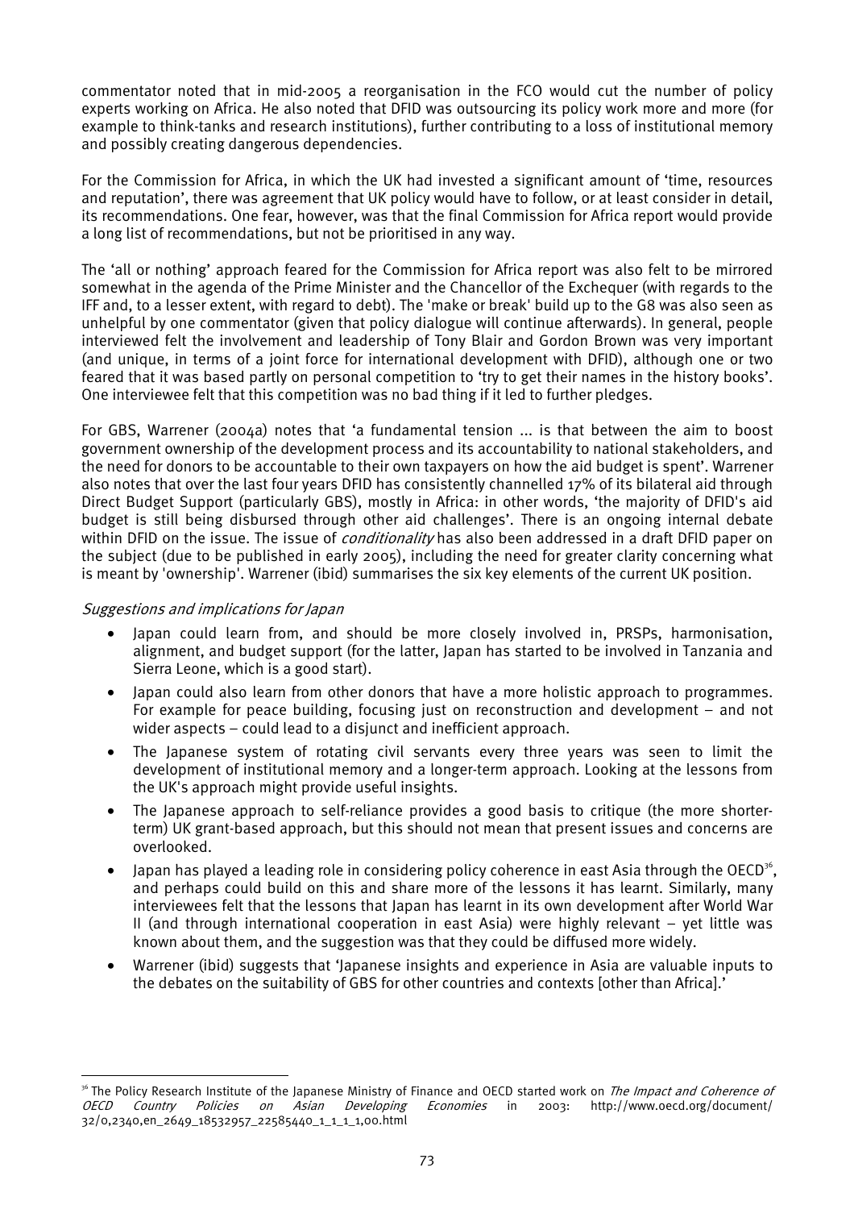commentator noted that in mid-2005 a reorganisation in the FCO would cut the number of policy experts working on Africa. He also noted that DFID was outsourcing its policy work more and more (for example to think-tanks and research institutions), further contributing to a loss of institutional memory and possibly creating dangerous dependencies.

For the Commission for Africa, in which the UK had invested a significant amount of 'time, resources and reputation', there was agreement that UK policy would have to follow, or at least consider in detail, its recommendations. One fear, however, was that the final Commission for Africa report would provide a long list of recommendations, but not be prioritised in any way.

The 'all or nothing' approach feared for the Commission for Africa report was also felt to be mirrored somewhat in the agenda of the Prime Minister and the Chancellor of the Exchequer (with regards to the IFF and, to a lesser extent, with regard to debt). The 'make or break' build up to the G8 was also seen as unhelpful by one commentator (given that policy dialogue will continue afterwards). In general, people interviewed felt the involvement and leadership of Tony Blair and Gordon Brown was very important (and unique, in terms of a joint force for international development with DFID), although one or two feared that it was based partly on personal competition to 'try to get their names in the history books'. One interviewee felt that this competition was no bad thing if it led to further pledges.

For GBS, Warrener (2004a) notes that 'a fundamental tension ... is that between the aim to boost government ownership of the development process and its accountability to national stakeholders, and the need for donors to be accountable to their own taxpayers on how the aid budget is spent'. Warrener also notes that over the last four years DFID has consistently channelled 17% of its bilateral aid through Direct Budget Support (particularly GBS), mostly in Africa: in other words, 'the majority of DFID's aid budget is still being disbursed through other aid challenges'. There is an ongoing internal debate within DFID on the issue. The issue of *conditionality* has also been addressed in a draft DFID paper on the subject (due to be published in early 2005), including the need for greater clarity concerning what is meant by 'ownership'. Warrener (ibid) summarises the six key elements of the current UK position.

*Suggestions and implications for Japan*

- Japan could learn from, and should be more closely involved in, PRSPs, harmonisation, alignment, and budget support (for the latter, Japan has started to be involved in Tanzania and Sierra Leone, which is a good start).
- Japan could also learn from other donors that have a more holistic approach to programmes. For example for peace building, focusing just on reconstruction and development – and not wider aspects – could lead to a disjunct and inefficient approach.
- The Japanese system of rotating civil servants every three years was seen to limit the development of institutional memory and a longer-term approach. Looking at the lessons from the UK's approach might provide useful insights.
- The Japanese approach to self-reliance provides a good basis to critique (the more shorter-term) UK grant-based approach, but this should not mean that present issues and concerns are overlooked.
- Japan has played a leading role in considering policy coherence in east Asia through the OECD[36], and perhaps could build on this and share more of the lessons it has learnt. Similarly, many interviewees felt that the lessons that Japan has learnt in its own development after World War II (and through international cooperation in east Asia) were highly relevant – yet little was known about them, and the suggestion was that they could be diffused more widely.
- Warrener (ibid) suggests that 'Japanese insights and experience in Asia are valuable inputs to the debates on the suitability of GBS for other countries and contexts [other than Africa].'

[36] The Policy Research Institute of the Japanese Ministry of Finance and OECD started work on *The Impact and Coherence of OECD Country Policies on Asian Developing Economies* in 2003: http://www.oecd.org/document/32/0,2340,en_2649_18532957_22585440_1_1_1_1,00.html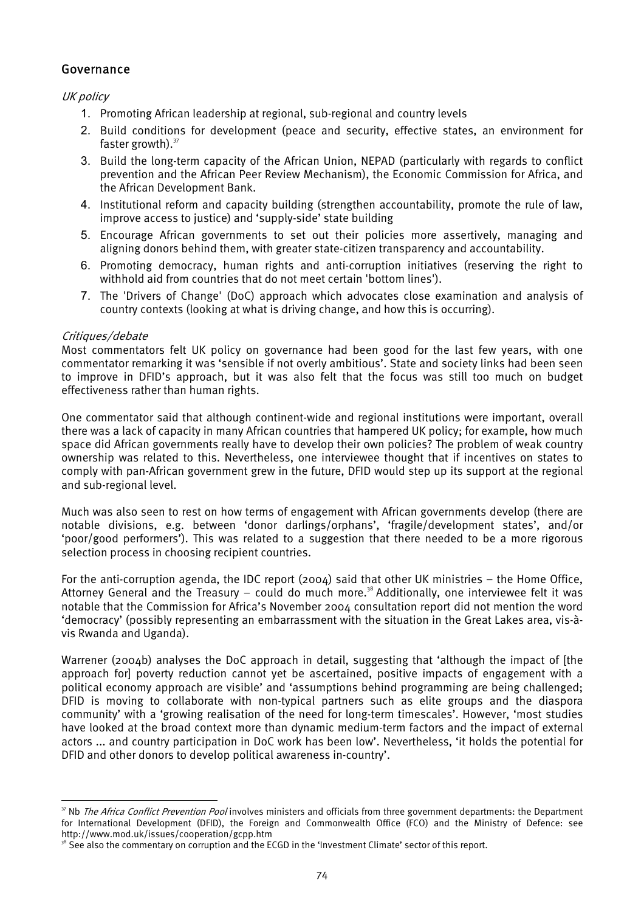## Governance

*UK policy*

1. Promoting African leadership at regional, sub-regional and country levels
2. Build conditions for development (peace and security, effective states, an environment for faster growth).[37]
3. Build the long-term capacity of the African Union, NEPAD (particularly with regards to conflict prevention and the African Peer Review Mechanism), the Economic Commission for Africa, and the African Development Bank.
4. Institutional reform and capacity building (strengthen accountability, promote the rule of law, improve access to justice) and 'supply-side' state building
5. Encourage African governments to set out their policies more assertively, managing and aligning donors behind them, with greater state-citizen transparency and accountability.
6. Promoting democracy, human rights and anti-corruption initiatives (reserving the right to withhold aid from countries that do not meet certain 'bottom lines').
7. The 'Drivers of Change' (DoC) approach which advocates close examination and analysis of country contexts (looking at what is driving change, and how this is occurring).

*Critiques/debate*

Most commentators felt UK policy on governance had been good for the last few years, with one commentator remarking it was 'sensible if not overly ambitious'. State and society links had been seen to improve in DFID's approach, but it was also felt that the focus was still too much on budget effectiveness rather than human rights.

One commentator said that although continent-wide and regional institutions were important, overall there was a lack of capacity in many African countries that hampered UK policy; for example, how much space did African governments really have to develop their own policies? The problem of weak country ownership was related to this. Nevertheless, one interviewee thought that if incentives on states to comply with pan-African government grew in the future, DFID would step up its support at the regional and sub-regional level.

Much was also seen to rest on how terms of engagement with African governments develop (there are notable divisions, e.g. between 'donor darlings/orphans', 'fragile/development states', and/or 'poor/good performers'). This was related to a suggestion that there needed to be a more rigorous selection process in choosing recipient countries.

For the anti-corruption agenda, the IDC report (2004) said that other UK ministries – the Home Office, Attorney General and the Treasury – could do much more.[38] Additionally, one interviewee felt it was notable that the Commission for Africa's November 2004 consultation report did not mention the word 'democracy' (possibly representing an embarrassment with the situation in the Great Lakes area, vis-à-vis Rwanda and Uganda).

Warrener (2004b) analyses the DoC approach in detail, suggesting that 'although the impact of [the approach for] poverty reduction cannot yet be ascertained, positive impacts of engagement with a political economy approach are visible' and 'assumptions behind programming are being challenged; DFID is moving to collaborate with non-typical partners such as elite groups and the diaspora community' with a 'growing realisation of the need for long-term timescales'. However, 'most studies have looked at the broad context more than dynamic medium-term factors and the impact of external actors ... and country participation in DoC work has been low'. Nevertheless, 'it holds the potential for DFID and other donors to develop political awareness in-country'.

---

[37] Nb *The Africa Conflict Prevention Pool* involves ministers and officials from three government departments: the Department for International Development (DFID), the Foreign and Commonwealth Office (FCO) and the Ministry of Defence: see http://www.mod.uk/issues/cooperation/gcpp.htm

[38] See also the commentary on corruption and the ECGD in the 'Investment Climate' sector of this report.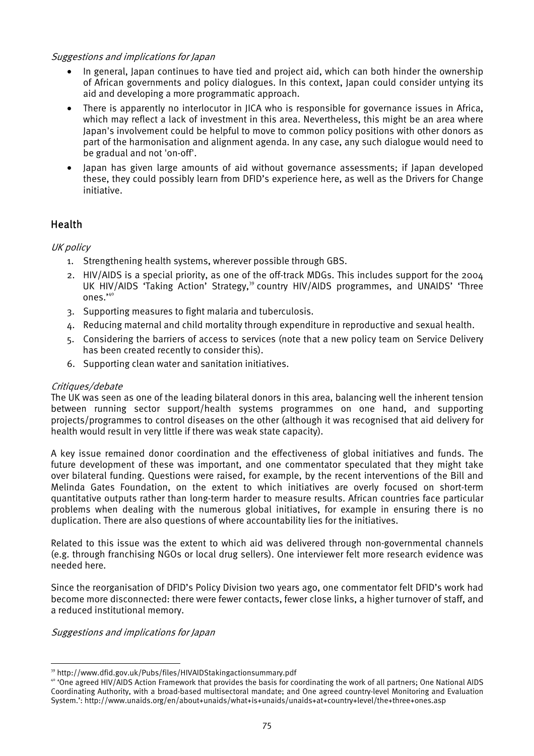*Suggestions and implications for Japan*

- In general, Japan continues to have tied and project aid, which can both hinder the ownership of African governments and policy dialogues. In this context, Japan could consider untying its aid and developing a more programmatic approach.
- There is apparently no interlocutor in JICA who is responsible for governance issues in Africa, which may reflect a lack of investment in this area. Nevertheless, this might be an area where Japan's involvement could be helpful to move to common policy positions with other donors as part of the harmonisation and alignment agenda. In any case, any such dialogue would need to be gradual and not 'on-off'.
- Japan has given large amounts of aid without governance assessments; if Japan developed these, they could possibly learn from DFID's experience here, as well as the Drivers for Change initiative.

## Health

*UK policy*

1. Strengthening health systems, wherever possible through GBS.
2. HIV/AIDS is a special priority, as one of the off-track MDGs. This includes support for the 2004 UK HIV/AIDS 'Taking Action' Strategy,[39] country HIV/AIDS programmes, and UNAIDS' 'Three ones.'[40]
3. Supporting measures to fight malaria and tuberculosis.
4. Reducing maternal and child mortality through expenditure in reproductive and sexual health.
5. Considering the barriers of access to services (note that a new policy team on Service Delivery has been created recently to consider this).
6. Supporting clean water and sanitation initiatives.

*Critiques/debate*

The UK was seen as one of the leading bilateral donors in this area, balancing well the inherent tension between running sector support/health systems programmes on one hand, and supporting projects/programmes to control diseases on the other (although it was recognised that aid delivery for health would result in very little if there was weak state capacity).

A key issue remained donor coordination and the effectiveness of global initiatives and funds. The future development of these was important, and one commentator speculated that they might take over bilateral funding. Questions were raised, for example, by the recent interventions of the Bill and Melinda Gates Foundation, on the extent to which initiatives are overly focused on short-term quantitative outputs rather than long-term harder to measure results. African countries face particular problems when dealing with the numerous global initiatives, for example in ensuring there is no duplication. There are also questions of where accountability lies for the initiatives.

Related to this issue was the extent to which aid was delivered through non-governmental channels (e.g. through franchising NGOs or local drug sellers). One interviewer felt more research evidence was needed here.

Since the reorganisation of DFID's Policy Division two years ago, one commentator felt DFID's work had become more disconnected: there were fewer contacts, fewer close links, a higher turnover of staff, and a reduced institutional memory.

*Suggestions and implications for Japan*

---

[39] http://www.dfid.gov.uk/Pubs/files/HIVAIDStakingactionsummary.pdf

[40] 'One agreed HIV/AIDS Action Framework that provides the basis for coordinating the work of all partners; One National AIDS Coordinating Authority, with a broad-based multisectoral mandate; and One agreed country-level Monitoring and Evaluation System.': http://www.unaids.org/en/about+unaids/what+is+unaids/unaids+at+country+level/the+three+ones.asp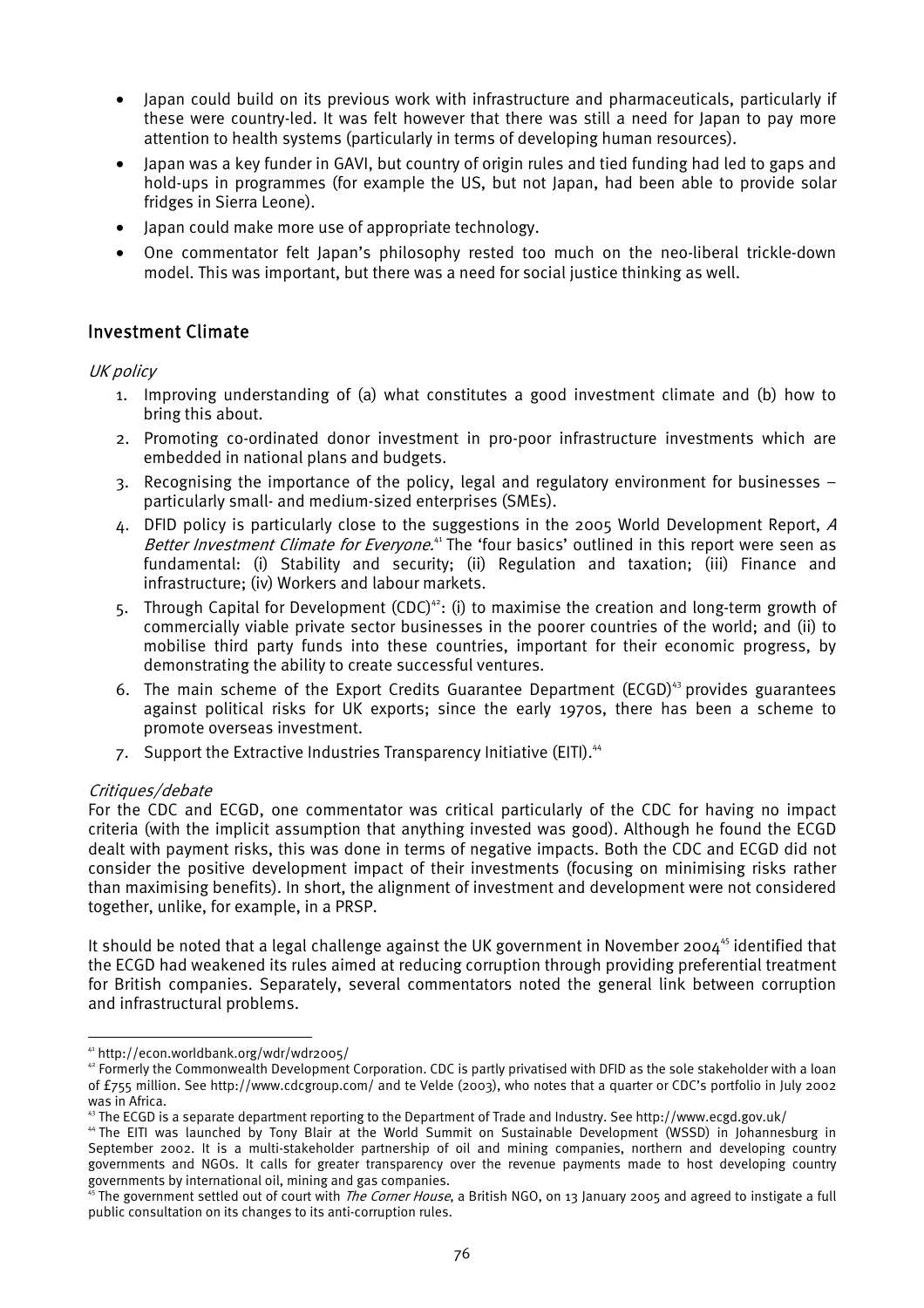- Japan could build on its previous work with infrastructure and pharmaceuticals, particularly if these were country-led. It was felt however that there was still a need for Japan to pay more attention to health systems (particularly in terms of developing human resources).
- Japan was a key funder in GAVI, but country of origin rules and tied funding had led to gaps and hold-ups in programmes (for example the US, but not Japan, had been able to provide solar fridges in Sierra Leone).
- Japan could make more use of appropriate technology.
- One commentator felt Japan's philosophy rested too much on the neo-liberal trickle-down model. This was important, but there was a need for social justice thinking as well.

## Investment Climate

*UK policy*

1. Improving understanding of (a) what constitutes a good investment climate and (b) how to bring this about.
2. Promoting co-ordinated donor investment in pro-poor infrastructure investments which are embedded in national plans and budgets.
3. Recognising the importance of the policy, legal and regulatory environment for businesses – particularly small- and medium-sized enterprises (SMEs).
4. DFID policy is particularly close to the suggestions in the 2005 World Development Report, *A Better Investment Climate for Everyone*.[41] The 'four basics' outlined in this report were seen as fundamental: (i) Stability and security; (ii) Regulation and taxation; (iii) Finance and infrastructure; (iv) Workers and labour markets.
5. Through Capital for Development (CDC)[42]: (i) to maximise the creation and long-term growth of commercially viable private sector businesses in the poorer countries of the world; and (ii) to mobilise third party funds into these countries, important for their economic progress, by demonstrating the ability to create successful ventures.
6. The main scheme of the Export Credits Guarantee Department (ECGD)[43] provides guarantees against political risks for UK exports; since the early 1970s, there has been a scheme to promote overseas investment.
7. Support the Extractive Industries Transparency Initiative (EITI).[44]

*Critiques/debate*

For the CDC and ECGD, one commentator was critical particularly of the CDC for having no impact criteria (with the implicit assumption that anything invested was good). Although he found the ECGD dealt with payment risks, this was done in terms of negative impacts. Both the CDC and ECGD did not consider the positive development impact of their investments (focusing on minimising risks rather than maximising benefits). In short, the alignment of investment and development were not considered together, unlike, for example, in a PRSP.

It should be noted that a legal challenge against the UK government in November 2004[45] identified that the ECGD had weakened its rules aimed at reducing corruption through providing preferential treatment for British companies. Separately, several commentators noted the general link between corruption and infrastructural problems.

---

[41] http://econ.worldbank.org/wdr/wdr2005/

[42] Formerly the Commonwealth Development Corporation. CDC is partly privatised with DFID as the sole stakeholder with a loan of £755 million. See http://www.cdcgroup.com/ and te Velde (2003), who notes that a quarter or CDC's portfolio in July 2002 was in Africa.

[43] The ECGD is a separate department reporting to the Department of Trade and Industry. See http://www.ecgd.gov.uk/

[44] The EITI was launched by Tony Blair at the World Summit on Sustainable Development (WSSD) in Johannesburg in September 2002. It is a multi-stakeholder partnership of oil and mining companies, northern and developing country governments and NGOs. It calls for greater transparency over the revenue payments made to host developing country governments by international oil, mining and gas companies.

[45] The government settled out of court with *The Corner House*, a British NGO, on 13 January 2005 and agreed to instigate a full public consultation on its changes to its anti-corruption rules.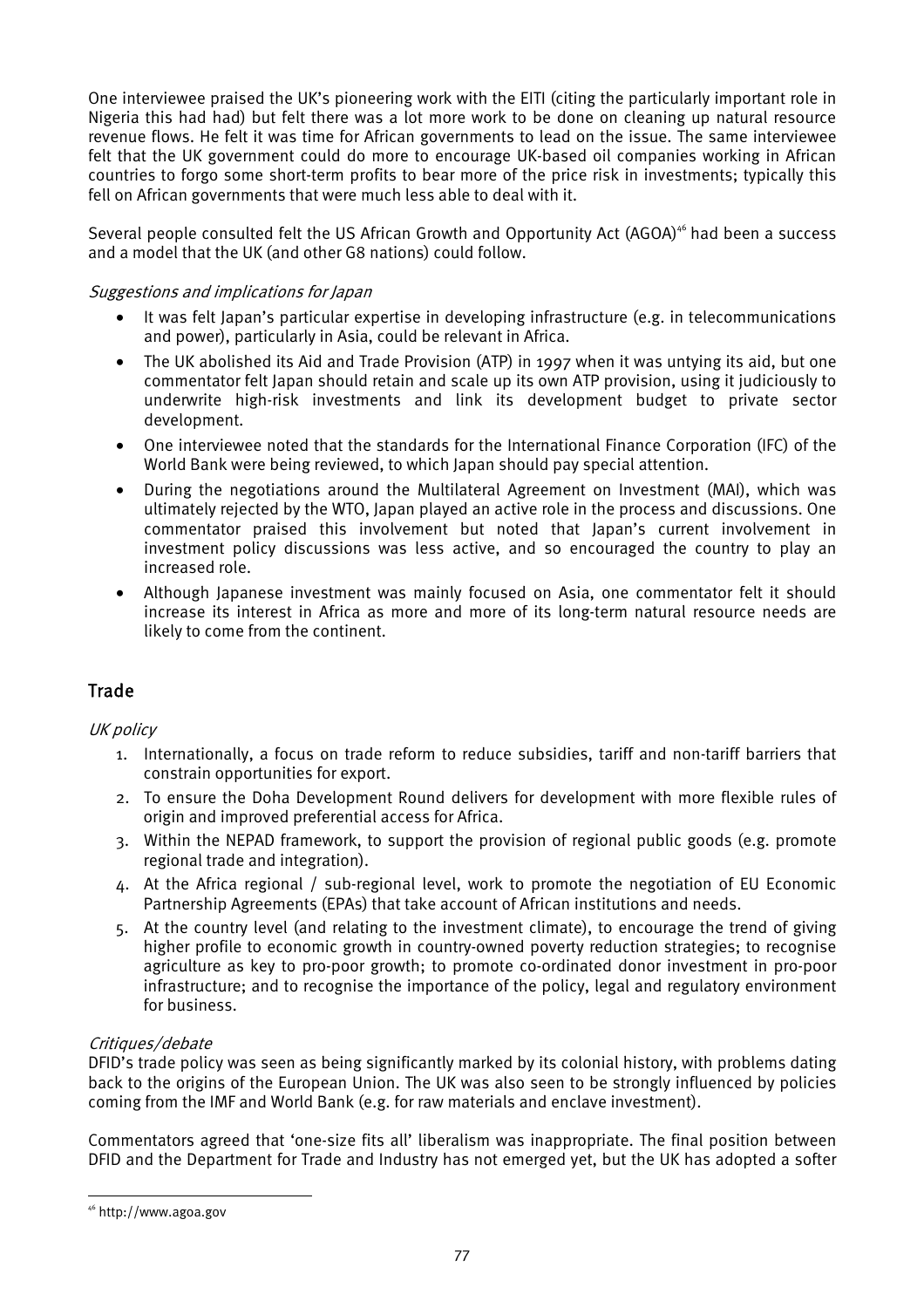One interviewee praised the UK's pioneering work with the EITI (citing the particularly important role in Nigeria this had had) but felt there was a lot more work to be done on cleaning up natural resource revenue flows. He felt it was time for African governments to lead on the issue. The same interviewee felt that the UK government could do more to encourage UK-based oil companies working in African countries to forgo some short-term profits to bear more of the price risk in investments; typically this fell on African governments that were much less able to deal with it.

Several people consulted felt the US African Growth and Opportunity Act (AGOA)[46] had been a success and a model that the UK (and other G8 nations) could follow.

*Suggestions and implications for Japan*

- It was felt Japan's particular expertise in developing infrastructure (e.g. in telecommunications and power), particularly in Asia, could be relevant in Africa.
- The UK abolished its Aid and Trade Provision (ATP) in 1997 when it was untying its aid, but one commentator felt Japan should retain and scale up its own ATP provision, using it judiciously to underwrite high-risk investments and link its development budget to private sector development.
- One interviewee noted that the standards for the International Finance Corporation (IFC) of the World Bank were being reviewed, to which Japan should pay special attention.
- During the negotiations around the Multilateral Agreement on Investment (MAI), which was ultimately rejected by the WTO, Japan played an active role in the process and discussions. One commentator praised this involvement but noted that Japan's current involvement in investment policy discussions was less active, and so encouraged the country to play an increased role.
- Although Japanese investment was mainly focused on Asia, one commentator felt it should increase its interest in Africa as more and more of its long-term natural resource needs are likely to come from the continent.

## Trade

*UK policy*

1. Internationally, a focus on trade reform to reduce subsidies, tariff and non-tariff barriers that constrain opportunities for export.
2. To ensure the Doha Development Round delivers for development with more flexible rules of origin and improved preferential access for Africa.
3. Within the NEPAD framework, to support the provision of regional public goods (e.g. promote regional trade and integration).
4. At the Africa regional / sub-regional level, work to promote the negotiation of EU Economic Partnership Agreements (EPAs) that take account of African institutions and needs.
5. At the country level (and relating to the investment climate), to encourage the trend of giving higher profile to economic growth in country-owned poverty reduction strategies; to recognise agriculture as key to pro-poor growth; to promote co-ordinated donor investment in pro-poor infrastructure; and to recognise the importance of the policy, legal and regulatory environment for business.

*Critiques/debate*

DFID's trade policy was seen as being significantly marked by its colonial history, with problems dating back to the origins of the European Union. The UK was also seen to be strongly influenced by policies coming from the IMF and World Bank (e.g. for raw materials and enclave investment).

Commentators agreed that 'one-size fits all' liberalism was inappropriate. The final position between DFID and the Department for Trade and Industry has not emerged yet, but the UK has adopted a softer

[46] http://www.agoa.gov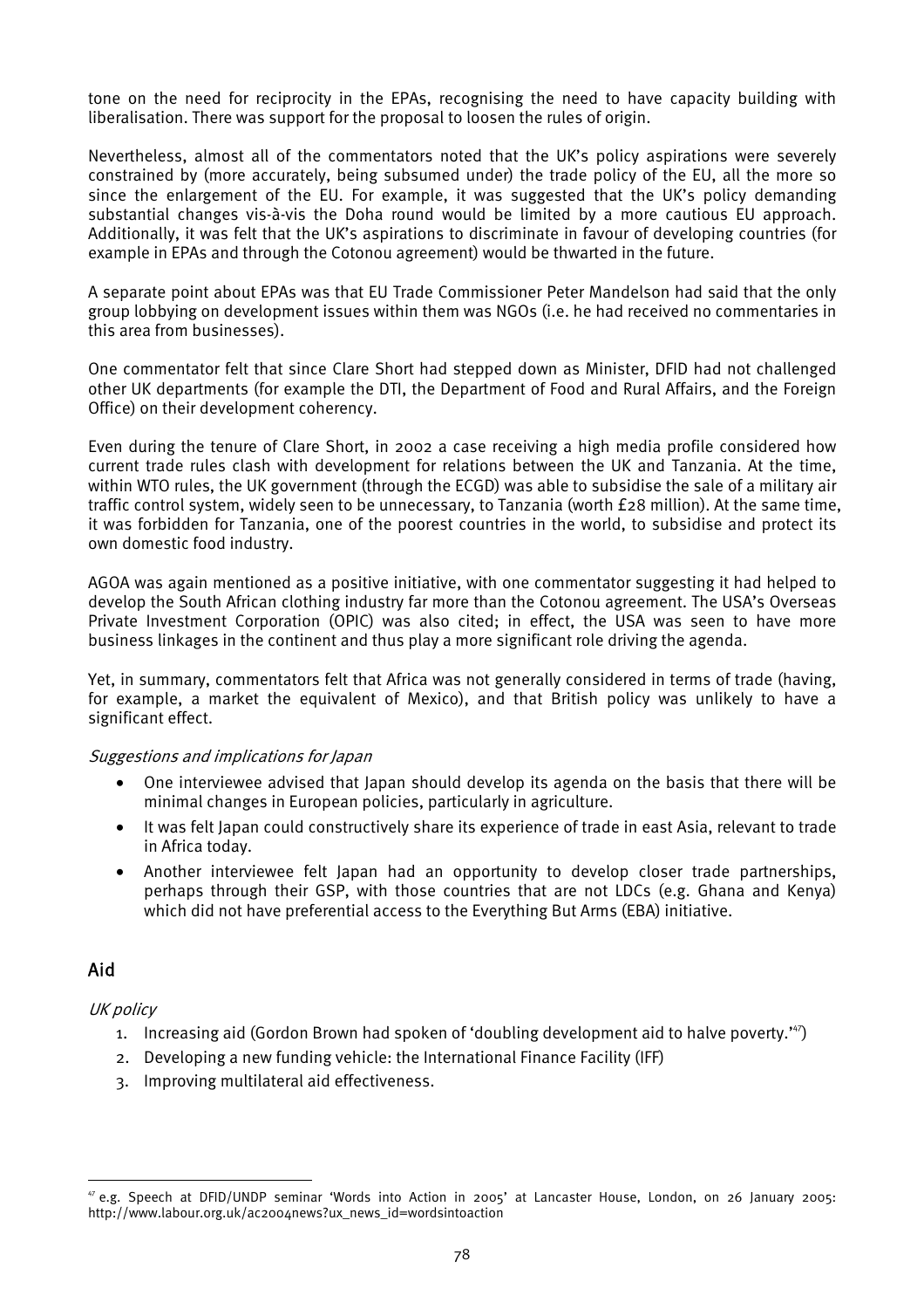tone on the need for reciprocity in the EPAs, recognising the need to have capacity building with liberalisation. There was support for the proposal to loosen the rules of origin.

Nevertheless, almost all of the commentators noted that the UK's policy aspirations were severely constrained by (more accurately, being subsumed under) the trade policy of the EU, all the more so since the enlargement of the EU. For example, it was suggested that the UK's policy demanding substantial changes vis-à-vis the Doha round would be limited by a more cautious EU approach. Additionally, it was felt that the UK's aspirations to discriminate in favour of developing countries (for example in EPAs and through the Cotonou agreement) would be thwarted in the future.

A separate point about EPAs was that EU Trade Commissioner Peter Mandelson had said that the only group lobbying on development issues within them was NGOs (i.e. he had received no commentaries in this area from businesses).

One commentator felt that since Clare Short had stepped down as Minister, DFID had not challenged other UK departments (for example the DTI, the Department of Food and Rural Affairs, and the Foreign Office) on their development coherency.

Even during the tenure of Clare Short, in 2002 a case receiving a high media profile considered how current trade rules clash with development for relations between the UK and Tanzania. At the time, within WTO rules, the UK government (through the ECGD) was able to subsidise the sale of a military air traffic control system, widely seen to be unnecessary, to Tanzania (worth £28 million). At the same time, it was forbidden for Tanzania, one of the poorest countries in the world, to subsidise and protect its own domestic food industry.

AGOA was again mentioned as a positive initiative, with one commentator suggesting it had helped to develop the South African clothing industry far more than the Cotonou agreement. The USA's Overseas Private Investment Corporation (OPIC) was also cited; in effect, the USA was seen to have more business linkages in the continent and thus play a more significant role driving the agenda.

Yet, in summary, commentators felt that Africa was not generally considered in terms of trade (having, for example, a market the equivalent of Mexico), and that British policy was unlikely to have a significant effect.

*Suggestions and implications for Japan*

- One interviewee advised that Japan should develop its agenda on the basis that there will be minimal changes in European policies, particularly in agriculture.
- It was felt Japan could constructively share its experience of trade in east Asia, relevant to trade in Africa today.
- Another interviewee felt Japan had an opportunity to develop closer trade partnerships, perhaps through their GSP, with those countries that are not LDCs (e.g. Ghana and Kenya) which did not have preferential access to the Everything But Arms (EBA) initiative.

## Aid

*UK policy*

1. Increasing aid (Gordon Brown had spoken of 'doubling development aid to halve poverty.'[47])
2. Developing a new funding vehicle: the International Finance Facility (IFF)
3. Improving multilateral aid effectiveness.

[47] e.g. Speech at DFID/UNDP seminar 'Words into Action in 2005' at Lancaster House, London, on 26 January 2005: http://www.labour.org.uk/ac2004news?ux_news_id=wordsintoaction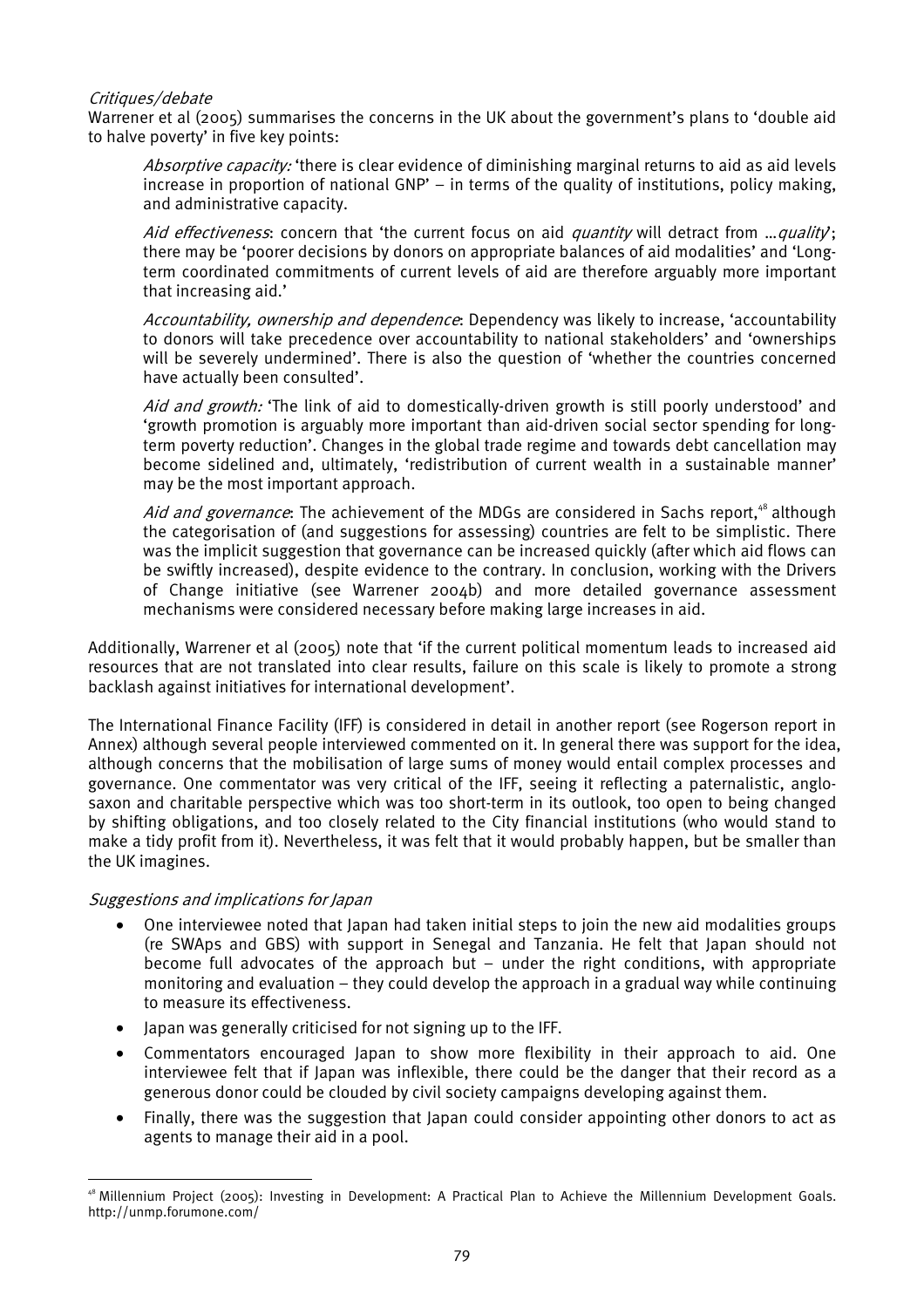*Critiques/debate*

Warrener et al (2005) summarises the concerns in the UK about the government's plans to 'double aid to halve poverty' in five key points:

> *Absorptive capacity:* 'there is clear evidence of diminishing marginal returns to aid as aid levels increase in proportion of national GNP' – in terms of the quality of institutions, policy making, and administrative capacity.
>
> *Aid effectiveness*: concern that 'the current focus on aid *quantity* will detract from …*quality*'; there may be 'poorer decisions by donors on appropriate balances of aid modalities' and 'Long-term coordinated commitments of current levels of aid are therefore arguably more important that increasing aid.'
>
> *Accountability, ownership and dependence*: Dependency was likely to increase, 'accountability to donors will take precedence over accountability to national stakeholders' and 'ownerships will be severely undermined'. There is also the question of 'whether the countries concerned have actually been consulted'.
>
> *Aid and growth:* 'The link of aid to domestically-driven growth is still poorly understood' and 'growth promotion is arguably more important than aid-driven social sector spending for long-term poverty reduction'. Changes in the global trade regime and towards debt cancellation may become sidelined and, ultimately, 'redistribution of current wealth in a sustainable manner' may be the most important approach.
>
> *Aid and governance*: The achievement of the MDGs are considered in Sachs report,[48] although the categorisation of (and suggestions for assessing) countries are felt to be simplistic. There was the implicit suggestion that governance can be increased quickly (after which aid flows can be swiftly increased), despite evidence to the contrary. In conclusion, working with the Drivers of Change initiative (see Warrener 2004b) and more detailed governance assessment mechanisms were considered necessary before making large increases in aid.

Additionally, Warrener et al (2005) note that 'if the current political momentum leads to increased aid resources that are not translated into clear results, failure on this scale is likely to promote a strong backlash against initiatives for international development'.

The International Finance Facility (IFF) is considered in detail in another report (see Rogerson report in Annex) although several people interviewed commented on it. In general there was support for the idea, although concerns that the mobilisation of large sums of money would entail complex processes and governance. One commentator was very critical of the IFF, seeing it reflecting a paternalistic, anglo-saxon and charitable perspective which was too short-term in its outlook, too open to being changed by shifting obligations, and too closely related to the City financial institutions (who would stand to make a tidy profit from it). Nevertheless, it was felt that it would probably happen, but be smaller than the UK imagines.

*Suggestions and implications for Japan*

- One interviewee noted that Japan had taken initial steps to join the new aid modalities groups (re SWAps and GBS) with support in Senegal and Tanzania. He felt that Japan should not become full advocates of the approach but – under the right conditions, with appropriate monitoring and evaluation – they could develop the approach in a gradual way while continuing to measure its effectiveness.
- Japan was generally criticised for not signing up to the IFF.
- Commentators encouraged Japan to show more flexibility in their approach to aid. One interviewee felt that if Japan was inflexible, there could be the danger that their record as a generous donor could be clouded by civil society campaigns developing against them.
- Finally, there was the suggestion that Japan could consider appointing other donors to act as agents to manage their aid in a pool.

---

[48] Millennium Project (2005): Investing in Development: A Practical Plan to Achieve the Millennium Development Goals. http://unmp.forumone.com/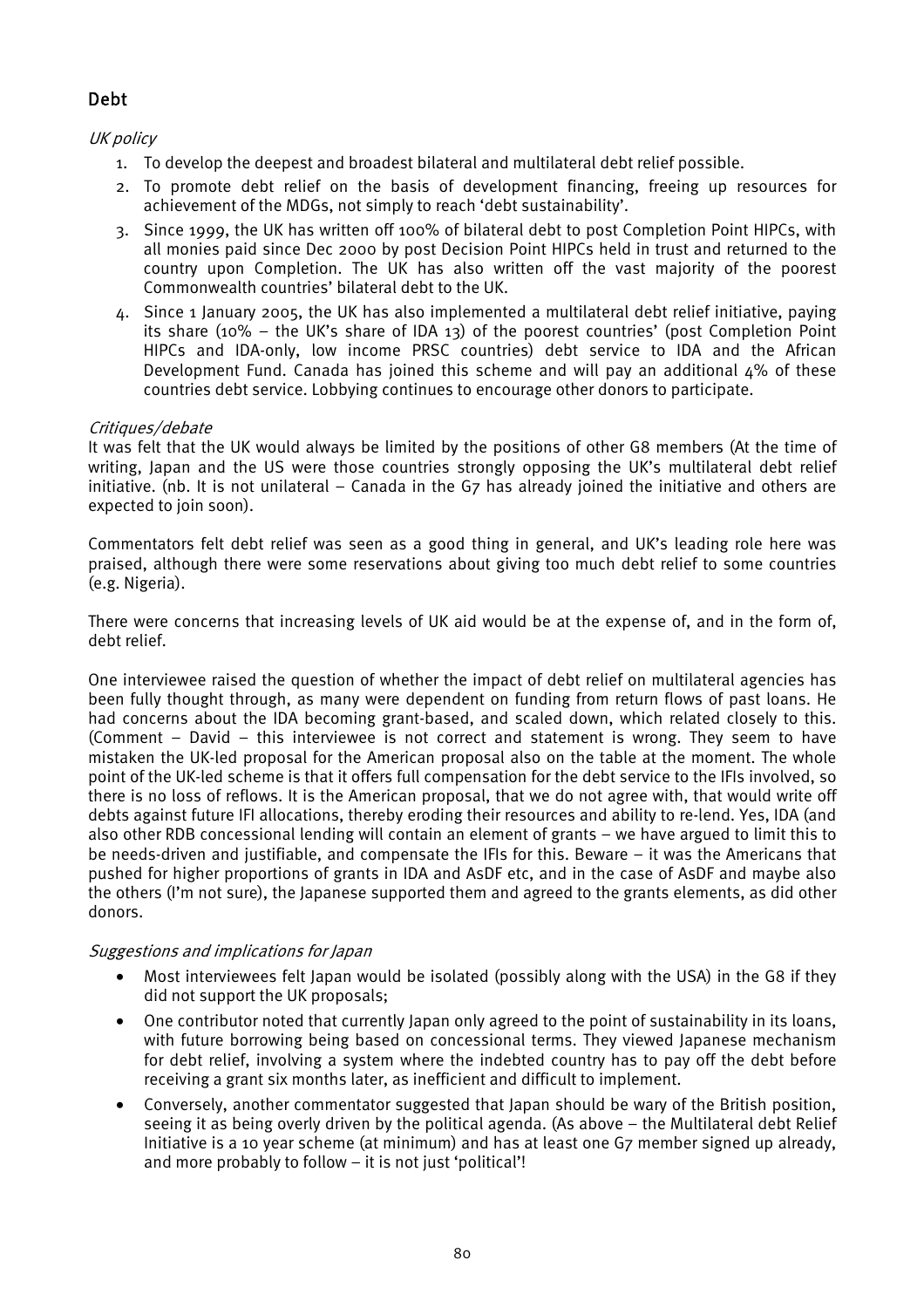## Debt

*UK policy*

1. To develop the deepest and broadest bilateral and multilateral debt relief possible.
2. To promote debt relief on the basis of development financing, freeing up resources for achievement of the MDGs, not simply to reach 'debt sustainability'.
3. Since 1999, the UK has written off 100% of bilateral debt to post Completion Point HIPCs, with all monies paid since Dec 2000 by post Decision Point HIPCs held in trust and returned to the country upon Completion. The UK has also written off the vast majority of the poorest Commonwealth countries' bilateral debt to the UK.
4. Since 1 January 2005, the UK has also implemented a multilateral debt relief initiative, paying its share (10% – the UK's share of IDA 13) of the poorest countries' (post Completion Point HIPCs and IDA-only, low income PRSC countries) debt service to IDA and the African Development Fund. Canada has joined this scheme and will pay an additional 4% of these countries debt service. Lobbying continues to encourage other donors to participate.

*Critiques/debate*

It was felt that the UK would always be limited by the positions of other G8 members (At the time of writing, Japan and the US were those countries strongly opposing the UK's multilateral debt relief initiative. (nb. It is not unilateral – Canada in the G7 has already joined the initiative and others are expected to join soon).

Commentators felt debt relief was seen as a good thing in general, and UK's leading role here was praised, although there were some reservations about giving too much debt relief to some countries (e.g. Nigeria).

There were concerns that increasing levels of UK aid would be at the expense of, and in the form of, debt relief.

One interviewee raised the question of whether the impact of debt relief on multilateral agencies has been fully thought through, as many were dependent on funding from return flows of past loans. He had concerns about the IDA becoming grant-based, and scaled down, which related closely to this. (Comment – David – this interviewee is not correct and statement is wrong. They seem to have mistaken the UK-led proposal for the American proposal also on the table at the moment. The whole point of the UK-led scheme is that it offers full compensation for the debt service to the IFIs involved, so there is no loss of reflows. It is the American proposal, that we do not agree with, that would write off debts against future IFI allocations, thereby eroding their resources and ability to re-lend. Yes, IDA (and also other RDB concessional lending will contain an element of grants – we have argued to limit this to be needs-driven and justifiable, and compensate the IFIs for this. Beware – it was the Americans that pushed for higher proportions of grants in IDA and AsDF etc, and in the case of AsDF and maybe also the others (I'm not sure), the Japanese supported them and agreed to the grants elements, as did other donors.

*Suggestions and implications for Japan*

- Most interviewees felt Japan would be isolated (possibly along with the USA) in the G8 if they did not support the UK proposals;
- One contributor noted that currently Japan only agreed to the point of sustainability in its loans, with future borrowing being based on concessional terms. They viewed Japanese mechanism for debt relief, involving a system where the indebted country has to pay off the debt before receiving a grant six months later, as inefficient and difficult to implement.
- Conversely, another commentator suggested that Japan should be wary of the British position, seeing it as being overly driven by the political agenda. (As above – the Multilateral debt Relief Initiative is a 10 year scheme (at minimum) and has at least one G7 member signed up already, and more probably to follow – it is not just 'political'!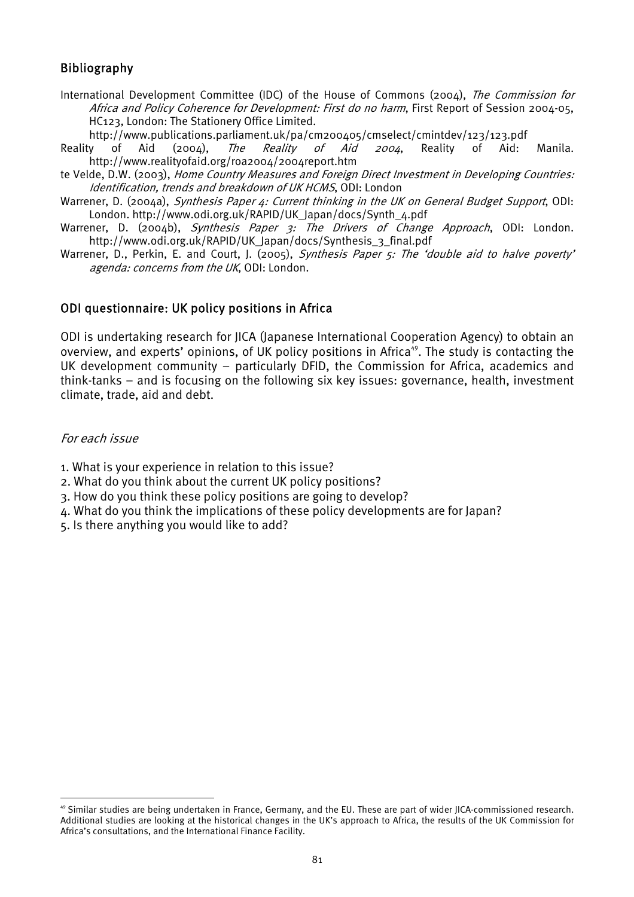## Bibliography

International Development Committee (IDC) of the House of Commons (2004), *The Commission for Africa and Policy Coherence for Development: First do no harm*, First Report of Session 2004-05, HC123, London: The Stationery Office Limited. http://www.publications.parliament.uk/pa/cm200405/cmselect/cmintdev/123/123.pdf

Reality of Aid (2004), *The Reality of Aid 2004*, Reality of Aid: Manila. http://www.realityofaid.org/roa2004/2004report.htm

te Velde, D.W. (2003), *Home Country Measures and Foreign Direct Investment in Developing Countries: Identification, trends and breakdown of UK HCMS*, ODI: London

Warrener, D. (2004a), *Synthesis Paper 4: Current thinking in the UK on General Budget Support*, ODI: London. http://www.odi.org.uk/RAPID/UK_Japan/docs/Synth_4.pdf

Warrener, D. (2004b), *Synthesis Paper 3: The Drivers of Change Approach*, ODI: London. http://www.odi.org.uk/RAPID/UK_Japan/docs/Synthesis_3_final.pdf

Warrener, D., Perkin, E. and Court, J. (2005), *Synthesis Paper 5: The 'double aid to halve poverty' agenda: concerns from the UK*, ODI: London.

## ODI questionnaire: UK policy positions in Africa

ODI is undertaking research for JICA (Japanese International Cooperation Agency) to obtain an overview, and experts' opinions, of UK policy positions in Africa[49]. The study is contacting the UK development community – particularly DFID, the Commission for Africa, academics and think-tanks – and is focusing on the following six key issues: governance, health, investment climate, trade, aid and debt.

*For each issue*

1. What is your experience in relation to this issue?
2. What do you think about the current UK policy positions?
3. How do you think these policy positions are going to develop?
4. What do you think the implications of these policy developments are for Japan?
5. Is there anything you would like to add?

[49] Similar studies are being undertaken in France, Germany, and the EU. These are part of wider JICA-commissioned research. Additional studies are looking at the historical changes in the UK's approach to Africa, the results of the UK Commission for Africa's consultations, and the International Finance Facility.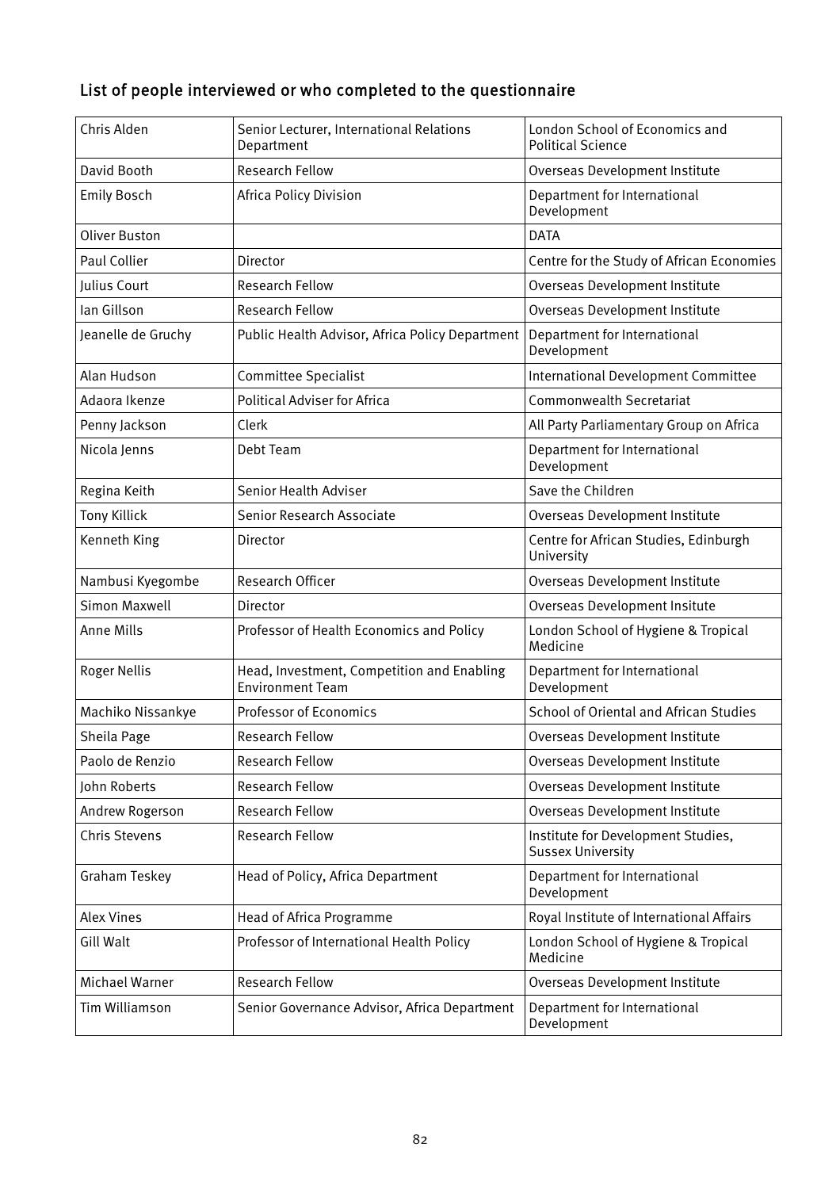## List of people interviewed or who completed to the questionnaire

| | | |
|---|---|---|
| Chris Alden | Senior Lecturer, International Relations Department | London School of Economics and Political Science |
| David Booth | Research Fellow | Overseas Development Institute |
| Emily Bosch | Africa Policy Division | Department for International Development |
| Oliver Buston | | DATA |
| Paul Collier | Director | Centre for the Study of African Economies |
| Julius Court | Research Fellow | Overseas Development Institute |
| Ian Gillson | Research Fellow | Overseas Development Institute |
| Jeanelle de Gruchy | Public Health Advisor, Africa Policy Department | Department for International Development |
| Alan Hudson | Committee Specialist | International Development Committee |
| Adaora Ikenze | Political Adviser for Africa | Commonwealth Secretariat |
| Penny Jackson | Clerk | All Party Parliamentary Group on Africa |
| Nicola Jenns | Debt Team | Department for International Development |
| Regina Keith | Senior Health Adviser | Save the Children |
| Tony Killick | Senior Research Associate | Overseas Development Institute |
| Kenneth King | Director | Centre for African Studies, Edinburgh University |
| Nambusi Kyegombe | Research Officer | Overseas Development Institute |
| Simon Maxwell | Director | Overseas Development Insitute |
| Anne Mills | Professor of Health Economics and Policy | London School of Hygiene & Tropical Medicine |
| Roger Nellis | Head, Investment, Competition and Enabling Environment Team | Department for International Development |
| Machiko Nissankye | Professor of Economics | School of Oriental and African Studies |
| Sheila Page | Research Fellow | Overseas Development Institute |
| Paolo de Renzio | Research Fellow | Overseas Development Institute |
| John Roberts | Research Fellow | Overseas Development Institute |
| Andrew Rogerson | Research Fellow | Overseas Development Institute |
| Chris Stevens | Research Fellow | Institute for Development Studies, Sussex University |
| Graham Teskey | Head of Policy, Africa Department | Department for International Development |
| Alex Vines | Head of Africa Programme | Royal Institute of International Affairs |
| Gill Walt | Professor of International Health Policy | London School of Hygiene & Tropical Medicine |
| Michael Warner | Research Fellow | Overseas Development Institute |
| Tim Williamson | Senior Governance Advisor, Africa Department | Department for International Development |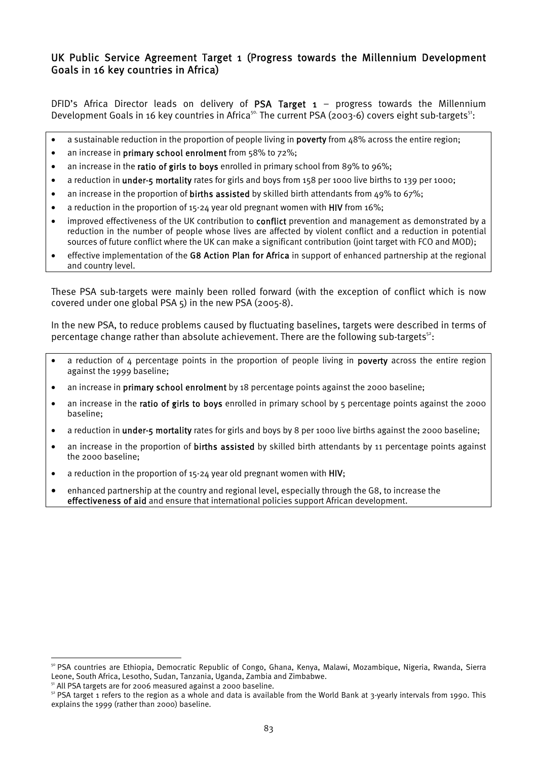## UK Public Service Agreement Target 1 (Progress towards the Millennium Development Goals in 16 key countries in Africa)

DFID's Africa Director leads on delivery of **PSA Target 1** – progress towards the Millennium Development Goals in 16 key countries in Africa[50]. The current PSA (2003-6) covers eight sub-targets[51]:

- a sustainable reduction in the proportion of people living in **poverty** from 48% across the entire region;
- an increase in **primary school enrolment** from 58% to 72%;
- an increase in the **ratio of girls to boys** enrolled in primary school from 89% to 96%;
- a reduction in **under-5 mortality** rates for girls and boys from 158 per 1000 live births to 139 per 1000;
- an increase in the proportion of **births assisted** by skilled birth attendants from 49% to 67%;
- a reduction in the proportion of 15-24 year old pregnant women with **HIV** from 16%;
- improved effectiveness of the UK contribution to **conflict** prevention and management as demonstrated by a reduction in the number of people whose lives are affected by violent conflict and a reduction in potential sources of future conflict where the UK can make a significant contribution (joint target with FCO and MOD);
- effective implementation of the **G8 Action Plan for Africa** in support of enhanced partnership at the regional and country level.

These PSA sub-targets were mainly been rolled forward (with the exception of conflict which is now covered under one global PSA 5) in the new PSA (2005-8).

In the new PSA, to reduce problems caused by fluctuating baselines, targets were described in terms of percentage change rather than absolute achievement. There are the following sub-targets[52]:

- a reduction of 4 percentage points in the proportion of people living in **poverty** across the entire region against the 1999 baseline;
- an increase in **primary school enrolment** by 18 percentage points against the 2000 baseline;
- an increase in the **ratio of girls to boys** enrolled in primary school by 5 percentage points against the 2000 baseline;
- a reduction in **under-5 mortality** rates for girls and boys by 8 per 1000 live births against the 2000 baseline;
- an increase in the proportion of **births assisted** by skilled birth attendants by 11 percentage points against the 2000 baseline;
- a reduction in the proportion of 15-24 year old pregnant women with **HIV**;
- enhanced partnership at the country and regional level, especially through the G8, to increase the **effectiveness of aid** and ensure that international policies support African development.

---

[50] PSA countries are Ethiopia, Democratic Republic of Congo, Ghana, Kenya, Malawi, Mozambique, Nigeria, Rwanda, Sierra Leone, South Africa, Lesotho, Sudan, Tanzania, Uganda, Zambia and Zimbabwe.

[51] All PSA targets are for 2006 measured against a 2000 baseline.

[52] PSA target 1 refers to the region as a whole and data is available from the World Bank at 3-yearly intervals from 1990. This explains the 1999 (rather than 2000) baseline.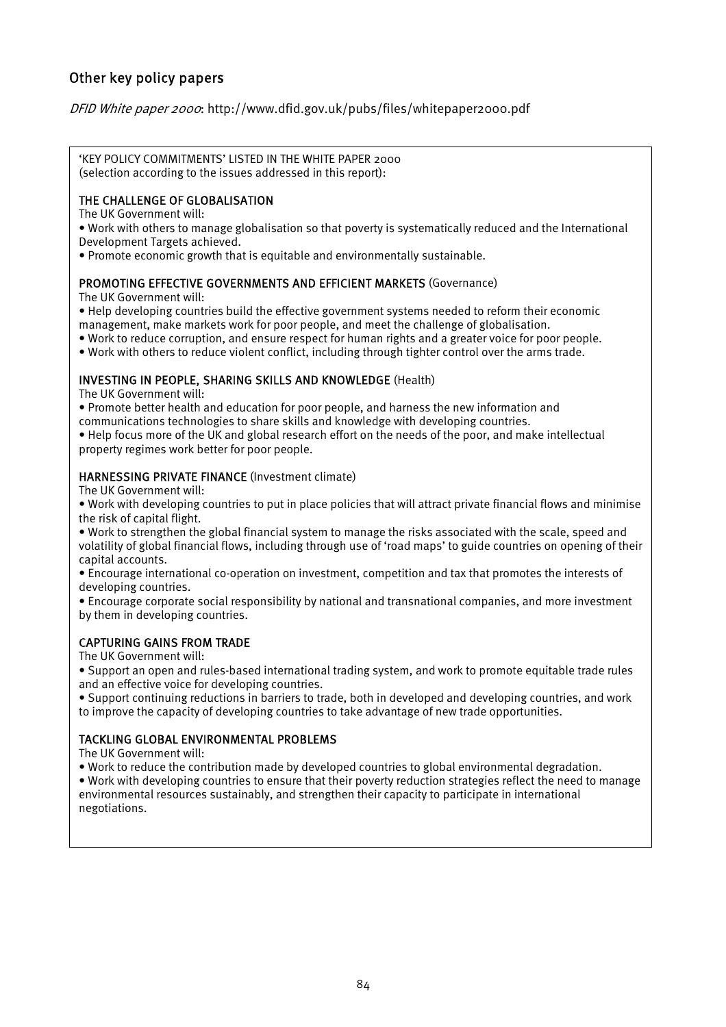## Other key policy papers

*DFID White paper 2000*: http://www.dfid.gov.uk/pubs/files/whitepaper2000.pdf

'KEY POLICY COMMITMENTS' LISTED IN THE WHITE PAPER 2000
(selection according to the issues addressed in this report):

### THE CHALLENGE OF GLOBALISATION

The UK Government will:

- Work with others to manage globalisation so that poverty is systematically reduced and the International Development Targets achieved.
- Promote economic growth that is equitable and environmentally sustainable.

### PROMOTING EFFECTIVE GOVERNMENTS AND EFFICIENT MARKETS (Governance)

The UK Government will:

- Help developing countries build the effective government systems needed to reform their economic management, make markets work for poor people, and meet the challenge of globalisation.
- Work to reduce corruption, and ensure respect for human rights and a greater voice for poor people.
- Work with others to reduce violent conflict, including through tighter control over the arms trade.

### INVESTING IN PEOPLE, SHARING SKILLS AND KNOWLEDGE (Health)

The UK Government will:

- Promote better health and education for poor people, and harness the new information and communications technologies to share skills and knowledge with developing countries.
- Help focus more of the UK and global research effort on the needs of the poor, and make intellectual property regimes work better for poor people.

### HARNESSING PRIVATE FINANCE (Investment climate)

The UK Government will:

- Work with developing countries to put in place policies that will attract private financial flows and minimise the risk of capital flight.
- Work to strengthen the global financial system to manage the risks associated with the scale, speed and volatility of global financial flows, including through use of 'road maps' to guide countries on opening of their capital accounts.
- Encourage international co-operation on investment, competition and tax that promotes the interests of developing countries.
- Encourage corporate social responsibility by national and transnational companies, and more investment by them in developing countries.

### CAPTURING GAINS FROM TRADE

The UK Government will:

- Support an open and rules-based international trading system, and work to promote equitable trade rules and an effective voice for developing countries.
- Support continuing reductions in barriers to trade, both in developed and developing countries, and work to improve the capacity of developing countries to take advantage of new trade opportunities.

### TACKLING GLOBAL ENVIRONMENTAL PROBLEMS

The UK Government will:

- Work to reduce the contribution made by developed countries to global environmental degradation.
- Work with developing countries to ensure that their poverty reduction strategies reflect the need to manage environmental resources sustainably, and strengthen their capacity to participate in international negotiations.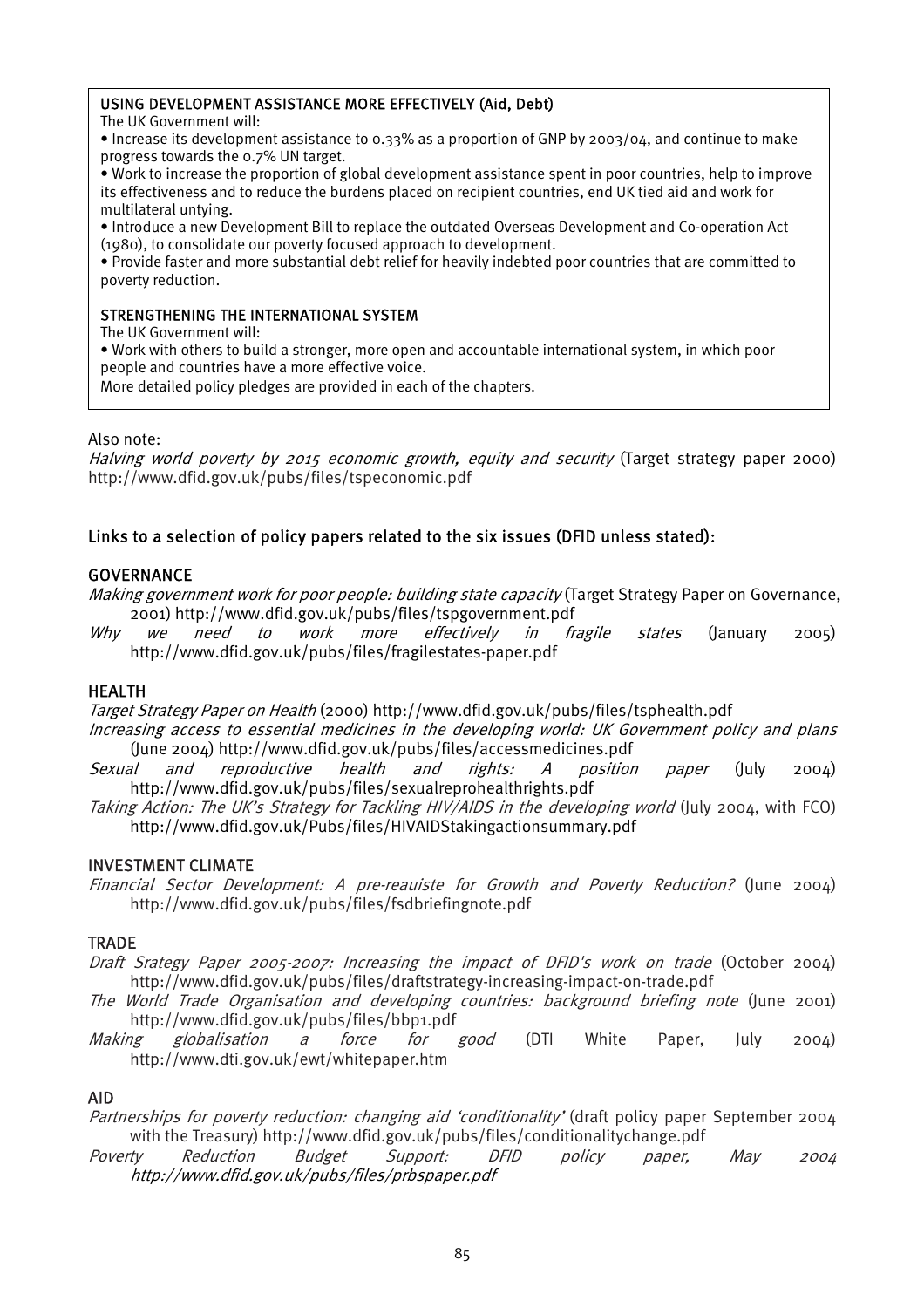**USING DEVELOPMENT ASSISTANCE MORE EFFECTIVELY (Aid, Debt)**

The UK Government will:

- Increase its development assistance to 0.33% as a proportion of GNP by 2003/04, and continue to make progress towards the 0.7% UN target.
- Work to increase the proportion of global development assistance spent in poor countries, help to improve its effectiveness and to reduce the burdens placed on recipient countries, end UK tied aid and work for multilateral untying.
- Introduce a new Development Bill to replace the outdated Overseas Development and Co-operation Act (1980), to consolidate our poverty focused approach to development.
- Provide faster and more substantial debt relief for heavily indebted poor countries that are committed to poverty reduction.

**STRENGTHENING THE INTERNATIONAL SYSTEM**

The UK Government will:

- Work with others to build a stronger, more open and accountable international system, in which poor people and countries have a more effective voice.

More detailed policy pledges are provided in each of the chapters.

Also note:

*Halving world poverty by 2015 economic growth, equity and security* (Target strategy paper 2000) http://www.dfid.gov.uk/pubs/files/tspeconomic.pdf

## Links to a selection of policy papers related to the six issues (DFID unless stated):

### GOVERNANCE

*Making government work for poor people: building state capacity* (Target Strategy Paper on Governance, 2001) http://www.dfid.gov.uk/pubs/files/tspgovernment.pdf

*Why we need to work more effectively in fragile states* (January 2005) http://www.dfid.gov.uk/pubs/files/fragilestates-paper.pdf

### HEALTH

*Target Strategy Paper on Health* (2000) http://www.dfid.gov.uk/pubs/files/tsphealth.pdf

*Increasing access to essential medicines in the developing world: UK Government policy and plans* (June 2004) http://www.dfid.gov.uk/pubs/files/accessmedicines.pdf

*Sexual and reproductive health and rights: A position paper* (July 2004) http://www.dfid.gov.uk/pubs/files/sexualreprohealthrights.pdf

*Taking Action: The UK's Strategy for Tackling HIV/AIDS in the developing world* (July 2004, with FCO) http://www.dfid.gov.uk/Pubs/files/HIVAIDStakingactionsummary.pdf

### INVESTMENT CLIMATE

*Financial Sector Development: A pre-reauiste for Growth and Poverty Reduction?* (June 2004) http://www.dfid.gov.uk/pubs/files/fsdbriefingnote.pdf

### TRADE

*Draft Srategy Paper 2005-2007: Increasing the impact of DFID's work on trade* (October 2004) http://www.dfid.gov.uk/pubs/files/draftstrategy-increasing-impact-on-trade.pdf

*The World Trade Organisation and developing countries: background briefing note* (June 2001) http://www.dfid.gov.uk/pubs/files/bbp1.pdf

*Making globalisation a force for good* (DTI White Paper, July 2004) http://www.dti.gov.uk/ewt/whitepaper.htm

### AID

*Partnerships for poverty reduction: changing aid 'conditionality'* (draft policy paper September 2004 with the Treasury) http://www.dfid.gov.uk/pubs/files/conditionalitychange.pdf

*Poverty Reduction Budget Support: DFID policy paper, May 2004 http://www.dfid.gov.uk/pubs/files/prbspaper.pdf*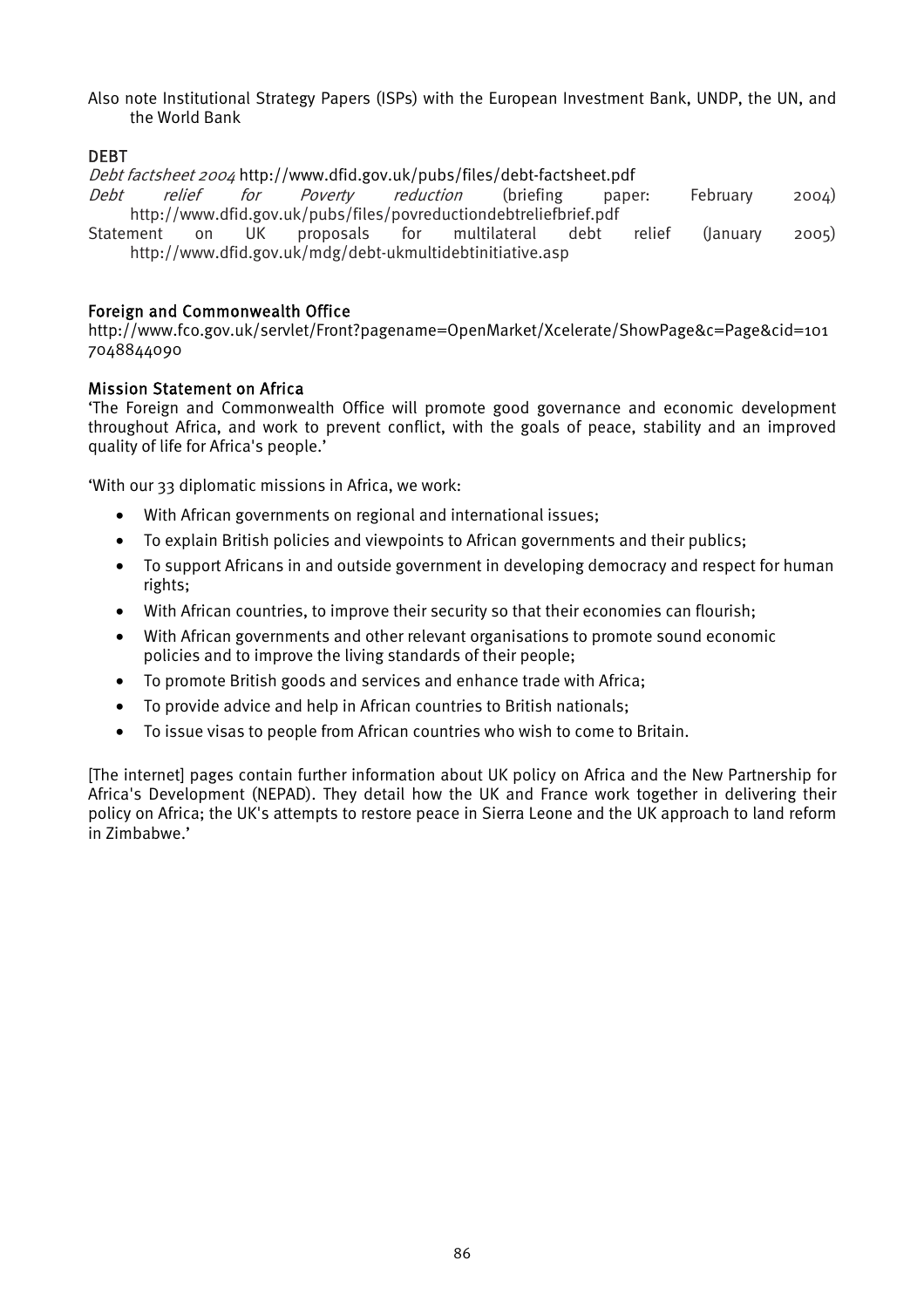Also note Institutional Strategy Papers (ISPs) with the European Investment Bank, UNDP, the UN, and the World Bank

### DEBT

*Debt factsheet 2004* http://www.dfid.gov.uk/pubs/files/debt-factsheet.pdf

*Debt relief for Poverty reduction* (briefing paper: February 2004) http://www.dfid.gov.uk/pubs/files/povreductiondebtreliefbrief.pdf

Statement on UK proposals for multilateral debt relief (January 2005) http://www.dfid.gov.uk/mdg/debt-ukmultidebtinitiative.asp

### Foreign and Commonwealth Office

http://www.fco.gov.uk/servlet/Front?pagename=OpenMarket/Xcelerate/ShowPage&c=Page&cid=1017048844090

### Mission Statement on Africa

'The Foreign and Commonwealth Office will promote good governance and economic development throughout Africa, and work to prevent conflict, with the goals of peace, stability and an improved quality of life for Africa's people.'

'With our 33 diplomatic missions in Africa, we work:

- With African governments on regional and international issues;
- To explain British policies and viewpoints to African governments and their publics;
- To support Africans in and outside government in developing democracy and respect for human rights;
- With African countries, to improve their security so that their economies can flourish;
- With African governments and other relevant organisations to promote sound economic policies and to improve the living standards of their people;
- To promote British goods and services and enhance trade with Africa;
- To provide advice and help in African countries to British nationals;
- To issue visas to people from African countries who wish to come to Britain.

[The internet] pages contain further information about UK policy on Africa and the New Partnership for Africa's Development (NEPAD). They detail how the UK and France work together in delivering their policy on Africa; the UK's attempts to restore peace in Sierra Leone and the UK approach to land reform in Zimbabwe.'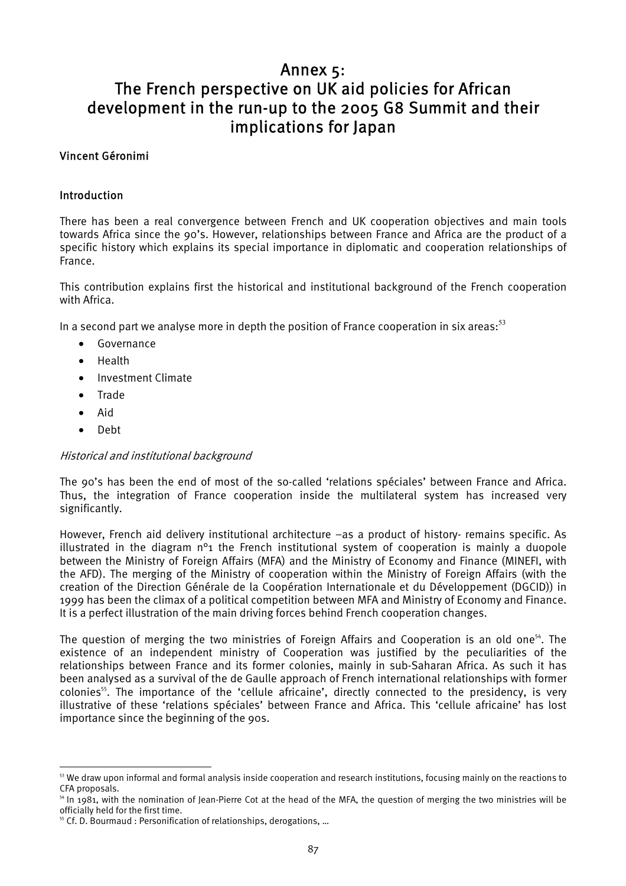# Annex 5: The French perspective on UK aid policies for African development in the run-up to the 2005 G8 Summit and their implications for Japan

**Vincent Géronimi**

## Introduction

There has been a real convergence between French and UK cooperation objectives and main tools towards Africa since the 90's. However, relationships between France and Africa are the product of a specific history which explains its special importance in diplomatic and cooperation relationships of France.

This contribution explains first the historical and institutional background of the French cooperation with Africa.

In a second part we analyse more in depth the position of France cooperation in six areas:[53]

- Governance
- Health
- Investment Climate
- Trade
- Aid
- Debt

### *Historical and institutional background*

The 90's has been the end of most of the so-called 'relations spéciales' between France and Africa. Thus, the integration of France cooperation inside the multilateral system has increased very significantly.

However, French aid delivery institutional architecture –as a product of history- remains specific. As illustrated in the diagram n°1 the French institutional system of cooperation is mainly a duopole between the Ministry of Foreign Affairs (MFA) and the Ministry of Economy and Finance (MINEFI, with the AFD). The merging of the Ministry of cooperation within the Ministry of Foreign Affairs (with the creation of the Direction Générale de la Coopération Internationale et du Développement (DGCID)) in 1999 has been the climax of a political competition between MFA and Ministry of Economy and Finance. It is a perfect illustration of the main driving forces behind French cooperation changes.

The question of merging the two ministries of Foreign Affairs and Cooperation is an old one[54]. The existence of an independent ministry of Cooperation was justified by the peculiarities of the relationships between France and its former colonies, mainly in sub-Saharan Africa. As such it has been analysed as a survival of the de Gaulle approach of French international relationships with former colonies[55]. The importance of the 'cellule africaine', directly connected to the presidency, is very illustrative of these 'relations spéciales' between France and Africa. This 'cellule africaine' has lost importance since the beginning of the 90s.

---

[53] We draw upon informal and formal analysis inside cooperation and research institutions, focusing mainly on the reactions to CFA proposals.

[54] In 1981, with the nomination of Jean-Pierre Cot at the head of the MFA, the question of merging the two ministries will be officially held for the first time.

[55] Cf. D. Bourmaud : Personification of relationships, derogations, …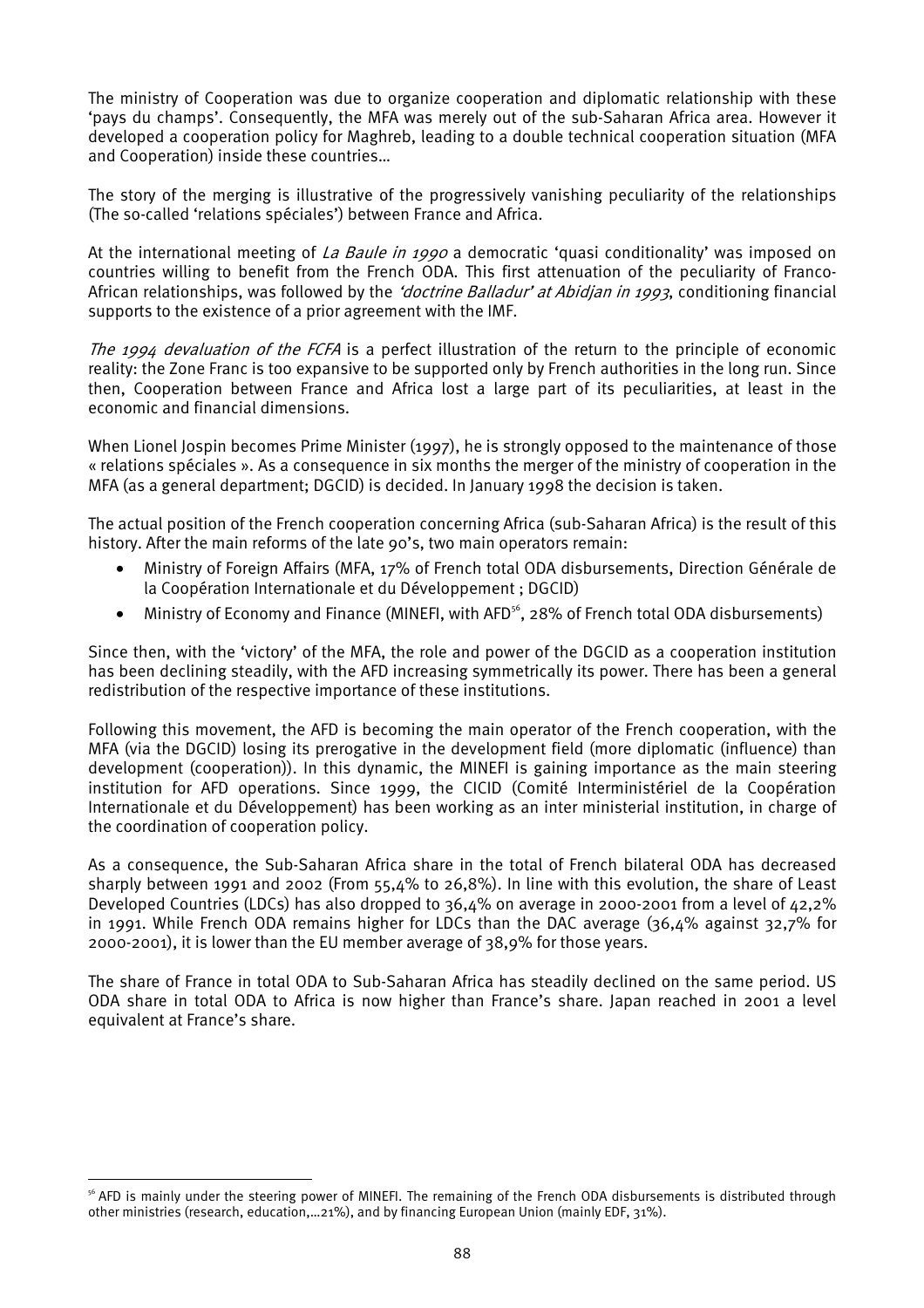The ministry of Cooperation was due to organize cooperation and diplomatic relationship with these 'pays du champs'. Consequently, the MFA was merely out of the sub-Saharan Africa area. However it developed a cooperation policy for Maghreb, leading to a double technical cooperation situation (MFA and Cooperation) inside these countries…

The story of the merging is illustrative of the progressively vanishing peculiarity of the relationships (The so-called 'relations spéciales') between France and Africa.

At the international meeting of *La Baule in 1990* a democratic 'quasi conditionality' was imposed on countries willing to benefit from the French ODA. This first attenuation of the peculiarity of Franco-African relationships, was followed by the *'doctrine Balladur' at Abidjan in 1993*, conditioning financial supports to the existence of a prior agreement with the IMF.

*The 1994 devaluation of the FCFA* is a perfect illustration of the return to the principle of economic reality: the Zone Franc is too expansive to be supported only by French authorities in the long run. Since then, Cooperation between France and Africa lost a large part of its peculiarities, at least in the economic and financial dimensions.

When Lionel Jospin becomes Prime Minister (1997), he is strongly opposed to the maintenance of those « relations spéciales ». As a consequence in six months the merger of the ministry of cooperation in the MFA (as a general department; DGCID) is decided. In January 1998 the decision is taken.

The actual position of the French cooperation concerning Africa (sub-Saharan Africa) is the result of this history. After the main reforms of the late 90's, two main operators remain:

- Ministry of Foreign Affairs (MFA, 17% of French total ODA disbursements, Direction Générale de la Coopération Internationale et du Développement ; DGCID)
- Ministry of Economy and Finance (MINEFI, with AFD[56], 28% of French total ODA disbursements)

Since then, with the 'victory' of the MFA, the role and power of the DGCID as a cooperation institution has been declining steadily, with the AFD increasing symmetrically its power. There has been a general redistribution of the respective importance of these institutions.

Following this movement, the AFD is becoming the main operator of the French cooperation, with the MFA (via the DGCID) losing its prerogative in the development field (more diplomatic (influence) than development (cooperation)). In this dynamic, the MINEFI is gaining importance as the main steering institution for AFD operations. Since 1999, the CICID (Comité Interministériel de la Coopération Internationale et du Développement) has been working as an inter ministerial institution, in charge of the coordination of cooperation policy.

As a consequence, the Sub-Saharan Africa share in the total of French bilateral ODA has decreased sharply between 1991 and 2002 (From 55,4% to 26,8%). In line with this evolution, the share of Least Developed Countries (LDCs) has also dropped to 36,4% on average in 2000-2001 from a level of 42,2% in 1991. While French ODA remains higher for LDCs than the DAC average (36,4% against 32,7% for 2000-2001), it is lower than the EU member average of 38,9% for those years.

The share of France in total ODA to Sub-Saharan Africa has steadily declined on the same period. US ODA share in total ODA to Africa is now higher than France's share. Japan reached in 2001 a level equivalent at France's share.

[56] AFD is mainly under the steering power of MINEFI. The remaining of the French ODA disbursements is distributed through other ministries (research, education,…21%), and by financing European Union (mainly EDF, 31%).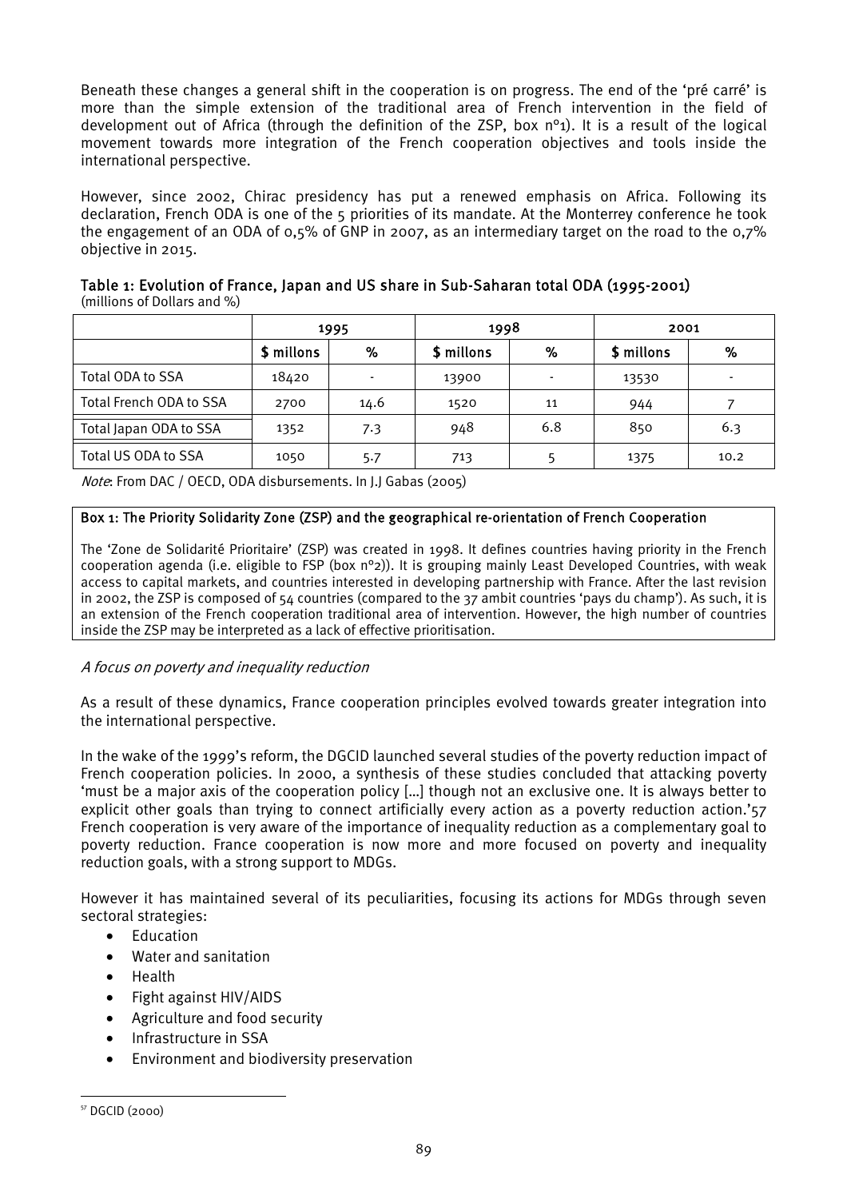Beneath these changes a general shift in the cooperation is on progress. The end of the 'pré carré' is more than the simple extension of the traditional area of French intervention in the field of development out of Africa (through the definition of the ZSP, box n°1). It is a result of the logical movement towards more integration of the French cooperation objectives and tools inside the international perspective.

However, since 2002, Chirac presidency has put a renewed emphasis on Africa. Following its declaration, French ODA is one of the 5 priorities of its mandate. At the Monterrey conference he took the engagement of an ODA of 0,5% of GNP in 2007, as an intermediary target on the road to the 0,7% objective in 2015.

**Table 1: Evolution of France, Japan and US share in Sub-Saharan total ODA (1995-2001)**
(millions of Dollars and %)

| | 1995 | | 1998 | | 2001 | |
|---|---|---|---|---|---|---|
| | $ millons | % | $ millons | % | $ millons | % |
| Total ODA to SSA | 18420 | - | 13900 | - | 13530 | - |
| Total French ODA to SSA | 2700 | 14.6 | 1520 | 11 | 944 | 7 |
| Total Japan ODA to SSA | 1352 | 7.3 | 948 | 6.8 | 850 | 6.3 |
| Total US ODA to SSA | 1050 | 5.7 | 713 | 5 | 1375 | 10.2 |

*Note*: From DAC / OECD, ODA disbursements. In J.J Gabas (2005)

**Box 1: The Priority Solidarity Zone (ZSP) and the geographical re-orientation of French Cooperation**

The 'Zone de Solidarité Prioritaire' (ZSP) was created in 1998. It defines countries having priority in the French cooperation agenda (i.e. eligible to FSP (box n°2)). It is grouping mainly Least Developed Countries, with weak access to capital markets, and countries interested in developing partnership with France. After the last revision in 2002, the ZSP is composed of 54 countries (compared to the 37 ambit countries 'pays du champ'). As such, it is an extension of the French cooperation traditional area of intervention. However, the high number of countries inside the ZSP may be interpreted as a lack of effective prioritisation.

*A focus on poverty and inequality reduction*

As a result of these dynamics, France cooperation principles evolved towards greater integration into the international perspective.

In the wake of the 1999's reform, the DGCID launched several studies of the poverty reduction impact of French cooperation policies. In 2000, a synthesis of these studies concluded that attacking poverty 'must be a major axis of the cooperation policy […] though not an exclusive one. It is always better to explicit other goals than trying to connect artificially every action as a poverty reduction action.'[57] French cooperation is very aware of the importance of inequality reduction as a complementary goal to poverty reduction. France cooperation is now more and more focused on poverty and inequality reduction goals, with a strong support to MDGs.

However it has maintained several of its peculiarities, focusing its actions for MDGs through seven sectoral strategies:

- Education
- Water and sanitation
- Health
- Fight against HIV/AIDS
- Agriculture and food security
- Infrastructure in SSA
- Environment and biodiversity preservation

[57] DGCID (2000)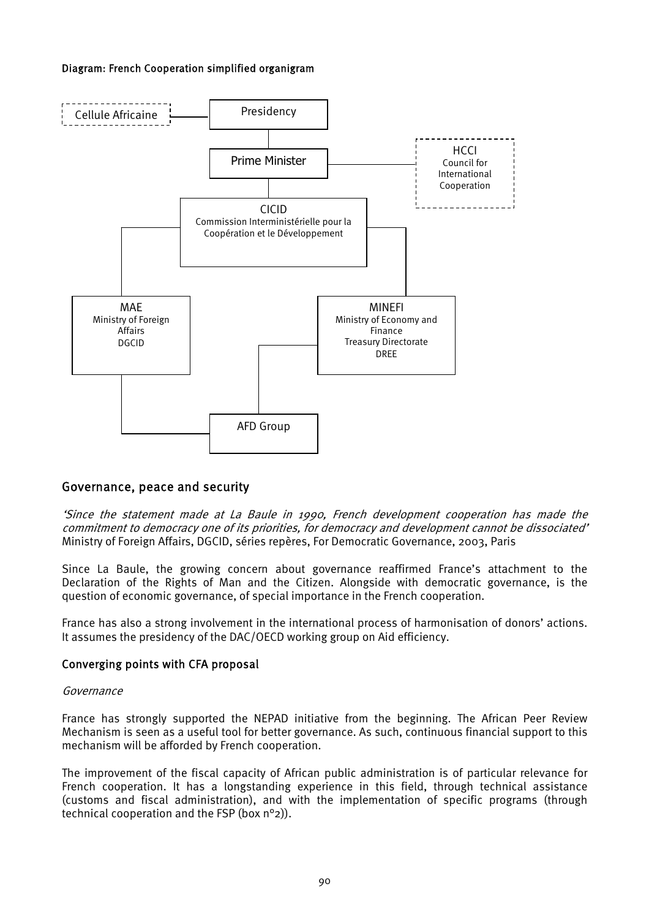Diagram: French Cooperation simplified organigram

- Cellule Africaine
- Presidency
- Prime Minister
- HCCI
  Council for International Cooperation
- CICID
  Commission Interministérielle pour la Coopération et le Développement
- MAE
  Ministry of Foreign Affairs
  DGCID
- MINEFI
  Ministry of Economy and Finance
  Treasury Directorate
  DREE
- AFD Group

## Governance, peace and security

*'Since the statement made at La Baule in 1990, French development cooperation has made the commitment to democracy one of its priorities, for democracy and development cannot be dissociated'*
Ministry of Foreign Affairs, DGCID, séries repères, For Democratic Governance, 2003, Paris

Since La Baule, the growing concern about governance reaffirmed France's attachment to the Declaration of the Rights of Man and the Citizen. Alongside with democratic governance, is the question of economic governance, of special importance in the French cooperation.

France has also a strong involvement in the international process of harmonisation of donors' actions. It assumes the presidency of the DAC/OECD working group on Aid efficiency.

### Converging points with CFA proposal

*Governance*

France has strongly supported the NEPAD initiative from the beginning. The African Peer Review Mechanism is seen as a useful tool for better governance. As such, continuous financial support to this mechanism will be afforded by French cooperation.

The improvement of the fiscal capacity of African public administration is of particular relevance for French cooperation. It has a longstanding experience in this field, through technical assistance (customs and fiscal administration), and with the implementation of specific programs (through technical cooperation and the FSP (box n°2)).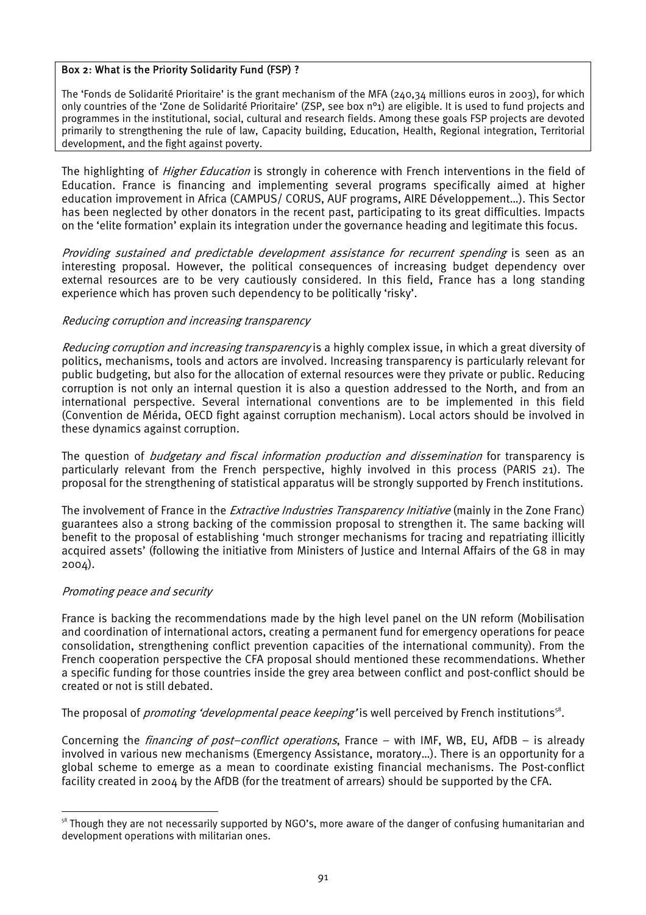**Box 2: What is the Priority Solidarity Fund (FSP) ?**

The 'Fonds de Solidarité Prioritaire' is the grant mechanism of the MFA (240,34 millions euros in 2003), for which only countries of the 'Zone de Solidarité Prioritaire' (ZSP, see box n°1) are eligible. It is used to fund projects and programmes in the institutional, social, cultural and research fields. Among these goals FSP projects are devoted primarily to strengthening the rule of law, Capacity building, Education, Health, Regional integration, Territorial development, and the fight against poverty.

The highlighting of *Higher Education* is strongly in coherence with French interventions in the field of Education. France is financing and implementing several programs specifically aimed at higher education improvement in Africa (CAMPUS/ CORUS, AUF programs, AIRE Développement…). This Sector has been neglected by other donators in the recent past, participating to its great difficulties. Impacts on the 'elite formation' explain its integration under the governance heading and legitimate this focus.

*Providing sustained and predictable development assistance for recurrent spending* is seen as an interesting proposal. However, the political consequences of increasing budget dependency over external resources are to be very cautiously considered. In this field, France has a long standing experience which has proven such dependency to be politically 'risky'.

*Reducing corruption and increasing transparency*

*Reducing corruption and increasing transparency* is a highly complex issue, in which a great diversity of politics, mechanisms, tools and actors are involved. Increasing transparency is particularly relevant for public budgeting, but also for the allocation of external resources were they private or public. Reducing corruption is not only an internal question it is also a question addressed to the North, and from an international perspective. Several international conventions are to be implemented in this field (Convention de Mérida, OECD fight against corruption mechanism). Local actors should be involved in these dynamics against corruption.

The question of *budgetary and fiscal information production and dissemination* for transparency is particularly relevant from the French perspective, highly involved in this process (PARIS 21). The proposal for the strengthening of statistical apparatus will be strongly supported by French institutions.

The involvement of France in the *Extractive Industries Transparency Initiative* (mainly in the Zone Franc) guarantees also a strong backing of the commission proposal to strengthen it. The same backing will benefit to the proposal of establishing 'much stronger mechanisms for tracing and repatriating illicitly acquired assets' (following the initiative from Ministers of Justice and Internal Affairs of the G8 in may 2004).

*Promoting peace and security*

France is backing the recommendations made by the high level panel on the UN reform (Mobilisation and coordination of international actors, creating a permanent fund for emergency operations for peace consolidation, strengthening conflict prevention capacities of the international community). From the French cooperation perspective the CFA proposal should mentioned these recommendations. Whether a specific funding for those countries inside the grey area between conflict and post-conflict should be created or not is still debated.

The proposal of *promoting 'developmental peace keeping'* is well perceived by French institutions[58].

Concerning the *financing of post–conflict operations*, France – with IMF, WB, EU, AfDB – is already involved in various new mechanisms (Emergency Assistance, moratory…). There is an opportunity for a global scheme to emerge as a mean to coordinate existing financial mechanisms. The Post-conflict facility created in 2004 by the AfDB (for the treatment of arrears) should be supported by the CFA.

[58] Though they are not necessarily supported by NGO's, more aware of the danger of confusing humanitarian and development operations with militarian ones.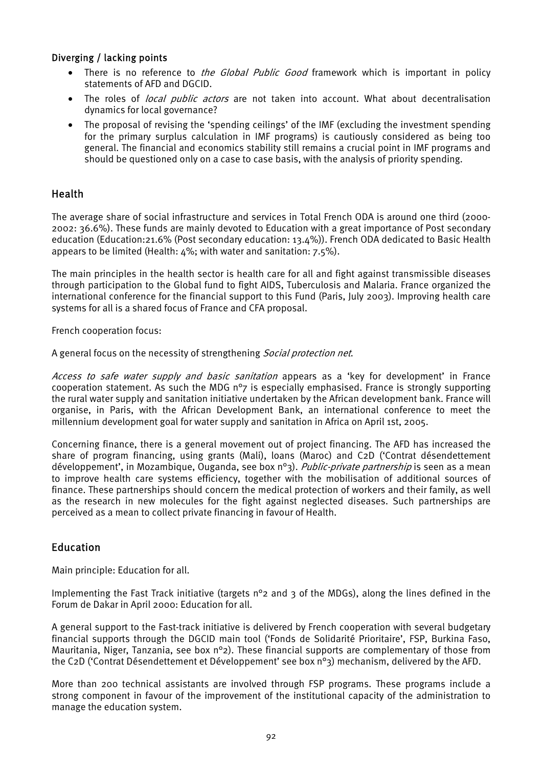#### Diverging / lacking points

- There is no reference to *the Global Public Good* framework which is important in policy statements of AFD and DGCID.
- The roles of *local public actors* are not taken into account. What about decentralisation dynamics for local governance?
- The proposal of revising the 'spending ceilings' of the IMF (excluding the investment spending for the primary surplus calculation in IMF programs) is cautiously considered as being too general. The financial and economics stability still remains a crucial point in IMF programs and should be questioned only on a case to case basis, with the analysis of priority spending.

### Health

The average share of social infrastructure and services in Total French ODA is around one third (2000-2002: 36.6%). These funds are mainly devoted to Education with a great importance of Post secondary education (Education:21.6% (Post secondary education: 13.4%)). French ODA dedicated to Basic Health appears to be limited (Health: 4%; with water and sanitation: 7.5%).

The main principles in the health sector is health care for all and fight against transmissible diseases through participation to the Global fund to fight AIDS, Tuberculosis and Malaria. France organized the international conference for the financial support to this Fund (Paris, July 2003). Improving health care systems for all is a shared focus of France and CFA proposal.

French cooperation focus:

A general focus on the necessity of strengthening *Social protection net*.

*Access to safe water supply and basic sanitation* appears as a 'key for development' in France cooperation statement. As such the MDG n°7 is especially emphasised. France is strongly supporting the rural water supply and sanitation initiative undertaken by the African development bank. France will organise, in Paris, with the African Development Bank, an international conference to meet the millennium development goal for water supply and sanitation in Africa on April 1st, 2005.

Concerning finance, there is a general movement out of project financing. The AFD has increased the share of program financing, using grants (Mali), loans (Maroc) and C2D ('Contrat désendettement développement', in Mozambique, Ouganda, see box n°3). *Public-private partnership* is seen as a mean to improve health care systems efficiency, together with the mobilisation of additional sources of finance. These partnerships should concern the medical protection of workers and their family, as well as the research in new molecules for the fight against neglected diseases. Such partnerships are perceived as a mean to collect private financing in favour of Health.

### Education

Main principle: Education for all.

Implementing the Fast Track initiative (targets n°2 and 3 of the MDGs), along the lines defined in the Forum de Dakar in April 2000: Education for all.

A general support to the Fast-track initiative is delivered by French cooperation with several budgetary financial supports through the DGCID main tool ('Fonds de Solidarité Prioritaire', FSP, Burkina Faso, Mauritania, Niger, Tanzania, see box n°2). These financial supports are complementary of those from the C2D ('Contrat Désendettement et Développement' see box n°3) mechanism, delivered by the AFD.

More than 200 technical assistants are involved through FSP programs. These programs include a strong component in favour of the improvement of the institutional capacity of the administration to manage the education system.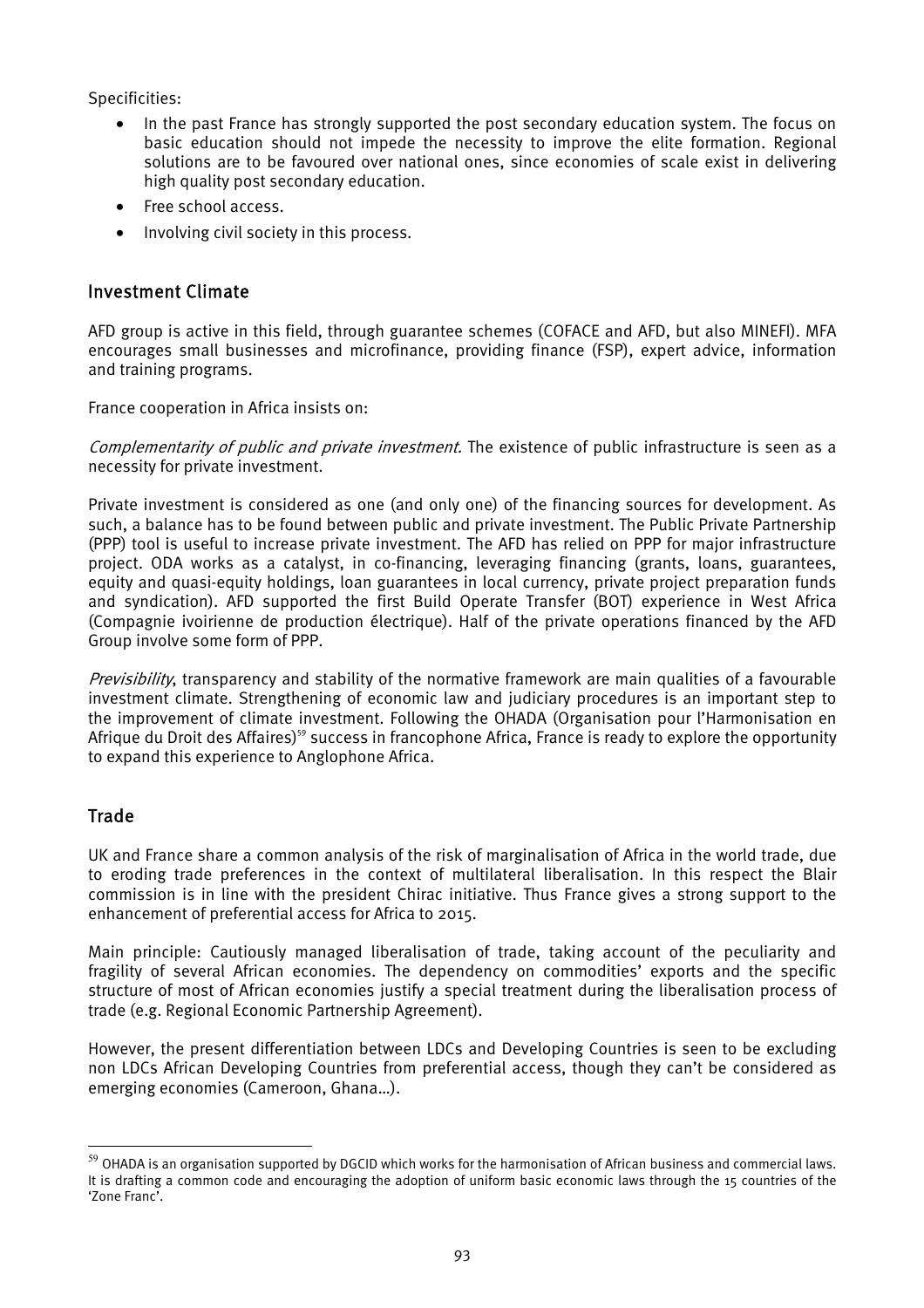Specificities:

- In the past France has strongly supported the post secondary education system. The focus on basic education should not impede the necessity to improve the elite formation. Regional solutions are to be favoured over national ones, since economies of scale exist in delivering high quality post secondary education.
- Free school access.
- Involving civil society in this process.

## Investment Climate

AFD group is active in this field, through guarantee schemes (COFACE and AFD, but also MINEFI). MFA encourages small businesses and microfinance, providing finance (FSP), expert advice, information and training programs.

France cooperation in Africa insists on:

*Complementarity of public and private investment.* The existence of public infrastructure is seen as a necessity for private investment.

Private investment is considered as one (and only one) of the financing sources for development. As such, a balance has to be found between public and private investment. The Public Private Partnership (PPP) tool is useful to increase private investment. The AFD has relied on PPP for major infrastructure project. ODA works as a catalyst, in co-financing, leveraging financing (grants, loans, guarantees, equity and quasi-equity holdings, loan guarantees in local currency, private project preparation funds and syndication). AFD supported the first Build Operate Transfer (BOT) experience in West Africa (Compagnie ivoirienne de production électrique). Half of the private operations financed by the AFD Group involve some form of PPP.

*Previsibility*, transparency and stability of the normative framework are main qualities of a favourable investment climate. Strengthening of economic law and judiciary procedures is an important step to the improvement of climate investment. Following the OHADA (Organisation pour l'Harmonisation en Afrique du Droit des Affaires)[59] success in francophone Africa, France is ready to explore the opportunity to expand this experience to Anglophone Africa.

## Trade

UK and France share a common analysis of the risk of marginalisation of Africa in the world trade, due to eroding trade preferences in the context of multilateral liberalisation. In this respect the Blair commission is in line with the president Chirac initiative. Thus France gives a strong support to the enhancement of preferential access for Africa to 2015.

Main principle: Cautiously managed liberalisation of trade, taking account of the peculiarity and fragility of several African economies. The dependency on commodities' exports and the specific structure of most of African economies justify a special treatment during the liberalisation process of trade (e.g. Regional Economic Partnership Agreement).

However, the present differentiation between LDCs and Developing Countries is seen to be excluding non LDCs African Developing Countries from preferential access, though they can't be considered as emerging economies (Cameroon, Ghana…).

[59] OHADA is an organisation supported by DGCID which works for the harmonisation of African business and commercial laws. It is drafting a common code and encouraging the adoption of uniform basic economic laws through the 15 countries of the 'Zone Franc'.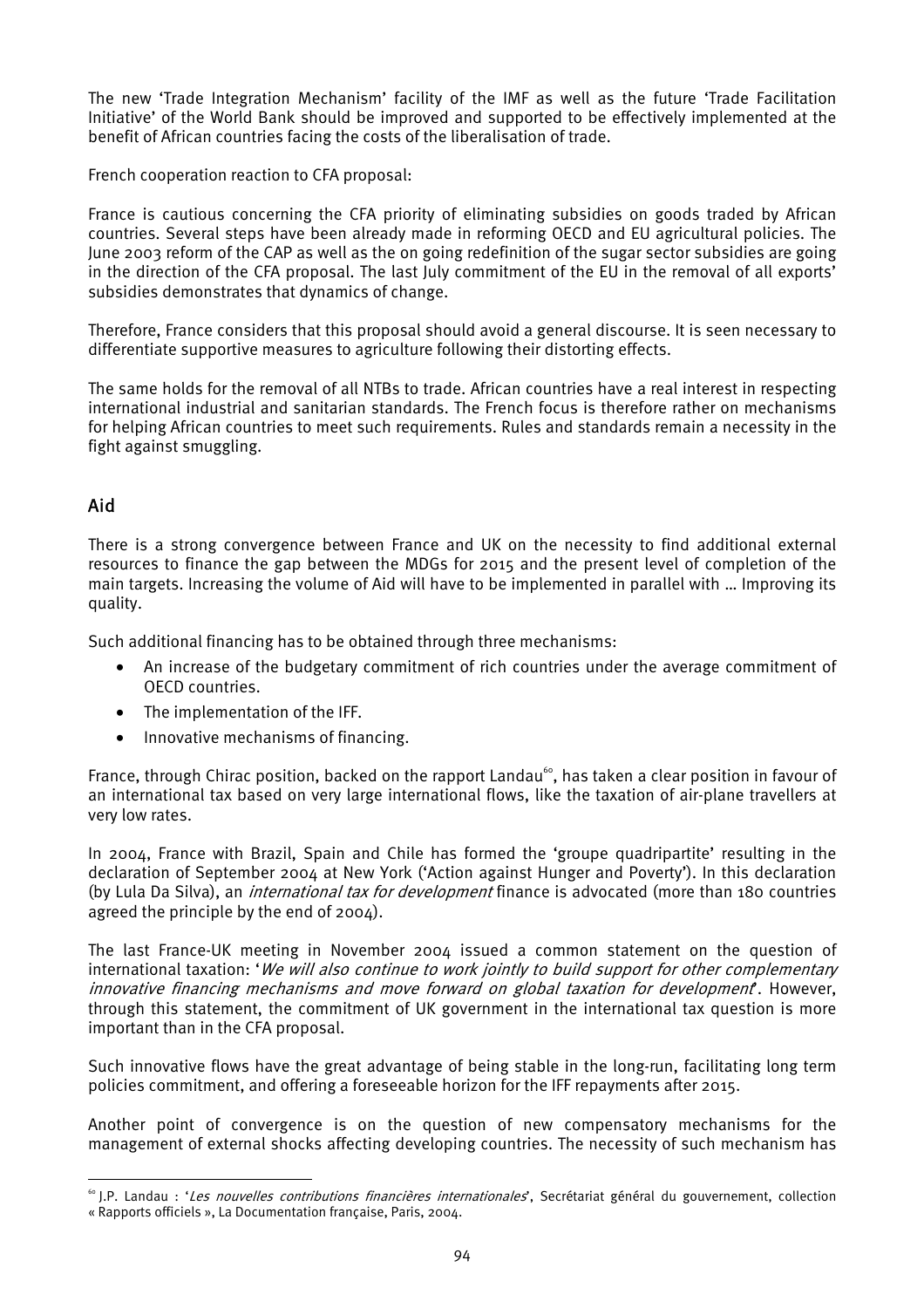The new 'Trade Integration Mechanism' facility of the IMF as well as the future 'Trade Facilitation Initiative' of the World Bank should be improved and supported to be effectively implemented at the benefit of African countries facing the costs of the liberalisation of trade.

French cooperation reaction to CFA proposal:

France is cautious concerning the CFA priority of eliminating subsidies on goods traded by African countries. Several steps have been already made in reforming OECD and EU agricultural policies. The June 2003 reform of the CAP as well as the on going redefinition of the sugar sector subsidies are going in the direction of the CFA proposal. The last July commitment of the EU in the removal of all exports' subsidies demonstrates that dynamics of change.

Therefore, France considers that this proposal should avoid a general discourse. It is seen necessary to differentiate supportive measures to agriculture following their distorting effects.

The same holds for the removal of all NTBs to trade. African countries have a real interest in respecting international industrial and sanitarian standards. The French focus is therefore rather on mechanisms for helping African countries to meet such requirements. Rules and standards remain a necessity in the fight against smuggling.

## Aid

There is a strong convergence between France and UK on the necessity to find additional external resources to finance the gap between the MDGs for 2015 and the present level of completion of the main targets. Increasing the volume of Aid will have to be implemented in parallel with … Improving its quality.

Such additional financing has to be obtained through three mechanisms:

- An increase of the budgetary commitment of rich countries under the average commitment of OECD countries.
- The implementation of the IFF.
- Innovative mechanisms of financing.

France, through Chirac position, backed on the rapport Landau[60], has taken a clear position in favour of an international tax based on very large international flows, like the taxation of air-plane travellers at very low rates.

In 2004, France with Brazil, Spain and Chile has formed the 'groupe quadripartite' resulting in the declaration of September 2004 at New York ('Action against Hunger and Poverty'). In this declaration (by Lula Da Silva), an *international tax for development* finance is advocated (more than 180 countries agreed the principle by the end of 2004).

The last France-UK meeting in November 2004 issued a common statement on the question of international taxation: '*We will also continue to work jointly to build support for other complementary innovative financing mechanisms and move forward on global taxation for development*'. However, through this statement, the commitment of UK government in the international tax question is more important than in the CFA proposal.

Such innovative flows have the great advantage of being stable in the long-run, facilitating long term policies commitment, and offering a foreseeable horizon for the IFF repayments after 2015.

Another point of convergence is on the question of new compensatory mechanisms for the management of external shocks affecting developing countries. The necessity of such mechanism has

[60] J.P. Landau : '*Les nouvelles contributions financières internationales*', Secrétariat général du gouvernement, collection « Rapports officiels », La Documentation française, Paris, 2004.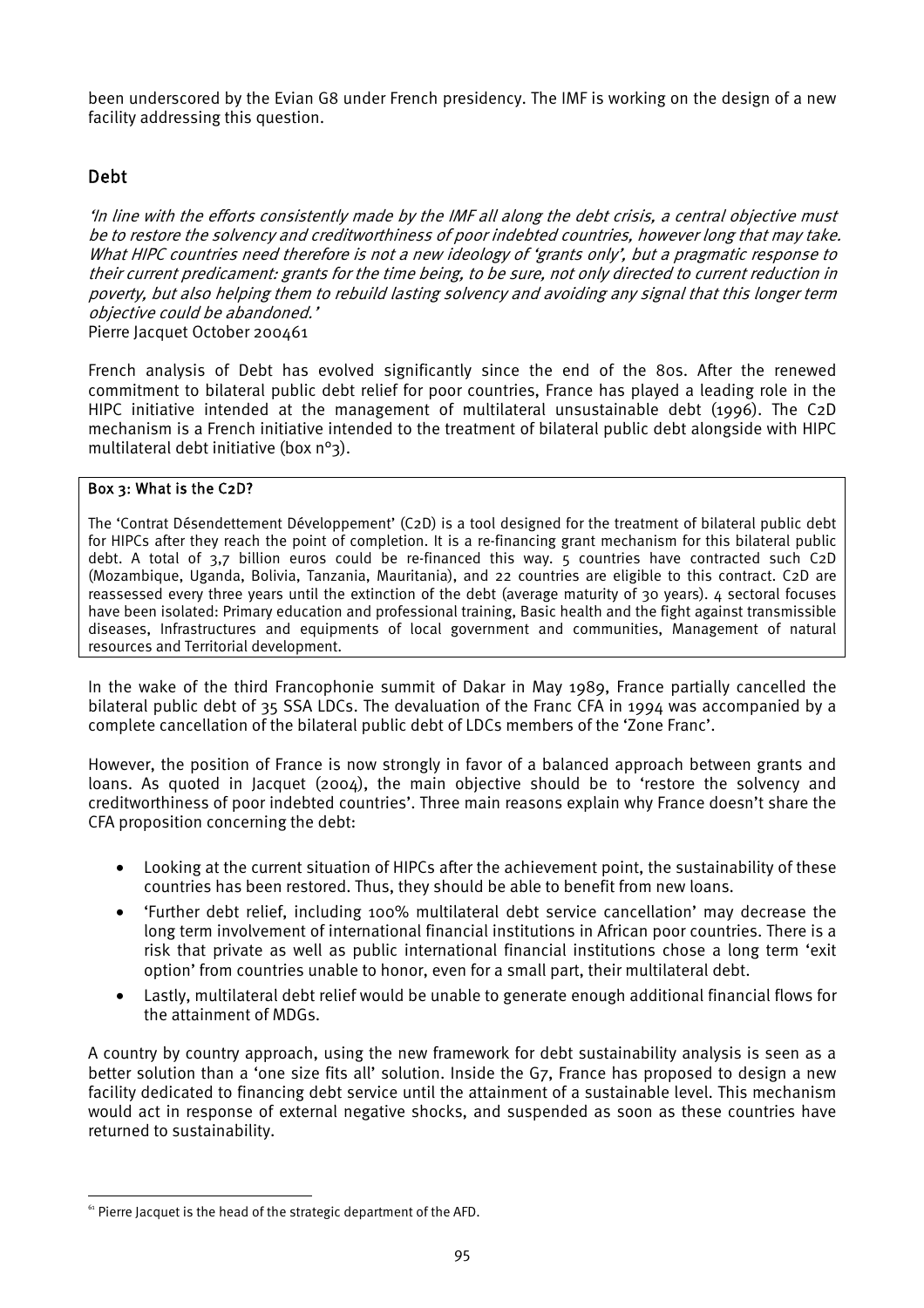been underscored by the Evian G8 under French presidency. The IMF is working on the design of a new facility addressing this question.

## Debt

*'In line with the efforts consistently made by the IMF all along the debt crisis, a central objective must be to restore the solvency and creditworthiness of poor indebted countries, however long that may take. What HIPC countries need therefore is not a new ideology of 'grants only', but a pragmatic response to their current predicament: grants for the time being, to be sure, not only directed to current reduction in poverty, but also helping them to rebuild lasting solvency and avoiding any signal that this longer term objective could be abandoned.'*

Pierre Jacquet October 2004[61]

French analysis of Debt has evolved significantly since the end of the 80s. After the renewed commitment to bilateral public debt relief for poor countries, France has played a leading role in the HIPC initiative intended at the management of multilateral unsustainable debt (1996). The C2D mechanism is a French initiative intended to the treatment of bilateral public debt alongside with HIPC multilateral debt initiative (box n°3).

**Box 3: What is the C2D?**

The 'Contrat Désendettement Développement' (C2D) is a tool designed for the treatment of bilateral public debt for HIPCs after they reach the point of completion. It is a re-financing grant mechanism for this bilateral public debt. A total of 3,7 billion euros could be re-financed this way. 5 countries have contracted such C2D (Mozambique, Uganda, Bolivia, Tanzania, Mauritania), and 22 countries are eligible to this contract. C2D are reassessed every three years until the extinction of the debt (average maturity of 30 years). 4 sectoral focuses have been isolated: Primary education and professional training, Basic health and the fight against transmissible diseases, Infrastructures and equipments of local government and communities, Management of natural resources and Territorial development.

In the wake of the third Francophonie summit of Dakar in May 1989, France partially cancelled the bilateral public debt of 35 SSA LDCs. The devaluation of the Franc CFA in 1994 was accompanied by a complete cancellation of the bilateral public debt of LDCs members of the 'Zone Franc'.

However, the position of France is now strongly in favor of a balanced approach between grants and loans. As quoted in Jacquet (2004), the main objective should be to 'restore the solvency and creditworthiness of poor indebted countries'. Three main reasons explain why France doesn't share the CFA proposition concerning the debt:

- Looking at the current situation of HIPCs after the achievement point, the sustainability of these countries has been restored. Thus, they should be able to benefit from new loans.
- 'Further debt relief, including 100% multilateral debt service cancellation' may decrease the long term involvement of international financial institutions in African poor countries. There is a risk that private as well as public international financial institutions chose a long term 'exit option' from countries unable to honor, even for a small part, their multilateral debt.
- Lastly, multilateral debt relief would be unable to generate enough additional financial flows for the attainment of MDGs.

A country by country approach, using the new framework for debt sustainability analysis is seen as a better solution than a 'one size fits all' solution. Inside the G7, France has proposed to design a new facility dedicated to financing debt service until the attainment of a sustainable level. This mechanism would act in response of external negative shocks, and suspended as soon as these countries have returned to sustainability.

[61] Pierre Jacquet is the head of the strategic department of the AFD.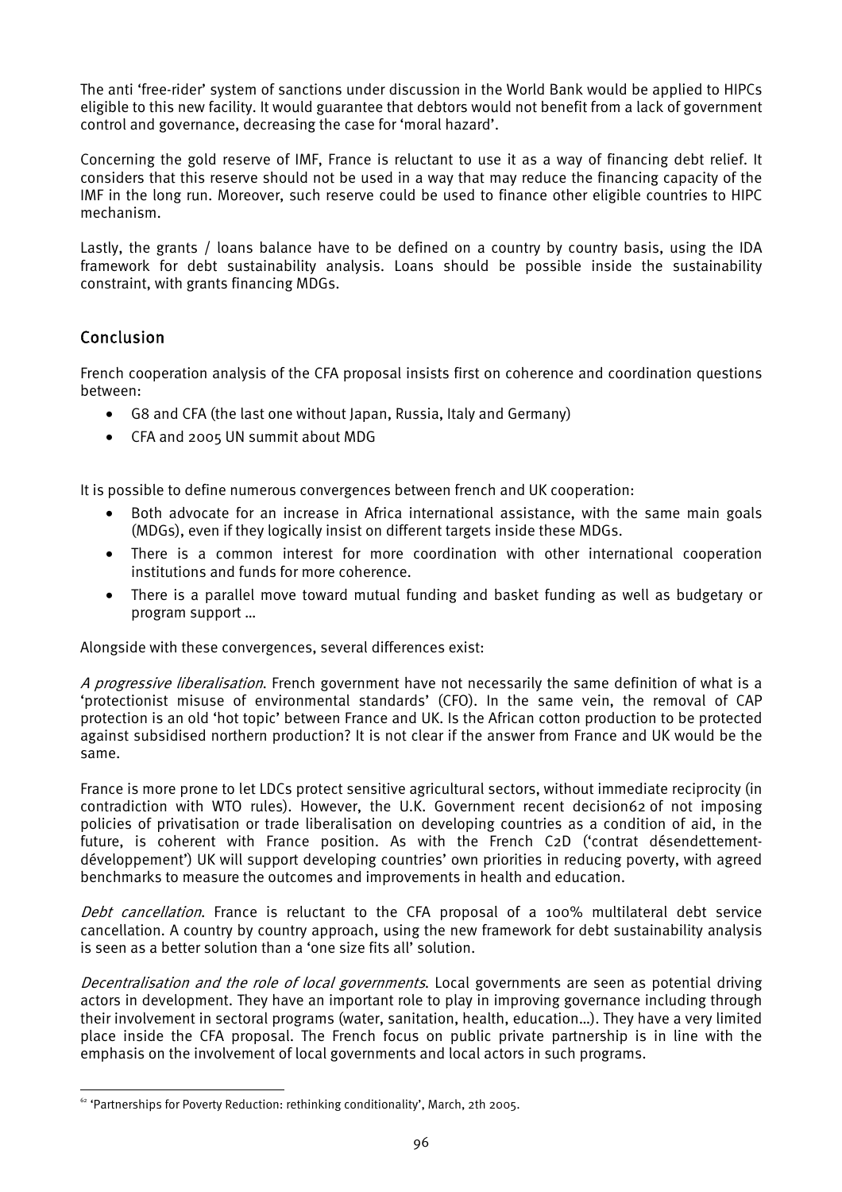The anti 'free-rider' system of sanctions under discussion in the World Bank would be applied to HIPCs eligible to this new facility. It would guarantee that debtors would not benefit from a lack of government control and governance, decreasing the case for 'moral hazard'.

Concerning the gold reserve of IMF, France is reluctant to use it as a way of financing debt relief. It considers that this reserve should not be used in a way that may reduce the financing capacity of the IMF in the long run. Moreover, such reserve could be used to finance other eligible countries to HIPC mechanism.

Lastly, the grants / loans balance have to be defined on a country by country basis, using the IDA framework for debt sustainability analysis. Loans should be possible inside the sustainability constraint, with grants financing MDGs.

## Conclusion

French cooperation analysis of the CFA proposal insists first on coherence and coordination questions between:

- G8 and CFA (the last one without Japan, Russia, Italy and Germany)
- CFA and 2005 UN summit about MDG

It is possible to define numerous convergences between french and UK cooperation:

- Both advocate for an increase in Africa international assistance, with the same main goals (MDGs), even if they logically insist on different targets inside these MDGs.
- There is a common interest for more coordination with other international cooperation institutions and funds for more coherence.
- There is a parallel move toward mutual funding and basket funding as well as budgetary or program support …

Alongside with these convergences, several differences exist:

*A progressive liberalisation*. French government have not necessarily the same definition of what is a 'protectionist misuse of environmental standards' (CFO). In the same vein, the removal of CAP protection is an old 'hot topic' between France and UK. Is the African cotton production to be protected against subsidised northern production? It is not clear if the answer from France and UK would be the same.

France is more prone to let LDCs protect sensitive agricultural sectors, without immediate reciprocity (in contradiction with WTO rules). However, the U.K. Government recent decision[62] of not imposing policies of privatisation or trade liberalisation on developing countries as a condition of aid, in the future, is coherent with France position. As with the French C2D ('contrat désendettement-développement') UK will support developing countries' own priorities in reducing poverty, with agreed benchmarks to measure the outcomes and improvements in health and education.

*Debt cancellation*. France is reluctant to the CFA proposal of a 100% multilateral debt service cancellation. A country by country approach, using the new framework for debt sustainability analysis is seen as a better solution than a 'one size fits all' solution.

*Decentralisation and the role of local governments*. Local governments are seen as potential driving actors in development. They have an important role to play in improving governance including through their involvement in sectoral programs (water, sanitation, health, education…). They have a very limited place inside the CFA proposal. The French focus on public private partnership is in line with the emphasis on the involvement of local governments and local actors in such programs.

---

[62] 'Partnerships for Poverty Reduction: rethinking conditionality', March, 2th 2005.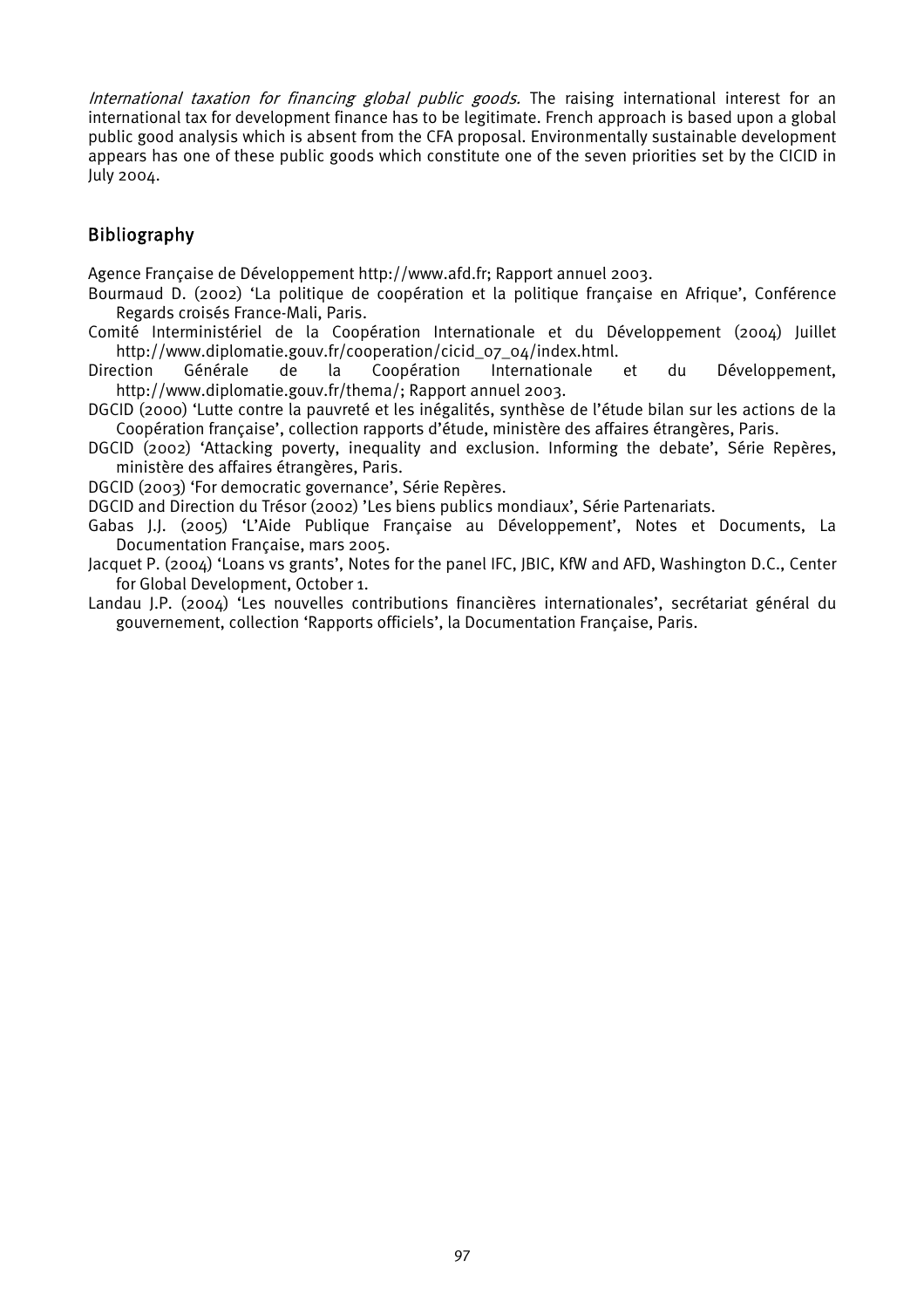*International taxation for financing global public goods.* The raising international interest for an international tax for development finance has to be legitimate. French approach is based upon a global public good analysis which is absent from the CFA proposal. Environmentally sustainable development appears has one of these public goods which constitute one of the seven priorities set by the CICID in July 2004.

## Bibliography

Agence Française de Développement http://www.afd.fr; Rapport annuel 2003.

Bourmaud D. (2002) 'La politique de coopération et la politique française en Afrique', Conférence Regards croisés France-Mali, Paris.

Comité Interministériel de la Coopération Internationale et du Développement (2004) Juillet http://www.diplomatie.gouv.fr/cooperation/cicid_07_04/index.html.

Direction Générale de la Coopération Internationale et du Développement, http://www.diplomatie.gouv.fr/thema/; Rapport annuel 2003.

DGCID (2000) 'Lutte contre la pauvreté et les inégalités, synthèse de l'étude bilan sur les actions de la Coopération française', collection rapports d'étude, ministère des affaires étrangères, Paris.

DGCID (2002) 'Attacking poverty, inequality and exclusion. Informing the debate', Série Repères, ministère des affaires étrangères, Paris.

DGCID (2003) 'For democratic governance', Série Repères.

DGCID and Direction du Trésor (2002) 'Les biens publics mondiaux', Série Partenariats.

Gabas J.J. (2005) 'L'Aide Publique Française au Développement', Notes et Documents, La Documentation Française, mars 2005.

Jacquet P. (2004) 'Loans vs grants', Notes for the panel IFC, JBIC, KfW and AFD, Washington D.C., Center for Global Development, October 1.

Landau J.P. (2004) 'Les nouvelles contributions financières internationales', secrétariat général du gouvernement, collection 'Rapports officiels', la Documentation Française, Paris.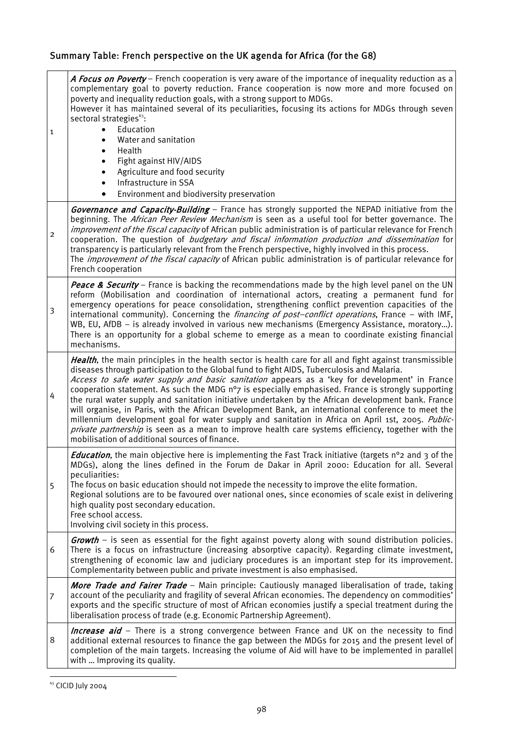## Summary Table: French perspective on the UK agenda for Africa (for the G8)

| | |
|---|---|
| 1 | ***A Focus on Poverty*** – French cooperation is very aware of the importance of inequality reduction as a complementary goal to poverty reduction. France cooperation is now more and more focused on poverty and inequality reduction goals, with a strong support to MDGs.<br>However it has maintained several of its peculiarities, focusing its actions for MDGs through seven sectoral strategies[63]:<br>• Education<br>• Water and sanitation<br>• Health<br>• Fight against HIV/AIDS<br>• Agriculture and food security<br>• Infrastructure in SSA<br>• Environment and biodiversity preservation |
| 2 | ***Governance and Capacity-Building*** – France has strongly supported the NEPAD initiative from the beginning. The *African Peer Review Mechanism* is seen as a useful tool for better governance. The *improvement of the fiscal capacity* of African public administration is of particular relevance for French cooperation. The question of *budgetary and fiscal information production and dissemination* for transparency is particularly relevant from the French perspective, highly involved in this process.<br>The *improvement of the fiscal capacity* of African public administration is of particular relevance for French cooperation |
| 3 | ***Peace & Security*** – France is backing the recommendations made by the high level panel on the UN reform (Mobilisation and coordination of international actors, creating a permanent fund for emergency operations for peace consolidation, strengthening conflict prevention capacities of the international community). Concerning the *financing of post–conflict operations*, France – with IMF, WB, EU, AfDB – is already involved in various new mechanisms (Emergency Assistance, moratory…). There is an opportunity for a global scheme to emerge as a mean to coordinate existing financial mechanisms. |
| 4 | ***Health***, the main principles in the health sector is health care for all and fight against transmissible diseases through participation to the Global fund to fight AIDS, Tuberculosis and Malaria.<br>*Access to safe water supply and basic sanitation* appears as a 'key for development' in France cooperation statement. As such the MDG n°7 is especially emphasised. France is strongly supporting the rural water supply and sanitation initiative undertaken by the African development bank. France will organise, in Paris, with the African Development Bank, an international conference to meet the millennium development goal for water supply and sanitation in Africa on April 1st, 2005. *Public-private partnership* is seen as a mean to improve health care systems efficiency, together with the mobilisation of additional sources of finance. |
| 5 | ***Education***, the main objective here is implementing the Fast Track initiative (targets n°2 and 3 of the MDGs), along the lines defined in the Forum de Dakar in April 2000: Education for all. Several peculiarities:<br>The focus on basic education should not impede the necessity to improve the elite formation.<br>Regional solutions are to be favoured over national ones, since economies of scale exist in delivering high quality post secondary education.<br>Free school access.<br>Involving civil society in this process. |
| 6 | ***Growth*** – is seen as essential for the fight against poverty along with sound distribution policies. There is a focus on infrastructure (increasing absorptive capacity). Regarding climate investment, strengthening of economic law and judiciary procedures is an important step for its improvement. Complementarity between public and private investment is also emphasised. |
| 7 | ***More Trade and Fairer Trade*** – Main principle: Cautiously managed liberalisation of trade, taking account of the peculiarity and fragility of several African economies. The dependency on commodities' exports and the specific structure of most of African economies justify a special treatment during the liberalisation process of trade (e.g. Economic Partnership Agreement). |
| 8 | ***Increase aid*** – There is a strong convergence between France and UK on the necessity to find additional external resources to finance the gap between the MDGs for 2015 and the present level of completion of the main targets. Increasing the volume of Aid will have to be implemented in parallel with … Improving its quality. |

[63] CICID July 2004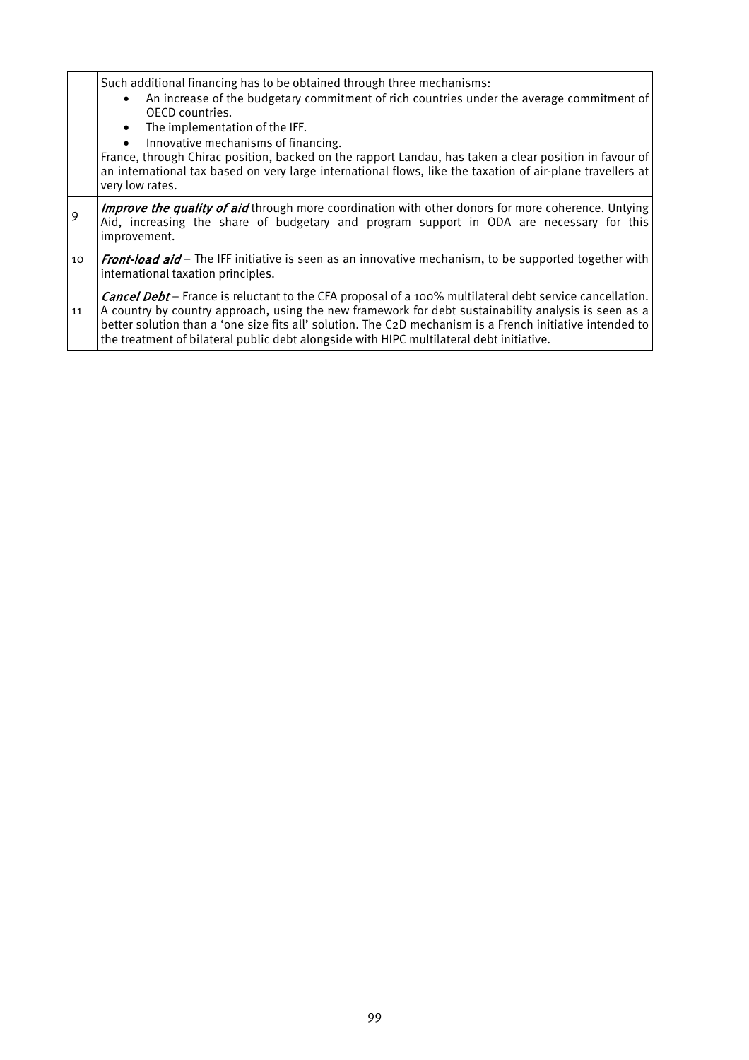| | |
|---|---|
| | Such additional financing has to be obtained through three mechanisms:<br>• An increase of the budgetary commitment of rich countries under the average commitment of OECD countries.<br>• The implementation of the IFF.<br>• Innovative mechanisms of financing.<br>France, through Chirac position, backed on the rapport Landau, has taken a clear position in favour of an international tax based on very large international flows, like the taxation of air-plane travellers at very low rates. |
| 9 | ***Improve the quality of aid*** through more coordination with other donors for more coherence. Untying Aid, increasing the share of budgetary and program support in ODA are necessary for this improvement. |
| 10 | ***Front-load aid*** – The IFF initiative is seen as an innovative mechanism, to be supported together with international taxation principles. |
| 11 | ***Cancel Debt*** – France is reluctant to the CFA proposal of a 100% multilateral debt service cancellation. A country by country approach, using the new framework for debt sustainability analysis is seen as a better solution than a 'one size fits all' solution. The C2D mechanism is a French initiative intended to the treatment of bilateral public debt alongside with HIPC multilateral debt initiative. |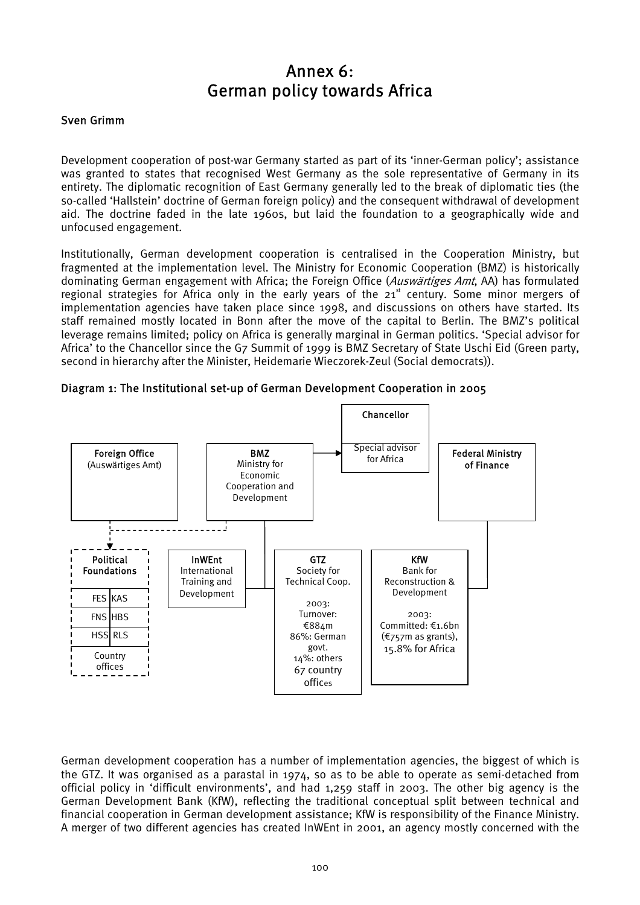# Annex 6: German policy towards Africa

**Sven Grimm**

Development cooperation of post-war Germany started as part of its 'inner-German policy'; assistance was granted to states that recognised West Germany as the sole representative of Germany in its entirety. The diplomatic recognition of East Germany generally led to the break of diplomatic ties (the so-called 'Hallstein' doctrine of German foreign policy) and the consequent withdrawal of development aid. The doctrine faded in the late 1960s, but laid the foundation to a geographically wide and unfocused engagement.

Institutionally, German development cooperation is centralised in the Cooperation Ministry, but fragmented at the implementation level. The Ministry for Economic Cooperation (BMZ) is historically dominating German engagement with Africa; the Foreign Office (*Auswärtiges Amt*, AA) has formulated regional strategies for Africa only in the early years of the 21st century. Some minor mergers of implementation agencies have taken place since 1998, and discussions on others have started. Its staff remained mostly located in Bonn after the move of the capital to Berlin. The BMZ's political leverage remains limited; policy on Africa is generally marginal in German politics. 'Special advisor for Africa' to the Chancellor since the G7 Summit of 1999 is BMZ Secretary of State Uschi Eid (Green party, second in hierarchy after the Minister, Heidemarie Wieczorek-Zeul (Social democrats)).

**Diagram 1: The Institutional set-up of German Development Cooperation in 2005**

- **Chancellor** — Special advisor for Africa
- **Foreign Office** (Auswärtiges Amt)
- **BMZ** Ministry for Economic Cooperation and Development
- **Federal Ministry of Finance**
- **Political Foundations**: FES, KAS, FNS, HBS, HSS, RLS; Country offices
- **InWEnt** International Training and Development
- **GTZ** Society for Technical Coop. — 2003: Turnover: €884m; 86%: German govt.; 14%: others; 67 country offices
- **KfW** Bank for Reconstruction & Development — 2003: Committed: €1.6bn (€757m as grants), 15.8% for Africa

German development cooperation has a number of implementation agencies, the biggest of which is the GTZ. It was organised as a parastal in 1974, so as to be able to operate as semi-detached from official policy in 'difficult environments', and had 1,259 staff in 2003. The other big agency is the German Development Bank (KfW), reflecting the traditional conceptual split between technical and financial cooperation in German development assistance; KfW is responsibility of the Finance Ministry. A merger of two different agencies has created InWEnt in 2001, an agency mostly concerned with the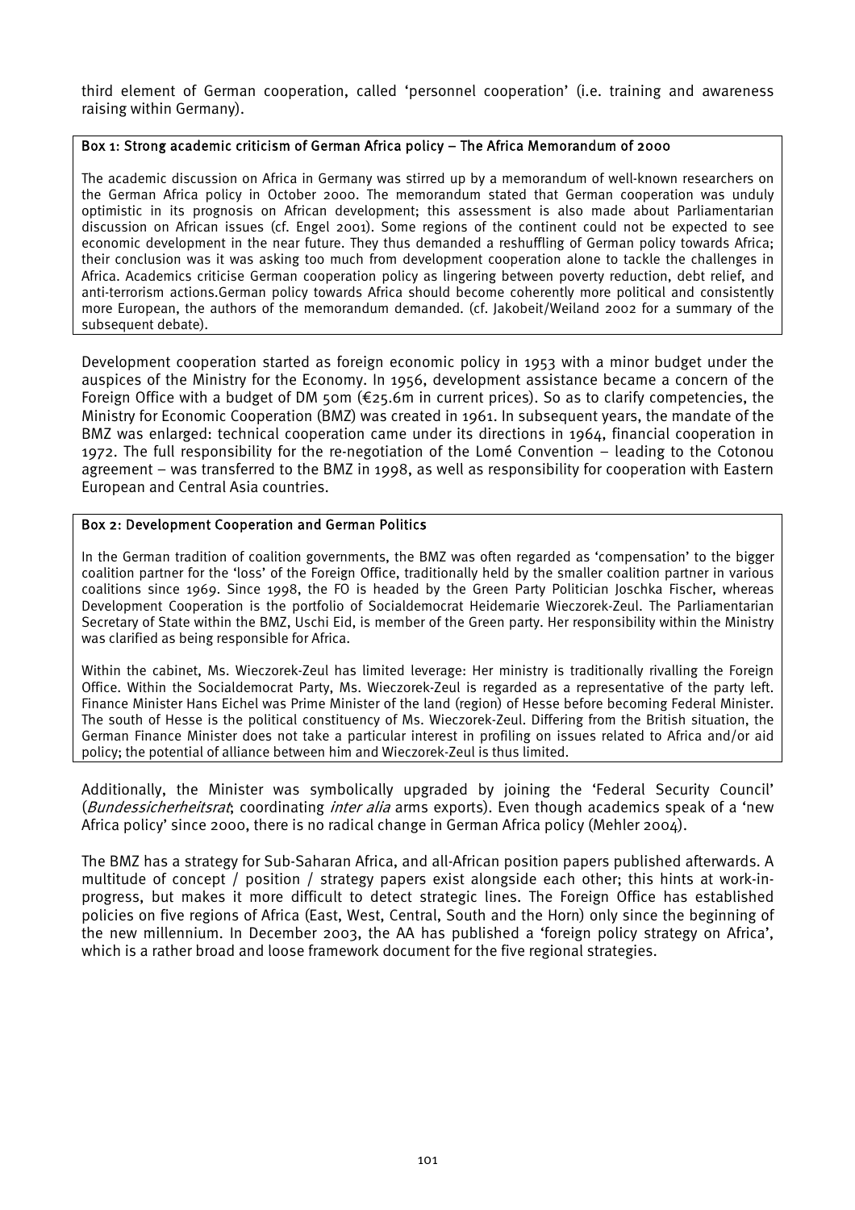third element of German cooperation, called 'personnel cooperation' (i.e. training and awareness raising within Germany).

**Box 1: Strong academic criticism of German Africa policy – The Africa Memorandum of 2000**

The academic discussion on Africa in Germany was stirred up by a memorandum of well-known researchers on the German Africa policy in October 2000. The memorandum stated that German cooperation was unduly optimistic in its prognosis on African development; this assessment is also made about Parliamentarian discussion on African issues (cf. Engel 2001). Some regions of the continent could not be expected to see economic development in the near future. They thus demanded a reshuffling of German policy towards Africa; their conclusion was it was asking too much from development cooperation alone to tackle the challenges in Africa. Academics criticise German cooperation policy as lingering between poverty reduction, debt relief, and anti-terrorism actions.German policy towards Africa should become coherently more political and consistently more European, the authors of the memorandum demanded. (cf. Jakobeit/Weiland 2002 for a summary of the subsequent debate).

Development cooperation started as foreign economic policy in 1953 with a minor budget under the auspices of the Ministry for the Economy. In 1956, development assistance became a concern of the Foreign Office with a budget of DM 50m (€25.6m in current prices). So as to clarify competencies, the Ministry for Economic Cooperation (BMZ) was created in 1961. In subsequent years, the mandate of the BMZ was enlarged: technical cooperation came under its directions in 1964, financial cooperation in 1972. The full responsibility for the re-negotiation of the Lomé Convention – leading to the Cotonou agreement – was transferred to the BMZ in 1998, as well as responsibility for cooperation with Eastern European and Central Asia countries.

**Box 2: Development Cooperation and German Politics**

In the German tradition of coalition governments, the BMZ was often regarded as 'compensation' to the bigger coalition partner for the 'loss' of the Foreign Office, traditionally held by the smaller coalition partner in various coalitions since 1969. Since 1998, the FO is headed by the Green Party Politician Joschka Fischer, whereas Development Cooperation is the portfolio of Socialdemocrat Heidemarie Wieczorek-Zeul. The Parliamentarian Secretary of State within the BMZ, Uschi Eid, is member of the Green party. Her responsibility within the Ministry was clarified as being responsible for Africa.

Within the cabinet, Ms. Wieczorek-Zeul has limited leverage: Her ministry is traditionally rivalling the Foreign Office. Within the Socialdemocrat Party, Ms. Wieczorek-Zeul is regarded as a representative of the party left. Finance Minister Hans Eichel was Prime Minister of the land (region) of Hesse before becoming Federal Minister. The south of Hesse is the political constituency of Ms. Wieczorek-Zeul. Differing from the British situation, the German Finance Minister does not take a particular interest in profiling on issues related to Africa and/or aid policy; the potential of alliance between him and Wieczorek-Zeul is thus limited.

Additionally, the Minister was symbolically upgraded by joining the 'Federal Security Council' (*Bundessicherheitsrat*; coordinating *inter alia* arms exports). Even though academics speak of a 'new Africa policy' since 2000, there is no radical change in German Africa policy (Mehler 2004).

The BMZ has a strategy for Sub-Saharan Africa, and all-African position papers published afterwards. A multitude of concept / position / strategy papers exist alongside each other; this hints at work-in-progress, but makes it more difficult to detect strategic lines. The Foreign Office has established policies on five regions of Africa (East, West, Central, South and the Horn) only since the beginning of the new millennium. In December 2003, the AA has published a 'foreign policy strategy on Africa', which is a rather broad and loose framework document for the five regional strategies.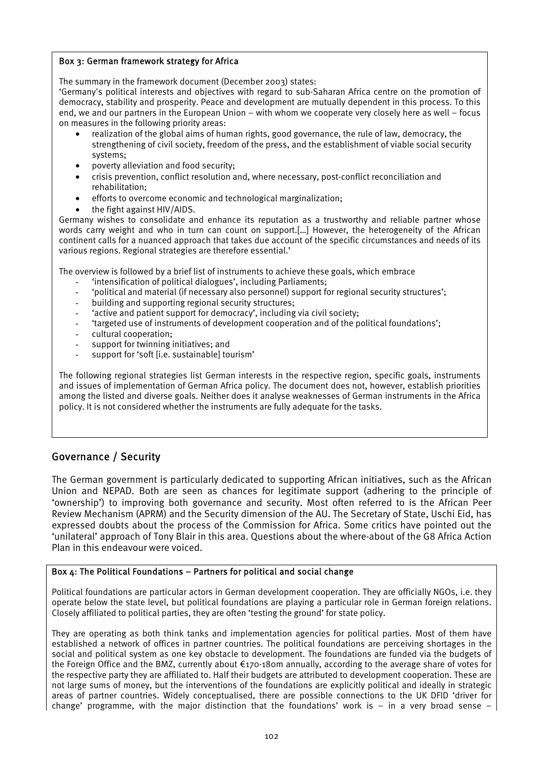### Box 3: German framework strategy for Africa

The summary in the framework document (December 2003) states:

'Germany's political interests and objectives with regard to sub-Saharan Africa centre on the promotion of democracy, stability and prosperity. Peace and development are mutually dependent in this process. To this end, we and our partners in the European Union – with whom we cooperate very closely here as well – focus on measures in the following priority areas:

- realization of the global aims of human rights, good governance, the rule of law, democracy, the strengthening of civil society, freedom of the press, and the establishment of viable social security systems;
- poverty alleviation and food security;
- crisis prevention, conflict resolution and, where necessary, post-conflict reconciliation and rehabilitation;
- efforts to overcome economic and technological marginalization;
- the fight against HIV/AIDS.

Germany wishes to consolidate and enhance its reputation as a trustworthy and reliable partner whose words carry weight and who in turn can count on support.[…] However, the heterogeneity of the African continent calls for a nuanced approach that takes due account of the specific circumstances and needs of its various regions. Regional strategies are therefore essential.'

The overview is followed by a brief list of instruments to achieve these goals, which embrace

- 'intensification of political dialogues', including Parliaments;
- 'political and material (if necessary also personnel) support for regional security structures';
- building and supporting regional security structures;
- 'active and patient support for democracy', including via civil society;
- 'targeted use of instruments of development cooperation and of the political foundations';
- cultural cooperation;
- support for twinning initiatives; and
- support for 'soft [i.e. sustainable] tourism'

The following regional strategies list German interests in the respective region, specific goals, instruments and issues of implementation of German Africa policy. The document does not, however, establish priorities among the listed and diverse goals. Neither does it analyse weaknesses of German instruments in the Africa policy. It is not considered whether the instruments are fully adequate for the tasks.

## Governance / Security

The German government is particularly dedicated to supporting African initiatives, such as the African Union and NEPAD. Both are seen as chances for legitimate support (adhering to the principle of 'ownership') to improving both governance and security. Most often referred to is the African Peer Review Mechanism (APRM) and the Security dimension of the AU. The Secretary of State, Uschi Eid, has expressed doubts about the process of the Commission for Africa. Some critics have pointed out the 'unilateral' approach of Tony Blair in this area. Questions about the where-about of the G8 Africa Action Plan in this endeavour were voiced.

### Box 4: The Political Foundations – Partners for political and social change

Political foundations are particular actors in German development cooperation. They are officially NGOs, i.e. they operate below the state level, but political foundations are playing a particular role in German foreign relations. Closely affiliated to political parties, they are often 'testing the ground' for state policy.

They are operating as both think tanks and implementation agencies for political parties. Most of them have established a network of offices in partner countries. The political foundations are perceiving shortages in the social and political system as one key obstacle to development. The foundations are funded via the budgets of the Foreign Office and the BMZ, currently about €170-180m annually, according to the average share of votes for the respective party they are affiliated to. Half their budgets are attributed to development cooperation. These are not large sums of money, but the interventions of the foundations are explicitly political and ideally in strategic areas of partner countries. Widely conceptualised, there are possible connections to the UK DFID 'driver for change' programme, with the major distinction that the foundations' work is – in a very broad sense –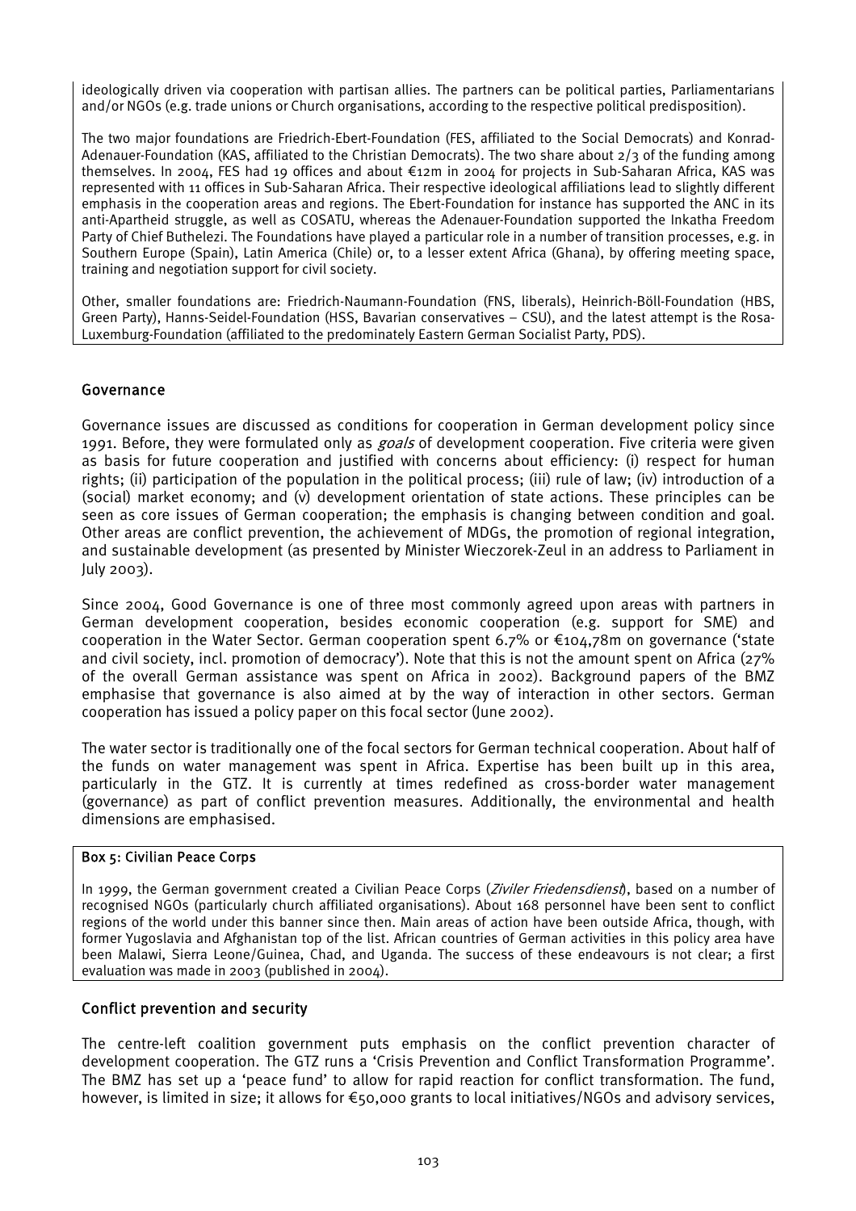ideologically driven via cooperation with partisan allies. The partners can be political parties, Parliamentarians and/or NGOs (e.g. trade unions or Church organisations, according to the respective political predisposition).

The two major foundations are Friedrich-Ebert-Foundation (FES, affiliated to the Social Democrats) and Konrad-Adenauer-Foundation (KAS, affiliated to the Christian Democrats). The two share about 2/3 of the funding among themselves. In 2004, FES had 19 offices and about €12m in 2004 for projects in Sub-Saharan Africa, KAS was represented with 11 offices in Sub-Saharan Africa. Their respective ideological affiliations lead to slightly different emphasis in the cooperation areas and regions. The Ebert-Foundation for instance has supported the ANC in its anti-Apartheid struggle, as well as COSATU, whereas the Adenauer-Foundation supported the Inkatha Freedom Party of Chief Buthelezi. The Foundations have played a particular role in a number of transition processes, e.g. in Southern Europe (Spain), Latin America (Chile) or, to a lesser extent Africa (Ghana), by offering meeting space, training and negotiation support for civil society.

Other, smaller foundations are: Friedrich-Naumann-Foundation (FNS, liberals), Heinrich-Böll-Foundation (HBS, Green Party), Hanns-Seidel-Foundation (HSS, Bavarian conservatives – CSU), and the latest attempt is the Rosa-Luxemburg-Foundation (affiliated to the predominately Eastern German Socialist Party, PDS).

## Governance

Governance issues are discussed as conditions for cooperation in German development policy since 1991. Before, they were formulated only as *goals* of development cooperation. Five criteria were given as basis for future cooperation and justified with concerns about efficiency: (i) respect for human rights; (ii) participation of the population in the political process; (iii) rule of law; (iv) introduction of a (social) market economy; and (v) development orientation of state actions. These principles can be seen as core issues of German cooperation; the emphasis is changing between condition and goal. Other areas are conflict prevention, the achievement of MDGs, the promotion of regional integration, and sustainable development (as presented by Minister Wieczorek-Zeul in an address to Parliament in July 2003).

Since 2004, Good Governance is one of three most commonly agreed upon areas with partners in German development cooperation, besides economic cooperation (e.g. support for SME) and cooperation in the Water Sector. German cooperation spent 6.7% or €104,78m on governance ('state and civil society, incl. promotion of democracy'). Note that this is not the amount spent on Africa (27% of the overall German assistance was spent on Africa in 2002). Background papers of the BMZ emphasise that governance is also aimed at by the way of interaction in other sectors. German cooperation has issued a policy paper on this focal sector (June 2002).

The water sector is traditionally one of the focal sectors for German technical cooperation. About half of the funds on water management was spent in Africa. Expertise has been built up in this area, particularly in the GTZ. It is currently at times redefined as cross-border water management (governance) as part of conflict prevention measures. Additionally, the environmental and health dimensions are emphasised.

**Box 5: Civilian Peace Corps**

In 1999, the German government created a Civilian Peace Corps (*Ziviler Friedensdienst*), based on a number of recognised NGOs (particularly church affiliated organisations). About 168 personnel have been sent to conflict regions of the world under this banner since then. Main areas of action have been outside Africa, though, with former Yugoslavia and Afghanistan top of the list. African countries of German activities in this policy area have been Malawi, Sierra Leone/Guinea, Chad, and Uganda. The success of these endeavours is not clear; a first evaluation was made in 2003 (published in 2004).

## Conflict prevention and security

The centre-left coalition government puts emphasis on the conflict prevention character of development cooperation. The GTZ runs a 'Crisis Prevention and Conflict Transformation Programme'. The BMZ has set up a 'peace fund' to allow for rapid reaction for conflict transformation. The fund, however, is limited in size; it allows for €50,000 grants to local initiatives/NGOs and advisory services,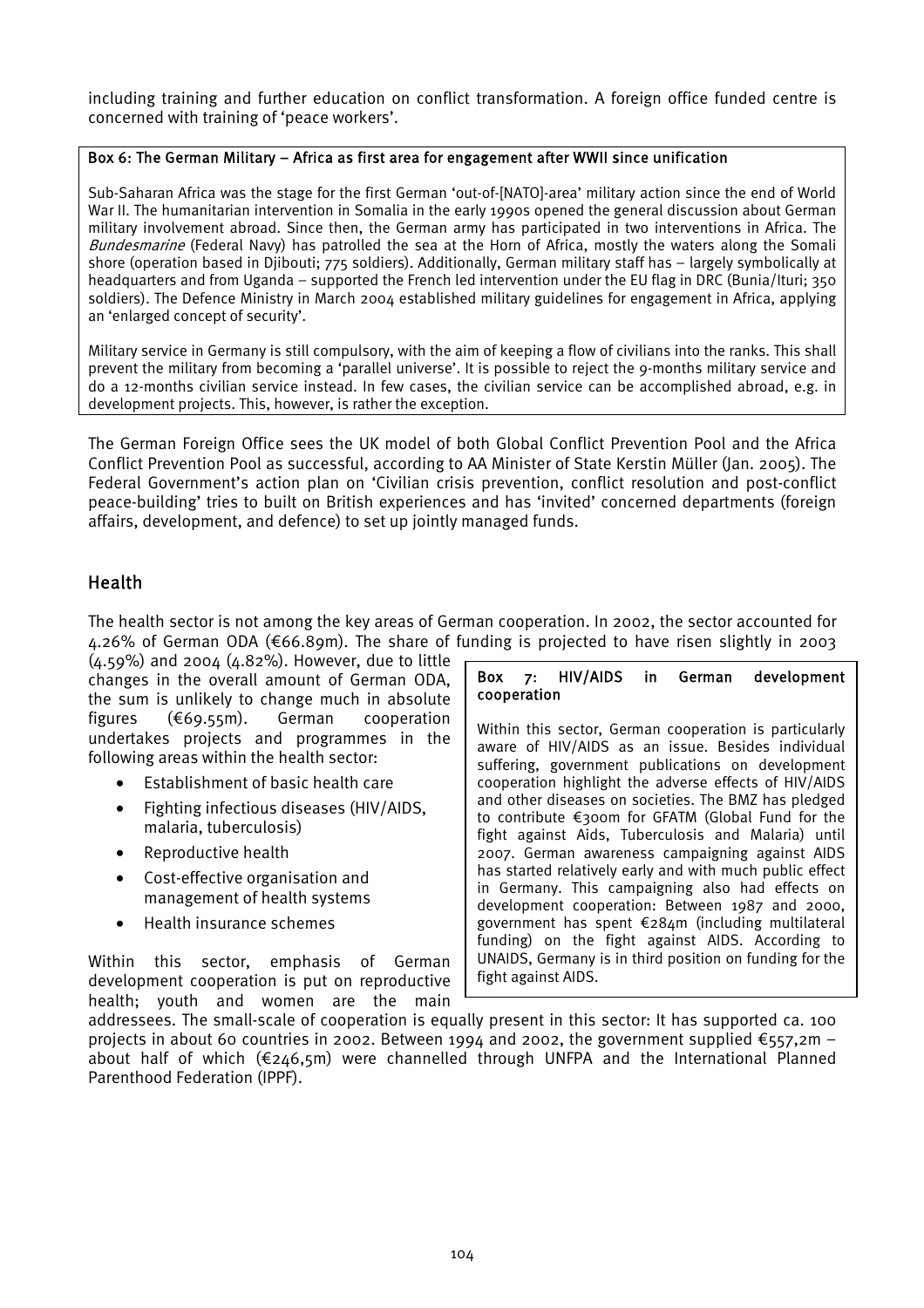including training and further education on conflict transformation. A foreign office funded centre is concerned with training of 'peace workers'.

> **Box 6: The German Military – Africa as first area for engagement after WWII since unification**
>
> Sub-Saharan Africa was the stage for the first German 'out-of-[NATO]-area' military action since the end of World War II. The humanitarian intervention in Somalia in the early 1990s opened the general discussion about German military involvement abroad. Since then, the German army has participated in two interventions in Africa. The *Bundesmarine* (Federal Navy) has patrolled the sea at the Horn of Africa, mostly the waters along the Somali shore (operation based in Djibouti; 775 soldiers). Additionally, German military staff has – largely symbolically at headquarters and from Uganda – supported the French led intervention under the EU flag in DRC (Bunia/Ituri; 350 soldiers). The Defence Ministry in March 2004 established military guidelines for engagement in Africa, applying an 'enlarged concept of security'.
>
> Military service in Germany is still compulsory, with the aim of keeping a flow of civilians into the ranks. This shall prevent the military from becoming a 'parallel universe'. It is possible to reject the 9-months military service and do a 12-months civilian service instead. In few cases, the civilian service can be accomplished abroad, e.g. in development projects. This, however, is rather the exception.

The German Foreign Office sees the UK model of both Global Conflict Prevention Pool and the Africa Conflict Prevention Pool as successful, according to AA Minister of State Kerstin Müller (Jan. 2005). The Federal Government's action plan on 'Civilian crisis prevention, conflict resolution and post-conflict peace-building' tries to built on British experiences and has 'invited' concerned departments (foreign affairs, development, and defence) to set up jointly managed funds.

## Health

The health sector is not among the key areas of German cooperation. In 2002, the sector accounted for 4.26% of German ODA (€66.89m). The share of funding is projected to have risen slightly in 2003 (4.59%) and 2004 (4.82%). However, due to little changes in the overall amount of German ODA, the sum is unlikely to change much in absolute figures (€69.55m). German cooperation undertakes projects and programmes in the following areas within the health sector:

- Establishment of basic health care
- Fighting infectious diseases (HIV/AIDS, malaria, tuberculosis)
- Reproductive health
- Cost-effective organisation and management of health systems
- Health insurance schemes

Within this sector, emphasis of German development cooperation is put on reproductive health; youth and women are the main addressees. The small-scale of cooperation is equally present in this sector: It has supported ca. 100 projects in about 60 countries in 2002. Between 1994 and 2002, the government supplied €557,2m – about half of which (€246,5m) were channelled through UNFPA and the International Planned Parenthood Federation (IPPF).

> **Box 7: HIV/AIDS in German development cooperation**
>
> Within this sector, German cooperation is particularly aware of HIV/AIDS as an issue. Besides individual suffering, government publications on development cooperation highlight the adverse effects of HIV/AIDS and other diseases on societies. The BMZ has pledged to contribute €300m for GFATM (Global Fund for the fight against Aids, Tuberculosis and Malaria) until 2007. German awareness campaigning against AIDS has started relatively early and with much public effect in Germany. This campaigning also had effects on development cooperation: Between 1987 and 2000, government has spent €284m (including multilateral funding) on the fight against AIDS. According to UNAIDS, Germany is in third position on funding for the fight against AIDS.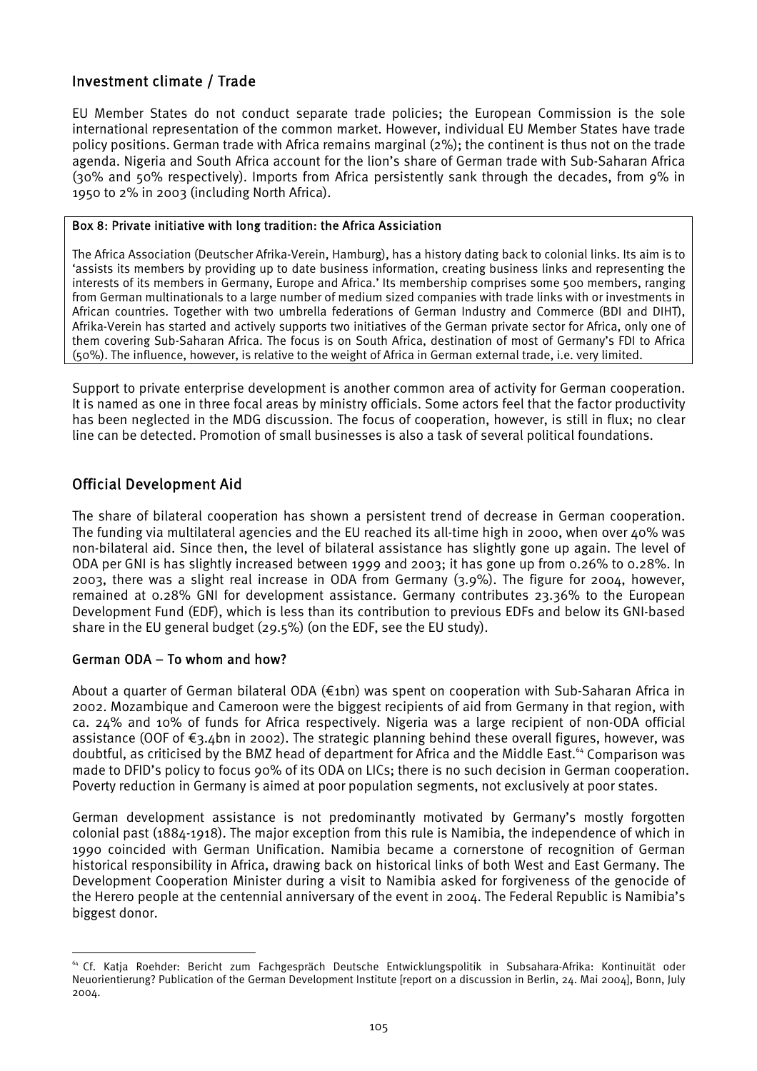## Investment climate / Trade

EU Member States do not conduct separate trade policies; the European Commission is the sole international representation of the common market. However, individual EU Member States have trade policy positions. German trade with Africa remains marginal (2%); the continent is thus not on the trade agenda. Nigeria and South Africa account for the lion's share of German trade with Sub-Saharan Africa (30% and 50% respectively). Imports from Africa persistently sank through the decades, from 9% in 1950 to 2% in 2003 (including North Africa).

**Box 8: Private initiative with long tradition: the Africa Assiciation**

The Africa Association (Deutscher Afrika-Verein, Hamburg), has a history dating back to colonial links. Its aim is to 'assists its members by providing up to date business information, creating business links and representing the interests of its members in Germany, Europe and Africa.' Its membership comprises some 500 members, ranging from German multinationals to a large number of medium sized companies with trade links with or investments in African countries. Together with two umbrella federations of German Industry and Commerce (BDI and DIHT), Afrika-Verein has started and actively supports two initiatives of the German private sector for Africa, only one of them covering Sub-Saharan Africa. The focus is on South Africa, destination of most of Germany's FDI to Africa (50%). The influence, however, is relative to the weight of Africa in German external trade, i.e. very limited.

Support to private enterprise development is another common area of activity for German cooperation. It is named as one in three focal areas by ministry officials. Some actors feel that the factor productivity has been neglected in the MDG discussion. The focus of cooperation, however, is still in flux; no clear line can be detected. Promotion of small businesses is also a task of several political foundations.

## Official Development Aid

The share of bilateral cooperation has shown a persistent trend of decrease in German cooperation. The funding via multilateral agencies and the EU reached its all-time high in 2000, when over 40% was non-bilateral aid. Since then, the level of bilateral assistance has slightly gone up again. The level of ODA per GNI is has slightly increased between 1999 and 2003; it has gone up from 0.26% to 0.28%. In 2003, there was a slight real increase in ODA from Germany (3.9%). The figure for 2004, however, remained at 0.28% GNI for development assistance. Germany contributes 23.36% to the European Development Fund (EDF), which is less than its contribution to previous EDFs and below its GNI-based share in the EU general budget (29.5%) (on the EDF, see the EU study).

### German ODA – To whom and how?

About a quarter of German bilateral ODA (€1bn) was spent on cooperation with Sub-Saharan Africa in 2002. Mozambique and Cameroon were the biggest recipients of aid from Germany in that region, with ca. 24% and 10% of funds for Africa respectively. Nigeria was a large recipient of non-ODA official assistance (OOF of €3.4bn in 2002). The strategic planning behind these overall figures, however, was doubtful, as criticised by the BMZ head of department for Africa and the Middle East.[64] Comparison was made to DFID's policy to focus 90% of its ODA on LICs; there is no such decision in German cooperation. Poverty reduction in Germany is aimed at poor population segments, not exclusively at poor states.

German development assistance is not predominantly motivated by Germany's mostly forgotten colonial past (1884-1918). The major exception from this rule is Namibia, the independence of which in 1990 coincided with German Unification. Namibia became a cornerstone of recognition of German historical responsibility in Africa, drawing back on historical links of both West and East Germany. The Development Cooperation Minister during a visit to Namibia asked for forgiveness of the genocide of the Herero people at the centennial anniversary of the event in 2004. The Federal Republic is Namibia's biggest donor.

---

[64] Cf. Katja Roehder: Bericht zum Fachgespräch Deutsche Entwicklungspolitik in Subsahara-Afrika: Kontinuität oder Neuorientierung? Publication of the German Development Institute [report on a discussion in Berlin, 24. Mai 2004], Bonn, July 2004.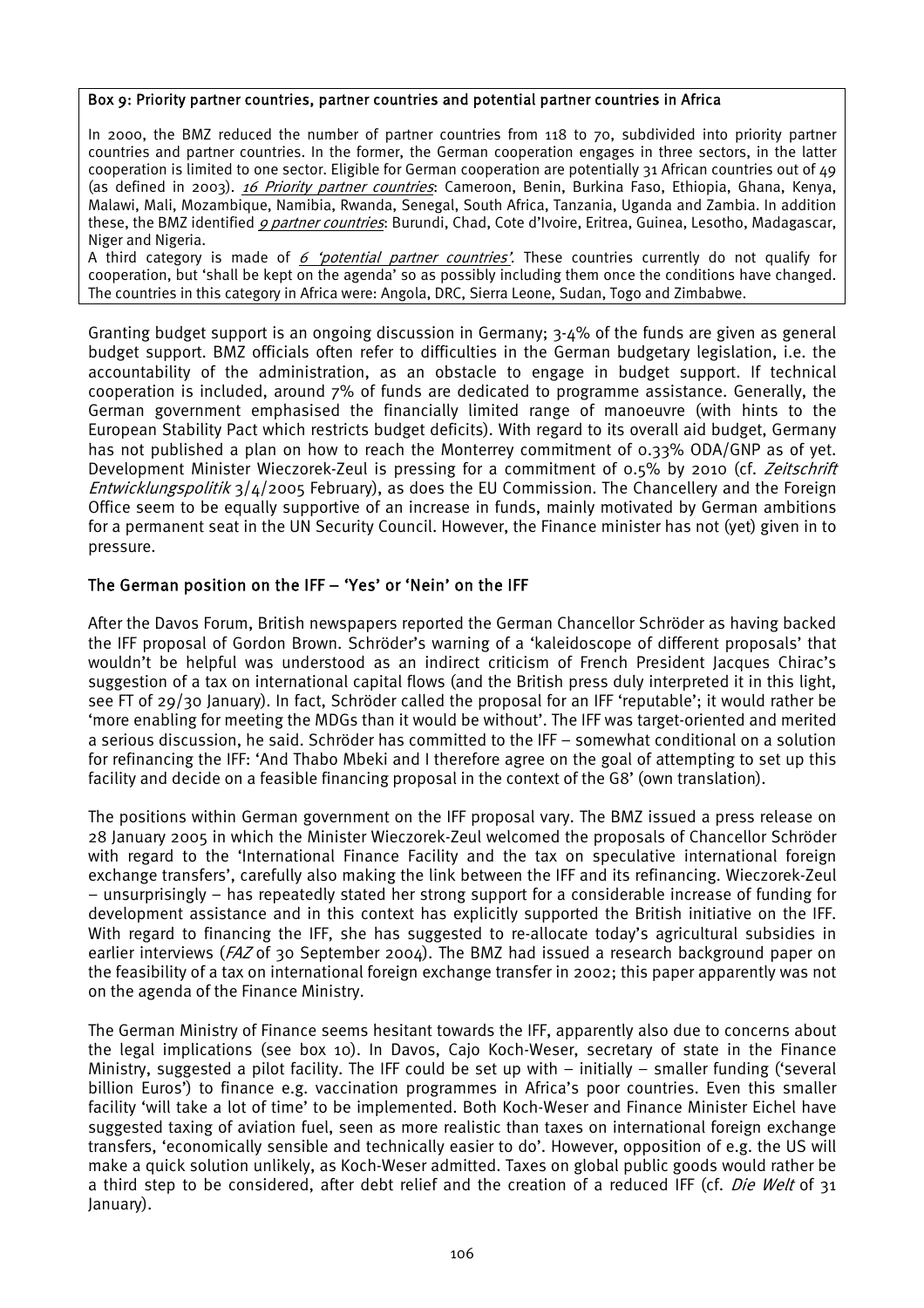**Box 9: Priority partner countries, partner countries and potential partner countries in Africa**

In 2000, the BMZ reduced the number of partner countries from 118 to 70, subdivided into priority partner countries and partner countries. In the former, the German cooperation engages in three sectors, in the latter cooperation is limited to one sector. Eligible for German cooperation are potentially 31 African countries out of 49 (as defined in 2003). *16 Priority partner countries*: Cameroon, Benin, Burkina Faso, Ethiopia, Ghana, Kenya, Malawi, Mali, Mozambique, Namibia, Rwanda, Senegal, South Africa, Tanzania, Uganda and Zambia. In addition these, the BMZ identified *9 partner countries*: Burundi, Chad, Cote d'Ivoire, Eritrea, Guinea, Lesotho, Madagascar, Niger and Nigeria.
A third category is made of *6 'potential partner countries'*. These countries currently do not qualify for cooperation, but 'shall be kept on the agenda' so as possibly including them once the conditions have changed. The countries in this category in Africa were: Angola, DRC, Sierra Leone, Sudan, Togo and Zimbabwe.

Granting budget support is an ongoing discussion in Germany; 3-4% of the funds are given as general budget support. BMZ officials often refer to difficulties in the German budgetary legislation, i.e. the accountability of the administration, as an obstacle to engage in budget support. If technical cooperation is included, around 7% of funds are dedicated to programme assistance. Generally, the German government emphasised the financially limited range of manoeuvre (with hints to the European Stability Pact which restricts budget deficits). With regard to its overall aid budget, Germany has not published a plan on how to reach the Monterrey commitment of 0.33% ODA/GNP as of yet. Development Minister Wieczorek-Zeul is pressing for a commitment of 0.5% by 2010 (cf. *Zeitschrift Entwicklungspolitik* 3/4/2005 February), as does the EU Commission. The Chancellery and the Foreign Office seem to be equally supportive of an increase in funds, mainly motivated by German ambitions for a permanent seat in the UN Security Council. However, the Finance minister has not (yet) given in to pressure.

## The German position on the IFF – 'Yes' or 'Nein' on the IFF

After the Davos Forum, British newspapers reported the German Chancellor Schröder as having backed the IFF proposal of Gordon Brown. Schröder's warning of a 'kaleidoscope of different proposals' that wouldn't be helpful was understood as an indirect criticism of French President Jacques Chirac's suggestion of a tax on international capital flows (and the British press duly interpreted it in this light, see FT of 29/30 January). In fact, Schröder called the proposal for an IFF 'reputable'; it would rather be 'more enabling for meeting the MDGs than it would be without'. The IFF was target-oriented and merited a serious discussion, he said. Schröder has committed to the IFF – somewhat conditional on a solution for refinancing the IFF: 'And Thabo Mbeki and I therefore agree on the goal of attempting to set up this facility and decide on a feasible financing proposal in the context of the G8' (own translation).

The positions within German government on the IFF proposal vary. The BMZ issued a press release on 28 January 2005 in which the Minister Wieczorek-Zeul welcomed the proposals of Chancellor Schröder with regard to the 'International Finance Facility and the tax on speculative international foreign exchange transfers', carefully also making the link between the IFF and its refinancing. Wieczorek-Zeul – unsurprisingly – has repeatedly stated her strong support for a considerable increase of funding for development assistance and in this context has explicitly supported the British initiative on the IFF. With regard to financing the IFF, she has suggested to re-allocate today's agricultural subsidies in earlier interviews (*FAZ* of 30 September 2004). The BMZ had issued a research background paper on the feasibility of a tax on international foreign exchange transfer in 2002; this paper apparently was not on the agenda of the Finance Ministry.

The German Ministry of Finance seems hesitant towards the IFF, apparently also due to concerns about the legal implications (see box 10). In Davos, Cajo Koch-Weser, secretary of state in the Finance Ministry, suggested a pilot facility. The IFF could be set up with – initially – smaller funding ('several billion Euros') to finance e.g. vaccination programmes in Africa's poor countries. Even this smaller facility 'will take a lot of time' to be implemented. Both Koch-Weser and Finance Minister Eichel have suggested taxing of aviation fuel, seen as more realistic than taxes on international foreign exchange transfers, 'economically sensible and technically easier to do'. However, opposition of e.g. the US will make a quick solution unlikely, as Koch-Weser admitted. Taxes on global public goods would rather be a third step to be considered, after debt relief and the creation of a reduced IFF (cf. *Die Welt* of 31 January).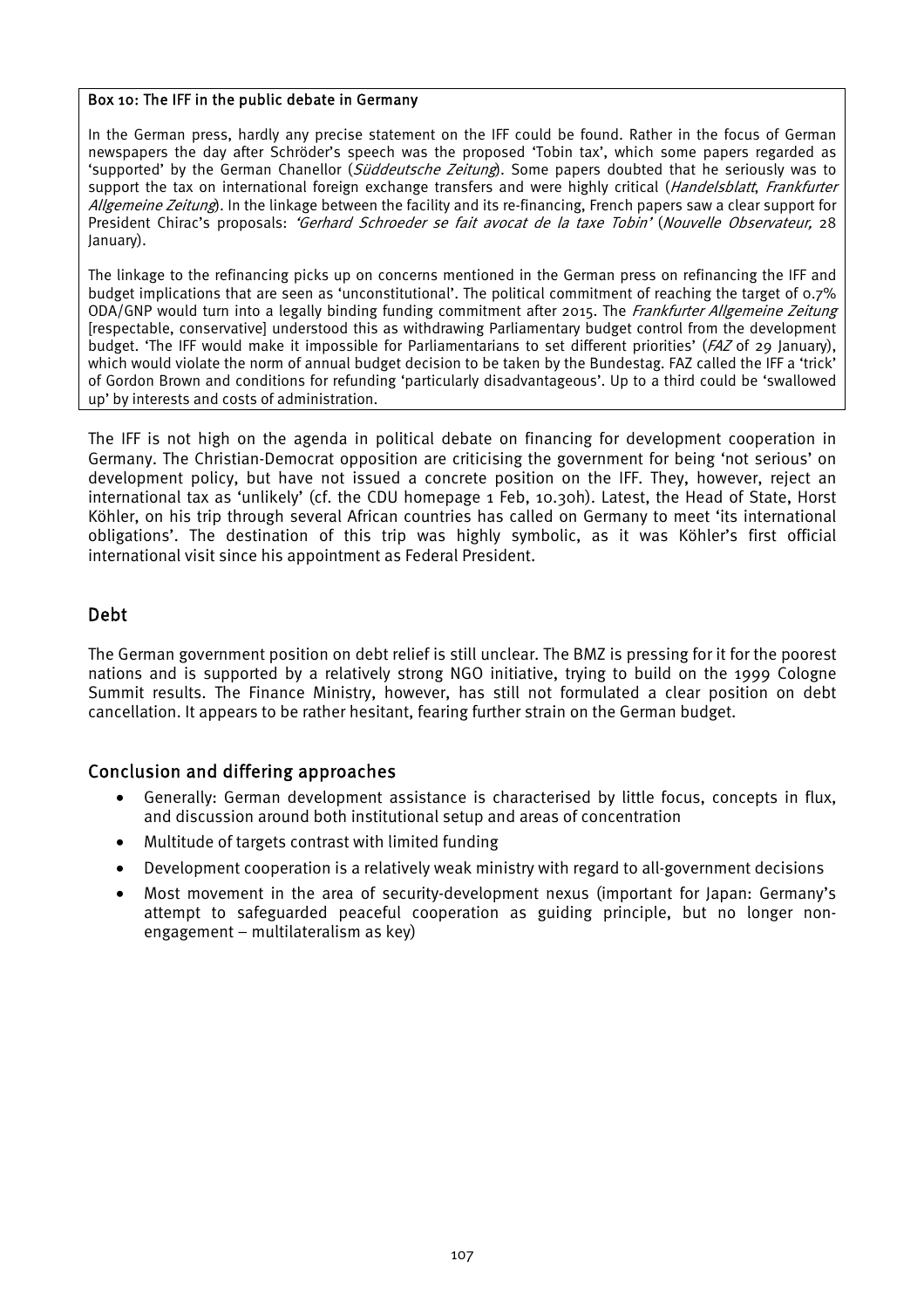**Box 10: The IFF in the public debate in Germany**

In the German press, hardly any precise statement on the IFF could be found. Rather in the focus of German newspapers the day after Schröder's speech was the proposed 'Tobin tax', which some papers regarded as 'supported' by the German Chanellor (*Süddeutsche Zeitung*). Some papers doubted that he seriously was to support the tax on international foreign exchange transfers and were highly critical (*Handelsblatt*, *Frankfurter Allgemeine Zeitung*). In the linkage between the facility and its re-financing, French papers saw a clear support for President Chirac's proposals: *'Gerhard Schroeder se fait avocat de la taxe Tobin'* (*Nouvelle Observateur,* 28 January).

The linkage to the refinancing picks up on concerns mentioned in the German press on refinancing the IFF and budget implications that are seen as 'unconstitutional'. The political commitment of reaching the target of 0.7% ODA/GNP would turn into a legally binding funding commitment after 2015. The *Frankfurter Allgemeine Zeitung* [respectable, conservative] understood this as withdrawing Parliamentary budget control from the development budget. 'The IFF would make it impossible for Parliamentarians to set different priorities' (*FAZ* of 29 January), which would violate the norm of annual budget decision to be taken by the Bundestag. FAZ called the IFF a 'trick' of Gordon Brown and conditions for refunding 'particularly disadvantageous'. Up to a third could be 'swallowed up' by interests and costs of administration.

The IFF is not high on the agenda in political debate on financing for development cooperation in Germany. The Christian-Democrat opposition are criticising the government for being 'not serious' on development policy, but have not issued a concrete position on the IFF. They, however, reject an international tax as 'unlikely' (cf. the CDU homepage 1 Feb, 10.30h). Latest, the Head of State, Horst Köhler, on his trip through several African countries has called on Germany to meet 'its international obligations'. The destination of this trip was highly symbolic, as it was Köhler's first official international visit since his appointment as Federal President.

## Debt

The German government position on debt relief is still unclear. The BMZ is pressing for it for the poorest nations and is supported by a relatively strong NGO initiative, trying to build on the 1999 Cologne Summit results. The Finance Ministry, however, has still not formulated a clear position on debt cancellation. It appears to be rather hesitant, fearing further strain on the German budget.

## Conclusion and differing approaches

- Generally: German development assistance is characterised by little focus, concepts in flux, and discussion around both institutional setup and areas of concentration
- Multitude of targets contrast with limited funding
- Development cooperation is a relatively weak ministry with regard to all-government decisions
- Most movement in the area of security-development nexus (important for Japan: Germany's attempt to safeguarded peaceful cooperation as guiding principle, but no longer non-engagement – multilateralism as key)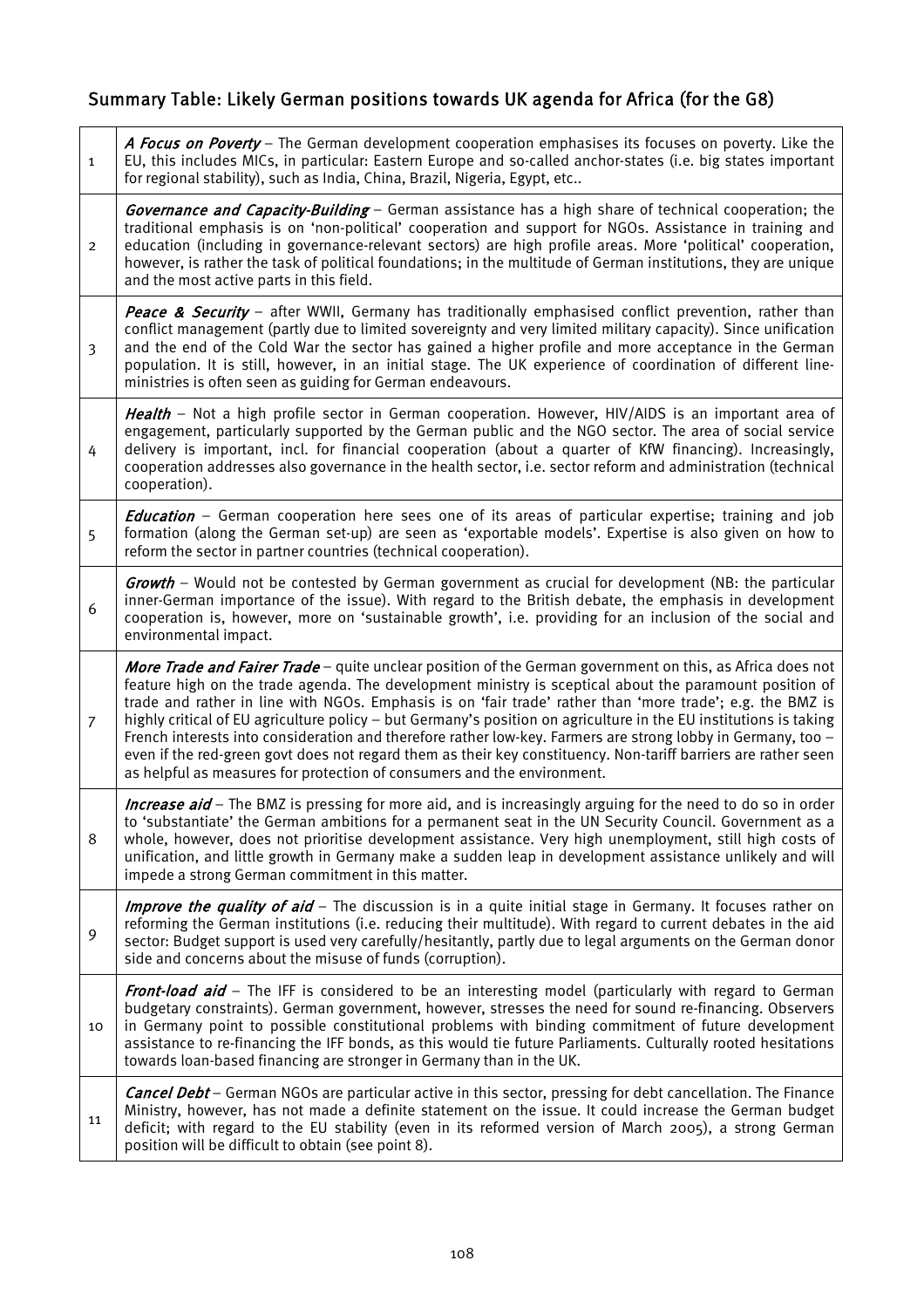## Summary Table: Likely German positions towards UK agenda for Africa (for the G8)

| | |
|---|---|
| 1 | ***A Focus on Poverty*** – The German development cooperation emphasises its focuses on poverty. Like the EU, this includes MICs, in particular: Eastern Europe and so-called anchor-states (i.e. big states important for regional stability), such as India, China, Brazil, Nigeria, Egypt, etc.. |
| 2 | ***Governance and Capacity-Building*** – German assistance has a high share of technical cooperation; the traditional emphasis is on 'non-political' cooperation and support for NGOs. Assistance in training and education (including in governance-relevant sectors) are high profile areas. More 'political' cooperation, however, is rather the task of political foundations; in the multitude of German institutions, they are unique and the most active parts in this field. |
| 3 | ***Peace & Security*** – after WWII, Germany has traditionally emphasised conflict prevention, rather than conflict management (partly due to limited sovereignty and very limited military capacity). Since unification and the end of the Cold War the sector has gained a higher profile and more acceptance in the German population. It is still, however, in an initial stage. The UK experience of coordination of different line-ministries is often seen as guiding for German endeavours. |
| 4 | ***Health*** – Not a high profile sector in German cooperation. However, HIV/AIDS is an important area of engagement, particularly supported by the German public and the NGO sector. The area of social service delivery is important, incl. for financial cooperation (about a quarter of KfW financing). Increasingly, cooperation addresses also governance in the health sector, i.e. sector reform and administration (technical cooperation). |
| 5 | ***Education*** – German cooperation here sees one of its areas of particular expertise; training and job formation (along the German set-up) are seen as 'exportable models'. Expertise is also given on how to reform the sector in partner countries (technical cooperation). |
| 6 | ***Growth*** – Would not be contested by German government as crucial for development (NB: the particular inner-German importance of the issue). With regard to the British debate, the emphasis in development cooperation is, however, more on 'sustainable growth', i.e. providing for an inclusion of the social and environmental impact. |
| 7 | ***More Trade and Fairer Trade*** – quite unclear position of the German government on this, as Africa does not feature high on the trade agenda. The development ministry is sceptical about the paramount position of trade and rather in line with NGOs. Emphasis is on 'fair trade' rather than 'more trade'; e.g. the BMZ is highly critical of EU agriculture policy – but Germany's position on agriculture in the EU institutions is taking French interests into consideration and therefore rather low-key. Farmers are strong lobby in Germany, too – even if the red-green govt does not regard them as their key constituency. Non-tariff barriers are rather seen as helpful as measures for protection of consumers and the environment. |
| 8 | ***Increase aid*** – The BMZ is pressing for more aid, and is increasingly arguing for the need to do so in order to 'substantiate' the German ambitions for a permanent seat in the UN Security Council. Government as a whole, however, does not prioritise development assistance. Very high unemployment, still high costs of unification, and little growth in Germany make a sudden leap in development assistance unlikely and will impede a strong German commitment in this matter. |
| 9 | ***Improve the quality of aid*** – The discussion is in a quite initial stage in Germany. It focuses rather on reforming the German institutions (i.e. reducing their multitude). With regard to current debates in the aid sector: Budget support is used very carefully/hesitantly, partly due to legal arguments on the German donor side and concerns about the misuse of funds (corruption). |
| 10 | ***Front-load aid*** – The IFF is considered to be an interesting model (particularly with regard to German budgetary constraints). German government, however, stresses the need for sound re-financing. Observers in Germany point to possible constitutional problems with binding commitment of future development assistance to re-financing the IFF bonds, as this would tie future Parliaments. Culturally rooted hesitations towards loan-based financing are stronger in Germany than in the UK. |
| 11 | ***Cancel Debt*** – German NGOs are particular active in this sector, pressing for debt cancellation. The Finance Ministry, however, has not made a definite statement on the issue. It could increase the German budget deficit; with regard to the EU stability (even in its reformed version of March 2005), a strong German position will be difficult to obtain (see point 8). |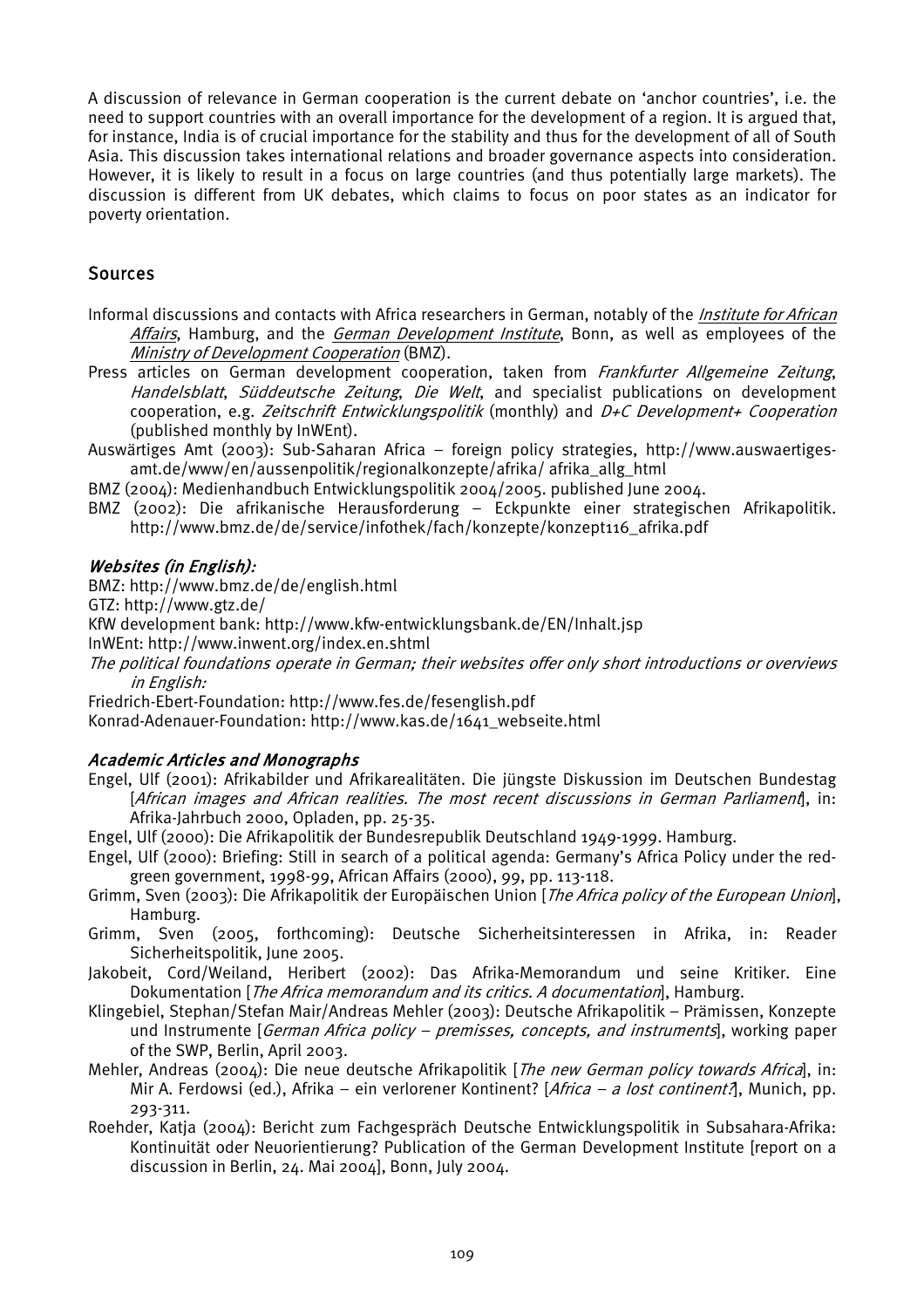A discussion of relevance in German cooperation is the current debate on 'anchor countries', i.e. the need to support countries with an overall importance for the development of a region. It is argued that, for instance, India is of crucial importance for the stability and thus for the development of all of South Asia. This discussion takes international relations and broader governance aspects into consideration. However, it is likely to result in a focus on large countries (and thus potentially large markets). The discussion is different from UK debates, which claims to focus on poor states as an indicator for poverty orientation.

## Sources

Informal discussions and contacts with Africa researchers in German, notably of the *Institute for African Affairs*, Hamburg, and the *German Development Institute*, Bonn, as well as employees of the *Ministry of Development Cooperation* (BMZ).

Press articles on German development cooperation, taken from *Frankfurter Allgemeine Zeitung*, *Handelsblatt*, *Süddeutsche Zeitung*, *Die Welt*, and specialist publications on development cooperation, e.g. *Zeitschrift Entwicklungspolitik* (monthly) and *D+C Development+ Cooperation* (published monthly by InWEnt).

Auswärtiges Amt (2003): Sub-Saharan Africa – foreign policy strategies, http://www.auswaertiges-amt.de/www/en/aussenpolitik/regionalkonzepte/afrika/ afrika_allg_html

BMZ (2004): Medienhandbuch Entwicklungspolitik 2004/2005. published June 2004.

BMZ (2002): Die afrikanische Herausforderung – Eckpunkte einer strategischen Afrikapolitik. http://www.bmz.de/de/service/infothek/fach/konzepte/konzept116_afrika.pdf

### *Websites (in English):*

BMZ: http://www.bmz.de/de/english.html

GTZ: http://www.gtz.de/

KfW development bank: http://www.kfw-entwicklungsbank.de/EN/Inhalt.jsp

InWEnt: http://www.inwent.org/index.en.shtml

*The political foundations operate in German; their websites offer only short introductions or overviews in English:*

Friedrich-Ebert-Foundation: http://www.fes.de/fesenglish.pdf

Konrad-Adenauer-Foundation: http://www.kas.de/1641_webseite.html

### *Academic Articles and Monographs*

Engel, Ulf (2001): Afrikabilder und Afrikarealitäten. Die jüngste Diskussion im Deutschen Bundestag [*African images and African realities. The most recent discussions in German Parliament*], in: Afrika-Jahrbuch 2000, Opladen, pp. 25-35.

Engel, Ulf (2000): Die Afrikapolitik der Bundesrepublik Deutschland 1949-1999. Hamburg.

Engel, Ulf (2000): Briefing: Still in search of a political agenda: Germany's Africa Policy under the red-green government, 1998-99, African Affairs (2000), 99, pp. 113-118.

Grimm, Sven (2003): Die Afrikapolitik der Europäischen Union [*The Africa policy of the European Union*], Hamburg.

Grimm, Sven (2005, forthcoming): Deutsche Sicherheitsinteressen in Afrika, in: Reader Sicherheitspolitik, June 2005.

Jakobeit, Cord/Weiland, Heribert (2002): Das Afrika-Memorandum und seine Kritiker. Eine Dokumentation [*The Africa memorandum and its critics. A documentation*], Hamburg.

Klingebiel, Stephan/Stefan Mair/Andreas Mehler (2003): Deutsche Afrikapolitik – Prämissen, Konzepte und Instrumente [*German Africa policy – premisses, concepts, and instruments*], working paper of the SWP, Berlin, April 2003.

Mehler, Andreas (2004): Die neue deutsche Afrikapolitik [*The new German policy towards Africa*], in: Mir A. Ferdowsi (ed.), Afrika – ein verlorener Kontinent? [*Africa – a lost continent?*], Munich, pp. 293-311.

Roehder, Katja (2004): Bericht zum Fachgespräch Deutsche Entwicklungspolitik in Subsahara-Afrika: Kontinuität oder Neuorientierung? Publication of the German Development Institute [report on a discussion in Berlin, 24. Mai 2004], Bonn, July 2004.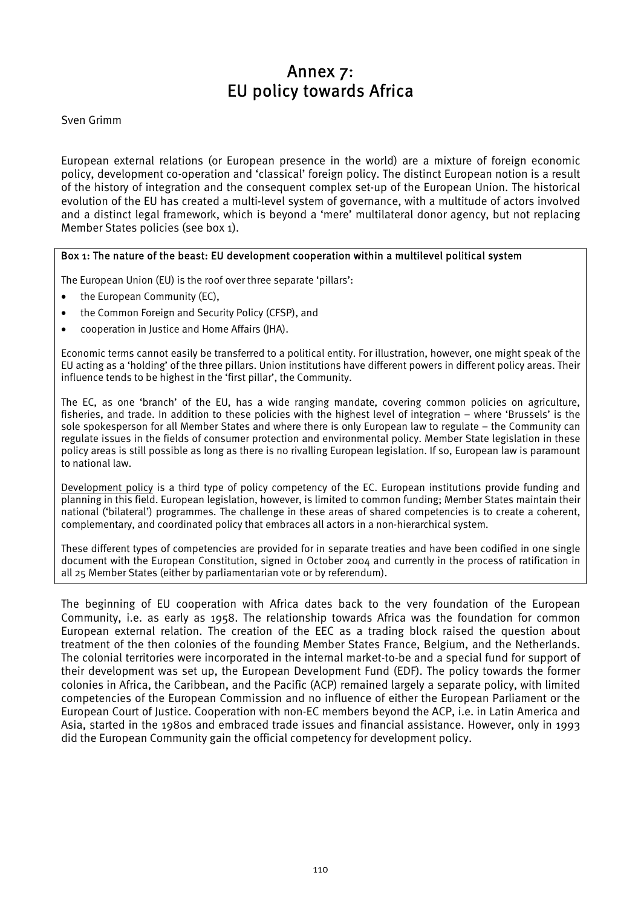# Annex 7:
# EU policy towards Africa

Sven Grimm

European external relations (or European presence in the world) are a mixture of foreign economic policy, development co-operation and 'classical' foreign policy. The distinct European notion is a result of the history of integration and the consequent complex set-up of the European Union. The historical evolution of the EU has created a multi-level system of governance, with a multitude of actors involved and a distinct legal framework, which is beyond a 'mere' multilateral donor agency, but not replacing Member States policies (see box 1).

> **Box 1: The nature of the beast: EU development cooperation within a multilevel political system**
>
> The European Union (EU) is the roof over three separate 'pillars':
>
> - the European Community (EC),
> - the Common Foreign and Security Policy (CFSP), and
> - cooperation in Justice and Home Affairs (JHA).
>
> Economic terms cannot easily be transferred to a political entity. For illustration, however, one might speak of the EU acting as a 'holding' of the three pillars. Union institutions have different powers in different policy areas. Their influence tends to be highest in the 'first pillar', the Community.
>
> The EC, as one 'branch' of the EU, has a wide ranging mandate, covering common policies on agriculture, fisheries, and trade. In addition to these policies with the highest level of integration – where 'Brussels' is the sole spokesperson for all Member States and where there is only European law to regulate – the Community can regulate issues in the fields of consumer protection and environmental policy. Member State legislation in these policy areas is still possible as long as there is no rivalling European legislation. If so, European law is paramount to national law.
>
> Development policy is a third type of policy competency of the EC. European institutions provide funding and planning in this field. European legislation, however, is limited to common funding; Member States maintain their national ('bilateral') programmes. The challenge in these areas of shared competencies is to create a coherent, complementary, and coordinated policy that embraces all actors in a non-hierarchical system.
>
> These different types of competencies are provided for in separate treaties and have been codified in one single document with the European Constitution, signed in October 2004 and currently in the process of ratification in all 25 Member States (either by parliamentarian vote or by referendum).

The beginning of EU cooperation with Africa dates back to the very foundation of the European Community, i.e. as early as 1958. The relationship towards Africa was the foundation for common European external relation. The creation of the EEC as a trading block raised the question about treatment of the then colonies of the founding Member States France, Belgium, and the Netherlands. The colonial territories were incorporated in the internal market-to-be and a special fund for support of their development was set up, the European Development Fund (EDF). The policy towards the former colonies in Africa, the Caribbean, and the Pacific (ACP) remained largely a separate policy, with limited competencies of the European Commission and no influence of either the European Parliament or the European Court of Justice. Cooperation with non-EC members beyond the ACP, i.e. in Latin America and Asia, started in the 1980s and embraced trade issues and financial assistance. However, only in 1993 did the European Community gain the official competency for development policy.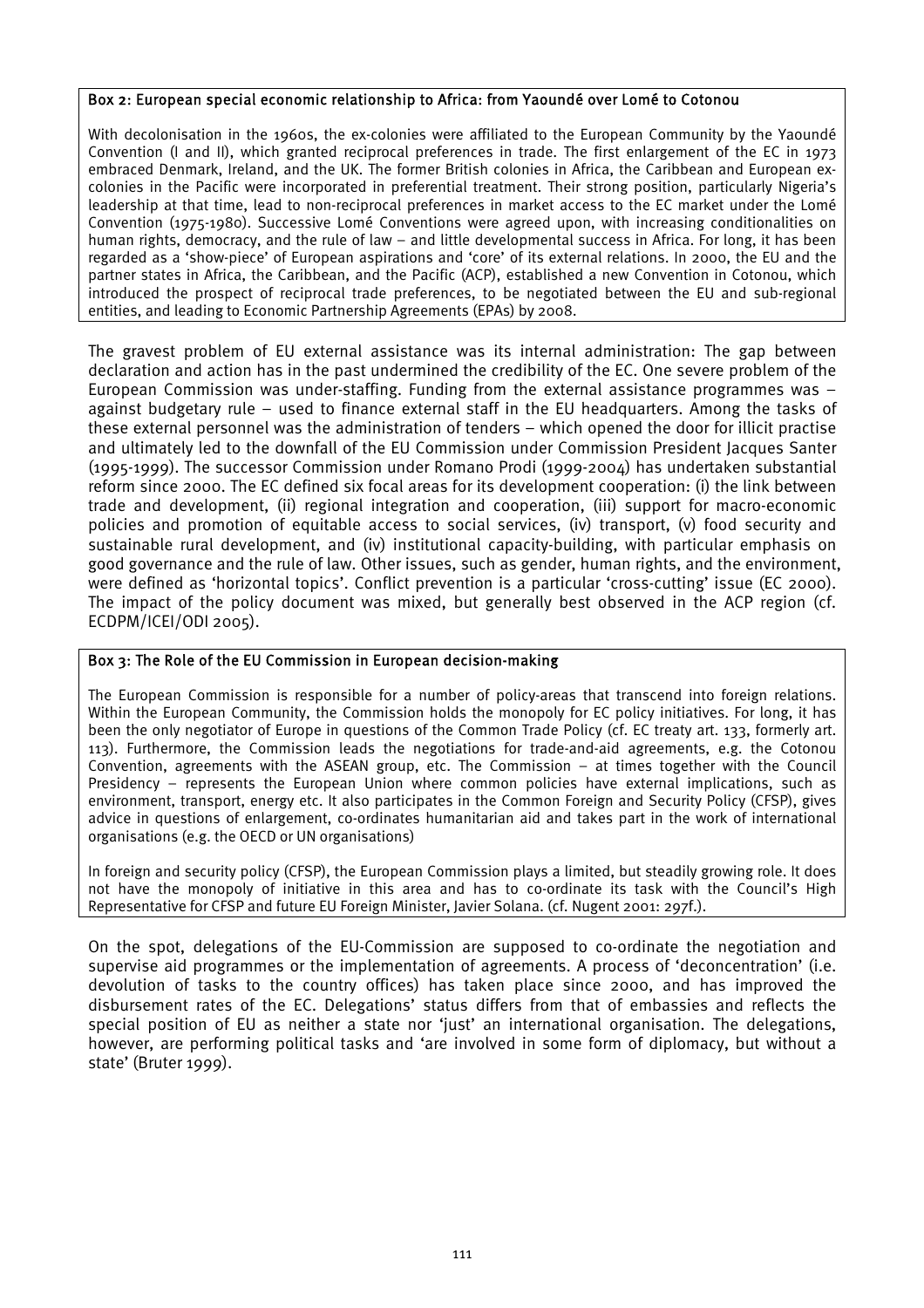**Box 2: European special economic relationship to Africa: from Yaoundé over Lomé to Cotonou**

With decolonisation in the 1960s, the ex-colonies were affiliated to the European Community by the Yaoundé Convention (I and II), which granted reciprocal preferences in trade. The first enlargement of the EC in 1973 embraced Denmark, Ireland, and the UK. The former British colonies in Africa, the Caribbean and European ex-colonies in the Pacific were incorporated in preferential treatment. Their strong position, particularly Nigeria's leadership at that time, lead to non-reciprocal preferences in market access to the EC market under the Lomé Convention (1975-1980). Successive Lomé Conventions were agreed upon, with increasing conditionalities on human rights, democracy, and the rule of law – and little developmental success in Africa. For long, it has been regarded as a 'show-piece' of European aspirations and 'core' of its external relations. In 2000, the EU and the partner states in Africa, the Caribbean, and the Pacific (ACP), established a new Convention in Cotonou, which introduced the prospect of reciprocal trade preferences, to be negotiated between the EU and sub-regional entities, and leading to Economic Partnership Agreements (EPAs) by 2008.

The gravest problem of EU external assistance was its internal administration: The gap between declaration and action has in the past undermined the credibility of the EC. One severe problem of the European Commission was under-staffing. Funding from the external assistance programmes was – against budgetary rule – used to finance external staff in the EU headquarters. Among the tasks of these external personnel was the administration of tenders – which opened the door for illicit practise and ultimately led to the downfall of the EU Commission under Commission President Jacques Santer (1995-1999). The successor Commission under Romano Prodi (1999-2004) has undertaken substantial reform since 2000. The EC defined six focal areas for its development cooperation: (i) the link between trade and development, (ii) regional integration and cooperation, (iii) support for macro-economic policies and promotion of equitable access to social services, (iv) transport, (v) food security and sustainable rural development, and (iv) institutional capacity-building, with particular emphasis on good governance and the rule of law. Other issues, such as gender, human rights, and the environment, were defined as 'horizontal topics'. Conflict prevention is a particular 'cross-cutting' issue (EC 2000). The impact of the policy document was mixed, but generally best observed in the ACP region (cf. ECDPM/ICEI/ODI 2005).

**Box 3: The Role of the EU Commission in European decision-making**

The European Commission is responsible for a number of policy-areas that transcend into foreign relations. Within the European Community, the Commission holds the monopoly for EC policy initiatives. For long, it has been the only negotiator of Europe in questions of the Common Trade Policy (cf. EC treaty art. 133, formerly art. 113). Furthermore, the Commission leads the negotiations for trade-and-aid agreements, e.g. the Cotonou Convention, agreements with the ASEAN group, etc. The Commission – at times together with the Council Presidency – represents the European Union where common policies have external implications, such as environment, transport, energy etc. It also participates in the Common Foreign and Security Policy (CFSP), gives advice in questions of enlargement, co-ordinates humanitarian aid and takes part in the work of international organisations (e.g. the OECD or UN organisations)

In foreign and security policy (CFSP), the European Commission plays a limited, but steadily growing role. It does not have the monopoly of initiative in this area and has to co-ordinate its task with the Council's High Representative for CFSP and future EU Foreign Minister, Javier Solana. (cf. Nugent 2001: 297f.).

On the spot, delegations of the EU-Commission are supposed to co-ordinate the negotiation and supervise aid programmes or the implementation of agreements. A process of 'deconcentration' (i.e. devolution of tasks to the country offices) has taken place since 2000, and has improved the disbursement rates of the EC. Delegations' status differs from that of embassies and reflects the special position of EU as neither a state nor 'just' an international organisation. The delegations, however, are performing political tasks and 'are involved in some form of diplomacy, but without a state' (Bruter 1999).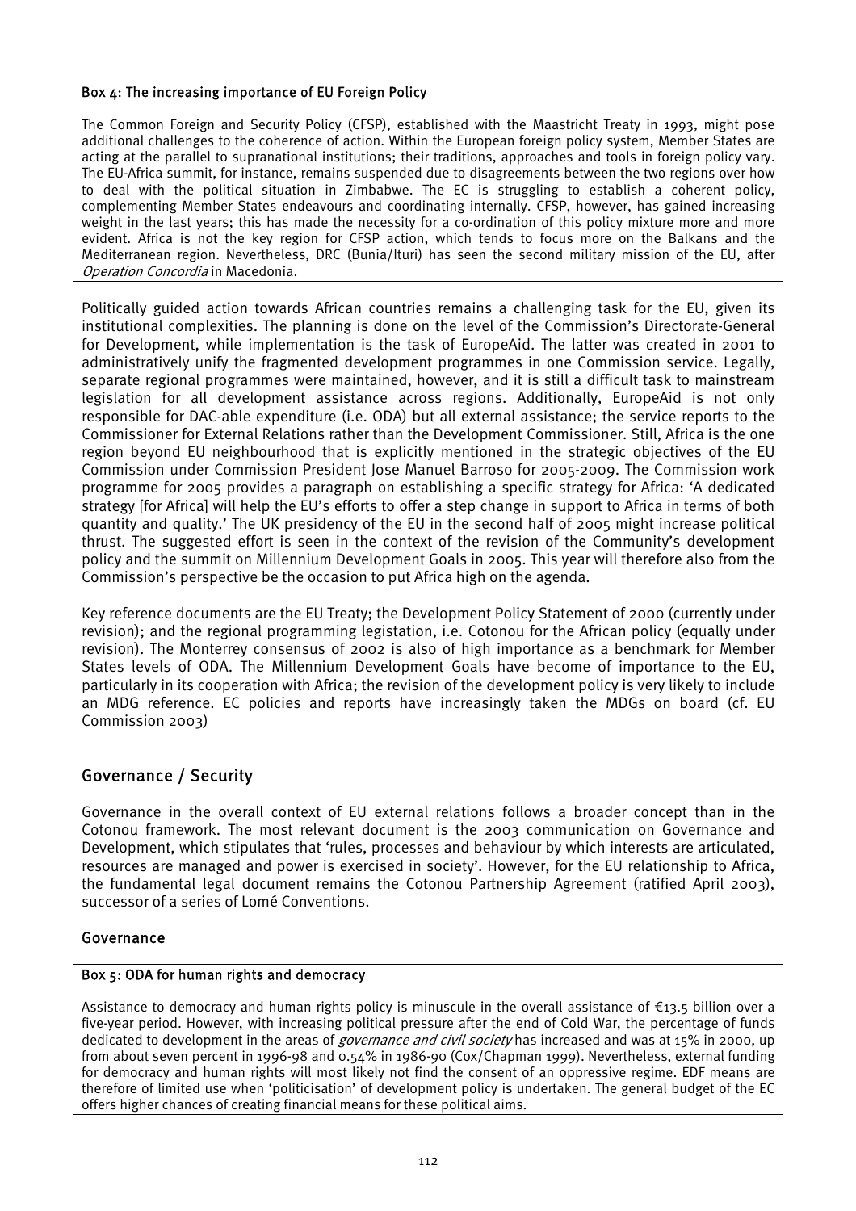**Box 4: The increasing importance of EU Foreign Policy**

The Common Foreign and Security Policy (CFSP), established with the Maastricht Treaty in 1993, might pose additional challenges to the coherence of action. Within the European foreign policy system, Member States are acting at the parallel to supranational institutions; their traditions, approaches and tools in foreign policy vary. The EU-Africa summit, for instance, remains suspended due to disagreements between the two regions over how to deal with the political situation in Zimbabwe. The EC is struggling to establish a coherent policy, complementing Member States endeavours and coordinating internally. CFSP, however, has gained increasing weight in the last years; this has made the necessity for a co-ordination of this policy mixture more and more evident. Africa is not the key region for CFSP action, which tends to focus more on the Balkans and the Mediterranean region. Nevertheless, DRC (Bunia/Ituri) has seen the second military mission of the EU, after *Operation Concordia* in Macedonia.

Politically guided action towards African countries remains a challenging task for the EU, given its institutional complexities. The planning is done on the level of the Commission's Directorate-General for Development, while implementation is the task of EuropeAid. The latter was created in 2001 to administratively unify the fragmented development programmes in one Commission service. Legally, separate regional programmes were maintained, however, and it is still a difficult task to mainstream legislation for all development assistance across regions. Additionally, EuropeAid is not only responsible for DAC-able expenditure (i.e. ODA) but all external assistance; the service reports to the Commissioner for External Relations rather than the Development Commissioner. Still, Africa is the one region beyond EU neighbourhood that is explicitly mentioned in the strategic objectives of the EU Commission under Commission President Jose Manuel Barroso for 2005-2009. The Commission work programme for 2005 provides a paragraph on establishing a specific strategy for Africa: 'A dedicated strategy [for Africa] will help the EU's efforts to offer a step change in support to Africa in terms of both quantity and quality.' The UK presidency of the EU in the second half of 2005 might increase political thrust. The suggested effort is seen in the context of the revision of the Community's development policy and the summit on Millennium Development Goals in 2005. This year will therefore also from the Commission's perspective be the occasion to put Africa high on the agenda.

Key reference documents are the EU Treaty; the Development Policy Statement of 2000 (currently under revision); and the regional programming legistation, i.e. Cotonou for the African policy (equally under revision). The Monterrey consensus of 2002 is also of high importance as a benchmark for Member States levels of ODA. The Millennium Development Goals have become of importance to the EU, particularly in its cooperation with Africa; the revision of the development policy is very likely to include an MDG reference. EC policies and reports have increasingly taken the MDGs on board (cf. EU Commission 2003)

## Governance / Security

Governance in the overall context of EU external relations follows a broader concept than in the Cotonou framework. The most relevant document is the 2003 communication on Governance and Development, which stipulates that 'rules, processes and behaviour by which interests are articulated, resources are managed and power is exercised in society'. However, for the EU relationship to Africa, the fundamental legal document remains the Cotonou Partnership Agreement (ratified April 2003), successor of a series of Lomé Conventions.

### Governance

**Box 5: ODA for human rights and democracy**

Assistance to democracy and human rights policy is minuscule in the overall assistance of €13.5 billion over a five-year period. However, with increasing political pressure after the end of Cold War, the percentage of funds dedicated to development in the areas of *governance and civil society* has increased and was at 15% in 2000, up from about seven percent in 1996-98 and 0.54% in 1986-90 (Cox/Chapman 1999). Nevertheless, external funding for democracy and human rights will most likely not find the consent of an oppressive regime. EDF means are therefore of limited use when 'politicisation' of development policy is undertaken. The general budget of the EC offers higher chances of creating financial means for these political aims.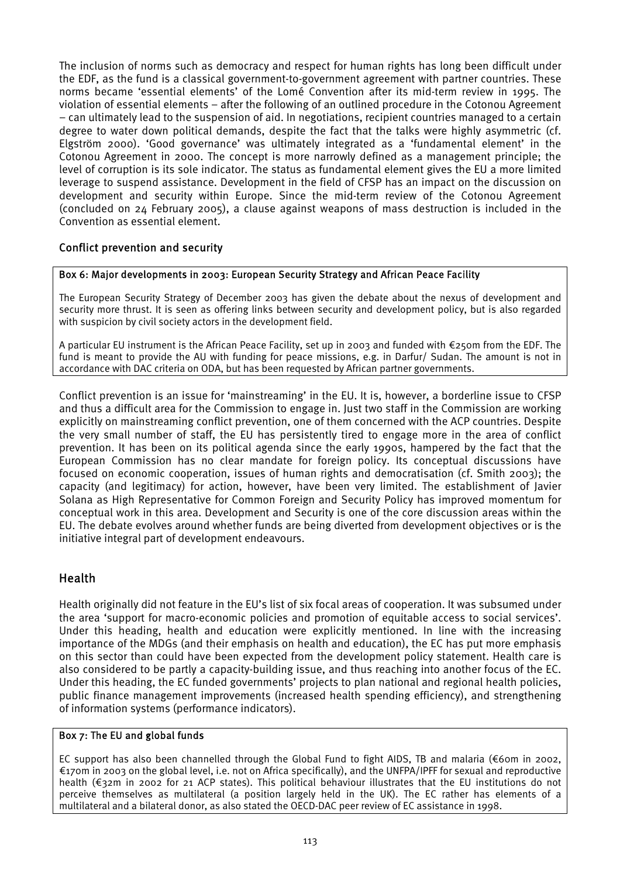The inclusion of norms such as democracy and respect for human rights has long been difficult under the EDF, as the fund is a classical government-to-government agreement with partner countries. These norms became 'essential elements' of the Lomé Convention after its mid-term review in 1995. The violation of essential elements – after the following of an outlined procedure in the Cotonou Agreement – can ultimately lead to the suspension of aid. In negotiations, recipient countries managed to a certain degree to water down political demands, despite the fact that the talks were highly asymmetric (cf. Elgström 2000). 'Good governance' was ultimately integrated as a 'fundamental element' in the Cotonou Agreement in 2000. The concept is more narrowly defined as a management principle; the level of corruption is its sole indicator. The status as fundamental element gives the EU a more limited leverage to suspend assistance. Development in the field of CFSP has an impact on the discussion on development and security within Europe. Since the mid-term review of the Cotonou Agreement (concluded on 24 February 2005), a clause against weapons of mass destruction is included in the Convention as essential element.

### Conflict prevention and security

**Box 6: Major developments in 2003: European Security Strategy and African Peace Facility**

The European Security Strategy of December 2003 has given the debate about the nexus of development and security more thrust. It is seen as offering links between security and development policy, but is also regarded with suspicion by civil society actors in the development field.

A particular EU instrument is the African Peace Facility, set up in 2003 and funded with €250m from the EDF. The fund is meant to provide the AU with funding for peace missions, e.g. in Darfur/ Sudan. The amount is not in accordance with DAC criteria on ODA, but has been requested by African partner governments.

Conflict prevention is an issue for 'mainstreaming' in the EU. It is, however, a borderline issue to CFSP and thus a difficult area for the Commission to engage in. Just two staff in the Commission are working explicitly on mainstreaming conflict prevention, one of them concerned with the ACP countries. Despite the very small number of staff, the EU has persistently tired to engage more in the area of conflict prevention. It has been on its political agenda since the early 1990s, hampered by the fact that the European Commission has no clear mandate for foreign policy. Its conceptual discussions have focused on economic cooperation, issues of human rights and democratisation (cf. Smith 2003); the capacity (and legitimacy) for action, however, have been very limited. The establishment of Javier Solana as High Representative for Common Foreign and Security Policy has improved momentum for conceptual work in this area. Development and Security is one of the core discussion areas within the EU. The debate evolves around whether funds are being diverted from development objectives or is the initiative integral part of development endeavours.

## Health

Health originally did not feature in the EU's list of six focal areas of cooperation. It was subsumed under the area 'support for macro-economic policies and promotion of equitable access to social services'. Under this heading, health and education were explicitly mentioned. In line with the increasing importance of the MDGs (and their emphasis on health and education), the EC has put more emphasis on this sector than could have been expected from the development policy statement. Health care is also considered to be partly a capacity-building issue, and thus reaching into another focus of the EC. Under this heading, the EC funded governments' projects to plan national and regional health policies, public finance management improvements (increased health spending efficiency), and strengthening of information systems (performance indicators).

**Box 7: The EU and global funds**

EC support has also been channelled through the Global Fund to fight AIDS, TB and malaria (€60m in 2002, €170m in 2003 on the global level, i.e. not on Africa specifically), and the UNFPA/IPFF for sexual and reproductive health (€32m in 2002 for 21 ACP states). This political behaviour illustrates that the EU institutions do not perceive themselves as multilateral (a position largely held in the UK). The EC rather has elements of a multilateral and a bilateral donor, as also stated the OECD-DAC peer review of EC assistance in 1998.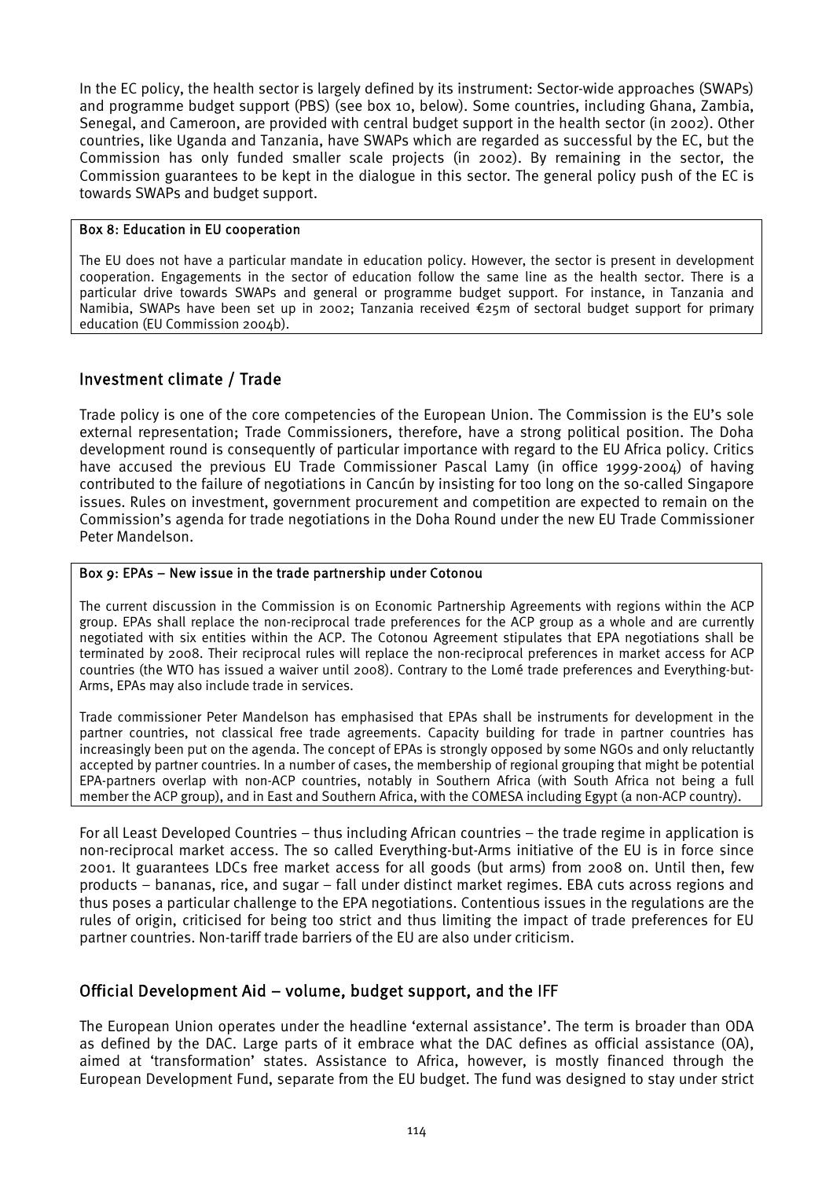In the EC policy, the health sector is largely defined by its instrument: Sector-wide approaches (SWAPs) and programme budget support (PBS) (see box 10, below). Some countries, including Ghana, Zambia, Senegal, and Cameroon, are provided with central budget support in the health sector (in 2002). Other countries, like Uganda and Tanzania, have SWAPs which are regarded as successful by the EC, but the Commission has only funded smaller scale projects (in 2002). By remaining in the sector, the Commission guarantees to be kept in the dialogue in this sector. The general policy push of the EC is towards SWAPs and budget support.

**Box 8: Education in EU cooperation**

The EU does not have a particular mandate in education policy. However, the sector is present in development cooperation. Engagements in the sector of education follow the same line as the health sector. There is a particular drive towards SWAPs and general or programme budget support. For instance, in Tanzania and Namibia, SWAPs have been set up in 2002; Tanzania received €25m of sectoral budget support for primary education (EU Commission 2004b).

## Investment climate / Trade

Trade policy is one of the core competencies of the European Union. The Commission is the EU's sole external representation; Trade Commissioners, therefore, have a strong political position. The Doha development round is consequently of particular importance with regard to the EU Africa policy. Critics have accused the previous EU Trade Commissioner Pascal Lamy (in office 1999-2004) of having contributed to the failure of negotiations in Cancún by insisting for too long on the so-called Singapore issues. Rules on investment, government procurement and competition are expected to remain on the Commission's agenda for trade negotiations in the Doha Round under the new EU Trade Commissioner Peter Mandelson.

**Box 9: EPAs – New issue in the trade partnership under Cotonou**

The current discussion in the Commission is on Economic Partnership Agreements with regions within the ACP group. EPAs shall replace the non-reciprocal trade preferences for the ACP group as a whole and are currently negotiated with six entities within the ACP. The Cotonou Agreement stipulates that EPA negotiations shall be terminated by 2008. Their reciprocal rules will replace the non-reciprocal preferences in market access for ACP countries (the WTO has issued a waiver until 2008). Contrary to the Lomé trade preferences and Everything-but-Arms, EPAs may also include trade in services.

Trade commissioner Peter Mandelson has emphasised that EPAs shall be instruments for development in the partner countries, not classical free trade agreements. Capacity building for trade in partner countries has increasingly been put on the agenda. The concept of EPAs is strongly opposed by some NGOs and only reluctantly accepted by partner countries. In a number of cases, the membership of regional grouping that might be potential EPA-partners overlap with non-ACP countries, notably in Southern Africa (with South Africa not being a full member the ACP group), and in East and Southern Africa, with the COMESA including Egypt (a non-ACP country).

For all Least Developed Countries – thus including African countries – the trade regime in application is non-reciprocal market access. The so called Everything-but-Arms initiative of the EU is in force since 2001. It guarantees LDCs free market access for all goods (but arms) from 2008 on. Until then, few products – bananas, rice, and sugar – fall under distinct market regimes. EBA cuts across regions and thus poses a particular challenge to the EPA negotiations. Contentious issues in the regulations are the rules of origin, criticised for being too strict and thus limiting the impact of trade preferences for EU partner countries. Non-tariff trade barriers of the EU are also under criticism.

## Official Development Aid – volume, budget support, and the IFF

The European Union operates under the headline 'external assistance'. The term is broader than ODA as defined by the DAC. Large parts of it embrace what the DAC defines as official assistance (OA), aimed at 'transformation' states. Assistance to Africa, however, is mostly financed through the European Development Fund, separate from the EU budget. The fund was designed to stay under strict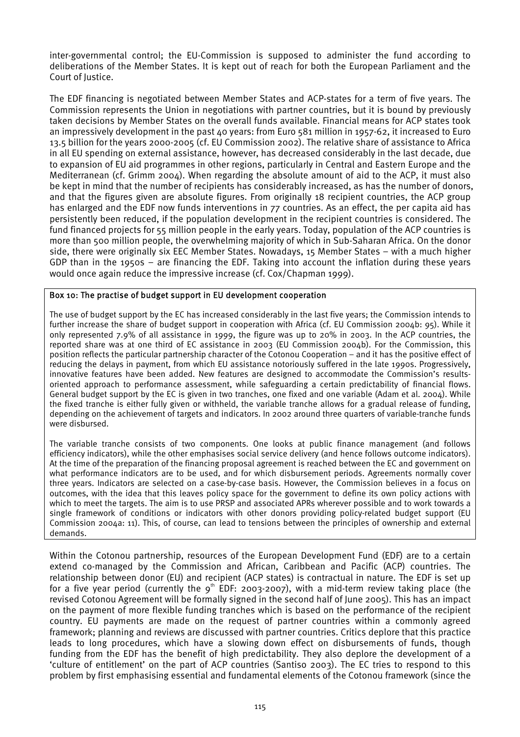inter-governmental control; the EU-Commission is supposed to administer the fund according to deliberations of the Member States. It is kept out of reach for both the European Parliament and the Court of Justice.

The EDF financing is negotiated between Member States and ACP-states for a term of five years. The Commission represents the Union in negotiations with partner countries, but it is bound by previously taken decisions by Member States on the overall funds available. Financial means for ACP states took an impressively development in the past 40 years: from Euro 581 million in 1957-62, it increased to Euro 13.5 billion for the years 2000-2005 (cf. EU Commission 2002). The relative share of assistance to Africa in all EU spending on external assistance, however, has decreased considerably in the last decade, due to expansion of EU aid programmes in other regions, particularly in Central and Eastern Europe and the Mediterranean (cf. Grimm 2004). When regarding the absolute amount of aid to the ACP, it must also be kept in mind that the number of recipients has considerably increased, as has the number of donors, and that the figures given are absolute figures. From originally 18 recipient countries, the ACP group has enlarged and the EDF now funds interventions in 77 countries. As an effect, the per capita aid has persistently been reduced, if the population development in the recipient countries is considered. The fund financed projects for 55 million people in the early years. Today, population of the ACP countries is more than 500 million people, the overwhelming majority of which in Sub-Saharan Africa. On the donor side, there were originally six EEC Member States. Nowadays, 15 Member States – with a much higher GDP than in the 1950s – are financing the EDF. Taking into account the inflation during these years would once again reduce the impressive increase (cf. Cox/Chapman 1999).

**Box 10: The practise of budget support in EU development cooperation**

The use of budget support by the EC has increased considerably in the last five years; the Commission intends to further increase the share of budget support in cooperation with Africa (cf. EU Commission 2004b: 95). While it only represented 7.9% of all assistance in 1999, the figure was up to 20% in 2003. In the ACP countries, the reported share was at one third of EC assistance in 2003 (EU Commission 2004b). For the Commission, this position reflects the particular partnership character of the Cotonou Cooperation – and it has the positive effect of reducing the delays in payment, from which EU assistance notoriously suffered in the late 1990s. Progressively, innovative features have been added. New features are designed to accommodate the Commission's results-oriented approach to performance assessment, while safeguarding a certain predictability of financial flows. General budget support by the EC is given in two tranches, one fixed and one variable (Adam et al. 2004). While the fixed tranche is either fully given or withheld, the variable tranche allows for a gradual release of funding, depending on the achievement of targets and indicators. In 2002 around three quarters of variable-tranche funds were disbursed.

The variable tranche consists of two components. One looks at public finance management (and follows efficiency indicators), while the other emphasises social service delivery (and hence follows outcome indicators). At the time of the preparation of the financing proposal agreement is reached between the EC and government on what performance indicators are to be used, and for which disbursement periods. Agreements normally cover three years. Indicators are selected on a case-by-case basis. However, the Commission believes in a focus on outcomes, with the idea that this leaves policy space for the government to define its own policy actions with which to meet the targets. The aim is to use PRSP and associated APRs wherever possible and to work towards a single framework of conditions or indicators with other donors providing policy-related budget support (EU Commission 2004a: 11). This, of course, can lead to tensions between the principles of ownership and external demands.

Within the Cotonou partnership, resources of the European Development Fund (EDF) are to a certain extend co-managed by the Commission and African, Caribbean and Pacific (ACP) countries. The relationship between donor (EU) and recipient (ACP states) is contractual in nature. The EDF is set up for a five year period (currently the 9th EDF: 2003-2007), with a mid-term review taking place (the revised Cotonou Agreement will be formally signed in the second half of June 2005). This has an impact on the payment of more flexible funding tranches which is based on the performance of the recipient country. EU payments are made on the request of partner countries within a commonly agreed framework; planning and reviews are discussed with partner countries. Critics deplore that this practice leads to long procedures, which have a slowing down effect on disbursements of funds, though funding from the EDF has the benefit of high predictability. They also deplore the development of a 'culture of entitlement' on the part of ACP countries (Santiso 2003). The EC tries to respond to this problem by first emphasising essential and fundamental elements of the Cotonou framework (since the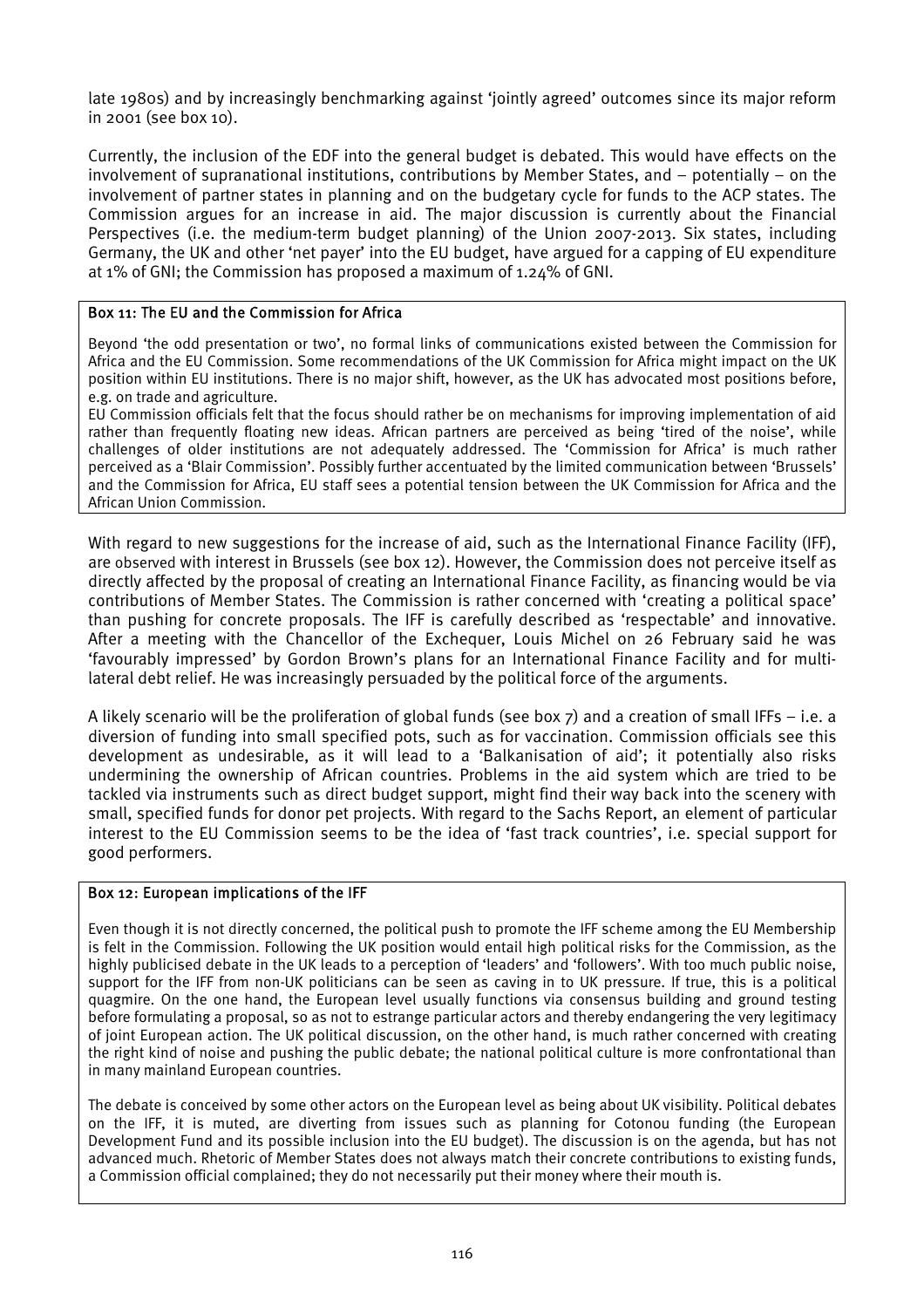late 1980s) and by increasingly benchmarking against 'jointly agreed' outcomes since its major reform in 2001 (see box 10).

Currently, the inclusion of the EDF into the general budget is debated. This would have effects on the involvement of supranational institutions, contributions by Member States, and – potentially – on the involvement of partner states in planning and on the budgetary cycle for funds to the ACP states. The Commission argues for an increase in aid. The major discussion is currently about the Financial Perspectives (i.e. the medium-term budget planning) of the Union 2007-2013. Six states, including Germany, the UK and other 'net payer' into the EU budget, have argued for a capping of EU expenditure at 1% of GNI; the Commission has proposed a maximum of 1.24% of GNI.

**Box 11: The EU and the Commission for Africa**

Beyond 'the odd presentation or two', no formal links of communications existed between the Commission for Africa and the EU Commission. Some recommendations of the UK Commission for Africa might impact on the UK position within EU institutions. There is no major shift, however, as the UK has advocated most positions before, e.g. on trade and agriculture.

EU Commission officials felt that the focus should rather be on mechanisms for improving implementation of aid rather than frequently floating new ideas. African partners are perceived as being 'tired of the noise', while challenges of older institutions are not adequately addressed. The 'Commission for Africa' is much rather perceived as a 'Blair Commission'. Possibly further accentuated by the limited communication between 'Brussels' and the Commission for Africa, EU staff sees a potential tension between the UK Commission for Africa and the African Union Commission.

With regard to new suggestions for the increase of aid, such as the International Finance Facility (IFF), are observed with interest in Brussels (see box 12). However, the Commission does not perceive itself as directly affected by the proposal of creating an International Finance Facility, as financing would be via contributions of Member States. The Commission is rather concerned with 'creating a political space' than pushing for concrete proposals. The IFF is carefully described as 'respectable' and innovative. After a meeting with the Chancellor of the Exchequer, Louis Michel on 26 February said he was 'favourably impressed' by Gordon Brown's plans for an International Finance Facility and for multi-lateral debt relief. He was increasingly persuaded by the political force of the arguments.

A likely scenario will be the proliferation of global funds (see box 7) and a creation of small IFFs – i.e. a diversion of funding into small specified pots, such as for vaccination. Commission officials see this development as undesirable, as it will lead to a 'Balkanisation of aid'; it potentially also risks undermining the ownership of African countries. Problems in the aid system which are tried to be tackled via instruments such as direct budget support, might find their way back into the scenery with small, specified funds for donor pet projects. With regard to the Sachs Report, an element of particular interest to the EU Commission seems to be the idea of 'fast track countries', i.e. special support for good performers.

**Box 12: European implications of the IFF**

Even though it is not directly concerned, the political push to promote the IFF scheme among the EU Membership is felt in the Commission. Following the UK position would entail high political risks for the Commission, as the highly publicised debate in the UK leads to a perception of 'leaders' and 'followers'. With too much public noise, support for the IFF from non-UK politicians can be seen as caving in to UK pressure. If true, this is a political quagmire. On the one hand, the European level usually functions via consensus building and ground testing before formulating a proposal, so as not to estrange particular actors and thereby endangering the very legitimacy of joint European action. The UK political discussion, on the other hand, is much rather concerned with creating the right kind of noise and pushing the public debate; the national political culture is more confrontational than in many mainland European countries.

The debate is conceived by some other actors on the European level as being about UK visibility. Political debates on the IFF, it is muted, are diverting from issues such as planning for Cotonou funding (the European Development Fund and its possible inclusion into the EU budget). The discussion is on the agenda, but has not advanced much. Rhetoric of Member States does not always match their concrete contributions to existing funds, a Commission official complained; they do not necessarily put their money where their mouth is.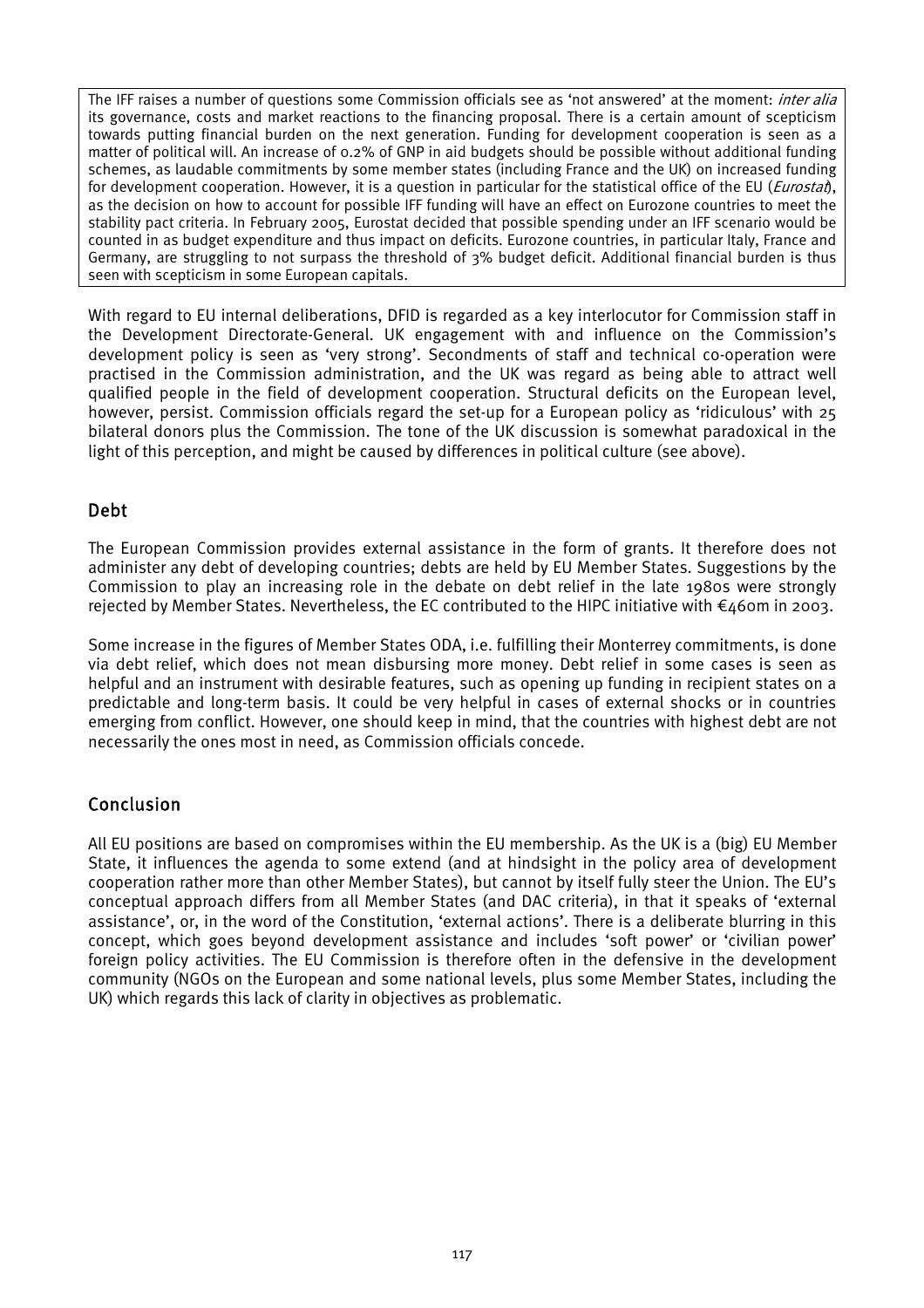> The IFF raises a number of questions some Commission officials see as 'not answered' at the moment: *inter alia* its governance, costs and market reactions to the financing proposal. There is a certain amount of scepticism towards putting financial burden on the next generation. Funding for development cooperation is seen as a matter of political will. An increase of 0.2% of GNP in aid budgets should be possible without additional funding schemes, as laudable commitments by some member states (including France and the UK) on increased funding for development cooperation. However, it is a question in particular for the statistical office of the EU (*Eurostat*), as the decision on how to account for possible IFF funding will have an effect on Eurozone countries to meet the stability pact criteria. In February 2005, Eurostat decided that possible spending under an IFF scenario would be counted in as budget expenditure and thus impact on deficits. Eurozone countries, in particular Italy, France and Germany, are struggling to not surpass the threshold of 3% budget deficit. Additional financial burden is thus seen with scepticism in some European capitals.

With regard to EU internal deliberations, DFID is regarded as a key interlocutor for Commission staff in the Development Directorate-General. UK engagement with and influence on the Commission's development policy is seen as 'very strong'. Secondments of staff and technical co-operation were practised in the Commission administration, and the UK was regard as being able to attract well qualified people in the field of development cooperation. Structural deficits on the European level, however, persist. Commission officials regard the set-up for a European policy as 'ridiculous' with 25 bilateral donors plus the Commission. The tone of the UK discussion is somewhat paradoxical in the light of this perception, and might be caused by differences in political culture (see above).

## Debt

The European Commission provides external assistance in the form of grants. It therefore does not administer any debt of developing countries; debts are held by EU Member States. Suggestions by the Commission to play an increasing role in the debate on debt relief in the late 1980s were strongly rejected by Member States. Nevertheless, the EC contributed to the HIPC initiative with €460m in 2003.

Some increase in the figures of Member States ODA, i.e. fulfilling their Monterrey commitments, is done via debt relief, which does not mean disbursing more money. Debt relief in some cases is seen as helpful and an instrument with desirable features, such as opening up funding in recipient states on a predictable and long-term basis. It could be very helpful in cases of external shocks or in countries emerging from conflict. However, one should keep in mind, that the countries with highest debt are not necessarily the ones most in need, as Commission officials concede.

## Conclusion

All EU positions are based on compromises within the EU membership. As the UK is a (big) EU Member State, it influences the agenda to some extend (and at hindsight in the policy area of development cooperation rather more than other Member States), but cannot by itself fully steer the Union. The EU's conceptual approach differs from all Member States (and DAC criteria), in that it speaks of 'external assistance', or, in the word of the Constitution, 'external actions'. There is a deliberate blurring in this concept, which goes beyond development assistance and includes 'soft power' or 'civilian power' foreign policy activities. The EU Commission is therefore often in the defensive in the development community (NGOs on the European and some national levels, plus some Member States, including the UK) which regards this lack of clarity in objectives as problematic.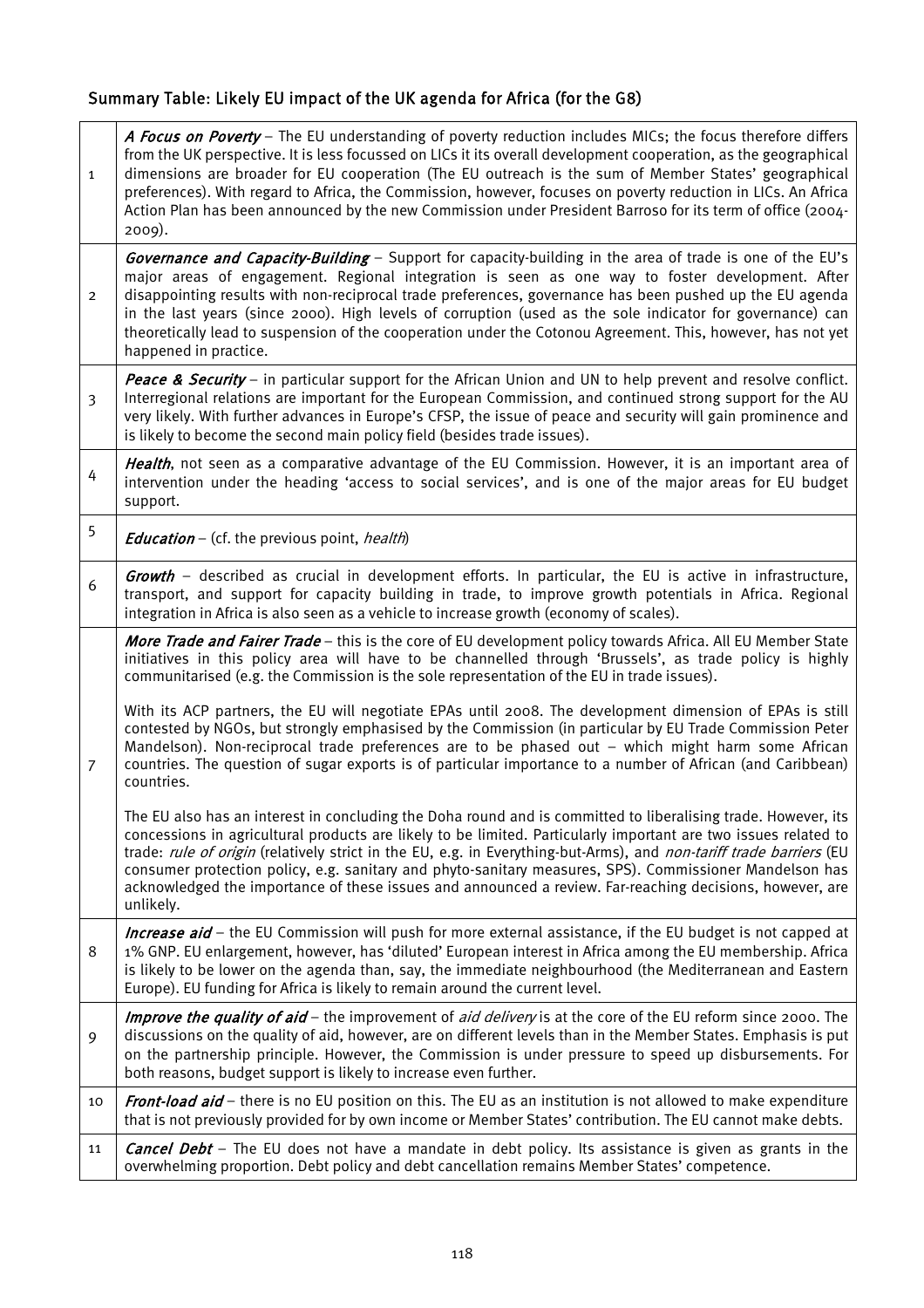## Summary Table: Likely EU impact of the UK agenda for Africa (for the G8)

| | |
|---|---|
| 1 | ***A Focus on Poverty*** – The EU understanding of poverty reduction includes MICs; the focus therefore differs from the UK perspective. It is less focussed on LICs it its overall development cooperation, as the geographical dimensions are broader for EU cooperation (The EU outreach is the sum of Member States' geographical preferences). With regard to Africa, the Commission, however, focuses on poverty reduction in LICs. An Africa Action Plan has been announced by the new Commission under President Barroso for its term of office (2004-2009). |
| 2 | ***Governance and Capacity-Building*** – Support for capacity-building in the area of trade is one of the EU's major areas of engagement. Regional integration is seen as one way to foster development. After disappointing results with non-reciprocal trade preferences, governance has been pushed up the EU agenda in the last years (since 2000). High levels of corruption (used as the sole indicator for governance) can theoretically lead to suspension of the cooperation under the Cotonou Agreement. This, however, has not yet happened in practice. |
| 3 | ***Peace & Security*** – in particular support for the African Union and UN to help prevent and resolve conflict. Interregional relations are important for the European Commission, and continued strong support for the AU very likely. With further advances in Europe's CFSP, the issue of peace and security will gain prominence and is likely to become the second main policy field (besides trade issues). |
| 4 | ***Health***, not seen as a comparative advantage of the EU Commission. However, it is an important area of intervention under the heading 'access to social services', and is one of the major areas for EU budget support. |
| 5 | ***Education*** – (cf. the previous point, *health*) |
| 6 | ***Growth*** – described as crucial in development efforts. In particular, the EU is active in infrastructure, transport, and support for capacity building in trade, to improve growth potentials in Africa. Regional integration in Africa is also seen as a vehicle to increase growth (economy of scales). |
| 7 | ***More Trade and Fairer Trade*** – this is the core of EU development policy towards Africa. All EU Member State initiatives in this policy area will have to be channelled through 'Brussels', as trade policy is highly communitarised (e.g. the Commission is the sole representation of the EU in trade issues).<br><br>With its ACP partners, the EU will negotiate EPAs until 2008. The development dimension of EPAs is still contested by NGOs, but strongly emphasised by the Commission (in particular by EU Trade Commission Peter Mandelson). Non-reciprocal trade preferences are to be phased out – which might harm some African countries. The question of sugar exports is of particular importance to a number of African (and Caribbean) countries.<br><br>The EU also has an interest in concluding the Doha round and is committed to liberalising trade. However, its concessions in agricultural products are likely to be limited. Particularly important are two issues related to trade: *rule of origin* (relatively strict in the EU, e.g. in Everything-but-Arms), and *non-tariff trade barriers* (EU consumer protection policy, e.g. sanitary and phyto-sanitary measures, SPS). Commissioner Mandelson has acknowledged the importance of these issues and announced a review. Far-reaching decisions, however, are unlikely. |
| 8 | ***Increase aid*** – the EU Commission will push for more external assistance, if the EU budget is not capped at 1% GNP. EU enlargement, however, has 'diluted' European interest in Africa among the EU membership. Africa is likely to be lower on the agenda than, say, the immediate neighbourhood (the Mediterranean and Eastern Europe). EU funding for Africa is likely to remain around the current level. |
| 9 | ***Improve the quality of aid*** – the improvement of *aid delivery* is at the core of the EU reform since 2000. The discussions on the quality of aid, however, are on different levels than in the Member States. Emphasis is put on the partnership principle. However, the Commission is under pressure to speed up disbursements. For both reasons, budget support is likely to increase even further. |
| 10 | ***Front-load aid*** – there is no EU position on this. The EU as an institution is not allowed to make expenditure that is not previously provided for by own income or Member States' contribution. The EU cannot make debts. |
| 11 | ***Cancel Debt*** – The EU does not have a mandate in debt policy. Its assistance is given as grants in the overwhelming proportion. Debt policy and debt cancellation remains Member States' competence. |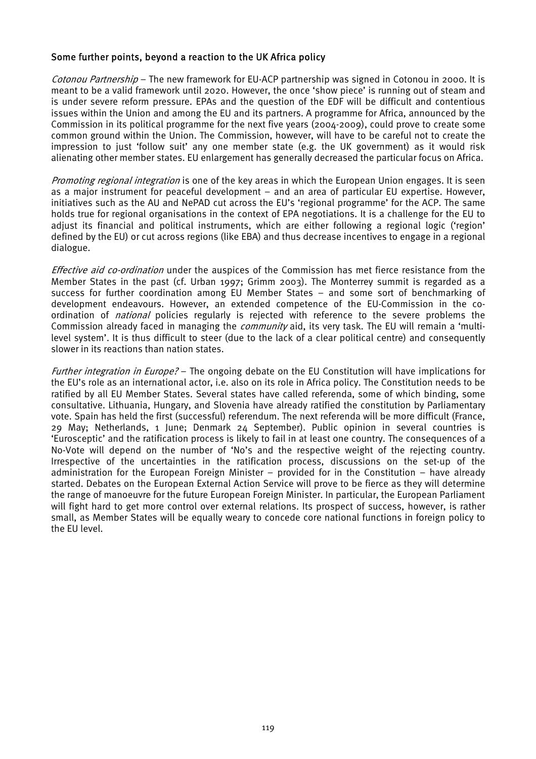### Some further points, beyond a reaction to the UK Africa policy

*Cotonou Partnership* – The new framework for EU-ACP partnership was signed in Cotonou in 2000. It is meant to be a valid framework until 2020. However, the once 'show piece' is running out of steam and is under severe reform pressure. EPAs and the question of the EDF will be difficult and contentious issues within the Union and among the EU and its partners. A programme for Africa, announced by the Commission in its political programme for the next five years (2004-2009), could prove to create some common ground within the Union. The Commission, however, will have to be careful not to create the impression to just 'follow suit' any one member state (e.g. the UK government) as it would risk alienating other member states. EU enlargement has generally decreased the particular focus on Africa.

*Promoting regional integration* is one of the key areas in which the European Union engages. It is seen as a major instrument for peaceful development – and an area of particular EU expertise. However, initiatives such as the AU and NePAD cut across the EU's 'regional programme' for the ACP. The same holds true for regional organisations in the context of EPA negotiations. It is a challenge for the EU to adjust its financial and political instruments, which are either following a regional logic ('region' defined by the EU) or cut across regions (like EBA) and thus decrease incentives to engage in a regional dialogue.

*Effective aid co-ordination* under the auspices of the Commission has met fierce resistance from the Member States in the past (cf. Urban 1997; Grimm 2003). The Monterrey summit is regarded as a success for further coordination among EU Member States – and some sort of benchmarking of development endeavours. However, an extended competence of the EU-Commission in the co-ordination of *national* policies regularly is rejected with reference to the severe problems the Commission already faced in managing the *community* aid, its very task. The EU will remain a 'multi-level system'. It is thus difficult to steer (due to the lack of a clear political centre) and consequently slower in its reactions than nation states.

*Further integration in Europe?* – The ongoing debate on the EU Constitution will have implications for the EU's role as an international actor, i.e. also on its role in Africa policy. The Constitution needs to be ratified by all EU Member States. Several states have called referenda, some of which binding, some consultative. Lithuania, Hungary, and Slovenia have already ratified the constitution by Parliamentary vote. Spain has held the first (successful) referendum. The next referenda will be more difficult (France, 29 May; Netherlands, 1 June; Denmark 24 September). Public opinion in several countries is 'Eurosceptic' and the ratification process is likely to fail in at least one country. The consequences of a No-Vote will depend on the number of 'No's and the respective weight of the rejecting country. Irrespective of the uncertainties in the ratification process, discussions on the set-up of the administration for the European Foreign Minister – provided for in the Constitution – have already started. Debates on the European External Action Service will prove to be fierce as they will determine the range of manoeuvre for the future European Foreign Minister. In particular, the European Parliament will fight hard to get more control over external relations. Its prospect of success, however, is rather small, as Member States will be equally weary to concede core national functions in foreign policy to the EU level.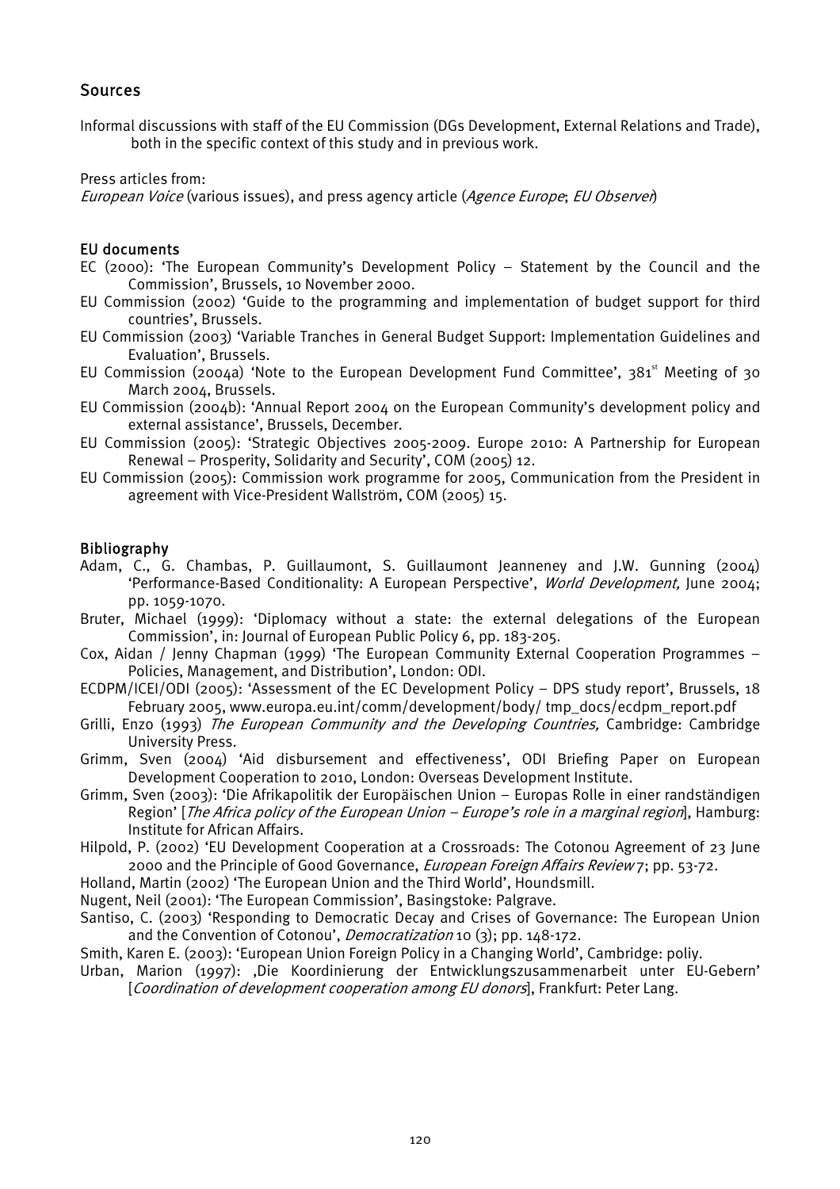## Sources

Informal discussions with staff of the EU Commission (DGs Development, External Relations and Trade), both in the specific context of this study and in previous work.

Press articles from:
*European Voice* (various issues), and press agency article (*Agence Europe*; *EU Observer*)

### EU documents

EC (2000): 'The European Community's Development Policy – Statement by the Council and the Commission', Brussels, 10 November 2000.

EU Commission (2002) 'Guide to the programming and implementation of budget support for third countries', Brussels.

EU Commission (2003) 'Variable Tranches in General Budget Support: Implementation Guidelines and Evaluation', Brussels.

EU Commission (2004a) 'Note to the European Development Fund Committee', 381[st] Meeting of 30 March 2004, Brussels.

EU Commission (2004b): 'Annual Report 2004 on the European Community's development policy and external assistance', Brussels, December.

EU Commission (2005): 'Strategic Objectives 2005-2009. Europe 2010: A Partnership for European Renewal – Prosperity, Solidarity and Security', COM (2005) 12.

EU Commission (2005): Commission work programme for 2005, Communication from the President in agreement with Vice-President Wallström, COM (2005) 15.

### Bibliography

Adam, C., G. Chambas, P. Guillaumont, S. Guillaumont Jeanneney and J.W. Gunning (2004) 'Performance-Based Conditionality: A European Perspective', *World Development,* June 2004; pp. 1059-1070.

Bruter, Michael (1999): 'Diplomacy without a state: the external delegations of the European Commission', in: Journal of European Public Policy 6, pp. 183-205.

Cox, Aidan / Jenny Chapman (1999) 'The European Community External Cooperation Programmes – Policies, Management, and Distribution', London: ODI.

ECDPM/ICEI/ODI (2005): 'Assessment of the EC Development Policy – DPS study report', Brussels, 18 February 2005, www.europa.eu.int/comm/development/body/ tmp_docs/ecdpm_report.pdf

Grilli, Enzo (1993) *The European Community and the Developing Countries,* Cambridge: Cambridge University Press.

Grimm, Sven (2004) 'Aid disbursement and effectiveness', ODI Briefing Paper on European Development Cooperation to 2010, London: Overseas Development Institute.

Grimm, Sven (2003): 'Die Afrikapolitik der Europäischen Union – Europas Rolle in einer randständigen Region' [*The Africa policy of the European Union – Europe's role in a marginal region*], Hamburg: Institute for African Affairs.

Hilpold, P. (2002) 'EU Development Cooperation at a Crossroads: The Cotonou Agreement of 23 June 2000 and the Principle of Good Governance, *European Foreign Affairs Review* 7; pp. 53-72.

Holland, Martin (2002) 'The European Union and the Third World', Houndsmill.

Nugent, Neil (2001): 'The European Commission', Basingstoke: Palgrave.

Santiso, C. (2003) 'Responding to Democratic Decay and Crises of Governance: The European Union and the Convention of Cotonou', *Democratization* 10 (3); pp. 148-172.

Smith, Karen E. (2003): 'European Union Foreign Policy in a Changing World', Cambridge: poliy.

Urban, Marion (1997): ‚Die Koordinierung der Entwicklungszusammenarbeit unter EU-Gebern' [*Coordination of development cooperation among EU donors*], Frankfurt: Peter Lang.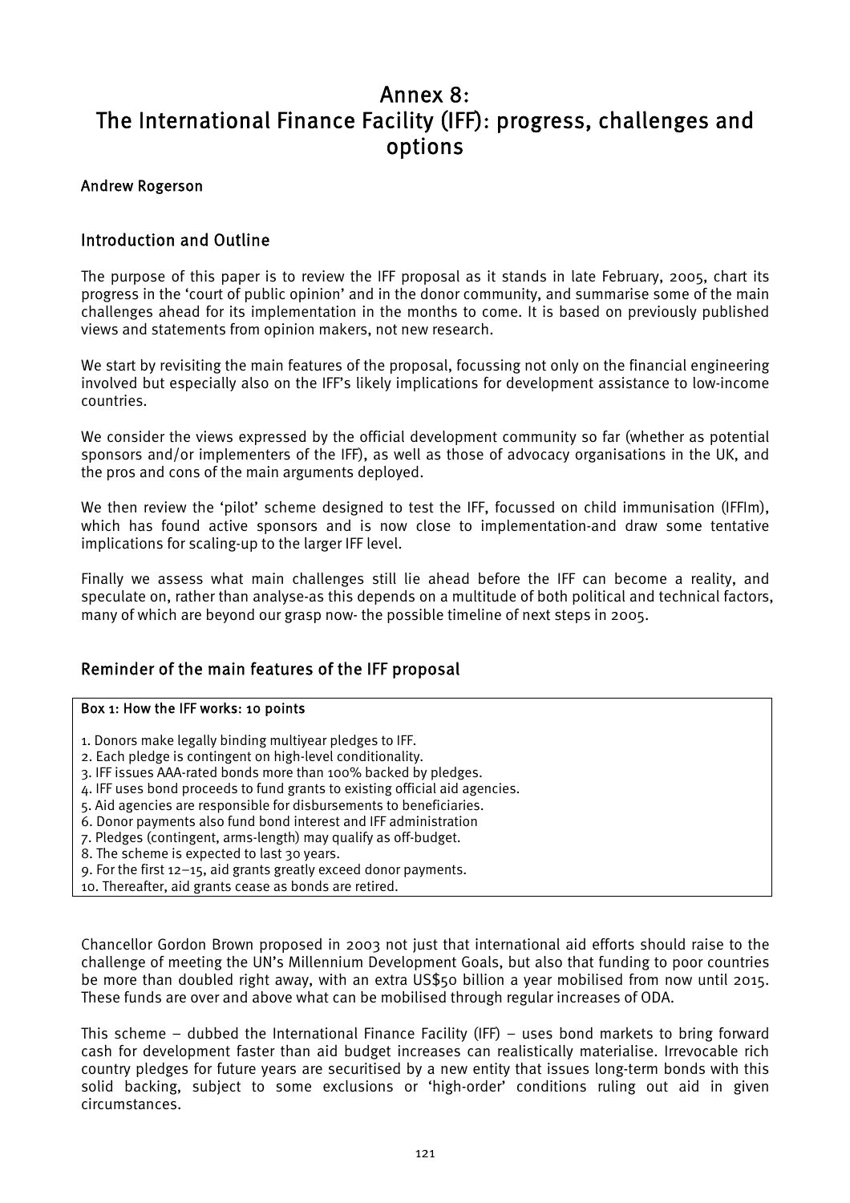# Annex 8: The International Finance Facility (IFF): progress, challenges and options

**Andrew Rogerson**

## Introduction and Outline

The purpose of this paper is to review the IFF proposal as it stands in late February, 2005, chart its progress in the 'court of public opinion' and in the donor community, and summarise some of the main challenges ahead for its implementation in the months to come. It is based on previously published views and statements from opinion makers, not new research.

We start by revisiting the main features of the proposal, focussing not only on the financial engineering involved but especially also on the IFF's likely implications for development assistance to low-income countries.

We consider the views expressed by the official development community so far (whether as potential sponsors and/or implementers of the IFF), as well as those of advocacy organisations in the UK, and the pros and cons of the main arguments deployed.

We then review the 'pilot' scheme designed to test the IFF, focussed on child immunisation (IFFIm), which has found active sponsors and is now close to implementation-and draw some tentative implications for scaling-up to the larger IFF level.

Finally we assess what main challenges still lie ahead before the IFF can become a reality, and speculate on, rather than analyse-as this depends on a multitude of both political and technical factors, many of which are beyond our grasp now- the possible timeline of next steps in 2005.

## Reminder of the main features of the IFF proposal

**Box 1: How the IFF works: 10 points**

1. Donors make legally binding multiyear pledges to IFF.
2. Each pledge is contingent on high-level conditionality.
3. IFF issues AAA-rated bonds more than 100% backed by pledges.
4. IFF uses bond proceeds to fund grants to existing official aid agencies.
5. Aid agencies are responsible for disbursements to beneficiaries.
6. Donor payments also fund bond interest and IFF administration
7. Pledges (contingent, arms-length) may qualify as off-budget.
8. The scheme is expected to last 30 years.
9. For the first 12–15, aid grants greatly exceed donor payments.
10. Thereafter, aid grants cease as bonds are retired.

Chancellor Gordon Brown proposed in 2003 not just that international aid efforts should raise to the challenge of meeting the UN's Millennium Development Goals, but also that funding to poor countries be more than doubled right away, with an extra US$50 billion a year mobilised from now until 2015. These funds are over and above what can be mobilised through regular increases of ODA.

This scheme – dubbed the International Finance Facility (IFF) – uses bond markets to bring forward cash for development faster than aid budget increases can realistically materialise. Irrevocable rich country pledges for future years are securitised by a new entity that issues long-term bonds with this solid backing, subject to some exclusions or 'high-order' conditions ruling out aid in given circumstances.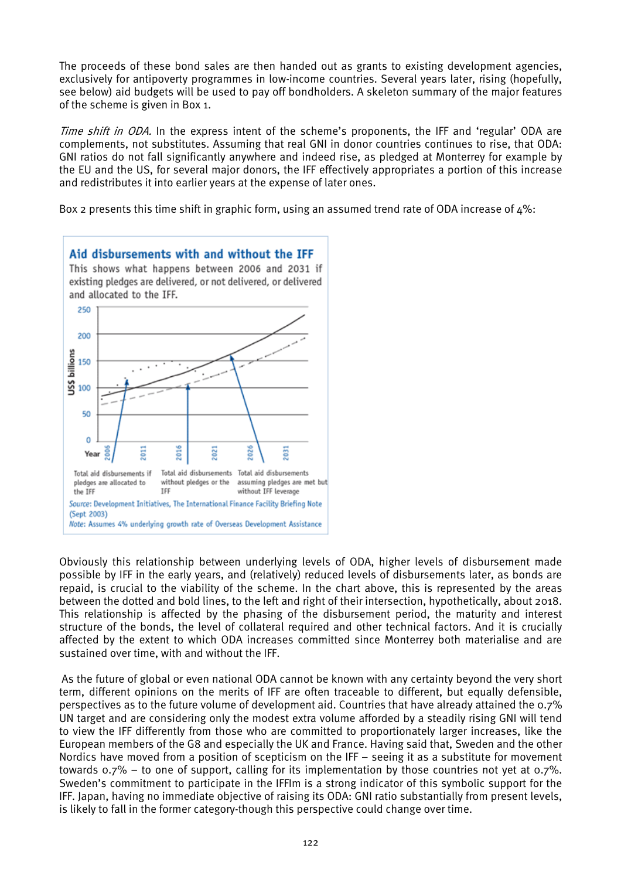The proceeds of these bond sales are then handed out as grants to existing development agencies, exclusively for antipoverty programmes in low-income countries. Several years later, rising (hopefully, see below) aid budgets will be used to pay off bondholders. A skeleton summary of the major features of the scheme is given in Box 1.

*Time shift in ODA.* In the express intent of the scheme's proponents, the IFF and 'regular' ODA are complements, not substitutes. Assuming that real GNI in donor countries continues to rise, that ODA: GNI ratios do not fall significantly anywhere and indeed rise, as pledged at Monterrey for example by the EU and the US, for several major donors, the IFF effectively appropriates a portion of this increase and redistributes it into earlier years at the expense of later ones.

Box 2 presents this time shift in graphic form, using an assumed trend rate of ODA increase of 4%:

**Aid disbursements with and without the IFF**

This shows what happens between 2006 and 2031 if existing pledges are delivered, or not delivered, or delivered and allocated to the IFF.

Total aid disbursements if pledges are allocated to the IFF — Total aid disbursements without pledges or the IFF — Total aid disbursements assuming pledges are met but without IFF leverage

*Source*: Development Initiatives, The International Finance Facility Briefing Note (Sept 2003)

*Note*: Assumes 4% underlying growth rate of Overseas Development Assistance

Obviously this relationship between underlying levels of ODA, higher levels of disbursement made possible by IFF in the early years, and (relatively) reduced levels of disbursements later, as bonds are repaid, is crucial to the viability of the scheme. In the chart above, this is represented by the areas between the dotted and bold lines, to the left and right of their intersection, hypothetically, about 2018. This relationship is affected by the phasing of the disbursement period, the maturity and interest structure of the bonds, the level of collateral required and other technical factors. And it is crucially affected by the extent to which ODA increases committed since Monterrey both materialise and are sustained over time, with and without the IFF.

As the future of global or even national ODA cannot be known with any certainty beyond the very short term, different opinions on the merits of IFF are often traceable to different, but equally defensible, perspectives as to the future volume of development aid. Countries that have already attained the 0.7% UN target and are considering only the modest extra volume afforded by a steadily rising GNI will tend to view the IFF differently from those who are committed to proportionately larger increases, like the European members of the G8 and especially the UK and France. Having said that, Sweden and the other Nordics have moved from a position of scepticism on the IFF – seeing it as a substitute for movement towards 0.7% – to one of support, calling for its implementation by those countries not yet at 0.7%. Sweden's commitment to participate in the IFFIm is a strong indicator of this symbolic support for the IFF. Japan, having no immediate objective of raising its ODA: GNI ratio substantially from present levels, is likely to fall in the former category-though this perspective could change over time.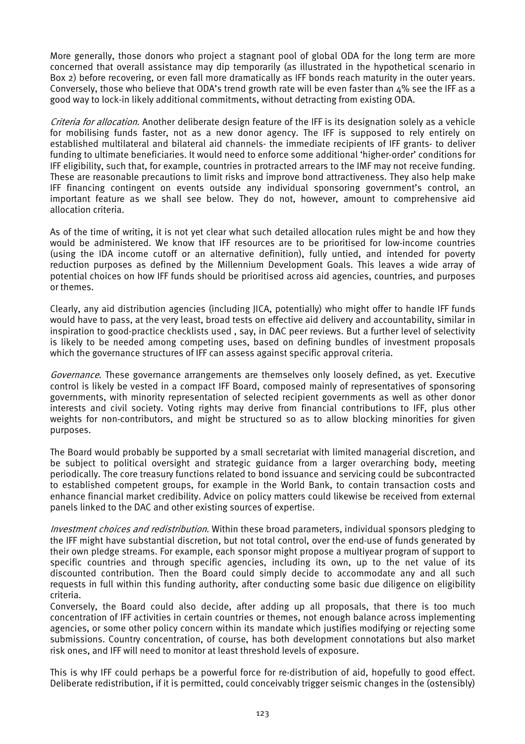More generally, those donors who project a stagnant pool of global ODA for the long term are more concerned that overall assistance may dip temporarily (as illustrated in the hypothetical scenario in Box 2) before recovering, or even fall more dramatically as IFF bonds reach maturity in the outer years. Conversely, those who believe that ODA's trend growth rate will be even faster than 4% see the IFF as a good way to lock-in likely additional commitments, without detracting from existing ODA.

*Criteria for allocation*. Another deliberate design feature of the IFF is its designation solely as a vehicle for mobilising funds faster, not as a new donor agency. The IFF is supposed to rely entirely on established multilateral and bilateral aid channels- the immediate recipients of IFF grants- to deliver funding to ultimate beneficiaries. It would need to enforce some additional 'higher-order' conditions for IFF eligibility, such that, for example, countries in protracted arrears to the IMF may not receive funding. These are reasonable precautions to limit risks and improve bond attractiveness. They also help make IFF financing contingent on events outside any individual sponsoring government's control, an important feature as we shall see below. They do not, however, amount to comprehensive aid allocation criteria.

As of the time of writing, it is not yet clear what such detailed allocation rules might be and how they would be administered. We know that IFF resources are to be prioritised for low-income countries (using the IDA income cutoff or an alternative definition), fully untied, and intended for poverty reduction purposes as defined by the Millennium Development Goals. This leaves a wide array of potential choices on how IFF funds should be prioritised across aid agencies, countries, and purposes or themes.

Clearly, any aid distribution agencies (including JICA, potentially) who might offer to handle IFF funds would have to pass, at the very least, broad tests on effective aid delivery and accountability, similar in inspiration to good-practice checklists used , say, in DAC peer reviews. But a further level of selectivity is likely to be needed among competing uses, based on defining bundles of investment proposals which the governance structures of IFF can assess against specific approval criteria.

*Governance*. These governance arrangements are themselves only loosely defined, as yet. Executive control is likely be vested in a compact IFF Board, composed mainly of representatives of sponsoring governments, with minority representation of selected recipient governments as well as other donor interests and civil society. Voting rights may derive from financial contributions to IFF, plus other weights for non-contributors, and might be structured so as to allow blocking minorities for given purposes.

The Board would probably be supported by a small secretariat with limited managerial discretion, and be subject to political oversight and strategic guidance from a larger overarching body, meeting periodically. The core treasury functions related to bond issuance and servicing could be subcontracted to established competent groups, for example in the World Bank, to contain transaction costs and enhance financial market credibility. Advice on policy matters could likewise be received from external panels linked to the DAC and other existing sources of expertise.

*Investment choices and redistribution*. Within these broad parameters, individual sponsors pledging to the IFF might have substantial discretion, but not total control, over the end-use of funds generated by their own pledge streams. For example, each sponsor might propose a multiyear program of support to specific countries and through specific agencies, including its own, up to the net value of its discounted contribution. Then the Board could simply decide to accommodate any and all such requests in full within this funding authority, after conducting some basic due diligence on eligibility criteria.

Conversely, the Board could also decide, after adding up all proposals, that there is too much concentration of IFF activities in certain countries or themes, not enough balance across implementing agencies, or some other policy concern within its mandate which justifies modifying or rejecting some submissions. Country concentration, of course, has both development connotations but also market risk ones, and IFF will need to monitor at least threshold levels of exposure.

This is why IFF could perhaps be a powerful force for re-distribution of aid, hopefully to good effect. Deliberate redistribution, if it is permitted, could conceivably trigger seismic changes in the (ostensibly)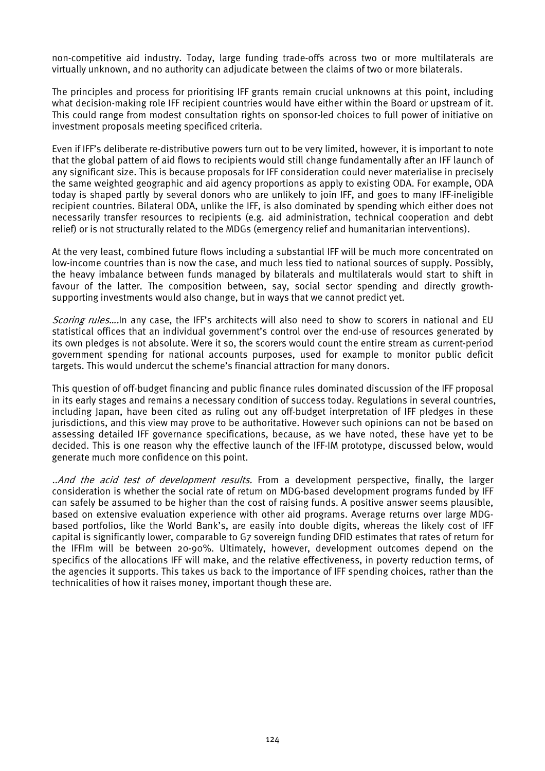non-competitive aid industry. Today, large funding trade-offs across two or more multilaterals are virtually unknown, and no authority can adjudicate between the claims of two or more bilaterals.

The principles and process for prioritising IFF grants remain crucial unknowns at this point, including what decision-making role IFF recipient countries would have either within the Board or upstream of it. This could range from modest consultation rights on sponsor-led choices to full power of initiative on investment proposals meeting specificed criteria.

Even if IFF's deliberate re-distributive powers turn out to be very limited, however, it is important to note that the global pattern of aid flows to recipients would still change fundamentally after an IFF launch of any significant size. This is because proposals for IFF consideration could never materialise in precisely the same weighted geographic and aid agency proportions as apply to existing ODA. For example, ODA today is shaped partly by several donors who are unlikely to join IFF, and goes to many IFF-ineligible recipient countries. Bilateral ODA, unlike the IFF, is also dominated by spending which either does not necessarily transfer resources to recipients (e.g. aid administration, technical cooperation and debt relief) or is not structurally related to the MDGs (emergency relief and humanitarian interventions).

At the very least, combined future flows including a substantial IFF will be much more concentrated on low-income countries than is now the case, and much less tied to national sources of supply. Possibly, the heavy imbalance between funds managed by bilaterals and multilaterals would start to shift in favour of the latter. The composition between, say, social sector spending and directly growth-supporting investments would also change, but in ways that we cannot predict yet.

*Scoring rules....*In any case, the IFF's architects will also need to show to scorers in national and EU statistical offices that an individual government's control over the end-use of resources generated by its own pledges is not absolute. Were it so, the scorers would count the entire stream as current-period government spending for national accounts purposes, used for example to monitor public deficit targets. This would undercut the scheme's financial attraction for many donors.

This question of off-budget financing and public finance rules dominated discussion of the IFF proposal in its early stages and remains a necessary condition of success today. Regulations in several countries, including Japan, have been cited as ruling out any off-budget interpretation of IFF pledges in these jurisdictions, and this view may prove to be authoritative. However such opinions can not be based on assessing detailed IFF governance specifications, because, as we have noted, these have yet to be decided. This is one reason why the effective launch of the IFF-IM prototype, discussed below, would generate much more confidence on this point.

*..And the acid test of development results.* From a development perspective, finally, the larger consideration is whether the social rate of return on MDG-based development programs funded by IFF can safely be assumed to be higher than the cost of raising funds. A positive answer seems plausible, based on extensive evaluation experience with other aid programs. Average returns over large MDG-based portfolios, like the World Bank's, are easily into double digits, whereas the likely cost of IFF capital is significantly lower, comparable to G7 sovereign funding DFID estimates that rates of return for the IFFIm will be between 20-90%. Ultimately, however, development outcomes depend on the specifics of the allocations IFF will make, and the relative effectiveness, in poverty reduction terms, of the agencies it supports. This takes us back to the importance of IFF spending choices, rather than the technicalities of how it raises money, important though these are.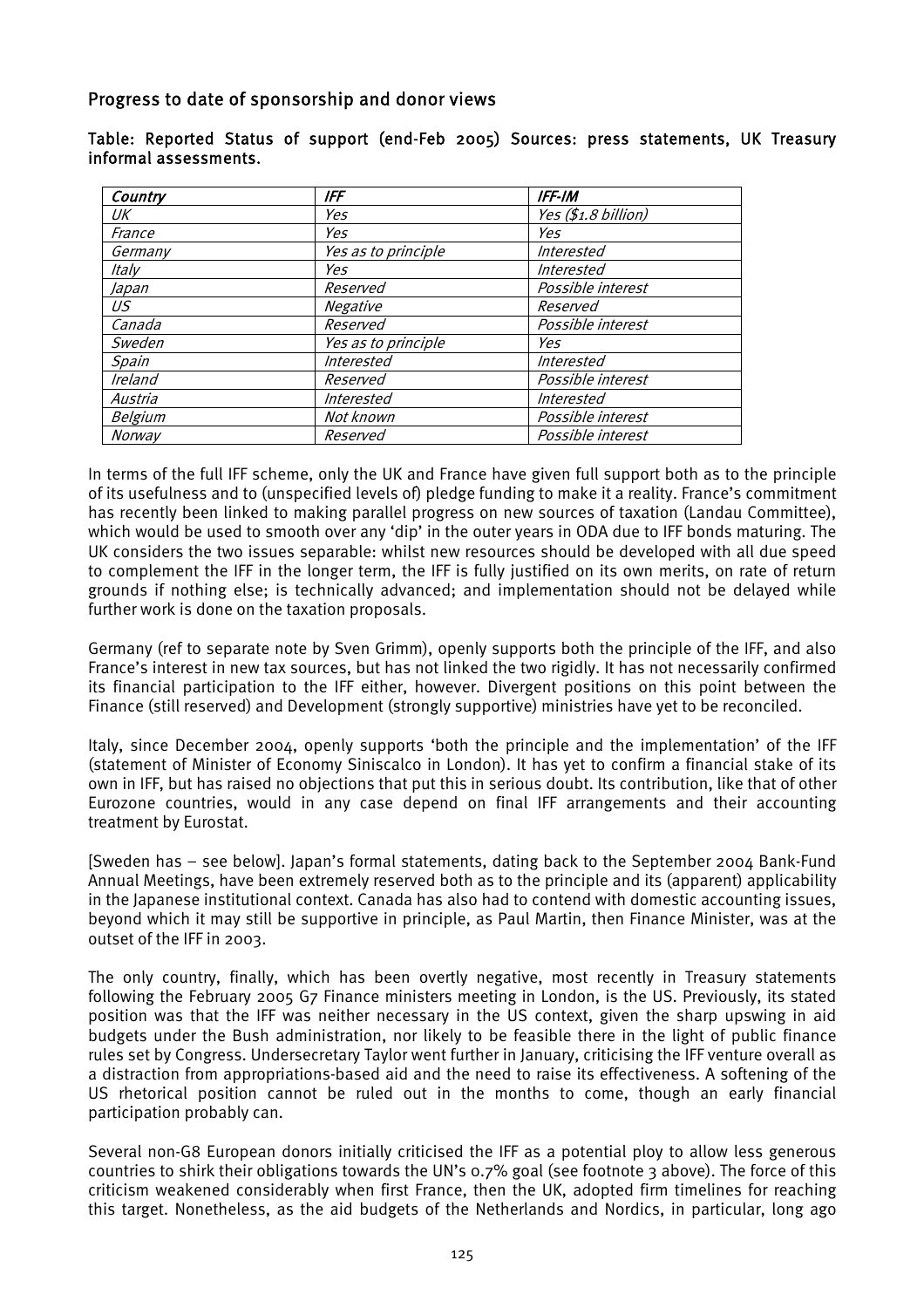## Progress to date of sponsorship and donor views

**Table: Reported Status of support (end-Feb 2005) Sources: press statements, UK Treasury informal assessments.**

| *Country* | *IFF* | *IFF-IM* |
|---|---|---|
| *UK* | *Yes* | *Yes ($1.8 billion)* |
| *France* | *Yes* | *Yes* |
| *Germany* | *Yes as to principle* | *Interested* |
| *Italy* | *Yes* | *Interested* |
| *Japan* | *Reserved* | *Possible interest* |
| *US* | *Negative* | *Reserved* |
| *Canada* | *Reserved* | *Possible interest* |
| *Sweden* | *Yes as to principle* | *Yes* |
| *Spain* | *Interested* | *Interested* |
| *Ireland* | *Reserved* | *Possible interest* |
| *Austria* | *Interested* | *Interested* |
| *Belgium* | *Not known* | *Possible interest* |
| *Norway* | *Reserved* | *Possible interest* |

In terms of the full IFF scheme, only the UK and France have given full support both as to the principle of its usefulness and to (unspecified levels of) pledge funding to make it a reality. France's commitment has recently been linked to making parallel progress on new sources of taxation (Landau Committee), which would be used to smooth over any 'dip' in the outer years in ODA due to IFF bonds maturing. The UK considers the two issues separable: whilst new resources should be developed with all due speed to complement the IFF in the longer term, the IFF is fully justified on its own merits, on rate of return grounds if nothing else; is technically advanced; and implementation should not be delayed while further work is done on the taxation proposals.

Germany (ref to separate note by Sven Grimm), openly supports both the principle of the IFF, and also France's interest in new tax sources, but has not linked the two rigidly. It has not necessarily confirmed its financial participation to the IFF either, however. Divergent positions on this point between the Finance (still reserved) and Development (strongly supportive) ministries have yet to be reconciled.

Italy, since December 2004, openly supports 'both the principle and the implementation' of the IFF (statement of Minister of Economy Siniscalco in London). It has yet to confirm a financial stake of its own in IFF, but has raised no objections that put this in serious doubt. Its contribution, like that of other Eurozone countries, would in any case depend on final IFF arrangements and their accounting treatment by Eurostat.

[Sweden has – see below]. Japan's formal statements, dating back to the September 2004 Bank-Fund Annual Meetings, have been extremely reserved both as to the principle and its (apparent) applicability in the Japanese institutional context. Canada has also had to contend with domestic accounting issues, beyond which it may still be supportive in principle, as Paul Martin, then Finance Minister, was at the outset of the IFF in 2003.

The only country, finally, which has been overtly negative, most recently in Treasury statements following the February 2005 G7 Finance ministers meeting in London, is the US. Previously, its stated position was that the IFF was neither necessary in the US context, given the sharp upswing in aid budgets under the Bush administration, nor likely to be feasible there in the light of public finance rules set by Congress. Undersecretary Taylor went further in January, criticising the IFF venture overall as a distraction from appropriations-based aid and the need to raise its effectiveness. A softening of the US rhetorical position cannot be ruled out in the months to come, though an early financial participation probably can.

Several non-G8 European donors initially criticised the IFF as a potential ploy to allow less generous countries to shirk their obligations towards the UN's 0.7% goal (see footnote 3 above). The force of this criticism weakened considerably when first France, then the UK, adopted firm timelines for reaching this target. Nonetheless, as the aid budgets of the Netherlands and Nordics, in particular, long ago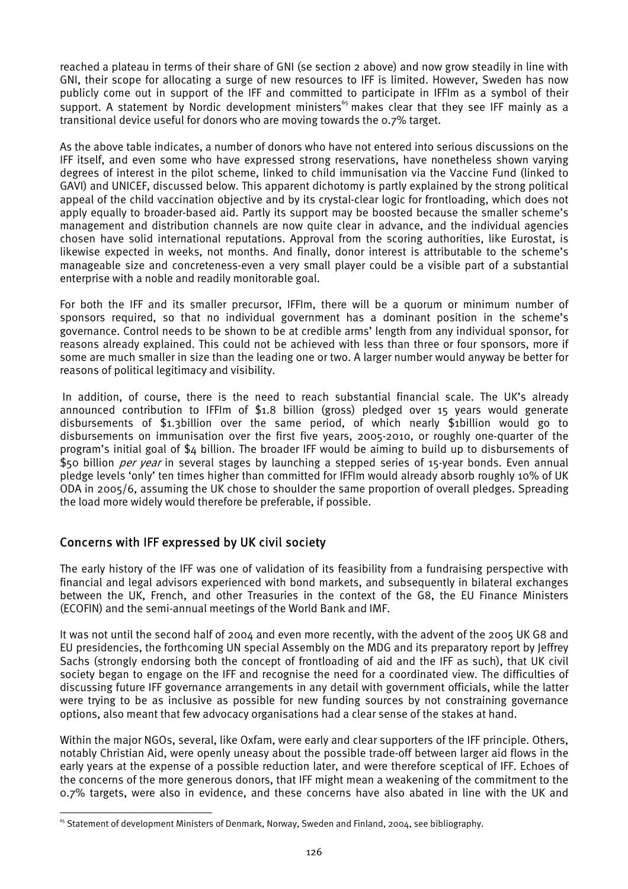reached a plateau in terms of their share of GNI (se section 2 above) and now grow steadily in line with GNI, their scope for allocating a surge of new resources to IFF is limited. However, Sweden has now publicly come out in support of the IFF and committed to participate in IFFIm as a symbol of their support. A statement by Nordic development ministers[65] makes clear that they see IFF mainly as a transitional device useful for donors who are moving towards the 0.7% target.

As the above table indicates, a number of donors who have not entered into serious discussions on the IFF itself, and even some who have expressed strong reservations, have nonetheless shown varying degrees of interest in the pilot scheme, linked to child immunisation via the Vaccine Fund (linked to GAVI) and UNICEF, discussed below. This apparent dichotomy is partly explained by the strong political appeal of the child vaccination objective and by its crystal-clear logic for frontloading, which does not apply equally to broader-based aid. Partly its support may be boosted because the smaller scheme's management and distribution channels are now quite clear in advance, and the individual agencies chosen have solid international reputations. Approval from the scoring authorities, like Eurostat, is likewise expected in weeks, not months. And finally, donor interest is attributable to the scheme's manageable size and concreteness-even a very small player could be a visible part of a substantial enterprise with a noble and readily monitorable goal.

For both the IFF and its smaller precursor, IFFIm, there will be a quorum or minimum number of sponsors required, so that no individual government has a dominant position in the scheme's governance. Control needs to be shown to be at credible arms' length from any individual sponsor, for reasons already explained. This could not be achieved with less than three or four sponsors, more if some are much smaller in size than the leading one or two. A larger number would anyway be better for reasons of political legitimacy and visibility.

In addition, of course, there is the need to reach substantial financial scale. The UK's already announced contribution to IFFIm of $1.8 billion (gross) pledged over 15 years would generate disbursements of $1.3billion over the same period, of which nearly $1billion would go to disbursements on immunisation over the first five years, 2005-2010, or roughly one-quarter of the program's initial goal of $4 billion. The broader IFF would be aiming to build up to disbursements of $50 billion *per year* in several stages by launching a stepped series of 15-year bonds. Even annual pledge levels 'only' ten times higher than committed for IFFIm would already absorb roughly 10% of UK ODA in 2005/6, assuming the UK chose to shoulder the same proportion of overall pledges. Spreading the load more widely would therefore be preferable, if possible.

## Concerns with IFF expressed by UK civil society

The early history of the IFF was one of validation of its feasibility from a fundraising perspective with financial and legal advisors experienced with bond markets, and subsequently in bilateral exchanges between the UK, French, and other Treasuries in the context of the G8, the EU Finance Ministers (ECOFIN) and the semi-annual meetings of the World Bank and IMF.

It was not until the second half of 2004 and even more recently, with the advent of the 2005 UK G8 and EU presidencies, the forthcoming UN special Assembly on the MDG and its preparatory report by Jeffrey Sachs (strongly endorsing both the concept of frontloading of aid and the IFF as such), that UK civil society began to engage on the IFF and recognise the need for a coordinated view. The difficulties of discussing future IFF governance arrangements in any detail with government officials, while the latter were trying to be as inclusive as possible for new funding sources by not constraining governance options, also meant that few advocacy organisations had a clear sense of the stakes at hand.

Within the major NGOs, several, like Oxfam, were early and clear supporters of the IFF principle. Others, notably Christian Aid, were openly uneasy about the possible trade-off between larger aid flows in the early years at the expense of a possible reduction later, and were therefore sceptical of IFF. Echoes of the concerns of the more generous donors, that IFF might mean a weakening of the commitment to the 0.7% targets, were also in evidence, and these concerns have also abated in line with the UK and

[65] Statement of development Ministers of Denmark, Norway, Sweden and Finland, 2004, see bibliography.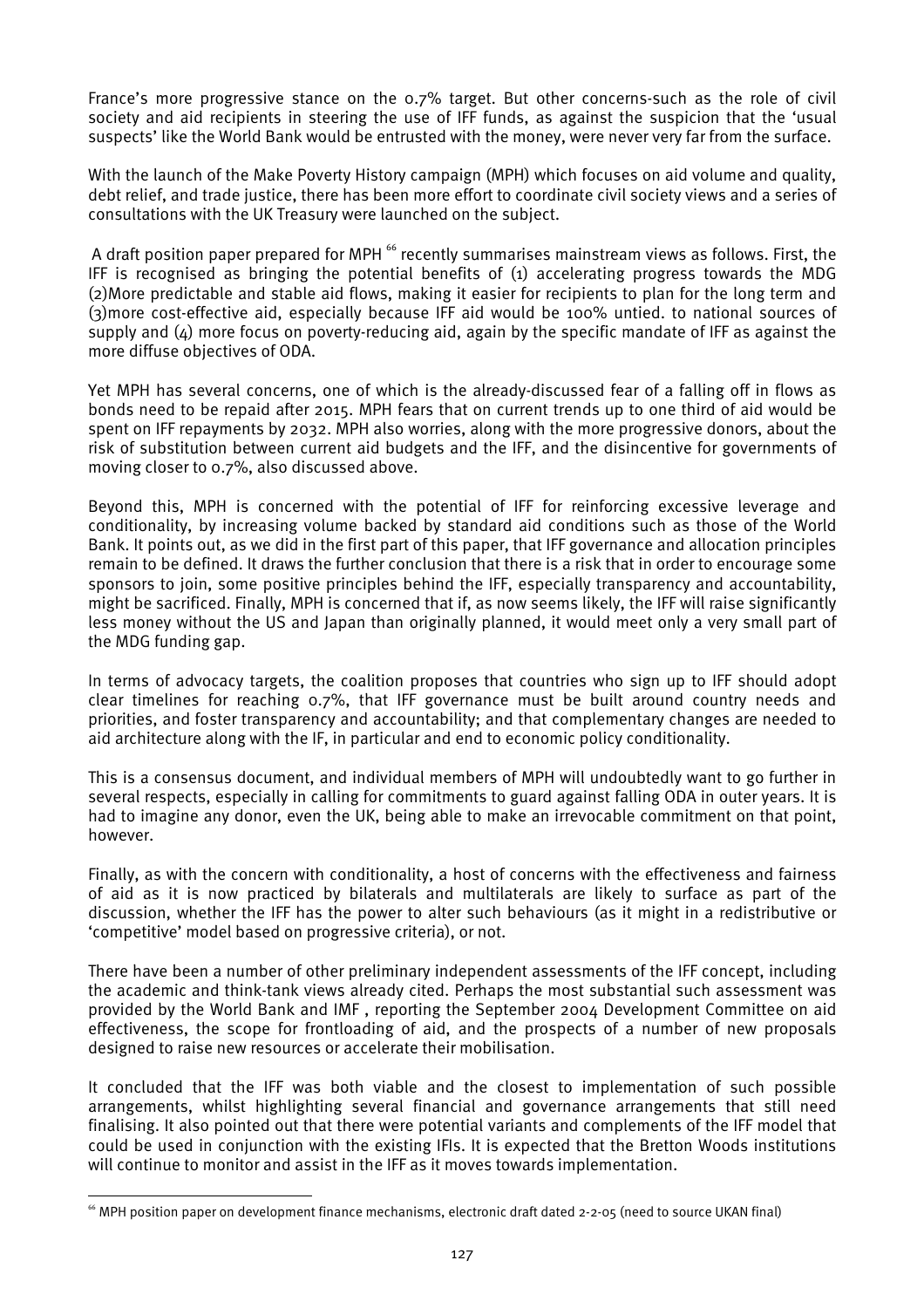France's more progressive stance on the 0.7% target. But other concerns-such as the role of civil society and aid recipients in steering the use of IFF funds, as against the suspicion that the 'usual suspects' like the World Bank would be entrusted with the money, were never very far from the surface.

With the launch of the Make Poverty History campaign (MPH) which focuses on aid volume and quality, debt relief, and trade justice, there has been more effort to coordinate civil society views and a series of consultations with the UK Treasury were launched on the subject.

A draft position paper prepared for MPH [66] recently summarises mainstream views as follows. First, the IFF is recognised as bringing the potential benefits of (1) accelerating progress towards the MDG (2)More predictable and stable aid flows, making it easier for recipients to plan for the long term and (3)more cost-effective aid, especially because IFF aid would be 100% untied. to national sources of supply and (4) more focus on poverty-reducing aid, again by the specific mandate of IFF as against the more diffuse objectives of ODA.

Yet MPH has several concerns, one of which is the already-discussed fear of a falling off in flows as bonds need to be repaid after 2015. MPH fears that on current trends up to one third of aid would be spent on IFF repayments by 2032. MPH also worries, along with the more progressive donors, about the risk of substitution between current aid budgets and the IFF, and the disincentive for governments of moving closer to 0.7%, also discussed above.

Beyond this, MPH is concerned with the potential of IFF for reinforcing excessive leverage and conditionality, by increasing volume backed by standard aid conditions such as those of the World Bank. It points out, as we did in the first part of this paper, that IFF governance and allocation principles remain to be defined. It draws the further conclusion that there is a risk that in order to encourage some sponsors to join, some positive principles behind the IFF, especially transparency and accountability, might be sacrificed. Finally, MPH is concerned that if, as now seems likely, the IFF will raise significantly less money without the US and Japan than originally planned, it would meet only a very small part of the MDG funding gap.

In terms of advocacy targets, the coalition proposes that countries who sign up to IFF should adopt clear timelines for reaching 0.7%, that IFF governance must be built around country needs and priorities, and foster transparency and accountability; and that complementary changes are needed to aid architecture along with the IF, in particular and end to economic policy conditionality.

This is a consensus document, and individual members of MPH will undoubtedly want to go further in several respects, especially in calling for commitments to guard against falling ODA in outer years. It is had to imagine any donor, even the UK, being able to make an irrevocable commitment on that point, however.

Finally, as with the concern with conditionality, a host of concerns with the effectiveness and fairness of aid as it is now practiced by bilaterals and multilaterals are likely to surface as part of the discussion, whether the IFF has the power to alter such behaviours (as it might in a redistributive or 'competitive' model based on progressive criteria), or not.

There have been a number of other preliminary independent assessments of the IFF concept, including the academic and think-tank views already cited. Perhaps the most substantial such assessment was provided by the World Bank and IMF , reporting the September 2004 Development Committee on aid effectiveness, the scope for frontloading of aid, and the prospects of a number of new proposals designed to raise new resources or accelerate their mobilisation.

It concluded that the IFF was both viable and the closest to implementation of such possible arrangements, whilst highlighting several financial and governance arrangements that still need finalising. It also pointed out that there were potential variants and complements of the IFF model that could be used in conjunction with the existing IFIs. It is expected that the Bretton Woods institutions will continue to monitor and assist in the IFF as it moves towards implementation.

[66] MPH position paper on development finance mechanisms, electronic draft dated 2-2-05 (need to source UKAN final)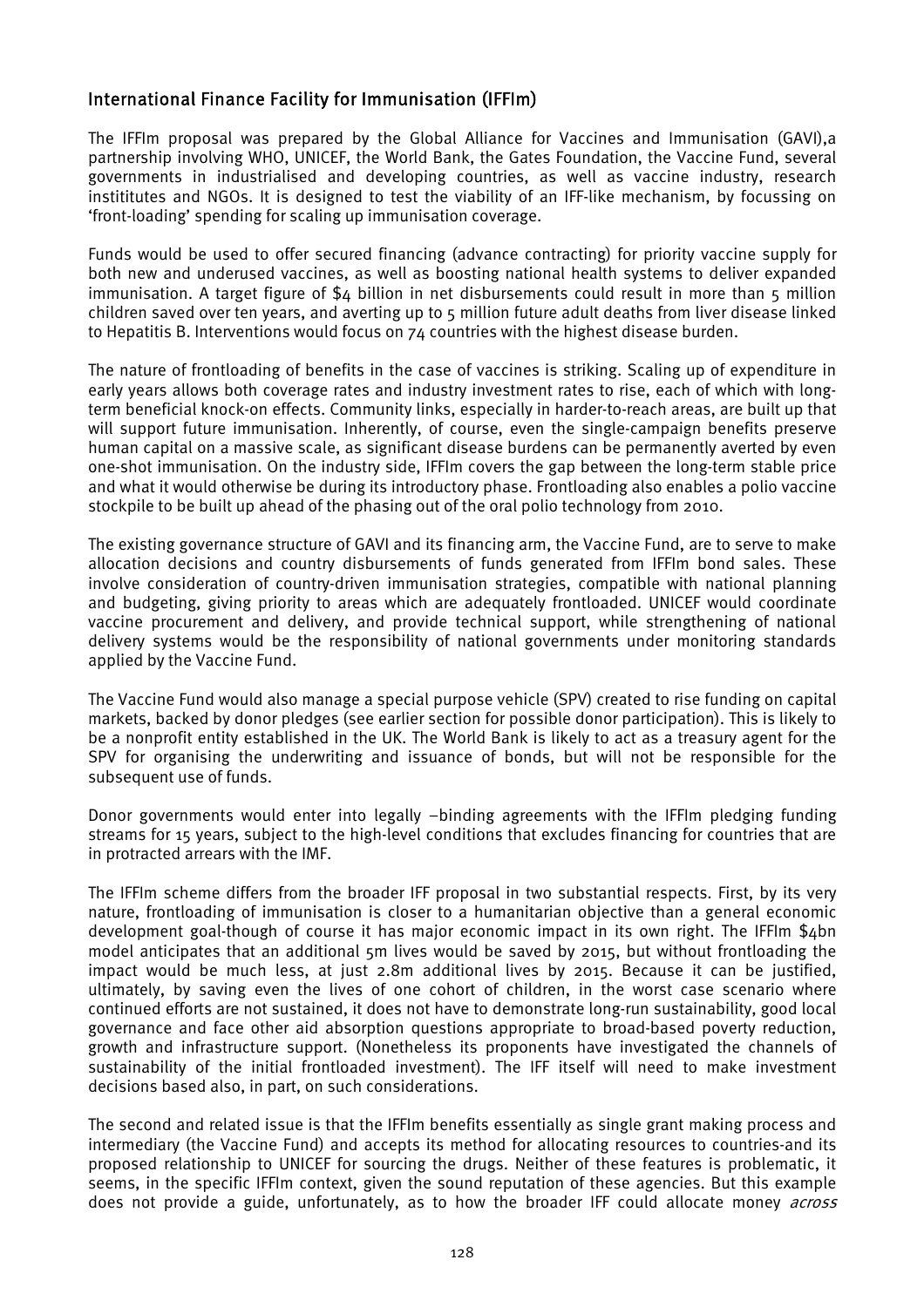## International Finance Facility for Immunisation (IFFIm)

The IFFIm proposal was prepared by the Global Alliance for Vaccines and Immunisation (GAVI),a partnership involving WHO, UNICEF, the World Bank, the Gates Foundation, the Vaccine Fund, several governments in industrialised and developing countries, as well as vaccine industry, research instititutes and NGOs. It is designed to test the viability of an IFF-like mechanism, by focussing on 'front-loading' spending for scaling up immunisation coverage.

Funds would be used to offer secured financing (advance contracting) for priority vaccine supply for both new and underused vaccines, as well as boosting national health systems to deliver expanded immunisation. A target figure of $4 billion in net disbursements could result in more than 5 million children saved over ten years, and averting up to 5 million future adult deaths from liver disease linked to Hepatitis B. Interventions would focus on 74 countries with the highest disease burden.

The nature of frontloading of benefits in the case of vaccines is striking. Scaling up of expenditure in early years allows both coverage rates and industry investment rates to rise, each of which with long-term beneficial knock-on effects. Community links, especially in harder-to-reach areas, are built up that will support future immunisation. Inherently, of course, even the single-campaign benefits preserve human capital on a massive scale, as significant disease burdens can be permanently averted by even one-shot immunisation. On the industry side, IFFIm covers the gap between the long-term stable price and what it would otherwise be during its introductory phase. Frontloading also enables a polio vaccine stockpile to be built up ahead of the phasing out of the oral polio technology from 2010.

The existing governance structure of GAVI and its financing arm, the Vaccine Fund, are to serve to make allocation decisions and country disbursements of funds generated from IFFIm bond sales. These involve consideration of country-driven immunisation strategies, compatible with national planning and budgeting, giving priority to areas which are adequately frontloaded. UNICEF would coordinate vaccine procurement and delivery, and provide technical support, while strengthening of national delivery systems would be the responsibility of national governments under monitoring standards applied by the Vaccine Fund.

The Vaccine Fund would also manage a special purpose vehicle (SPV) created to rise funding on capital markets, backed by donor pledges (see earlier section for possible donor participation). This is likely to be a nonprofit entity established in the UK. The World Bank is likely to act as a treasury agent for the SPV for organising the underwriting and issuance of bonds, but will not be responsible for the subsequent use of funds.

Donor governments would enter into legally –binding agreements with the IFFIm pledging funding streams for 15 years, subject to the high-level conditions that excludes financing for countries that are in protracted arrears with the IMF.

The IFFIm scheme differs from the broader IFF proposal in two substantial respects. First, by its very nature, frontloading of immunisation is closer to a humanitarian objective than a general economic development goal-though of course it has major economic impact in its own right. The IFFIm $4bn model anticipates that an additional 5m lives would be saved by 2015, but without frontloading the impact would be much less, at just 2.8m additional lives by 2015. Because it can be justified, ultimately, by saving even the lives of one cohort of children, in the worst case scenario where continued efforts are not sustained, it does not have to demonstrate long-run sustainability, good local governance and face other aid absorption questions appropriate to broad-based poverty reduction, growth and infrastructure support. (Nonetheless its proponents have investigated the channels of sustainability of the initial frontloaded investment). The IFF itself will need to make investment decisions based also, in part, on such considerations.

The second and related issue is that the IFFIm benefits essentially as single grant making process and intermediary (the Vaccine Fund) and accepts its method for allocating resources to countries-and its proposed relationship to UNICEF for sourcing the drugs. Neither of these features is problematic, it seems, in the specific IFFIm context, given the sound reputation of these agencies. But this example does not provide a guide, unfortunately, as to how the broader IFF could allocate money *across*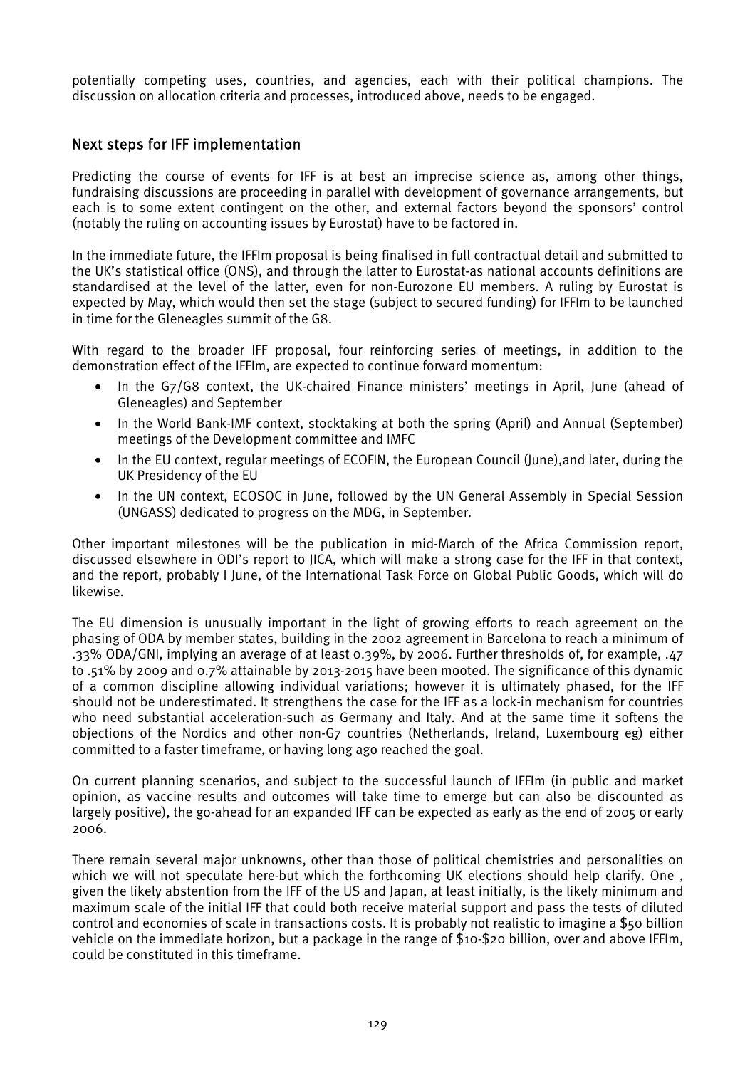potentially competing uses, countries, and agencies, each with their political champions. The discussion on allocation criteria and processes, introduced above, needs to be engaged.

## Next steps for IFF implementation

Predicting the course of events for IFF is at best an imprecise science as, among other things, fundraising discussions are proceeding in parallel with development of governance arrangements, but each is to some extent contingent on the other, and external factors beyond the sponsors' control (notably the ruling on accounting issues by Eurostat) have to be factored in.

In the immediate future, the IFFIm proposal is being finalised in full contractual detail and submitted to the UK's statistical office (ONS), and through the latter to Eurostat-as national accounts definitions are standardised at the level of the latter, even for non-Eurozone EU members. A ruling by Eurostat is expected by May, which would then set the stage (subject to secured funding) for IFFIm to be launched in time for the Gleneagles summit of the G8.

With regard to the broader IFF proposal, four reinforcing series of meetings, in addition to the demonstration effect of the IFFIm, are expected to continue forward momentum:

- In the G7/G8 context, the UK-chaired Finance ministers' meetings in April, June (ahead of Gleneagles) and September
- In the World Bank-IMF context, stocktaking at both the spring (April) and Annual (September) meetings of the Development committee and IMFC
- In the EU context, regular meetings of ECOFIN, the European Council (June),and later, during the UK Presidency of the EU
- In the UN context, ECOSOC in June, followed by the UN General Assembly in Special Session (UNGASS) dedicated to progress on the MDG, in September.

Other important milestones will be the publication in mid-March of the Africa Commission report, discussed elsewhere in ODI's report to JICA, which will make a strong case for the IFF in that context, and the report, probably I June, of the International Task Force on Global Public Goods, which will do likewise.

The EU dimension is unusually important in the light of growing efforts to reach agreement on the phasing of ODA by member states, building in the 2002 agreement in Barcelona to reach a minimum of .33% ODA/GNI, implying an average of at least 0.39%, by 2006. Further thresholds of, for example, .47 to .51% by 2009 and 0.7% attainable by 2013-2015 have been mooted. The significance of this dynamic of a common discipline allowing individual variations; however it is ultimately phased, for the IFF should not be underestimated. It strengthens the case for the IFF as a lock-in mechanism for countries who need substantial acceleration-such as Germany and Italy. And at the same time it softens the objections of the Nordics and other non-G7 countries (Netherlands, Ireland, Luxembourg eg) either committed to a faster timeframe, or having long ago reached the goal.

On current planning scenarios, and subject to the successful launch of IFFIm (in public and market opinion, as vaccine results and outcomes will take time to emerge but can also be discounted as largely positive), the go-ahead for an expanded IFF can be expected as early as the end of 2005 or early 2006.

There remain several major unknowns, other than those of political chemistries and personalities on which we will not speculate here-but which the forthcoming UK elections should help clarify. One , given the likely abstention from the IFF of the US and Japan, at least initially, is the likely minimum and maximum scale of the initial IFF that could both receive material support and pass the tests of diluted control and economies of scale in transactions costs. It is probably not realistic to imagine a $50 billion vehicle on the immediate horizon, but a package in the range of $10-$20 billion, over and above IFFIm, could be constituted in this timeframe.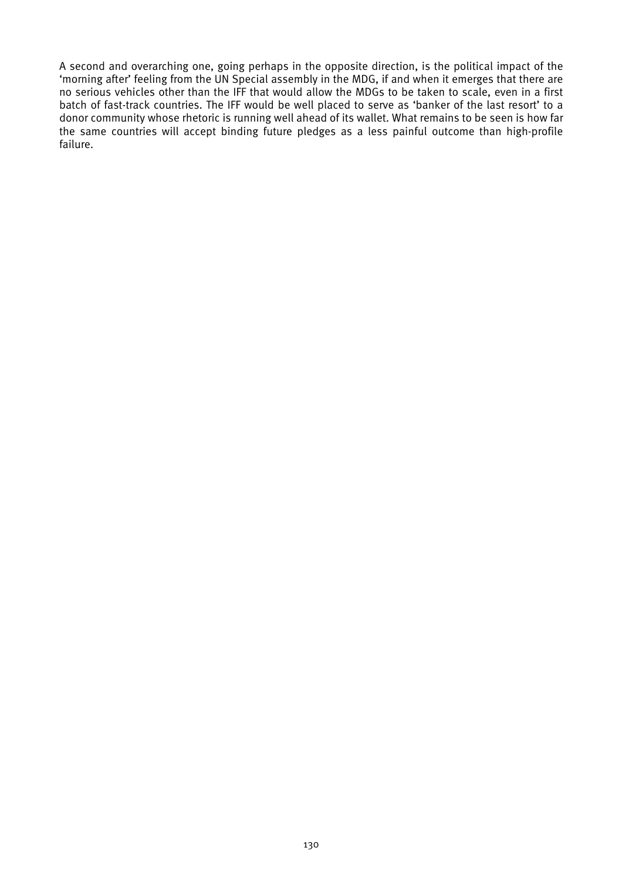A second and overarching one, going perhaps in the opposite direction, is the political impact of the 'morning after' feeling from the UN Special assembly in the MDG, if and when it emerges that there are no serious vehicles other than the IFF that would allow the MDGs to be taken to scale, even in a first batch of fast-track countries. The IFF would be well placed to serve as 'banker of the last resort' to a donor community whose rhetoric is running well ahead of its wallet. What remains to be seen is how far the same countries will accept binding future pledges as a less painful outcome than high-profile failure.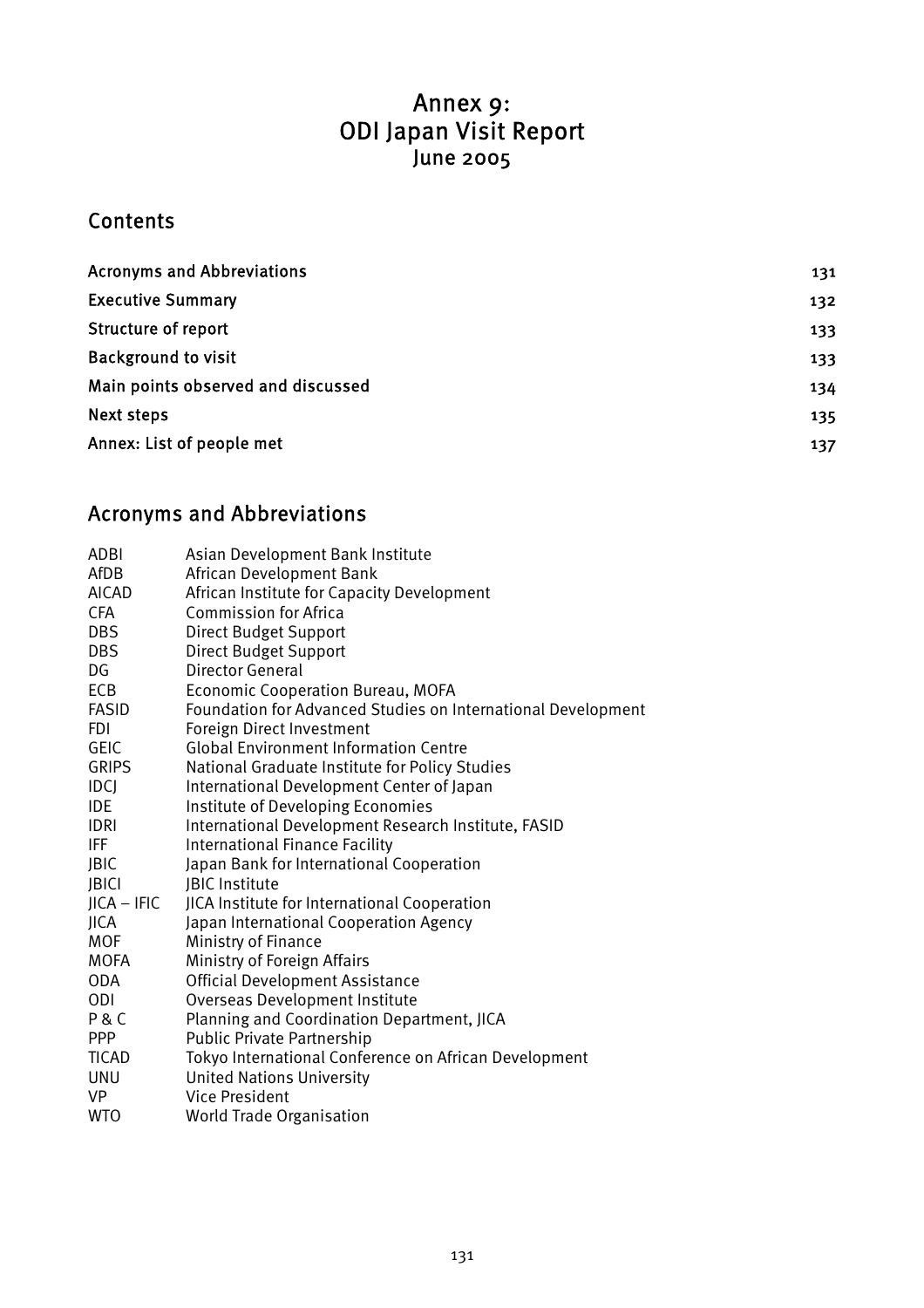# Annex 9: ODI Japan Visit Report

June 2005

## Contents

| | |
|---|---|
| Acronyms and Abbreviations | 131 |
| Executive Summary | 132 |
| Structure of report | 133 |
| Background to visit | 133 |
| Main points observed and discussed | 134 |
| Next steps | 135 |
| Annex: List of people met | 137 |

## Acronyms and Abbreviations

| | |
|---|---|
| ADBI | Asian Development Bank Institute |
| AfDB | African Development Bank |
| AICAD | African Institute for Capacity Development |
| CFA | Commission for Africa |
| DBS | Direct Budget Support |
| DBS | Direct Budget Support |
| DG | Director General |
| ECB | Economic Cooperation Bureau, MOFA |
| FASID | Foundation for Advanced Studies on International Development |
| FDI | Foreign Direct Investment |
| GEIC | Global Environment Information Centre |
| GRIPS | National Graduate Institute for Policy Studies |
| IDCJ | International Development Center of Japan |
| IDE | Institute of Developing Economies |
| IDRI | International Development Research Institute, FASID |
| IFF | International Finance Facility |
| JBIC | Japan Bank for International Cooperation |
| JBICI | JBIC Institute |
| JICA – IFIC | JICA Institute for International Cooperation |
| JICA | Japan International Cooperation Agency |
| MOF | Ministry of Finance |
| MOFA | Ministry of Foreign Affairs |
| ODA | Official Development Assistance |
| ODI | Overseas Development Institute |
| P & C | Planning and Coordination Department, JICA |
| PPP | Public Private Partnership |
| TICAD | Tokyo International Conference on African Development |
| UNU | United Nations University |
| VP | Vice President |
| WTO | World Trade Organisation |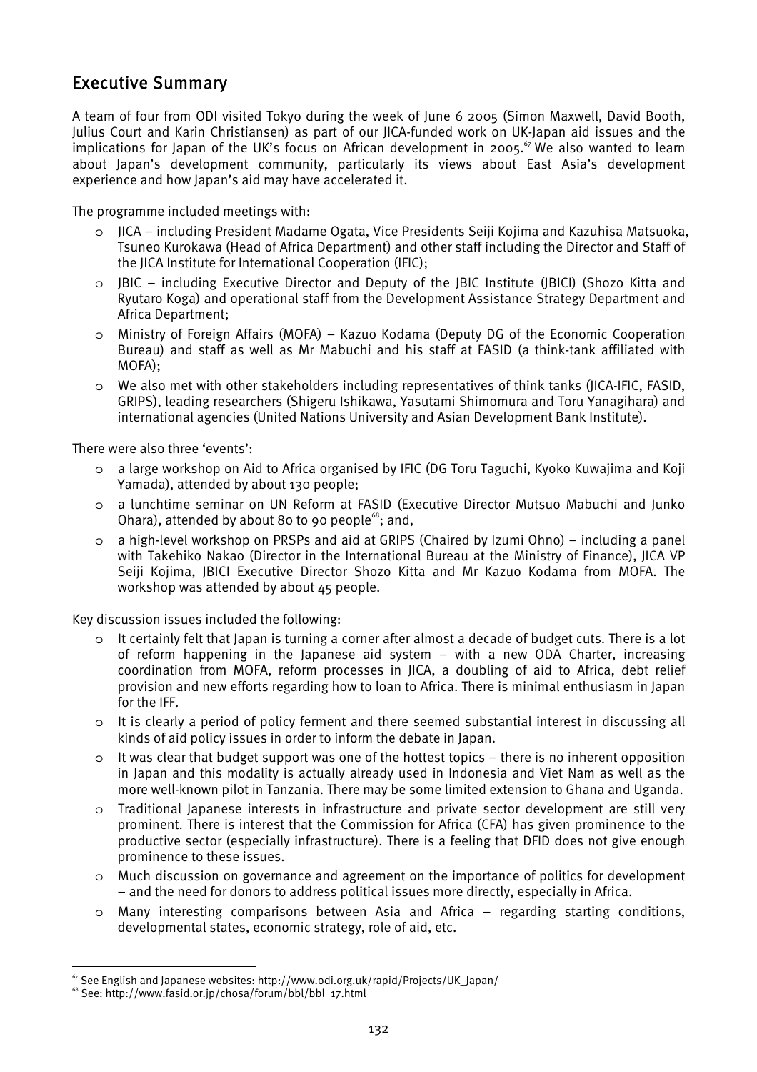## Executive Summary

A team of four from ODI visited Tokyo during the week of June 6 2005 (Simon Maxwell, David Booth, Julius Court and Karin Christiansen) as part of our JICA-funded work on UK-Japan aid issues and the implications for Japan of the UK's focus on African development in 2005.[67] We also wanted to learn about Japan's development community, particularly its views about East Asia's development experience and how Japan's aid may have accelerated it.

The programme included meetings with:

- JICA – including President Madame Ogata, Vice Presidents Seiji Kojima and Kazuhisa Matsuoka, Tsuneo Kurokawa (Head of Africa Department) and other staff including the Director and Staff of the JICA Institute for International Cooperation (IFIC);
- JBIC – including Executive Director and Deputy of the JBIC Institute (JBICI) (Shozo Kitta and Ryutaro Koga) and operational staff from the Development Assistance Strategy Department and Africa Department;
- Ministry of Foreign Affairs (MOFA) – Kazuo Kodama (Deputy DG of the Economic Cooperation Bureau) and staff as well as Mr Mabuchi and his staff at FASID (a think-tank affiliated with MOFA);
- We also met with other stakeholders including representatives of think tanks (JICA-IFIC, FASID, GRIPS), leading researchers (Shigeru Ishikawa, Yasutami Shimomura and Toru Yanagihara) and international agencies (United Nations University and Asian Development Bank Institute).

There were also three 'events':

- a large workshop on Aid to Africa organised by IFIC (DG Toru Taguchi, Kyoko Kuwajima and Koji Yamada), attended by about 130 people;
- a lunchtime seminar on UN Reform at FASID (Executive Director Mutsuo Mabuchi and Junko Ohara), attended by about 80 to 90 people[68]; and,
- a high-level workshop on PRSPs and aid at GRIPS (Chaired by Izumi Ohno) – including a panel with Takehiko Nakao (Director in the International Bureau at the Ministry of Finance), JICA VP Seiji Kojima, JBICI Executive Director Shozo Kitta and Mr Kazuo Kodama from MOFA. The workshop was attended by about 45 people.

Key discussion issues included the following:

- It certainly felt that Japan is turning a corner after almost a decade of budget cuts. There is a lot of reform happening in the Japanese aid system – with a new ODA Charter, increasing coordination from MOFA, reform processes in JICA, a doubling of aid to Africa, debt relief provision and new efforts regarding how to loan to Africa. There is minimal enthusiasm in Japan for the IFF.
- It is clearly a period of policy ferment and there seemed substantial interest in discussing all kinds of aid policy issues in order to inform the debate in Japan.
- It was clear that budget support was one of the hottest topics – there is no inherent opposition in Japan and this modality is actually already used in Indonesia and Viet Nam as well as the more well-known pilot in Tanzania. There may be some limited extension to Ghana and Uganda.
- Traditional Japanese interests in infrastructure and private sector development are still very prominent. There is interest that the Commission for Africa (CFA) has given prominence to the productive sector (especially infrastructure). There is a feeling that DFID does not give enough prominence to these issues.
- Much discussion on governance and agreement on the importance of politics for development – and the need for donors to address political issues more directly, especially in Africa.
- Many interesting comparisons between Asia and Africa – regarding starting conditions, developmental states, economic strategy, role of aid, etc.

---

[67] See English and Japanese websites: http://www.odi.org.uk/rapid/Projects/UK_Japan/

[68] See: http://www.fasid.or.jp/chosa/forum/bbl/bbl_17.html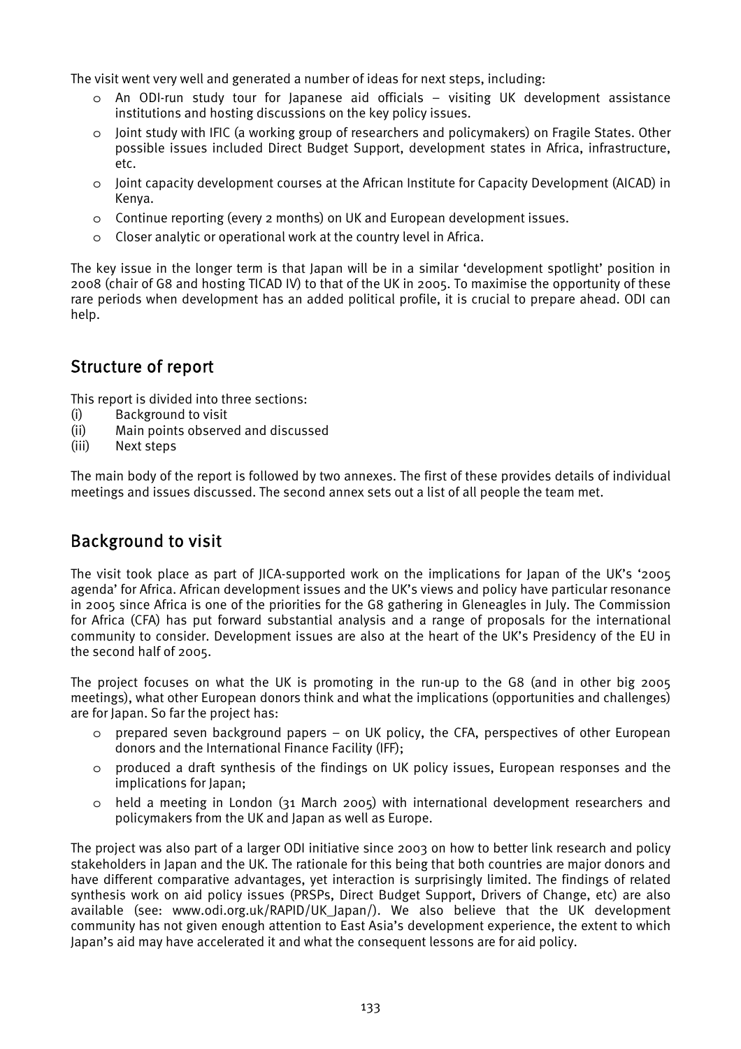The visit went very well and generated a number of ideas for next steps, including:

- An ODI-run study tour for Japanese aid officials – visiting UK development assistance institutions and hosting discussions on the key policy issues.
- Joint study with IFIC (a working group of researchers and policymakers) on Fragile States. Other possible issues included Direct Budget Support, development states in Africa, infrastructure, etc.
- Joint capacity development courses at the African Institute for Capacity Development (AICAD) in Kenya.
- Continue reporting (every 2 months) on UK and European development issues.
- Closer analytic or operational work at the country level in Africa.

The key issue in the longer term is that Japan will be in a similar 'development spotlight' position in 2008 (chair of G8 and hosting TICAD IV) to that of the UK in 2005. To maximise the opportunity of these rare periods when development has an added political profile, it is crucial to prepare ahead. ODI can help.

## Structure of report

This report is divided into three sections:

(i) Background to visit
(ii) Main points observed and discussed
(iii) Next steps

The main body of the report is followed by two annexes. The first of these provides details of individual meetings and issues discussed. The second annex sets out a list of all people the team met.

## Background to visit

The visit took place as part of JICA-supported work on the implications for Japan of the UK's '2005 agenda' for Africa. African development issues and the UK's views and policy have particular resonance in 2005 since Africa is one of the priorities for the G8 gathering in Gleneagles in July. The Commission for Africa (CFA) has put forward substantial analysis and a range of proposals for the international community to consider. Development issues are also at the heart of the UK's Presidency of the EU in the second half of 2005.

The project focuses on what the UK is promoting in the run-up to the G8 (and in other big 2005 meetings), what other European donors think and what the implications (opportunities and challenges) are for Japan. So far the project has:

- prepared seven background papers – on UK policy, the CFA, perspectives of other European donors and the International Finance Facility (IFF);
- produced a draft synthesis of the findings on UK policy issues, European responses and the implications for Japan;
- held a meeting in London (31 March 2005) with international development researchers and policymakers from the UK and Japan as well as Europe.

The project was also part of a larger ODI initiative since 2003 on how to better link research and policy stakeholders in Japan and the UK. The rationale for this being that both countries are major donors and have different comparative advantages, yet interaction is surprisingly limited. The findings of related synthesis work on aid policy issues (PRSPs, Direct Budget Support, Drivers of Change, etc) are also available (see: www.odi.org.uk/RAPID/UK_Japan/). We also believe that the UK development community has not given enough attention to East Asia's development experience, the extent to which Japan's aid may have accelerated it and what the consequent lessons are for aid policy.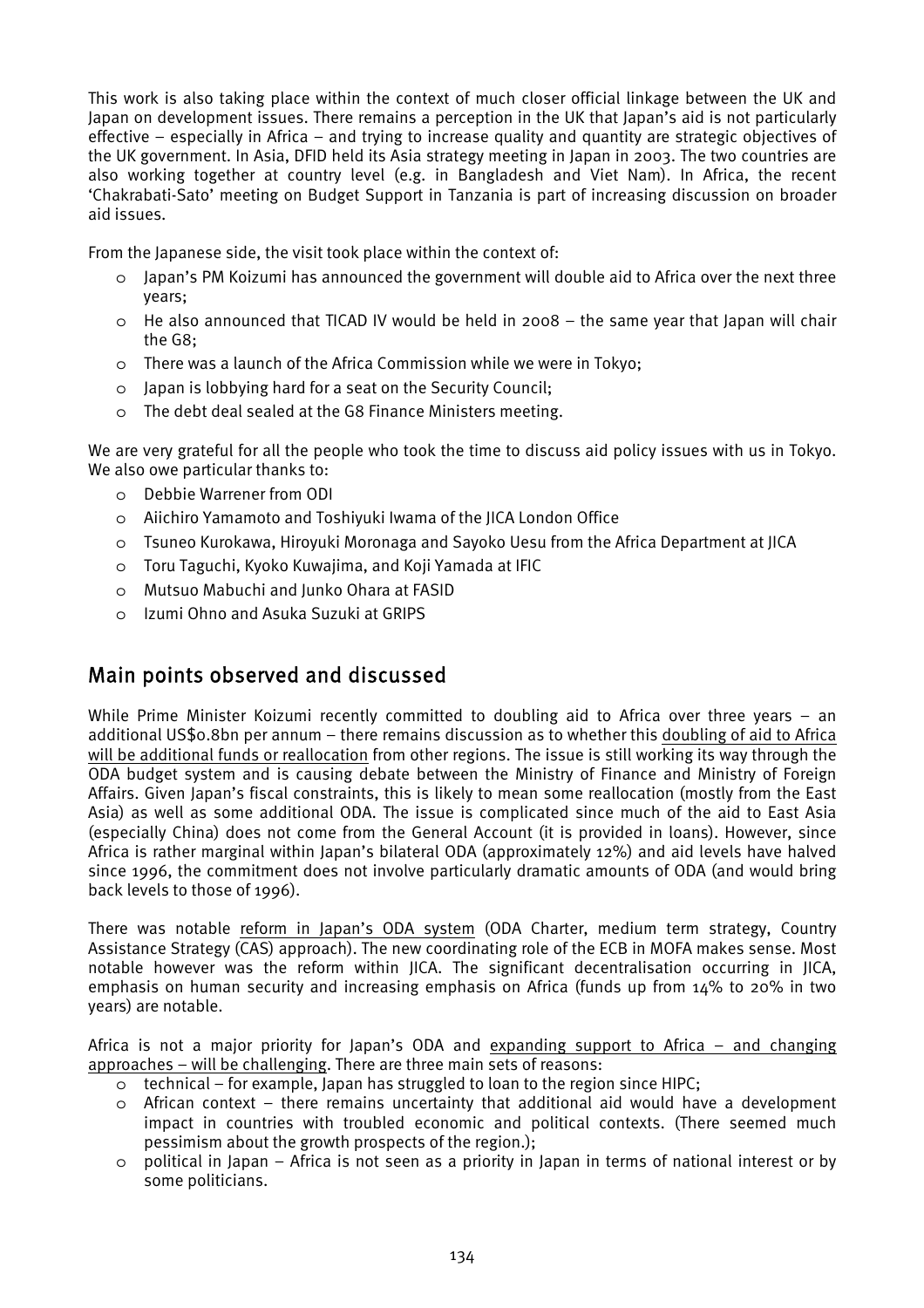This work is also taking place within the context of much closer official linkage between the UK and Japan on development issues. There remains a perception in the UK that Japan's aid is not particularly effective – especially in Africa – and trying to increase quality and quantity are strategic objectives of the UK government. In Asia, DFID held its Asia strategy meeting in Japan in 2003. The two countries are also working together at country level (e.g. in Bangladesh and Viet Nam). In Africa, the recent 'Chakrabati-Sato' meeting on Budget Support in Tanzania is part of increasing discussion on broader aid issues.

From the Japanese side, the visit took place within the context of:

- Japan's PM Koizumi has announced the government will double aid to Africa over the next three years;
- He also announced that TICAD IV would be held in 2008 – the same year that Japan will chair the G8;
- There was a launch of the Africa Commission while we were in Tokyo;
- Japan is lobbying hard for a seat on the Security Council;
- The debt deal sealed at the G8 Finance Ministers meeting.

We are very grateful for all the people who took the time to discuss aid policy issues with us in Tokyo. We also owe particular thanks to:

- Debbie Warrener from ODI
- Aiichiro Yamamoto and Toshiyuki Iwama of the JICA London Office
- Tsuneo Kurokawa, Hiroyuki Moronaga and Sayoko Uesu from the Africa Department at JICA
- Toru Taguchi, Kyoko Kuwajima, and Koji Yamada at IFIC
- Mutsuo Mabuchi and Junko Ohara at FASID
- Izumi Ohno and Asuka Suzuki at GRIPS

## Main points observed and discussed

While Prime Minister Koizumi recently committed to doubling aid to Africa over three years – an additional US$0.8bn per annum – there remains discussion as to whether this doubling of aid to Africa will be additional funds or reallocation from other regions. The issue is still working its way through the ODA budget system and is causing debate between the Ministry of Finance and Ministry of Foreign Affairs. Given Japan's fiscal constraints, this is likely to mean some reallocation (mostly from the East Asia) as well as some additional ODA. The issue is complicated since much of the aid to East Asia (especially China) does not come from the General Account (it is provided in loans). However, since Africa is rather marginal within Japan's bilateral ODA (approximately 12%) and aid levels have halved since 1996, the commitment does not involve particularly dramatic amounts of ODA (and would bring back levels to those of 1996).

There was notable reform in Japan's ODA system (ODA Charter, medium term strategy, Country Assistance Strategy (CAS) approach). The new coordinating role of the ECB in MOFA makes sense. Most notable however was the reform within JICA. The significant decentralisation occurring in JICA, emphasis on human security and increasing emphasis on Africa (funds up from 14% to 20% in two years) are notable.

Africa is not a major priority for Japan's ODA and expanding support to Africa – and changing approaches – will be challenging. There are three main sets of reasons:

- technical – for example, Japan has struggled to loan to the region since HIPC;
- African context – there remains uncertainty that additional aid would have a development impact in countries with troubled economic and political contexts. (There seemed much pessimism about the growth prospects of the region.);
- political in Japan – Africa is not seen as a priority in Japan in terms of national interest or by some politicians.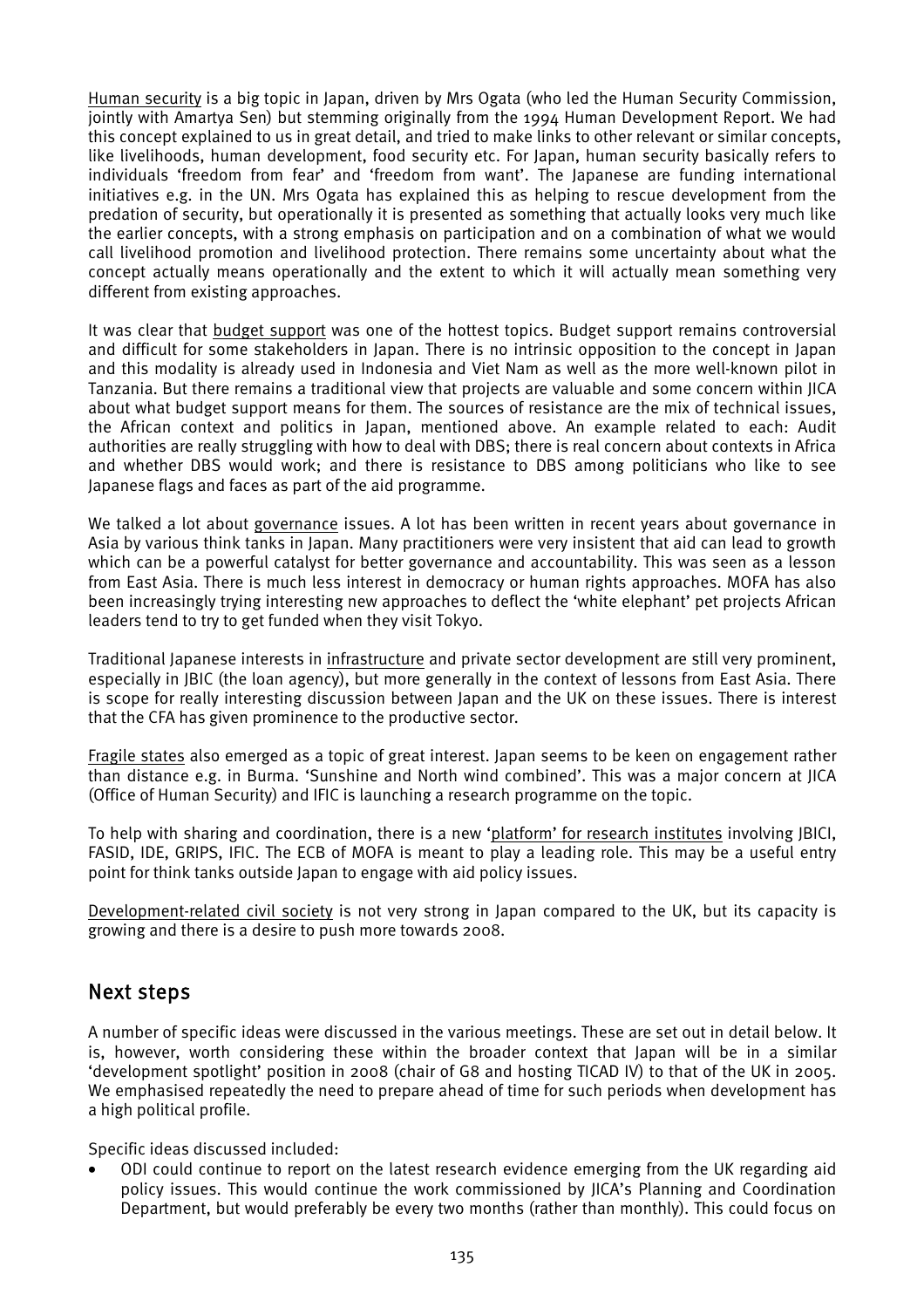Human security is a big topic in Japan, driven by Mrs Ogata (who led the Human Security Commission, jointly with Amartya Sen) but stemming originally from the 1994 Human Development Report. We had this concept explained to us in great detail, and tried to make links to other relevant or similar concepts, like livelihoods, human development, food security etc. For Japan, human security basically refers to individuals 'freedom from fear' and 'freedom from want'. The Japanese are funding international initiatives e.g. in the UN. Mrs Ogata has explained this as helping to rescue development from the predation of security, but operationally it is presented as something that actually looks very much like the earlier concepts, with a strong emphasis on participation and on a combination of what we would call livelihood promotion and livelihood protection. There remains some uncertainty about what the concept actually means operationally and the extent to which it will actually mean something very different from existing approaches.

It was clear that budget support was one of the hottest topics. Budget support remains controversial and difficult for some stakeholders in Japan. There is no intrinsic opposition to the concept in Japan and this modality is already used in Indonesia and Viet Nam as well as the more well-known pilot in Tanzania. But there remains a traditional view that projects are valuable and some concern within JICA about what budget support means for them. The sources of resistance are the mix of technical issues, the African context and politics in Japan, mentioned above. An example related to each: Audit authorities are really struggling with how to deal with DBS; there is real concern about contexts in Africa and whether DBS would work; and there is resistance to DBS among politicians who like to see Japanese flags and faces as part of the aid programme.

We talked a lot about governance issues. A lot has been written in recent years about governance in Asia by various think tanks in Japan. Many practitioners were very insistent that aid can lead to growth which can be a powerful catalyst for better governance and accountability. This was seen as a lesson from East Asia. There is much less interest in democracy or human rights approaches. MOFA has also been increasingly trying interesting new approaches to deflect the 'white elephant' pet projects African leaders tend to try to get funded when they visit Tokyo.

Traditional Japanese interests in infrastructure and private sector development are still very prominent, especially in JBIC (the loan agency), but more generally in the context of lessons from East Asia. There is scope for really interesting discussion between Japan and the UK on these issues. There is interest that the CFA has given prominence to the productive sector.

Fragile states also emerged as a topic of great interest. Japan seems to be keen on engagement rather than distance e.g. in Burma. 'Sunshine and North wind combined'. This was a major concern at JICA (Office of Human Security) and IFIC is launching a research programme on the topic.

To help with sharing and coordination, there is a new 'platform' for research institutes involving JBICI, FASID, IDE, GRIPS, IFIC. The ECB of MOFA is meant to play a leading role. This may be a useful entry point for think tanks outside Japan to engage with aid policy issues.

Development-related civil society is not very strong in Japan compared to the UK, but its capacity is growing and there is a desire to push more towards 2008.

## Next steps

A number of specific ideas were discussed in the various meetings. These are set out in detail below. It is, however, worth considering these within the broader context that Japan will be in a similar 'development spotlight' position in 2008 (chair of G8 and hosting TICAD IV) to that of the UK in 2005. We emphasised repeatedly the need to prepare ahead of time for such periods when development has a high political profile.

Specific ideas discussed included:

- ODI could continue to report on the latest research evidence emerging from the UK regarding aid policy issues. This would continue the work commissioned by JICA's Planning and Coordination Department, but would preferably be every two months (rather than monthly). This could focus on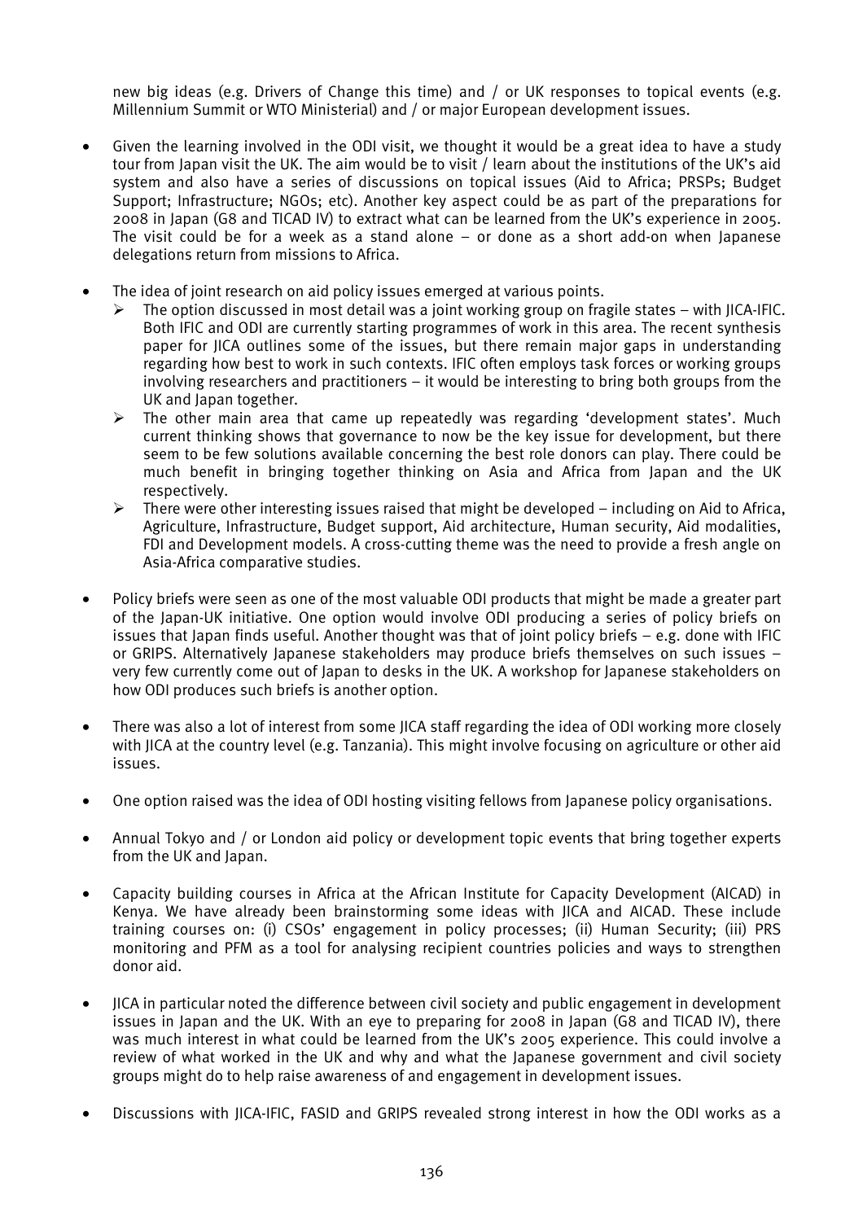new big ideas (e.g. Drivers of Change this time) and / or UK responses to topical events (e.g. Millennium Summit or WTO Ministerial) and / or major European development issues.

- Given the learning involved in the ODI visit, we thought it would be a great idea to have a study tour from Japan visit the UK. The aim would be to visit / learn about the institutions of the UK's aid system and also have a series of discussions on topical issues (Aid to Africa; PRSPs; Budget Support; Infrastructure; NGOs; etc). Another key aspect could be as part of the preparations for 2008 in Japan (G8 and TICAD IV) to extract what can be learned from the UK's experience in 2005. The visit could be for a week as a stand alone – or done as a short add-on when Japanese delegations return from missions to Africa.

- The idea of joint research on aid policy issues emerged at various points.
  - The option discussed in most detail was a joint working group on fragile states – with JICA-IFIC. Both IFIC and ODI are currently starting programmes of work in this area. The recent synthesis paper for JICA outlines some of the issues, but there remain major gaps in understanding regarding how best to work in such contexts. IFIC often employs task forces or working groups involving researchers and practitioners – it would be interesting to bring both groups from the UK and Japan together.
  - The other main area that came up repeatedly was regarding 'development states'. Much current thinking shows that governance to now be the key issue for development, but there seem to be few solutions available concerning the best role donors can play. There could be much benefit in bringing together thinking on Asia and Africa from Japan and the UK respectively.
  - There were other interesting issues raised that might be developed – including on Aid to Africa, Agriculture, Infrastructure, Budget support, Aid architecture, Human security, Aid modalities, FDI and Development models. A cross-cutting theme was the need to provide a fresh angle on Asia-Africa comparative studies.

- Policy briefs were seen as one of the most valuable ODI products that might be made a greater part of the Japan-UK initiative. One option would involve ODI producing a series of policy briefs on issues that Japan finds useful. Another thought was that of joint policy briefs – e.g. done with IFIC or GRIPS. Alternatively Japanese stakeholders may produce briefs themselves on such issues – very few currently come out of Japan to desks in the UK. A workshop for Japanese stakeholders on how ODI produces such briefs is another option.

- There was also a lot of interest from some JICA staff regarding the idea of ODI working more closely with JICA at the country level (e.g. Tanzania). This might involve focusing on agriculture or other aid issues.

- One option raised was the idea of ODI hosting visiting fellows from Japanese policy organisations.

- Annual Tokyo and / or London aid policy or development topic events that bring together experts from the UK and Japan.

- Capacity building courses in Africa at the African Institute for Capacity Development (AICAD) in Kenya. We have already been brainstorming some ideas with JICA and AICAD. These include training courses on: (i) CSOs' engagement in policy processes; (ii) Human Security; (iii) PRS monitoring and PFM as a tool for analysing recipient countries policies and ways to strengthen donor aid.

- JICA in particular noted the difference between civil society and public engagement in development issues in Japan and the UK. With an eye to preparing for 2008 in Japan (G8 and TICAD IV), there was much interest in what could be learned from the UK's 2005 experience. This could involve a review of what worked in the UK and why and what the Japanese government and civil society groups might do to help raise awareness of and engagement in development issues.

- Discussions with JICA-IFIC, FASID and GRIPS revealed strong interest in how the ODI works as a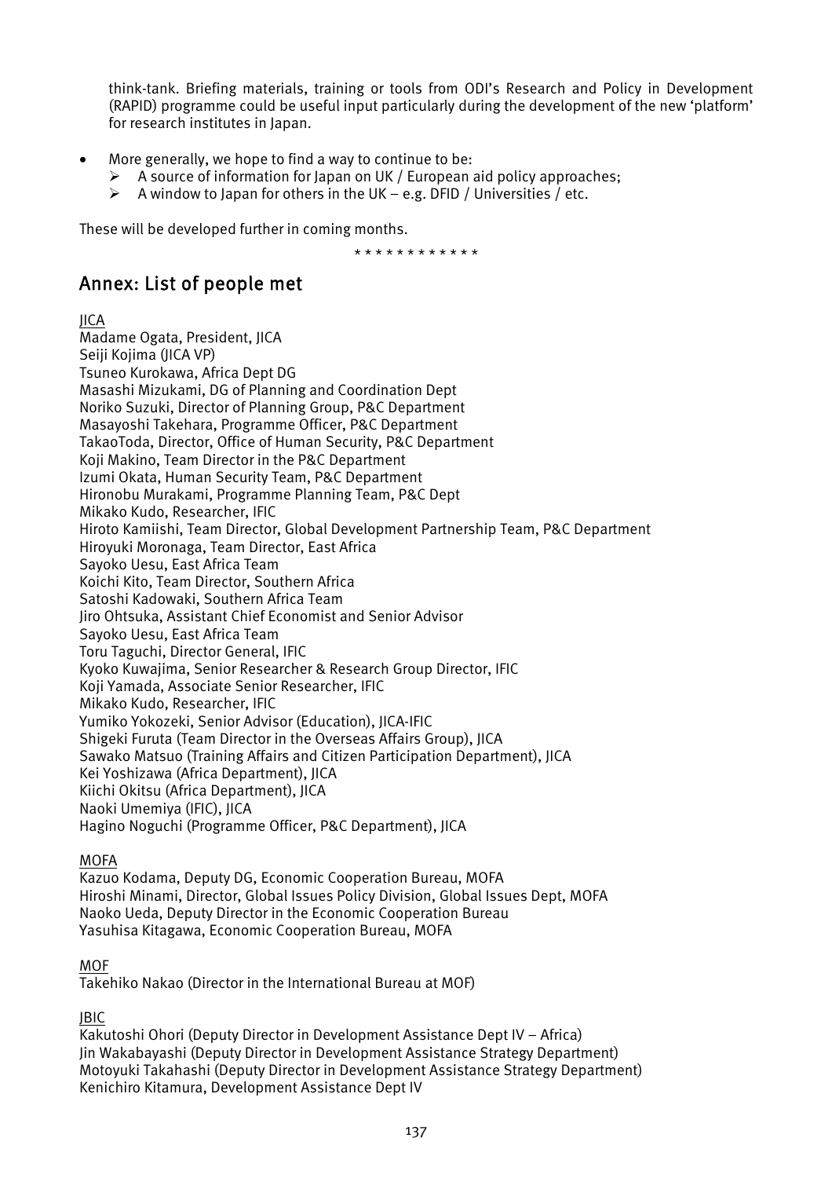think-tank. Briefing materials, training or tools from ODI's Research and Policy in Development (RAPID) programme could be useful input particularly during the development of the new 'platform' for research institutes in Japan.

- More generally, we hope to find a way to continue to be:
  - A source of information for Japan on UK / European aid policy approaches;
  - A window to Japan for others in the UK – e.g. DFID / Universities / etc.

These will be developed further in coming months.

\* \* \* \* \* \* \* \* \* \* \* \*

## Annex: List of people met

JICA

Madame Ogata, President, JICA
Seiji Kojima (JICA VP)
Tsuneo Kurokawa, Africa Dept DG
Masashi Mizukami, DG of Planning and Coordination Dept
Noriko Suzuki, Director of Planning Group, P&C Department
Masayoshi Takehara, Programme Officer, P&C Department
TakaoToda, Director, Office of Human Security, P&C Department
Koji Makino, Team Director in the P&C Department
Izumi Okata, Human Security Team, P&C Department
Hironobu Murakami, Programme Planning Team, P&C Dept
Mikako Kudo, Researcher, IFIC
Hiroto Kamiishi, Team Director, Global Development Partnership Team, P&C Department
Hiroyuki Moronaga, Team Director, East Africa
Sayoko Uesu, East Africa Team
Koichi Kito, Team Director, Southern Africa
Satoshi Kadowaki, Southern Africa Team
Jiro Ohtsuka, Assistant Chief Economist and Senior Advisor
Sayoko Uesu, East Africa Team
Toru Taguchi, Director General, IFIC
Kyoko Kuwajima, Senior Researcher & Research Group Director, IFIC
Koji Yamada, Associate Senior Researcher, IFIC
Mikako Kudo, Researcher, IFIC
Yumiko Yokozeki, Senior Advisor (Education), JICA-IFIC
Shigeki Furuta (Team Director in the Overseas Affairs Group), JICA
Sawako Matsuo (Training Affairs and Citizen Participation Department), JICA
Kei Yoshizawa (Africa Department), JICA
Kiichi Okitsu (Africa Department), JICA
Naoki Umemiya (IFIC), JICA
Hagino Noguchi (Programme Officer, P&C Department), JICA

MOFA

Kazuo Kodama, Deputy DG, Economic Cooperation Bureau, MOFA
Hiroshi Minami, Director, Global Issues Policy Division, Global Issues Dept, MOFA
Naoko Ueda, Deputy Director in the Economic Cooperation Bureau
Yasuhisa Kitagawa, Economic Cooperation Bureau, MOFA

MOF

Takehiko Nakao (Director in the International Bureau at MOF)

JBIC

Kakutoshi Ohori (Deputy Director in Development Assistance Dept IV – Africa)
Jin Wakabayashi (Deputy Director in Development Assistance Strategy Department)
Motoyuki Takahashi (Deputy Director in Development Assistance Strategy Department)
Kenichiro Kitamura, Development Assistance Dept IV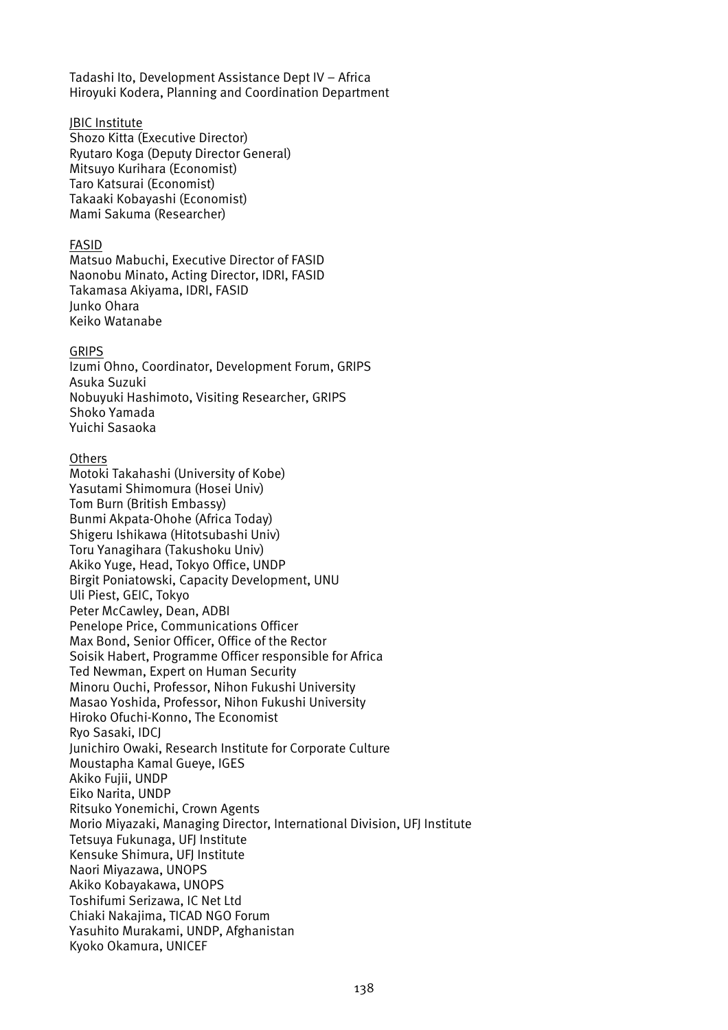Tadashi Ito, Development Assistance Dept IV – Africa
Hiroyuki Kodera, Planning and Coordination Department

JBIC Institute
Shozo Kitta (Executive Director)
Ryutaro Koga (Deputy Director General)
Mitsuyo Kurihara (Economist)
Taro Katsurai (Economist)
Takaaki Kobayashi (Economist)
Mami Sakuma (Researcher)

FASID
Matsuo Mabuchi, Executive Director of FASID
Naonobu Minato, Acting Director, IDRI, FASID
Takamasa Akiyama, IDRI, FASID
Junko Ohara
Keiko Watanabe

GRIPS
Izumi Ohno, Coordinator, Development Forum, GRIPS
Asuka Suzuki
Nobuyuki Hashimoto, Visiting Researcher, GRIPS
Shoko Yamada
Yuichi Sasaoka

Others
Motoki Takahashi (University of Kobe)
Yasutami Shimomura (Hosei Univ)
Tom Burn (British Embassy)
Bunmi Akpata-Ohohe (Africa Today)
Shigeru Ishikawa (Hitotsubashi Univ)
Toru Yanagihara (Takushoku Univ)
Akiko Yuge, Head, Tokyo Office, UNDP
Birgit Poniatowski, Capacity Development, UNU
Uli Piest, GEIC, Tokyo
Peter McCawley, Dean, ADBI
Penelope Price, Communications Officer
Max Bond, Senior Officer, Office of the Rector
Soisik Habert, Programme Officer responsible for Africa
Ted Newman, Expert on Human Security
Minoru Ouchi, Professor, Nihon Fukushi University
Masao Yoshida, Professor, Nihon Fukushi University
Hiroko Ofuchi-Konno, The Economist
Ryo Sasaki, IDCJ
Junichiro Owaki, Research Institute for Corporate Culture
Moustapha Kamal Gueye, IGES
Akiko Fujii, UNDP
Eiko Narita, UNDP
Ritsuko Yonemichi, Crown Agents
Morio Miyazaki, Managing Director, International Division, UFJ Institute
Tetsuya Fukunaga, UFJ Institute
Kensuke Shimura, UFJ Institute
Naori Miyazawa, UNOPS
Akiko Kobayakawa, UNOPS
Toshifumi Serizawa, IC Net Ltd
Chiaki Nakajima, TICAD NGO Forum
Yasuhito Murakami, UNDP, Afghanistan
Kyoko Okamura, UNICEF